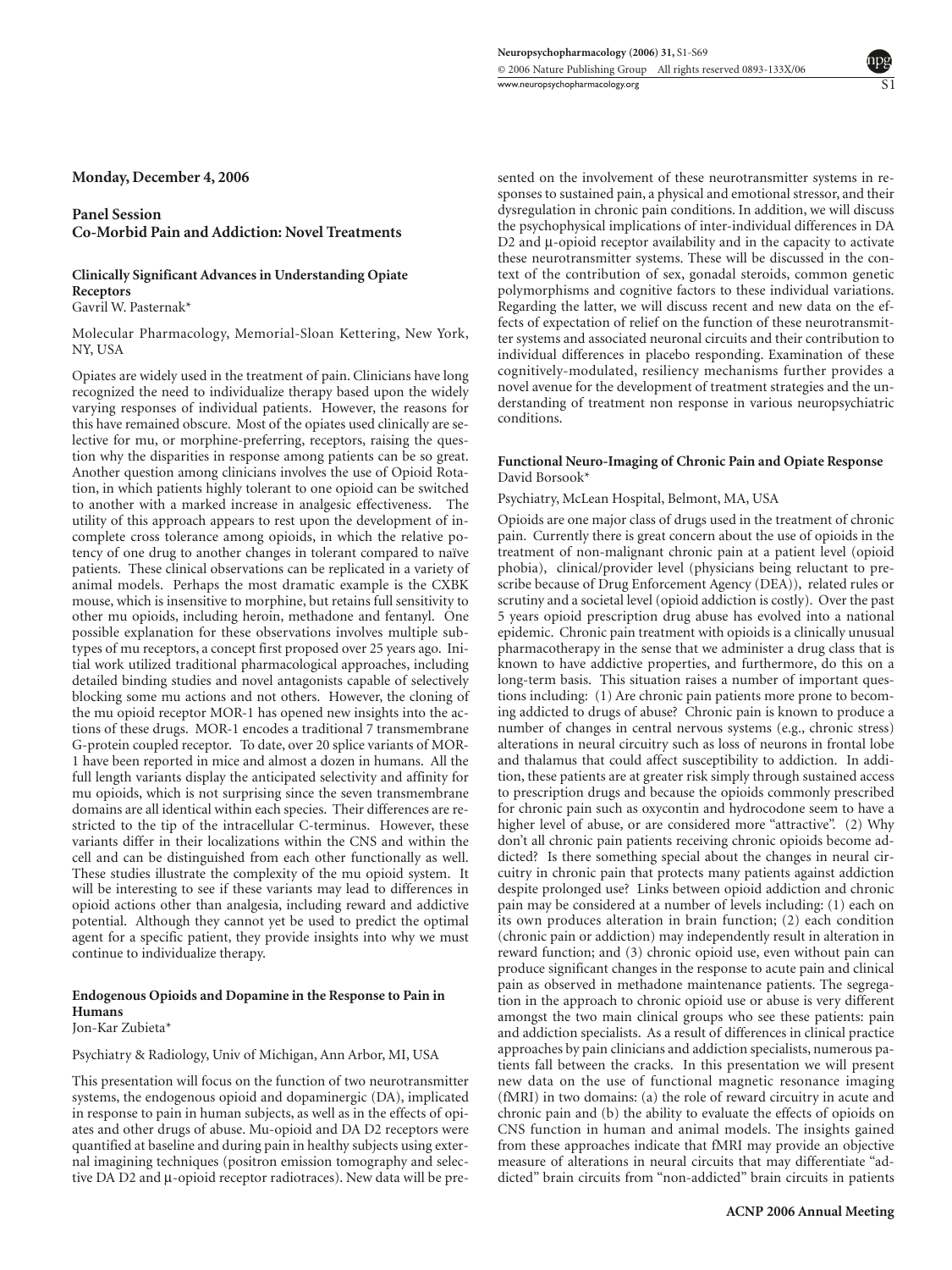**Monday, December 4, 2006**

## Panel Session
## Co-Morbid Pain and Addiction: Novel Treatments

### Clinically Significant Advances in Understanding Opiate Receptors
Gavril W. Pasternak*

Molecular Pharmacology, Memorial-Sloan Kettering, New York, NY, USA

Opiates are widely used in the treatment of pain. Clinicians have long recognized the need to individualize therapy based upon the widely varying responses of individual patients. However, the reasons for this have remained obscure. Most of the opiates used clinically are selective for mu, or morphine-preferring, receptors, raising the question why the disparities in response among patients can be so great. Another question among clinicians involves the use of Opioid Rotation, in which patients highly tolerant to one opioid can be switched to another with a marked increase in analgesic effectiveness. The utility of this approach appears to rest upon the development of incomplete cross tolerance among opioids, in which the relative potency of one drug to another changes in tolerant compared to naïve patients. These clinical observations can be replicated in a variety of animal models. Perhaps the most dramatic example is the CXBK mouse, which is insensitive to morphine, but retains full sensitivity to other mu opioids, including heroin, methadone and fentanyl. One possible explanation for these observations involves multiple subtypes of mu receptors, a concept first proposed over 25 years ago. Initial work utilized traditional pharmacological approaches, including detailed binding studies and novel antagonists capable of selectively blocking some mu actions and not others. However, the cloning of the mu opioid receptor MOR-1 has opened new insights into the actions of these drugs. MOR-1 encodes a traditional 7 transmembrane G-protein coupled receptor. To date, over 20 splice variants of MOR-1 have been reported in mice and almost a dozen in humans. All the full length variants display the anticipated selectivity and affinity for mu opioids, which is not surprising since the seven transmembrane domains are all identical within each species. Their differences are restricted to the tip of the intracellular C-terminus. However, these variants differ in their localizations within the CNS and within the cell and can be distinguished from each other functionally as well. These studies illustrate the complexity of the mu opioid system. It will be interesting to see if these variants may lead to differences in opioid actions other than analgesia, including reward and addictive potential. Although they cannot yet be used to predict the optimal agent for a specific patient, they provide insights into why we must continue to individualize therapy.

### Endogenous Opioids and Dopamine in the Response to Pain in Humans
Jon-Kar Zubieta*

Psychiatry & Radiology, Univ of Michigan, Ann Arbor, MI, USA

This presentation will focus on the function of two neurotransmitter systems, the endogenous opioid and dopaminergic (DA), implicated in response to pain in human subjects, as well as in the effects of opiates and other drugs of abuse. Mu-opioid and DA D2 receptors were quantified at baseline and during pain in healthy subjects using external imagining techniques (positron emission tomography and selective DA D2 and μ-opioid receptor radiotracers). New data will be presented on the involvement of these neurotransmitter systems in responses to sustained pain, a physical and emotional stressor, and their dysregulation in chronic pain conditions. In addition, we will discuss the psychophysical implications of inter-individual differences in DA D2 and μ-opioid receptor availability and in the capacity to activate these neurotransmitter systems. These will be discussed in the context of the contribution of sex, gonadal steroids, common genetic polymorphisms and cognitive factors to these individual variations. Regarding the latter, we will discuss recent and new data on the effects of expectation of relief on the function of these neurotransmitter systems and associated neuronal circuits and their contribution to individual differences in placebo responding. Examination of these cognitively-modulated, resiliency mechanisms further provides a novel avenue for the development of treatment strategies and the understanding of treatment non response in various neuropsychiatric conditions.

### Functional Neuro-Imaging of Chronic Pain and Opiate Response
David Borsook*

Psychiatry, McLean Hospital, Belmont, MA, USA

Opioids are one major class of drugs used in the treatment of chronic pain. Currently there is great concern about the use of opioids in the treatment of non-malignant chronic pain at a patient level (opioid phobia), clinical/provider level (physicians being reluctant to prescribe because of Drug Enforcement Agency (DEA)), related rules or scrutiny and a societal level (opioid addiction is costly). Over the past 5 years opioid prescription drug abuse has evolved into a national epidemic. Chronic pain treatment with opioids is a clinically unusual pharmacotherapy in the sense that we administer a drug class that is known to have addictive properties, and furthermore, do this on a long-term basis. This situation raises a number of important questions including: (1) Are chronic pain patients more prone to becoming addicted to drugs of abuse? Chronic pain is known to produce a number of changes in central nervous systems (e.g., chronic stress) alterations in neural circuitry such as loss of neurons in frontal lobe and thalamus that could affect susceptibility to addiction. In addition, these patients are at greater risk simply through sustained access to prescription drugs and because the opioids commonly prescribed for chronic pain such as oxycontin and hydrocodone seem to have a higher level of abuse, or are considered more "attractive". (2) Why don't all chronic pain patients receiving chronic opioids become addicted? Is there something special about the changes in neural circuitry in chronic pain that protects many patients against addiction despite prolonged use? Links between opioid addiction and chronic pain may be considered at a number of levels including: (1) each on its own produces alteration in brain function; (2) each condition (chronic pain or addiction) may independently result in alteration in reward function; and (3) chronic opioid use, even without pain can produce significant changes in the response to acute pain and clinical pain as observed in methadone maintenance patients. The segregation in the approach to chronic opioid use or abuse is very different amongst the two main clinical groups who see these patients: pain and addiction specialists. As a result of differences in clinical practice approaches by pain clinicians and addiction specialists, numerous patients fall between the cracks. In this presentation we will present new data on the use of functional magnetic resonance imaging (fMRI) in two domains: (a) the role of reward circuitry in acute and chronic pain and (b) the ability to evaluate the effects of opioids on CNS function in human and animal models. The insights gained from these approaches indicate that fMRI may provide an objective measure of alterations in neural circuits that may differentiate "addicted" brain circuits from "non-addicted" brain circuits in patients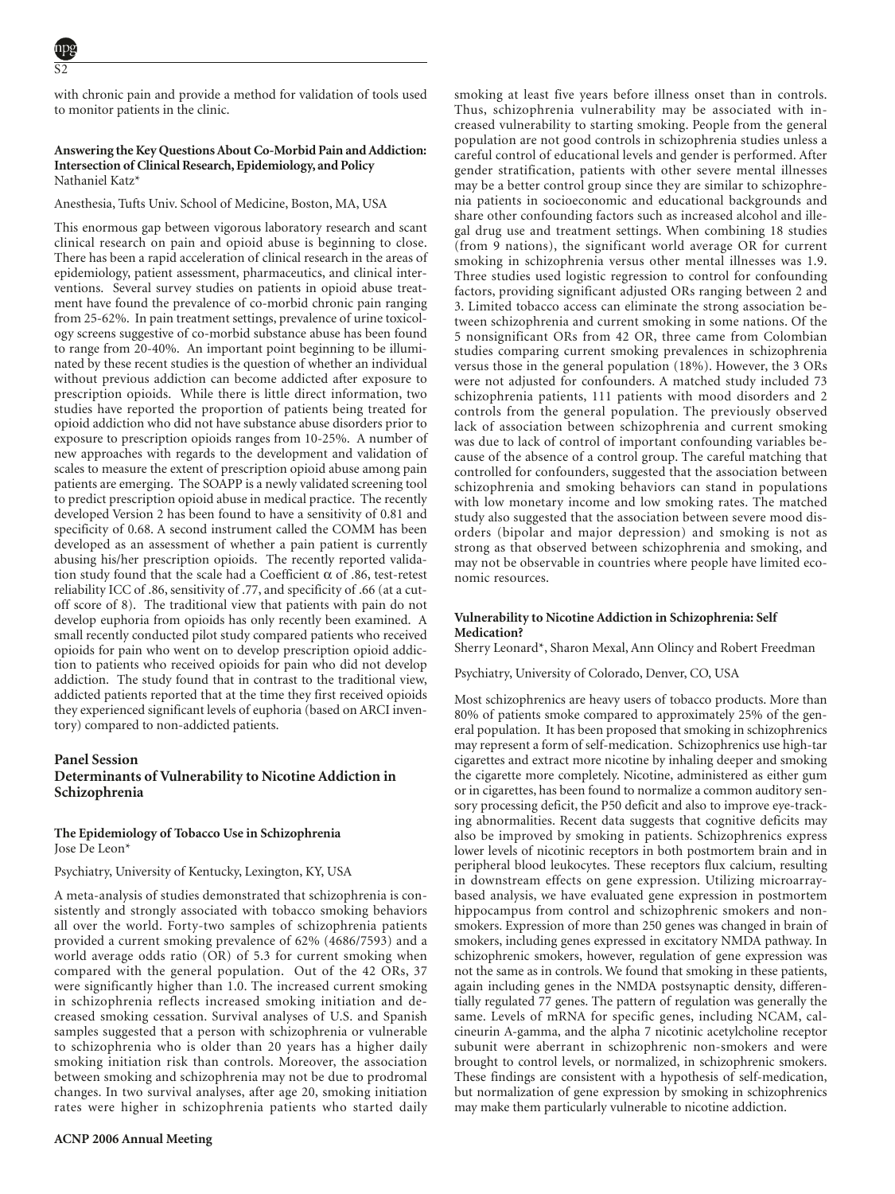with chronic pain and provide a method for validation of tools used to monitor patients in the clinic.

#### Answering the Key Questions About Co-Morbid Pain and Addiction: Intersection of Clinical Research, Epidemiology, and Policy

Nathaniel Katz*

Anesthesia, Tufts Univ. School of Medicine, Boston, MA, USA

This enormous gap between vigorous laboratory research and scant clinical research on pain and opioid abuse is beginning to close. There has been a rapid acceleration of clinical research in the areas of epidemiology, patient assessment, pharmaceutics, and clinical interventions. Several survey studies on patients in opioid abuse treatment have found the prevalence of co-morbid chronic pain ranging from 25-62%. In pain treatment settings, prevalence of urine toxicology screens suggestive of co-morbid substance abuse has been found to range from 20-40%. An important point beginning to be illuminated by these recent studies is the question of whether an individual without previous addiction can become addicted after exposure to prescription opioids. While there is little direct information, two studies have reported the proportion of patients being treated for opioid addiction who did not have substance abuse disorders prior to exposure to prescription opioids ranges from 10-25%. A number of new approaches with regards to the development and validation of scales to measure the extent of prescription opioid abuse among pain patients are emerging. The SOAPP is a newly validated screening tool to predict prescription opioid abuse in medical practice. The recently developed Version 2 has been found to have a sensitivity of 0.81 and specificity of 0.68. A second instrument called the COMM has been developed as an assessment of whether a pain patient is currently abusing his/her prescription opioids. The recently reported validation study found that the scale had a Coefficient $\alpha$ of .86, test-retest reliability ICC of .86, sensitivity of .77, and specificity of .66 (at a cutoff score of 8). The traditional view that patients with pain do not develop euphoria from opioids has only recently been examined. A small recently conducted pilot study compared patients who received opioids for pain who went on to develop prescription opioid addiction to patients who received opioids for pain who did not develop addiction. The study found that in contrast to the traditional view, addicted patients reported that at the time they first received opioids they experienced significant levels of euphoria (based on ARCI inventory) compared to non-addicted patients.

## Panel Session
## Determinants of Vulnerability to Nicotine Addiction in Schizophrenia

#### The Epidemiology of Tobacco Use in Schizophrenia

Jose De Leon*

Psychiatry, University of Kentucky, Lexington, KY, USA

A meta-analysis of studies demonstrated that schizophrenia is consistently and strongly associated with tobacco smoking behaviors all over the world. Forty-two samples of schizophrenia patients provided a current smoking prevalence of 62% (4686/7593) and a world average odds ratio (OR) of 5.3 for current smoking when compared with the general population. Out of the 42 ORs, 37 were significantly higher than 1.0. The increased current smoking in schizophrenia reflects increased smoking initiation and decreased smoking cessation. Survival analyses of U.S. and Spanish samples suggested that a person with schizophrenia or vulnerable to schizophrenia who is older than 20 years has a higher daily smoking initiation risk than controls. Moreover, the association between smoking and schizophrenia may not be due to prodromal changes. In two survival analyses, after age 20, smoking initiation rates were higher in schizophrenia patients who started daily smoking at least five years before illness onset than in controls. Thus, schizophrenia vulnerability may be associated with increased vulnerability to starting smoking. People from the general population are not good controls in schizophrenia studies unless a careful control of educational levels and gender is performed. After gender stratification, patients with other severe mental illnesses may be a better control group since they are similar to schizophrenia patients in socioeconomic and educational backgrounds and share other confounding factors such as increased alcohol and illegal drug use and treatment settings. When combining 18 studies (from 9 nations), the significant world average OR for current smoking in schizophrenia versus other mental illnesses was 1.9. Three studies used logistic regression to control for confounding factors, providing significant adjusted ORs ranging between 2 and 3. Limited tobacco access can eliminate the strong association between schizophrenia and current smoking in some nations. Of the 5 nonsignificant ORs from 42 OR, three came from Colombian studies comparing current smoking prevalences in schizophrenia versus those in the general population (18%). However, the 3 ORs were not adjusted for confounders. A matched study included 73 schizophrenia patients, 111 patients with mood disorders and 2 controls from the general population. The previously observed lack of association between schizophrenia and current smoking was due to lack of control of important confounding variables because of the absence of a control group. The careful matching that controlled for confounders, suggested that the association between schizophrenia and smoking behaviors can stand in populations with low monetary income and low smoking rates. The matched study also suggested that the association between severe mood disorders (bipolar and major depression) and smoking is not as strong as that observed between schizophrenia and smoking, and may not be observable in countries where people have limited economic resources.

#### Vulnerability to Nicotine Addiction in Schizophrenia: Self Medication?

Sherry Leonard*, Sharon Mexal, Ann Olincy and Robert Freedman

Psychiatry, University of Colorado, Denver, CO, USA

Most schizophrenics are heavy users of tobacco products. More than 80% of patients smoke compared to approximately 25% of the general population. It has been proposed that smoking in schizophrenics may represent a form of self-medication. Schizophrenics use high-tar cigarettes and extract more nicotine by inhaling deeper and smoking the cigarette more completely. Nicotine, administered as either gum or in cigarettes, has been found to normalize a common auditory sensory processing deficit, the P50 deficit and also to improve eye-tracking abnormalities. Recent data suggests that cognitive deficits may also be improved by smoking in patients. Schizophrenics express lower levels of nicotinic receptors in both postmortem brain and in peripheral blood leukocytes. These receptors flux calcium, resulting in downstream effects on gene expression. Utilizing microarray-based analysis, we have evaluated gene expression in postmortem hippocampus from control and schizophrenic smokers and nonsmokers. Expression of more than 250 genes was changed in brain of smokers, including genes expressed in excitatory NMDA pathway. In schizophrenic smokers, however, regulation of gene expression was not the same as in controls. We found that smoking in these patients, again including genes in the NMDA postsynaptic density, differentially regulated 77 genes. The pattern of regulation was generally the same. Levels of mRNA for specific genes, including NCAM, calcineurin A-gamma, and the alpha 7 nicotinic acetylcholine receptor subunit were aberrant in schizophrenic non-smokers and were brought to control levels, or normalized, in schizophrenic smokers. These findings are consistent with a hypothesis of self-medication, but normalization of gene expression by smoking in schizophrenics may make them particularly vulnerable to nicotine addiction.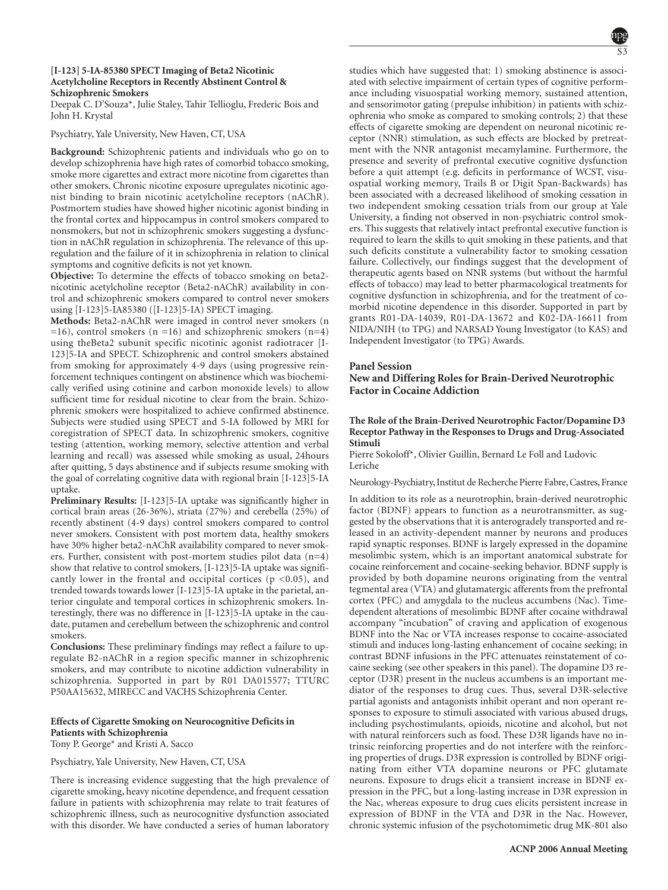### [I-123] 5-IA-85380 SPECT Imaging of Beta2 Nicotinic Acetylcholine Receptors in Recently Abstinent Control & Schizophrenic Smokers

Deepak C. D'Souza*, Julie Staley, Tahir Tellioglu, Frederic Bois and John H. Krystal

Psychiatry, Yale University, New Haven, CT, USA

**Background:** Schizophrenic patients and individuals who go on to develop schizophrenia have high rates of comorbid tobacco smoking, smoke more cigarettes and extract more nicotine from cigarettes than other smokers. Chronic nicotine exposure upregulates nicotinic agonist binding to brain nicotinic acetylcholine receptors (nAChR). Postmortem studies have showed higher nicotinic agonist binding in the frontal cortex and hippocampus in control smokers compared to nonsmokers, but not in schizophrenic smokers suggesting a dysfunction in nAChR regulation in schizophrenia. The relevance of this upregulation and the failure of it in schizophrenia in relation to clinical symptoms and cognitive deficits is not yet known.

**Objective:** To determine the effects of tobacco smoking on beta2-nicotinic acetylcholine receptor (Beta2-nAChR) availability in control and schizophrenic smokers compared to control never smokers using [I-123]5-IA85380 ([I-123]5-IA) SPECT imaging.

**Methods:** Beta2-nAChR were imaged in control never smokers (n =16), control smokers (n =16) and schizophrenic smokers (n=4) using theBeta2 subunit specific nicotinic agonist radiotracer [I-123]5-IA and SPECT. Schizophrenic and control smokers abstained from smoking for approximately 4-9 days (using progressive reinforcement techniques contingent on abstinence which was biochemically verified using cotinine and carbon monoxide levels) to allow sufficient time for residual nicotine to clear from the brain. Schizophrenic smokers were hospitalized to achieve confirmed abstinence. Subjects were studied using SPECT and 5-IA followed by MRI for coregistration of SPECT data. In schizophrenic smokers, cognitive testing (attention, working memory, selective attention and verbal learning and recall) was assessed while smoking as usual, 24hours after quitting, 5 days abstinence and if subjects resume smoking with the goal of correlating cognitive data with regional brain [I-123]5-IA uptake.

**Preliminary Results:** [I-123]5-IA uptake was significantly higher in cortical brain areas (26-36%), striata (27%) and cerebella (25%) of recently abstinent (4-9 days) control smokers compared to control never smokers. Consistent with post mortem data, healthy smokers have 30% higher beta2-nAChR availability compared to never smokers. Further, consistent with post-mortem studies pilot data (n=4) show that relative to control smokers, [I-123]5-IA uptake was significantly lower in the frontal and occipital cortices ($p < 0.05$), and trended towards towards lower [I-123]5-IA uptake in the parietal, anterior cingulate and temporal cortices in schizophrenic smokers. Interestingly, there was no difference in [I-123]5-IA uptake in the caudate, putamen and cerebellum between the schizophrenic and control smokers.

**Conclusions:** These preliminary findings may reflect a failure to upregulate B2-nAChR in a region specific manner in schizophrenic smokers, and may contribute to nicotine addiction vulnerability in schizophrenia. Supported in part by R01 DA015577; TTURC P50AA15632, MIRECC and VACHS Schizophrenia Center.

### Effects of Cigarette Smoking on Neurocognitive Deficits in Patients with Schizophrenia

Tony P. George* and Kristi A. Sacco

Psychiatry, Yale University, New Haven, CT, USA

There is increasing evidence suggesting that the high prevalence of cigarette smoking, heavy nicotine dependence, and frequent cessation failure in patients with schizophrenia may relate to trait features of schizophrenic illness, such as neurocognitive dysfunction associated with this disorder. We have conducted a series of human laboratory studies which have suggested that: 1) smoking abstinence is associated with selective impairment of certain types of cognitive performance including visuospatial working memory, sustained attention, and sensorimotor gating (prepulse inhibition) in patients with schizophrenia who smoke as compared to smoking controls; 2) that these effects of cigarette smoking are dependent on neuronal nicotinic receptor (NNR) stimulation, as such effects are blocked by pretreatment with the NNR antagonist mecamylamine. Furthermore, the presence and severity of prefrontal executive cognitive dysfunction before a quit attempt (e.g. deficits in performance of WCST, visuospatial working memory, Trails B or Digit Span-Backwards) has been associated with a decreased likelihood of smoking cessation in two independent smoking cessation trials from our group at Yale University, a finding not observed in non-psychiatric control smokers. This suggests that relatively intact prefrontal executive function is required to learn the skills to quit smoking in these patients, and that such deficits constitute a vulnerability factor to smoking cessation failure. Collectively, our findings suggest that the development of therapeutic agents based on NNR systems (but without the harmful effects of tobacco) may lead to better pharmacological treatments for cognitive dysfunction in schizophrenia, and for the treatment of comorbid nicotine dependence in this disorder. Supported in part by grants R01-DA-14039, R01-DA-13672 and K02-DA-16611 from NIDA/NIH (to TPG) and NARSAD Young Investigator (to KAS) and Independent Investigator (to TPG) Awards.

## Panel Session

## New and Differing Roles for Brain-Derived Neurotrophic Factor in Cocaine Addiction

### The Role of the Brain-Derived Neurotrophic Factor/Dopamine D3 Receptor Pathway in the Responses to Drugs and Drug-Associated Stimuli

Pierre Sokoloff*, Olivier Guillin, Bernard Le Foll and Ludovic Leriche

Neurology-Psychiatry, Institut de Recherche Pierre Fabre, Castres, France

In addition to its role as a neurotrophin, brain-derived neurotrophic factor (BDNF) appears to function as a neurotransmitter, as suggested by the observations that it is anterogradely transported and released in an activity-dependent manner by neurons and produces rapid synaptic responses. BDNF is largely expressed in the dopamine mesolimbic system, which is an important anatomical substrate for cocaine reinforcement and cocaine-seeking behavior. BDNF supply is provided by both dopamine neurons originating from the ventral tegmental area (VTA) and glutamatergic afferents from the prefrontal cortex (PFC) and amygdala to the nucleus accumbens (Nac). Time-dependent alterations of mesolimbic BDNF after cocaine withdrawal accompany "incubation" of craving and application of exogenous BDNF into the Nac or VTA increases response to cocaine-associated stimuli and induces long-lasting enhancement of cocaine seeking; in contrast BDNF infusions in the PFC attenuates reinstatement of cocaine seeking (see other speakers in this panel). The dopamine D3 receptor (D3R) present in the nucleus accumbens is an important mediator of the responses to drug cues. Thus, several D3R-selective partial agonists and antagonists inhibit operant and non operant responses to exposure to stimuli associated with various abused drugs, including psychostimulants, opioids, nicotine and alcohol, but not with natural reinforcers such as food. These D3R ligands have no intrinsic reinforcing properties and do not interfere with the reinforcing properties of drugs. D3R expression is controlled by BDNF originating from either VTA dopamine neurons or PFC glutamate neurons. Exposure to drugs elicit a transient increase in BDNF expression in the PFC, but a long-lasting increase in D3R expression in the Nac, whereas exposure to drug cues elicits persistent increase in expression of BDNF in the VTA and D3R in the Nac. However, chronic systemic infusion of the psychotomimetic drug MK-801 also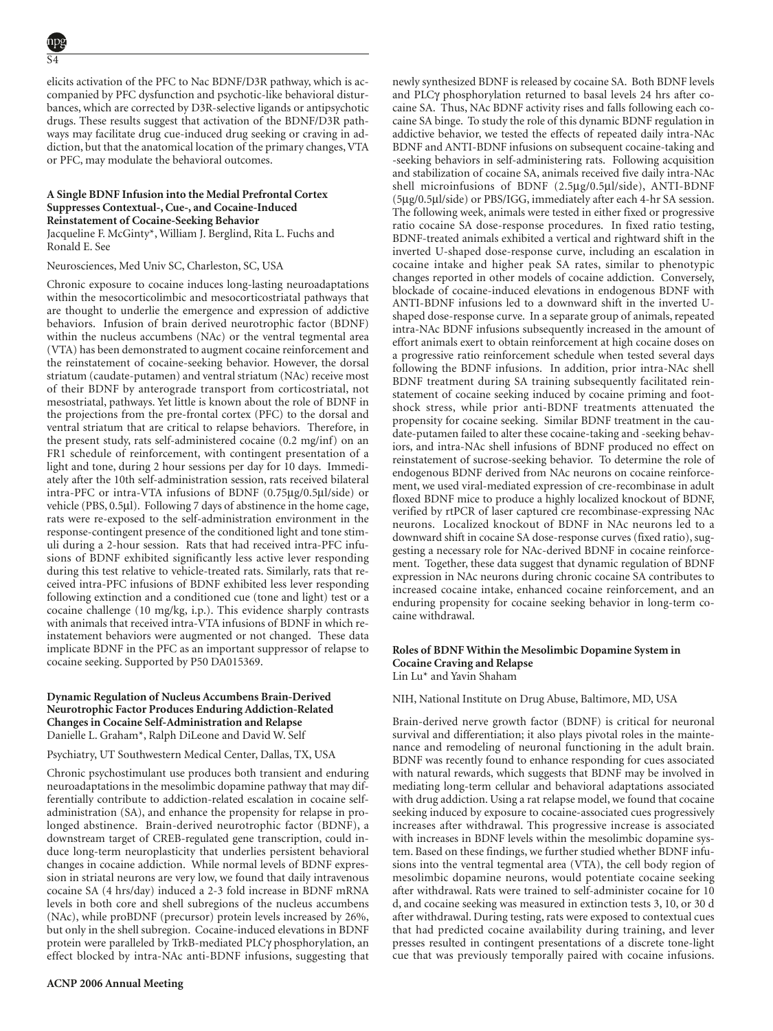elicits activation of the PFC to Nac BDNF/D3R pathway, which is accompanied by PFC dysfunction and psychotic-like behavioral disturbances, which are corrected by D3R-selective ligands or antipsychotic drugs. These results suggest that activation of the BDNF/D3R pathways may facilitate drug cue-induced drug seeking or craving in addiction, but that the anatomical location of the primary changes, VTA or PFC, may modulate the behavioral outcomes.

### A Single BDNF Infusion into the Medial Prefrontal Cortex Suppresses Contextual-, Cue-, and Cocaine-Induced Reinstatement of Cocaine-Seeking Behavior

Jacqueline F. McGinty*, William J. Berglind, Rita L. Fuchs and Ronald E. See

Neurosciences, Med Univ SC, Charleston, SC, USA

Chronic exposure to cocaine induces long-lasting neuroadaptations within the mesocorticolimbic and mesocorticostriatal pathways that are thought to underlie the emergence and expression of addictive behaviors. Infusion of brain derived neurotrophic factor (BDNF) within the nucleus accumbens (NAc) or the ventral tegmental area (VTA) has been demonstrated to augment cocaine reinforcement and the reinstatement of cocaine-seeking behavior. However, the dorsal striatum (caudate-putamen) and ventral striatum (NAc) receive most of their BDNF by anterograde transport from corticostriatal, not mesostriatal, pathways. Yet little is known about the role of BDNF in the projections from the pre-frontal cortex (PFC) to the dorsal and ventral striatum that are critical to relapse behaviors. Therefore, in the present study, rats self-administered cocaine (0.2 mg/inf) on an FR1 schedule of reinforcement, with contingent presentation of a light and tone, during 2 hour sessions per day for 10 days. Immediately after the 10th self-administration session, rats received bilateral intra-PFC or intra-VTA infusions of BDNF (0.75μg/0.5μl/side) or vehicle (PBS, 0.5μl). Following 7 days of abstinence in the home cage, rats were re-exposed to the self-administration environment in the response-contingent presence of the conditioned light and tone stimuli during a 2-hour session. Rats that had received intra-PFC infusions of BDNF exhibited significantly less active lever responding during this test relative to vehicle-treated rats. Similarly, rats that received intra-PFC infusions of BDNF exhibited less lever responding following extinction and a conditioned cue (tone and light) test or a cocaine challenge (10 mg/kg, i.p.). This evidence sharply contrasts with animals that received intra-VTA infusions of BDNF in which reinstatement behaviors were augmented or not changed. These data implicate BDNF in the PFC as an important suppressor of relapse to cocaine seeking. Supported by P50 DA015369.

### Dynamic Regulation of Nucleus Accumbens Brain-Derived Neurotrophic Factor Produces Enduring Addiction-Related Changes in Cocaine Self-Administration and Relapse

Danielle L. Graham*, Ralph DiLeone and David W. Self

Psychiatry, UT Southwestern Medical Center, Dallas, TX, USA

Chronic psychostimulant use produces both transient and enduring neuroadaptations in the mesolimbic dopamine pathway that may differentially contribute to addiction-related escalation in cocaine self-administration (SA), and enhance the propensity for relapse in prolonged abstinence. Brain-derived neurotrophic factor (BDNF), a downstream target of CREB-regulated gene transcription, could induce long-term neuroplasticity that underlies persistent behavioral changes in cocaine addiction. While normal levels of BDNF expression in striatal neurons are very low, we found that daily intravenous cocaine SA (4 hrs/day) induced a 2-3 fold increase in BDNF mRNA levels in both core and shell subregions of the nucleus accumbens (NAc), while proBDNF (precursor) protein levels increased by 26%, but only in the shell subregion. Cocaine-induced elevations in BDNF protein were paralleled by TrkB-mediated PLCγ phosphorylation, an effect blocked by intra-NAc anti-BDNF infusions, suggesting that newly synthesized BDNF is released by cocaine SA. Both BDNF levels and PLCγ phosphorylation returned to basal levels 24 hrs after cocaine SA. Thus, NAc BDNF activity rises and falls following each cocaine SA binge. To study the role of this dynamic BDNF regulation in addictive behavior, we tested the effects of repeated daily intra-NAc BDNF and ANTI-BDNF infusions on subsequent cocaine-taking and -seeking behaviors in self-administering rats. Following acquisition and stabilization of cocaine SA, animals received five daily intra-NAc shell microinfusions of BDNF (2.5μg/0.5μl/side), ANTI-BDNF (5μg/0.5μl/side) or PBS/IGG, immediately after each 4-hr SA session. The following week, animals were tested in either fixed or progressive ratio cocaine SA dose-response procedures. In fixed ratio testing, BDNF-treated animals exhibited a vertical and rightward shift in the inverted U-shaped dose-response curve, including an escalation in cocaine intake and higher peak SA rates, similar to phenotypic changes reported in other models of cocaine addiction. Conversely, blockade of cocaine-induced elevations in endogenous BDNF with ANTI-BDNF infusions led to a downward shift in the inverted U-shaped dose-response curve. In a separate group of animals, repeated intra-NAc BDNF infusions subsequently increased in the amount of effort animals exert to obtain reinforcement at high cocaine doses on a progressive ratio reinforcement schedule when tested several days following the BDNF infusions. In addition, prior intra-NAc shell BDNF treatment during SA training subsequently facilitated reinstatement of cocaine seeking induced by cocaine priming and footshock stress, while prior anti-BDNF treatments attenuated the propensity for cocaine seeking. Similar BDNF treatment in the caudate-putamen failed to alter these cocaine-taking and -seeking behaviors, and intra-NAc shell infusions of BDNF produced no effect on reinstatement of sucrose-seeking behavior. To determine the role of endogenous BDNF derived from NAc neurons on cocaine reinforcement, we used viral-mediated expression of cre-recombinase in adult floxed BDNF mice to produce a highly localized knockout of BDNF, verified by rtPCR of laser captured cre recombinase-expressing NAc neurons. Localized knockout of BDNF in NAc neurons led to a downward shift in cocaine SA dose-response curves (fixed ratio), suggesting a necessary role for NAc-derived BDNF in cocaine reinforcement. Together, these data suggest that dynamic regulation of BDNF expression in NAc neurons during chronic cocaine SA contributes to increased cocaine intake, enhanced cocaine reinforcement, and an enduring propensity for cocaine seeking behavior in long-term cocaine withdrawal.

### Roles of BDNF Within the Mesolimbic Dopamine System in Cocaine Craving and Relapse

Lin Lu* and Yavin Shaham

NIH, National Institute on Drug Abuse, Baltimore, MD, USA

Brain-derived nerve growth factor (BDNF) is critical for neuronal survival and differentiation; it also plays pivotal roles in the maintenance and remodeling of neuronal functioning in the adult brain. BDNF was recently found to enhance responding for cues associated with natural rewards, which suggests that BDNF may be involved in mediating long-term cellular and behavioral adaptations associated with drug addiction. Using a rat relapse model, we found that cocaine seeking induced by exposure to cocaine-associated cues progressively increases after withdrawal. This progressive increase is associated with increases in BDNF levels within the mesolimbic dopamine system. Based on these findings, we further studied whether BDNF infusions into the ventral tegmental area (VTA), the cell body region of mesolimbic dopamine neurons, would potentiate cocaine seeking after withdrawal. Rats were trained to self-administer cocaine for 10 d, and cocaine seeking was measured in extinction tests 3, 10, or 30 d after withdrawal. During testing, rats were exposed to contextual cues that had predicted cocaine availability during training, and lever presses resulted in contingent presentations of a discrete tone-light cue that was previously temporally paired with cocaine infusions.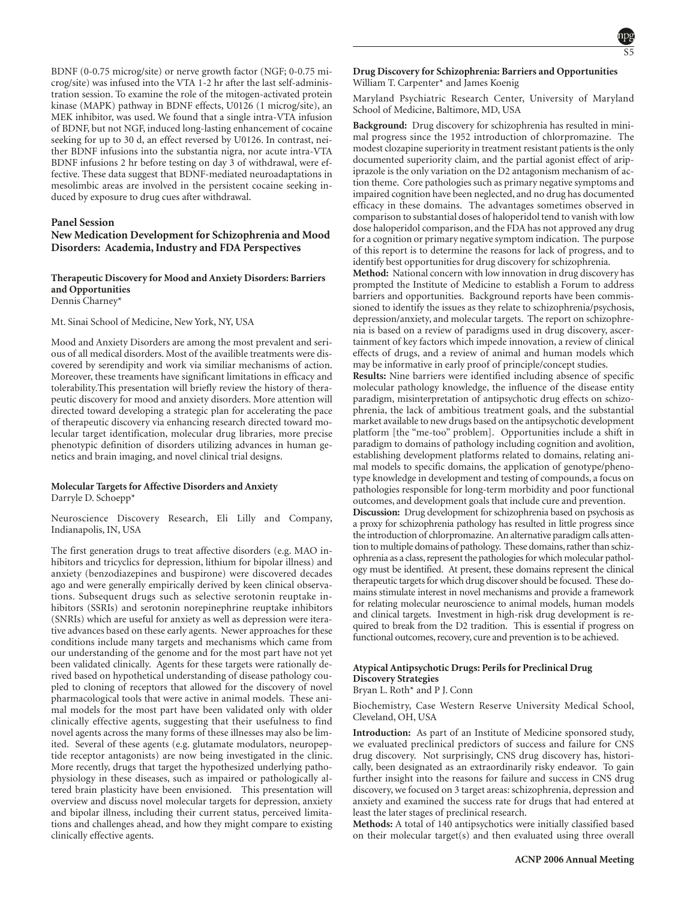BDNF (0-0.75 microg/site) or nerve growth factor (NGF; 0-0.75 microg/site) was infused into the VTA 1-2 hr after the last self-administration session. To examine the role of the mitogen-activated protein kinase (MAPK) pathway in BDNF effects, U0126 (1 microg/site), an MEK inhibitor, was used. We found that a single intra-VTA infusion of BDNF, but not NGF, induced long-lasting enhancement of cocaine seeking for up to 30 d, an effect reversed by U0126. In contrast, neither BDNF infusions into the substantia nigra, nor acute intra-VTA BDNF infusions 2 hr before testing on day 3 of withdrawal, were effective. These data suggest that BDNF-mediated neuroadaptations in mesolimbic areas are involved in the persistent cocaine seeking induced by exposure to drug cues after withdrawal.

## Panel Session

## New Medication Development for Schizophrenia and Mood Disorders: Academia, Industry and FDA Perspectives

### Therapeutic Discovery for Mood and Anxiety Disorders: Barriers and Opportunities

Dennis Charney*

Mt. Sinai School of Medicine, New York, NY, USA

Mood and Anxiety Disorders are among the most prevalent and serious of all medical disorders. Most of the availible treatments were discovered by serendipity and work via similiar mechanisms of action. Moreover, these treaments have significant limitations in efficacy and tolerability.This presentation will briefly review the history of therapeutic discovery for mood and anxiety disorders. More attention will directed toward developing a strategic plan for accelerating the pace of therapeutic discovery via enhancing research directed toward molecular target identification, molecular drug libraries, more precise phenotypic definition of disorders utilizing advances in human genetics and brain imaging, and novel clinical trial designs.

### Molecular Targets for Affective Disorders and Anxiety

Darryle D. Schoepp*

Neuroscience Discovery Research, Eli Lilly and Company, Indianapolis, IN, USA

The first generation drugs to treat affective disorders (e.g. MAO inhibitors and tricyclics for depression, lithium for bipolar illness) and anxiety (benzodiazepines and buspirone) were discovered decades ago and were generally empirically derived by keen clinical observations. Subsequent drugs such as selective serotonin reuptake inhibitors (SSRIs) and serotonin norepinephrine reuptake inhibitors (SNRIs) which are useful for anxiety as well as depression were iterative advances based on these early agents. Newer approaches for these conditions include many targets and mechanisms which came from our understanding of the genome and for the most part have not yet been validated clinically. Agents for these targets were rationally derived based on hypothetical understanding of disease pathology coupled to cloning of receptors that allowed for the discovery of novel pharmacological tools that were active in animal models. These animal models for the most part have been validated only with older clinically effective agents, suggesting that their usefulness to find novel agents across the many forms of these illnesses may also be limited. Several of these agents (e.g. glutamate modulators, neuropeptide receptor antagonists) are now being investigated in the clinic. More recently, drugs that target the hypothesized underlying pathophysiology in these diseases, such as impaired or pathologically altered brain plasticity have been envisioned. This presentation will overview and discuss novel molecular targets for depression, anxiety and bipolar illness, including their current status, perceived limitations and challenges ahead, and how they might compare to existing clinically effective agents.

### Drug Discovery for Schizophrenia: Barriers and Opportunities

William T. Carpenter* and James Koenig

Maryland Psychiatric Research Center, University of Maryland School of Medicine, Baltimore, MD, USA

**Background:** Drug discovery for schizophrenia has resulted in minimal progress since the 1952 introduction of chlorpromazine. The modest clozapine superiority in treatment resistant patients is the only documented superiority claim, and the partial agonist effect of aripiprazole is the only variation on the D2 antagonism mechanism of action theme. Core pathologies such as primary negative symptoms and impaired cognition have been neglected, and no drug has documented efficacy in these domains. The advantages sometimes observed in comparison to substantial doses of haloperidol tend to vanish with low dose haloperidol comparison, and the FDA has not approved any drug for a cognition or primary negative symptom indication. The purpose of this report is to determine the reasons for lack of progress, and to identify best opportunities for drug discovery for schizophrenia.

**Method:** National concern with low innovation in drug discovery has prompted the Institute of Medicine to establish a Forum to address barriers and opportunities. Background reports have been commissioned to identify the issues as they relate to schizophrenia/psychosis, depression/anxiety, and molecular targets. The report on schizophrenia is based on a review of paradigms used in drug discovery, ascertainment of key factors which impede innovation, a review of clinical effects of drugs, and a review of animal and human models which may be informative in early proof of principle/concept studies.

**Results:** Nine barriers were identified including absence of specific molecular pathology knowledge, the influence of the disease entity paradigm, misinterpretation of antipsychotic drug effects on schizophrenia, the lack of ambitious treatment goals, and the substantial market available to new drugs based on the antipsychotic development platform [the "me-too" problem]. Opportunities include a shift in paradigm to domains of pathology including cognition and avolition, establishing development platforms related to domains, relating animal models to specific domains, the application of genotype/phenotype knowledge in development and testing of compounds, a focus on pathologies responsible for long-term morbidity and poor functional outcomes, and development goals that include cure and prevention.

**Discussion:** Drug development for schizophrenia based on psychosis as a proxy for schizophrenia pathology has resulted in little progress since the introduction of chlorpromazine. An alternative paradigm calls attention to multiple domains of pathology. These domains, rather than schizophrenia as a class, represent the pathologies for which molecular pathology must be identified. At present, these domains represent the clinical therapeutic targets for which drug discover should be focused. These domains stimulate interest in novel mechanisms and provide a framework for relating molecular neuroscience to animal models, human models and clinical targets. Investment in high-risk drug development is required to break from the D2 tradition. This is essential if progress on functional outcomes, recovery, cure and prevention is to be achieved.

### Atypical Antipsychotic Drugs: Perils for Preclinical Drug Discovery Strategies

Bryan L. Roth* and P J. Conn

Biochemistry, Case Western Reserve University Medical School, Cleveland, OH, USA

**Introduction:** As part of an Institute of Medicine sponsored study, we evaluated preclinical predictors of success and failure for CNS drug discovery. Not surprisingly, CNS drug discovery has, historically, been designated as an extraordinarily risky endeavor. To gain further insight into the reasons for failure and success in CNS drug discovery, we focused on 3 target areas: schizophrenia, depression and anxiety and examined the success rate for drugs that had entered at least the later stages of preclinical research.

**Methods:** A total of 140 antipsychotics were initially classified based on their molecular target(s) and then evaluated using three overall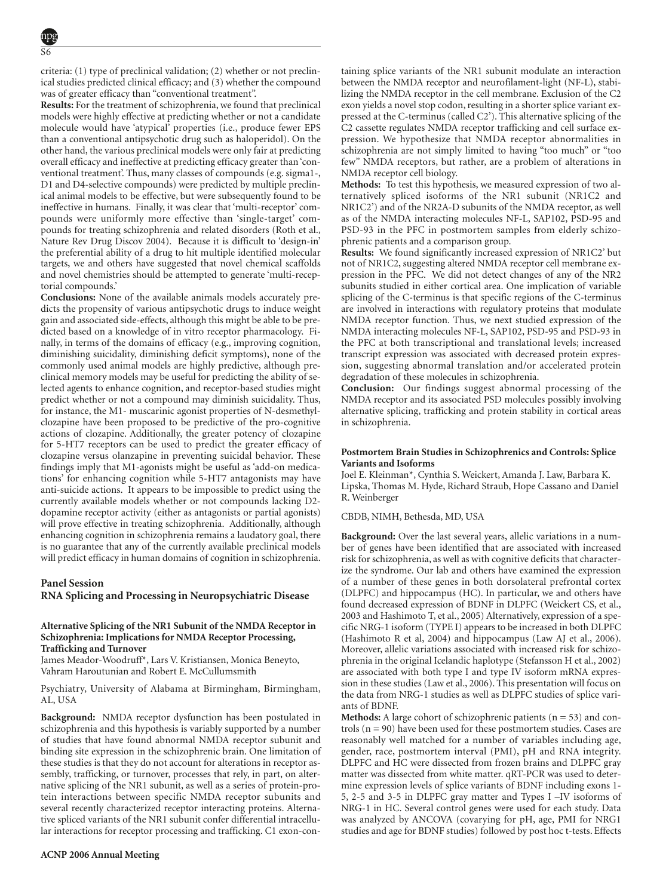criteria: (1) type of preclinical validation; (2) whether or not preclinical studies predicted clinical efficacy; and (3) whether the compound was of greater efficacy than "conventional treatment".

**Results:** For the treatment of schizophrenia, we found that preclinical models were highly effective at predicting whether or not a candidate molecule would have 'atypical' properties (i.e., produce fewer EPS than a conventional antipsychotic drug such as haloperidol). On the other hand, the various preclinical models were only fair at predicting overall efficacy and ineffective at predicting efficacy greater than 'conventional treatment'. Thus, many classes of compounds (e.g. sigma1-, D1 and D4-selective compounds) were predicted by multiple preclinical animal models to be effective, but were subsequently found to be ineffective in humans. Finally, it was clear that 'multi-receptor' compounds were uniformly more effective than 'single-target' compounds for treating schizophrenia and related disorders (Roth et al., Nature Rev Drug Discov 2004). Because it is difficult to 'design-in' the preferential ability of a drug to hit multiple identified molecular targets, we and others have suggested that novel chemical scaffolds and novel chemistries should be attempted to generate 'multi-receptorial compounds.'

**Conclusions:** None of the available animals models accurately predicts the propensity of various antipsychotic drugs to induce weight gain and associated side-effects, although this might be able to be predicted based on a knowledge of in vitro receptor pharmacology. Finally, in terms of the domains of efficacy (e.g., improving cognition, diminishing suicidality, diminishing deficit symptoms), none of the commonly used animal models are highly predictive, although preclinical memory models may be useful for predicting the ability of selected agents to enhance cognition, and receptor-based studies might predict whether or not a compound may diminish suicidality. Thus, for instance, the M1- muscarinic agonist properties of N-desmethylclozapine have been proposed to be predictive of the pro-cognitive actions of clozapine. Additionally, the greater potency of clozapine for 5-HT7 receptors can be used to predict the greater efficacy of clozapine versus olanzapine in preventing suicidal behavior. These findings imply that M1-agonists might be useful as 'add-on medications' for enhancing cognition while 5-HT7 antagonists may have anti-suicide actions. It appears to be impossible to predict using the currently available models whether or not compounds lacking D2-dopamine receptor activity (either as antagonists or partial agonists) will prove effective in treating schizophrenia. Additionally, although enhancing cognition in schizophrenia remains a laudatory goal, there is no guarantee that any of the currently available preclinical models will predict efficacy in human domains of cognition in schizophrenia.

## Panel Session
## RNA Splicing and Processing in Neuropsychiatric Disease

### Alternative Splicing of the NR1 Subunit of the NMDA Receptor in Schizophrenia: Implications for NMDA Receptor Processing, Trafficking and Turnover

James Meador-Woodruff*, Lars V. Kristiansen, Monica Beneyto, Vahram Haroutunian and Robert E. McCullumsmith

Psychiatry, University of Alabama at Birmingham, Birmingham, AL, USA

**Background:** NMDA receptor dysfunction has been postulated in schizophrenia and this hypothesis is variably supported by a number of studies that have found abnormal NMDA receptor subunit and binding site expression in the schizophrenic brain. One limitation of these studies is that they do not account for alterations in receptor assembly, trafficking, or turnover, processes that rely, in part, on alternative splicing of the NR1 subunit, as well as a series of protein-protein interactions between specific NMDA receptor subunits and several recently characterized receptor interacting proteins. Alternative spliced variants of the NR1 subunit confer differential intracellular interactions for receptor processing and trafficking. C1 exon-containing splice variants of the NR1 subunit modulate an interaction between the NMDA receptor and neurofilament-light (NF-L), stabilizing the NMDA receptor in the cell membrane. Exclusion of the C2 exon yields a novel stop codon, resulting in a shorter splice variant expressed at the C-terminus (called C2'). This alternative splicing of the C2 cassette regulates NMDA receptor trafficking and cell surface expression. We hypothesize that NMDA receptor abnormalities in schizophrenia are not simply limited to having "too much" or "too few" NMDA receptors, but rather, are a problem of alterations in NMDA receptor cell biology.

**Methods:** To test this hypothesis, we measured expression of two alternatively spliced isoforms of the NR1 subunit (NR1C2 and NR1C2') and of the NR2A-D subunits of the NMDA receptor, as well as of the NMDA interacting molecules NF-L, SAP102, PSD-95 and PSD-93 in the PFC in postmortem samples from elderly schizophrenic patients and a comparison group.

**Results:** We found significantly increased expression of NR1C2' but not of NR1C2, suggesting altered NMDA receptor cell membrane expression in the PFC. We did not detect changes of any of the NR2 subunits studied in either cortical area. One implication of variable splicing of the C-terminus is that specific regions of the C-terminus are involved in interactions with regulatory proteins that modulate NMDA receptor function. Thus, we next studied expression of the NMDA interacting molecules NF-L, SAP102, PSD-95 and PSD-93 in the PFC at both transcriptional and translational levels; increased transcript expression was associated with decreased protein expression, suggesting abnormal translation and/or accelerated protein degradation of these molecules in schizophrenia.

**Conclusion:** Our findings suggest abnormal processing of the NMDA receptor and its associated PSD molecules possibly involving alternative splicing, trafficking and protein stability in cortical areas in schizophrenia.

### Postmortem Brain Studies in Schizophrenics and Controls: Splice Variants and Isoforms

Joel E. Kleinman*, Cynthia S. Weickert, Amanda J. Law, Barbara K. Lipska, Thomas M. Hyde, Richard Straub, Hope Cassano and Daniel R. Weinberger

CBDB, NIMH, Bethesda, MD, USA

**Background:** Over the last several years, allelic variations in a number of genes have been identified that are associated with increased risk for schizophrenia, as well as with cognitive deficits that characterize the syndrome. Our lab and others have examined the expression of a number of these genes in both dorsolateral prefrontal cortex (DLPFC) and hippocampus (HC). In particular, we and others have found decreased expression of BDNF in DLPFC (Weickert CS, et al., 2003 and Hashimoto T, et al., 2005) Alternatively, expression of a specific NRG-1 isoform (TYPE I) appears to be increased in both DLPFC (Hashimoto R et al, 2004) and hippocampus (Law AJ et al., 2006). Moreover, allelic variations associated with increased risk for schizophrenia in the original Icelandic haplotype (Stefansson H et al., 2002) are associated with both type I and type IV isoform mRNA expression in these studies (Law et al., 2006). This presentation will focus on the data from NRG-1 studies as well as DLPFC studies of splice variants of BDNF.

**Methods:** A large cohort of schizophrenic patients (n = 53) and controls (n = 90) have been used for these postmortem studies. Cases are reasonably well matched for a number of variables including age, gender, race, postmortem interval (PMI), pH and RNA integrity. DLPFC and HC were dissected from frozen brains and DLPFC gray matter was dissected from white matter. qRT-PCR was used to determine expression levels of splice variants of BDNF including exons 1-5, 2-5 and 3-5 in DLPFC gray matter and Types I –IV isoforms of NRG-1 in HC. Several control genes were used for each study. Data was analyzed by ANCOVA (covarying for pH, age, PMI for NRG1 studies and age for BDNF studies) followed by post hoc t-tests. Effects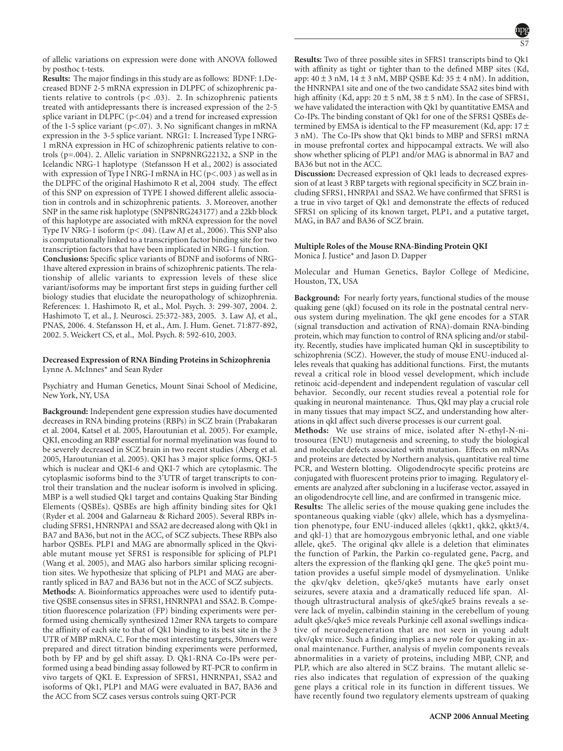of allelic variations on expression were done with ANOVA followed by posthoc t-tests.

**Results:** The major findings in this study are as follows: BDNF: 1.Decreased BDNF 2-5 mRNA expression in DLPFC of schizophrenic patients relative to controls ($p < .03$). 2. In schizophrenic patients treated with antidepressants there is increased expression of the 2-5 splice variant in DLPFC ($p < .04$) and a trend for increased expression of the 1-5 splice variant ($p < .07$). 3. No significant changes in mRNA expression in the 3-5 splice variant. NRG1: I. Increased Type I NRG-1 mRNA expression in HC of schizophrenic patients relative to controls ($p = .004$). 2. Allelic variation in SNP8NRG22132, a SNP in the Icelandic NRG-1 haplotype (Stefansson H et al., 2002) is associated with expression of Type I NRG-I mRNA in HC ($p < .003$) as well as in the DLPFC of the original Hashimoto R et al, 2004 study. The effect of this SNP on expression of TYPE I showed different allelic association in controls and in schizophrenic patients. 3. Moreover, another SNP in the same risk haplotype (SNP8NRG243177) and a 22kb block of this haplotype are associated with mRNA expression for the novel Type IV NRG-1 isoform ($p < .04$). (Law AJ et al., 2006). This SNP also is computationally linked to a transcription factor binding site for two transcription factors that have been implicated in NRG-1 function.

**Conclusions:** Specific splice variants of BDNF and isoforms of NRG-1have altered expression in brains of schizophrenic patients. The relationship of allelic variants to expression levels of these slice variant/isoforms may be important first steps in guiding further cell biology studies that elucidate the neuropathology of schizophrenia. References: 1. Hashimoto R, et al., Mol. Psych. 3: 299-307, 2004. 2. Hashimoto T, et al., J. Neurosci. 25:372-383, 2005. 3. Law AJ, et al., PNAS, 2006. 4. Stefansson H, et al., Am. J. Hum. Genet. 71:877-892, 2002. 5. Weickert CS, et al., Mol. Psych. 8: 592-610, 2003.

### Decreased Expression of RNA Binding Proteins in Schizophrenia

Lynne A. McInnes* and Sean Ryder

Psychiatry and Human Genetics, Mount Sinai School of Medicine, New York, NY, USA

**Background:** Independent gene expression studies have documented decreases in RNA binding proteins (RBPs) in SCZ brain (Prabakaran et al. 2004, Katsel et al. 2005, Haroutunian et al. 2005). For example, QKI, encoding an RBP essential for normal myelination was found to be severely decreased in SCZ brain in two recent studies (Aberg et al. 2005, Haroutunian et al. 2005). QKI has 3 major splice forms, QKI-5 which is nuclear and QKI-6 and QKI-7 which are cytoplasmic. The cytoplasmic isoforms bind to the 3'UTR of target transcripts to control their translation and the nuclear isoform is involved in splicing. MBP is a well studied Qk1 target and contains Quaking Star Binding Elements (QSBEs). QSBEs are high affinity binding sites for Qk1 (Ryder et al. 2004 and Galarneau & Richard 2005). Several RBPs including SFRS1, HNRNPA1 and SSA2 are decreased along with Qk1 in BA7 and BA36, but not in the ACC, of SCZ subjects. These RBPs also harbor QSBEs. PLP1 and MAG are abnormally spliced in the Qkviable mutant mouse yet SFRS1 is responsible for splicing of PLP1 (Wang et al. 2005), and MAG also harbors similar splicing recognition sites. We hypothesize that splicing of PLP1 and MAG are aberrantly spliced in BA7 and BA36 but not in the ACC of SCZ subjects.

**Methods:** A. Bioinformatics approaches were used to identify putative QSBE consensus sites in SFRS1, HNRNPA1 and SSA2. B. Competition fluorescence polarization (FP) binding experiments were performed using chemically synthesized 12mer RNA targets to compare the affinity of each site to that of Qk1 binding to its best site in the 3 UTR of MBP mRNA. C. For the most interesting targets, 30mers were prepared and direct titration binding experiments were performed, both by FP and by gel shift assay. D. Qk1-RNA Co-IPs were performed using a bead binding assay followed by RT-PCR to confirm in vivo targets of QKI. E. Expression of SFRS1, HNRNPA1, SSA2 and isoforms of Qk1, PLP1 and MAG were evaluated in BA7, BA36 and the ACC from SCZ cases versus controls suing QRT-PCR

**Results:** Two of three possible sites in SFRS1 transcripts bind to Qk1 with affinity as tight or tighter than to the defined MBP sites (Kd, app: $40 \pm 3$ nM, $14 \pm 3$ nM, MBP QSBE Kd: $35 \pm 4$ nM). In addition, the HNRNPA1 site and one of the two candidate SSA2 sites bind with high affinity (Kd, app: $20 \pm 5$ nM, $38 \pm 5$ nM). In the case of SFRS1, we have validated the interaction with Qk1 by quantitative EMSA and Co-IPs. The binding constant of Qk1 for one of the SFRS1 QSBEs determined by EMSA is identical to the FP measurement (Kd, app: $17 \pm 3$ nM). The Co-IPs show that Qk1 binds to MBP and SFRS1 mRNA in mouse prefrontal cortex and hippocampal extracts. We will also show whether splicing of PLP1 and/or MAG is abnormal in BA7 and BA36 but not in the ACC.

**Discussion:** Decreased expression of Qk1 leads to decreased expression of at least 3 RBP targets with regional specificity in SCZ brain including SFRS1, HNRPA1 and SSA2. We have confirmed that SFRS1 is a true in vivo target of Qk1 and demonstrate the effects of reduced SFRS1 on splicing of its known target, PLP1, and a putative target, MAG, in BA7 and BA36 of SCZ brain.

### Multiple Roles of the Mouse RNA-Binding Protein QKI

Monica J. Justice* and Jason D. Dapper

Molecular and Human Genetics, Baylor College of Medicine, Houston, TX, USA

**Background:** For nearly forty years, functional studies of the mouse quaking gene (qkI) focused on its role in the postnatal central nervous system during myelination. The qkI gene encodes for a STAR (signal transduction and activation of RNA)-domain RNA-binding protein, which may function to control of RNA splicing and/or stability. Recently, studies have implicated human QkI in susceptibility to schizophrenia (SCZ). However, the study of mouse ENU-induced alleles reveals that quaking has additional functions. First, the mutants reveal a critical role in blood vessel development, which include retinoic acid-dependent and independent regulation of vascular cell behavior. Secondly, our recent studies reveal a potential role for quaking in neuronal maintenance. Thus, QkI may play a crucial role in many tissues that may impact SCZ, and understanding how alterations in qkI affect such diverse processes is our current goal.

**Methods:** We use strains of mice, isolated after N-ethyl-N-nitrosourea (ENU) mutagenesis and screening, to study the biological and molecular defects associated with mutation. Effects on mRNAs and proteins are detected by Northern analysis, quantitative real time PCR, and Western blotting. Oligodendrocyte specific proteins are conjugated with fluorescent proteins prior to imaging. Regulatory elements are analyzed after subcloning in a luciferase vector, assayed in an oligodendrocyte cell line, and are confirmed in transgenic mice.

**Results:** The allelic series of the mouse quaking gene includes the spontaneous quaking viable (qkv) allele, which has a dysmyelination phenotype, four ENU-induced alleles (qkkt1, qkk2, qkkt3/4, and qkl-1) that are homozygous embryonic lethal, and one viable allele, qke5. The original qkv allele is a deletion that eliminates the function of Parkin, the Parkin co-regulated gene, Pacrg, and alters the expression of the flanking qkI gene. The qke5 point mutation provides a useful simple model of dysmyelination. Unlike the qkv/qkv deletion, qke5/qke5 mutants have early onset seizures, severe ataxia and a dramatically reduced life span. Although ultrastructural analysis of qke5/qke5 brains reveals a severe lack of myelin, calbindin staining in the cerebellum of young adult qke5/qke5 mice reveals Purkinje cell axonal swellings indicative of neurodegeneration that are not seen in young adult qkv/qkv mice. Such a finding implies a new role for quaking in axonal maintenance. Further, analysis of myelin components reveals abnormalities in a variety of proteins, including MBP, CNP, and PLP, which are also altered in SCZ brains. The mutant allelic series also indicates that regulation of expression of the quaking gene plays a critical role in its function in different tissues. We have recently found two regulatory elements upstream of quaking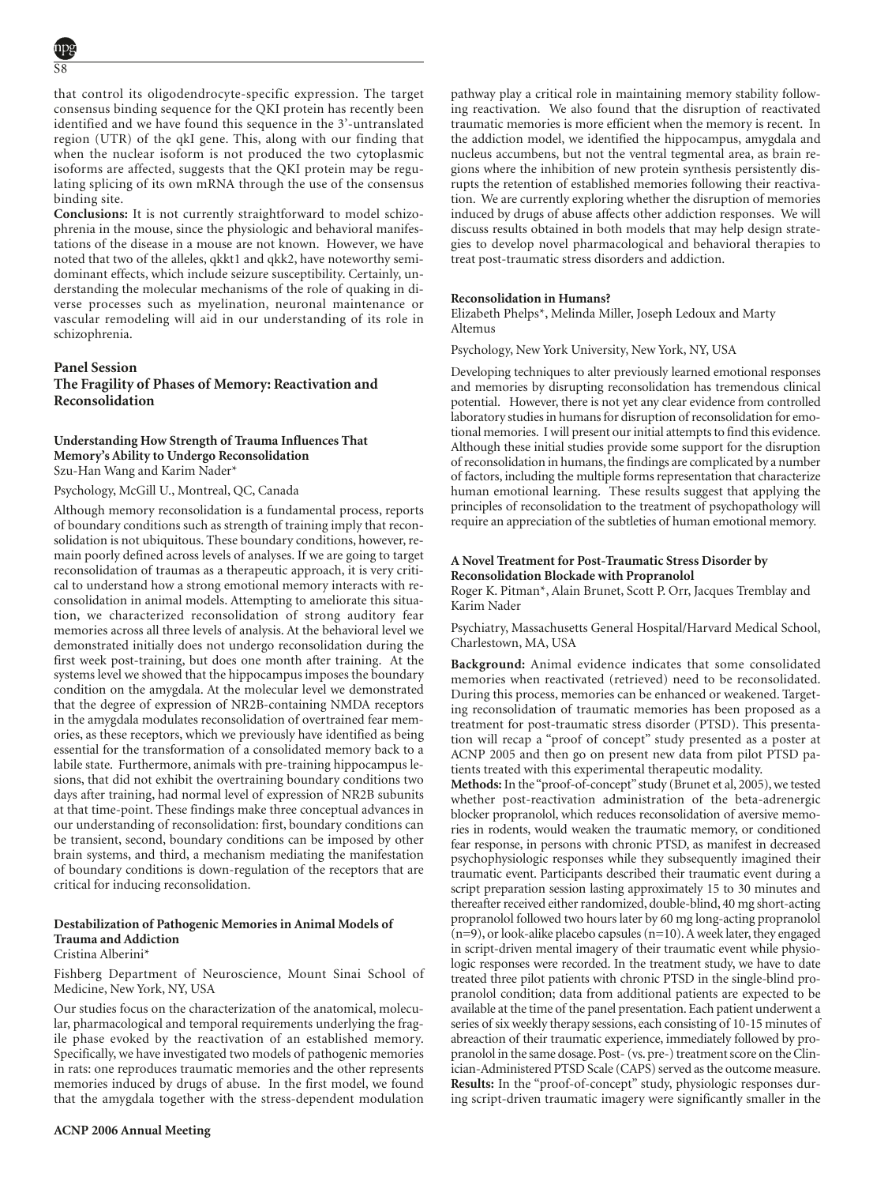that control its oligodendrocyte-specific expression. The target consensus binding sequence for the QKI protein has recently been identified and we have found this sequence in the 3'-untranslated region (UTR) of the qkI gene. This, along with our finding that when the nuclear isoform is not produced the two cytoplasmic isoforms are affected, suggests that the QKI protein may be regulating splicing of its own mRNA through the use of the consensus binding site.

**Conclusions:** It is not currently straightforward to model schizophrenia in the mouse, since the physiologic and behavioral manifestations of the disease in a mouse are not known. However, we have noted that two of the alleles, qkkt1 and qkk2, have noteworthy semidominant effects, which include seizure susceptibility. Certainly, understanding the molecular mechanisms of the role of quaking in diverse processes such as myelination, neuronal maintenance or vascular remodeling will aid in our understanding of its role in schizophrenia.

## Panel Session
## The Fragility of Phases of Memory: Reactivation and Reconsolidation

### Understanding How Strength of Trauma Influences That Memory's Ability to Undergo Reconsolidation

Szu-Han Wang and Karim Nader*

Psychology, McGill U., Montreal, QC, Canada

Although memory reconsolidation is a fundamental process, reports of boundary conditions such as strength of training imply that reconsolidation is not ubiquitous. These boundary conditions, however, remain poorly defined across levels of analyses. If we are going to target reconsolidation of traumas as a therapeutic approach, it is very critical to understand how a strong emotional memory interacts with reconsolidation in animal models. Attempting to ameliorate this situation, we characterized reconsolidation of strong auditory fear memories across all three levels of analysis. At the behavioral level we demonstrated initially does not undergo reconsolidation during the first week post-training, but does one month after training. At the systems level we showed that the hippocampus imposes the boundary condition on the amygdala. At the molecular level we demonstrated that the degree of expression of NR2B-containing NMDA receptors in the amygdala modulates reconsolidation of overtrained fear memories, as these receptors, which we previously have identified as being essential for the transformation of a consolidated memory back to a labile state. Furthermore, animals with pre-training hippocampus lesions, that did not exhibit the overtraining boundary conditions two days after training, had normal level of expression of NR2B subunits at that time-point. These findings make three conceptual advances in our understanding of reconsolidation: first, boundary conditions can be transient, second, boundary conditions can be imposed by other brain systems, and third, a mechanism mediating the manifestation of boundary conditions is down-regulation of the receptors that are critical for inducing reconsolidation.

### Destabilization of Pathogenic Memories in Animal Models of Trauma and Addiction

Cristina Alberini*

Fishberg Department of Neuroscience, Mount Sinai School of Medicine, New York, NY, USA

Our studies focus on the characterization of the anatomical, molecular, pharmacological and temporal requirements underlying the fragile phase evoked by the reactivation of an established memory. Specifically, we have investigated two models of pathogenic memories in rats: one reproduces traumatic memories and the other represents memories induced by drugs of abuse. In the first model, we found that the amygdala together with the stress-dependent modulation pathway play a critical role in maintaining memory stability following reactivation. We also found that the disruption of reactivated traumatic memories is more efficient when the memory is recent. In the addiction model, we identified the hippocampus, amygdala and nucleus accumbens, but not the ventral tegmental area, as brain regions where the inhibition of new protein synthesis persistently disrupts the retention of established memories following their reactivation. We are currently exploring whether the disruption of memories induced by drugs of abuse affects other addiction responses. We will discuss results obtained in both models that may help design strategies to develop novel pharmacological and behavioral therapies to treat post-traumatic stress disorders and addiction.

### Reconsolidation in Humans?

Elizabeth Phelps*, Melinda Miller, Joseph Ledoux and Marty Altemus

Psychology, New York University, New York, NY, USA

Developing techniques to alter previously learned emotional responses and memories by disrupting reconsolidation has tremendous clinical potential. However, there is not yet any clear evidence from controlled laboratory studies in humans for disruption of reconsolidation for emotional memories. I will present our initial attempts to find this evidence. Although these initial studies provide some support for the disruption of reconsolidation in humans, the findings are complicated by a number of factors, including the multiple forms representation that characterize human emotional learning. These results suggest that applying the principles of reconsolidation to the treatment of psychopathology will require an appreciation of the subtleties of human emotional memory.

### A Novel Treatment for Post-Traumatic Stress Disorder by Reconsolidation Blockade with Propranolol

Roger K. Pitman*, Alain Brunet, Scott P. Orr, Jacques Tremblay and Karim Nader

Psychiatry, Massachusetts General Hospital/Harvard Medical School, Charlestown, MA, USA

**Background:** Animal evidence indicates that some consolidated memories when reactivated (retrieved) need to be reconsolidated. During this process, memories can be enhanced or weakened. Targeting reconsolidation of traumatic memories has been proposed as a treatment for post-traumatic stress disorder (PTSD). This presentation will recap a "proof of concept" study presented as a poster at ACNP 2005 and then go on present new data from pilot PTSD patients treated with this experimental therapeutic modality.

**Methods:** In the "proof-of-concept" study (Brunet et al, 2005), we tested whether post-reactivation administration of the beta-adrenergic blocker propranolol, which reduces reconsolidation of aversive memories in rodents, would weaken the traumatic memory, or conditioned fear response, in persons with chronic PTSD, as manifest in decreased psychophysiologic responses while they subsequently imagined their traumatic event. Participants described their traumatic event during a script preparation session lasting approximately 15 to 30 minutes and thereafter received either randomized, double-blind, 40 mg short-acting propranolol followed two hours later by 60 mg long-acting propranolol (n=9), or look-alike placebo capsules (n=10). A week later, they engaged in script-driven mental imagery of their traumatic event while physiologic responses were recorded. In the treatment study, we have to date treated three pilot patients with chronic PTSD in the single-blind propranolol condition; data from additional patients are expected to be available at the time of the panel presentation. Each patient underwent a series of six weekly therapy sessions, each consisting of 10-15 minutes of abreaction of their traumatic experience, immediately followed by propranolol in the same dosage. Post- (vs. pre-) treatment score on the Clinician-Administered PTSD Scale (CAPS) served as the outcome measure.

**Results:** In the "proof-of-concept" study, physiologic responses during script-driven traumatic imagery were significantly smaller in the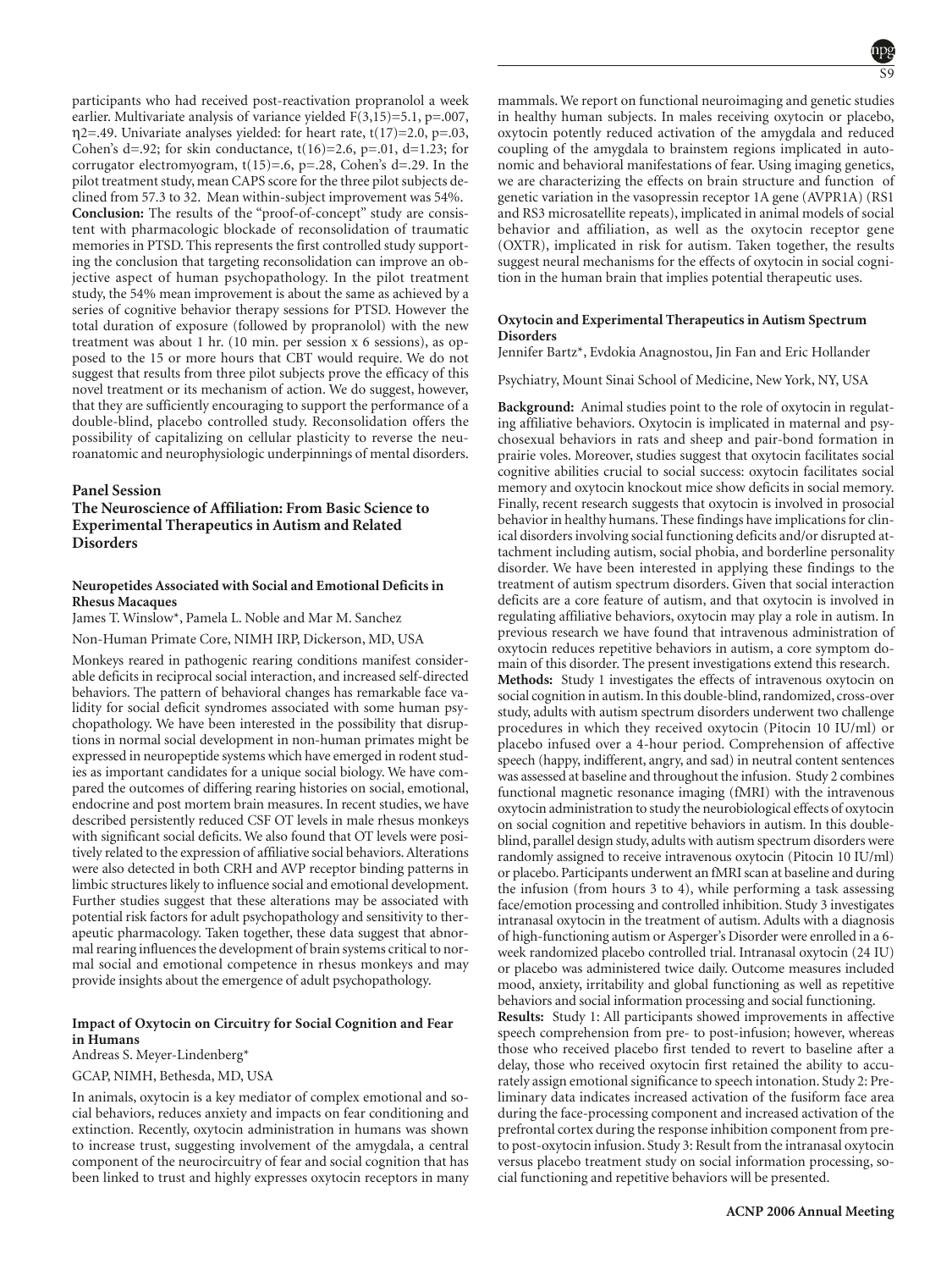participants who had received post-reactivation propranolol a week earlier. Multivariate analysis of variance yielded $F(3,15)=5.1$, $p=.007$, $\eta 2=.49$. Univariate analyses yielded: for heart rate, $t(17)=2.0$, $p=.03$, Cohen's $d=.92$; for skin conductance, $t(16)=2.6$, $p=.01$, $d=1.23$; for corrugator electromyogram, $t(15)=.6$, $p=.28$, Cohen's $d=.29$. In the pilot treatment study, mean CAPS score for the three pilot subjects declined from 57.3 to 32. Mean within-subject improvement was 54%.

**Conclusion:** The results of the "proof-of-concept" study are consistent with pharmacologic blockade of reconsolidation of traumatic memories in PTSD. This represents the first controlled study supporting the conclusion that targeting reconsolidation can improve an objective aspect of human psychopathology. In the pilot treatment study, the 54% mean improvement is about the same as achieved by a series of cognitive behavior therapy sessions for PTSD. However the total duration of exposure (followed by propranolol) with the new treatment was about 1 hr. (10 min. per session x 6 sessions), as opposed to the 15 or more hours that CBT would require. We do not suggest that results from three pilot subjects prove the efficacy of this novel treatment or its mechanism of action. We do suggest, however, that they are sufficiently encouraging to support the performance of a double-blind, placebo controlled study. Reconsolidation offers the possibility of capitalizing on cellular plasticity to reverse the neuroanatomic and neurophysiologic underpinnings of mental disorders.

## Panel Session
## The Neuroscience of Affiliation: From Basic Science to Experimental Therapeutics in Autism and Related Disorders

### Neuropetides Associated with Social and Emotional Deficits in Rhesus Macaques

James T. Winslow*, Pamela L. Noble and Mar M. Sanchez

Non-Human Primate Core, NIMH IRP, Dickerson, MD, USA

Monkeys reared in pathogenic rearing conditions manifest considerable deficits in reciprocal social interaction, and increased self-directed behaviors. The pattern of behavioral changes has remarkable face validity for social deficit syndromes associated with some human psychopathology. We have been interested in the possibility that disruptions in normal social development in non-human primates might be expressed in neuropeptide systems which have emerged in rodent studies as important candidates for a unique social biology. We have compared the outcomes of differing rearing histories on social, emotional, endocrine and post mortem brain measures. In recent studies, we have described persistently reduced CSF OT levels in male rhesus monkeys with significant social deficits. We also found that OT levels were positively related to the expression of affiliative social behaviors. Alterations were also detected in both CRH and AVP receptor binding patterns in limbic structures likely to influence social and emotional development. Further studies suggest that these alterations may be associated with potential risk factors for adult psychopathology and sensitivity to therapeutic pharmacology. Taken together, these data suggest that abnormal rearing influences the development of brain systems critical to normal social and emotional competence in rhesus monkeys and may provide insights about the emergence of adult psychopathology.

### Impact of Oxytocin on Circuitry for Social Cognition and Fear in Humans

Andreas S. Meyer-Lindenberg*

GCAP, NIMH, Bethesda, MD, USA

In animals, oxytocin is a key mediator of complex emotional and social behaviors, reduces anxiety and impacts on fear conditioning and extinction. Recently, oxytocin administration in humans was shown to increase trust, suggesting involvement of the amygdala, a central component of the neurocircuitry of fear and social cognition that has been linked to trust and highly expresses oxytocin receptors in many mammals. We report on functional neuroimaging and genetic studies in healthy human subjects. In males receiving oxytocin or placebo, oxytocin potently reduced activation of the amygdala and reduced coupling of the amygdala to brainstem regions implicated in autonomic and behavioral manifestations of fear. Using imaging genetics, we are characterizing the effects on brain structure and function of genetic variation in the vasopressin receptor 1A gene (AVPR1A) (RS1 and RS3 microsatellite repeats), implicated in animal models of social behavior and affiliation, as well as the oxytocin receptor gene (OXTR), implicated in risk for autism. Taken together, the results suggest neural mechanisms for the effects of oxytocin in social cognition in the human brain that implies potential therapeutic uses.

### Oxytocin and Experimental Therapeutics in Autism Spectrum Disorders

Jennifer Bartz*, Evdokia Anagnostou, Jin Fan and Eric Hollander

Psychiatry, Mount Sinai School of Medicine, New York, NY, USA

**Background:** Animal studies point to the role of oxytocin in regulating affiliative behaviors. Oxytocin is implicated in maternal and psychosexual behaviors in rats and sheep and pair-bond formation in prairie voles. Moreover, studies suggest that oxytocin facilitates social cognitive abilities crucial to social success: oxytocin facilitates social memory and oxytocin knockout mice show deficits in social memory. Finally, recent research suggests that oxytocin is involved in prosocial behavior in healthy humans. These findings have implications for clinical disorders involving social functioning deficits and/or disrupted attachment including autism, social phobia, and borderline personality disorder. We have been interested in applying these findings to the treatment of autism spectrum disorders. Given that social interaction deficits are a core feature of autism, and that oxytocin is involved in regulating affiliative behaviors, oxytocin may play a role in autism. In previous research we have found that intravenous administration of oxytocin reduces repetitive behaviors in autism, a core symptom domain of this disorder. The present investigations extend this research.

**Methods:** Study 1 investigates the effects of intravenous oxytocin on social cognition in autism. In this double-blind, randomized, cross-over study, adults with autism spectrum disorders underwent two challenge procedures in which they received oxytocin (Pitocin 10 IU/ml) or placebo infused over a 4-hour period. Comprehension of affective speech (happy, indifferent, angry, and sad) in neutral content sentences was assessed at baseline and throughout the infusion. Study 2 combines functional magnetic resonance imaging (fMRI) with the intravenous oxytocin administration to study the neurobiological effects of oxytocin on social cognition and repetitive behaviors in autism. In this double-blind, parallel design study, adults with autism spectrum disorders were randomly assigned to receive intravenous oxytocin (Pitocin 10 IU/ml) or placebo. Participants underwent an fMRI scan at baseline and during the infusion (from hours 3 to 4), while performing a task assessing face/emotion processing and controlled inhibition. Study 3 investigates intranasal oxytocin in the treatment of autism. Adults with a diagnosis of high-functioning autism or Asperger's Disorder were enrolled in a 6-week randomized placebo controlled trial. Intranasal oxytocin (24 IU) or placebo was administered twice daily. Outcome measures included mood, anxiety, irritability and global functioning as well as repetitive behaviors and social information processing and social functioning.

**Results:** Study 1: All participants showed improvements in affective speech comprehension from pre- to post-infusion; however, whereas those who received placebo first tended to revert to baseline after a delay, those who received oxytocin first retained the ability to accurately assign emotional significance to speech intonation. Study 2: Preliminary data indicates increased activation of the fusiform face area during the face-processing component and increased activation of the prefrontal cortex during the response inhibition component from pre- to post-oxytocin infusion. Study 3: Result from the intranasal oxytocin versus placebo treatment study on social information processing, social functioning and repetitive behaviors will be presented.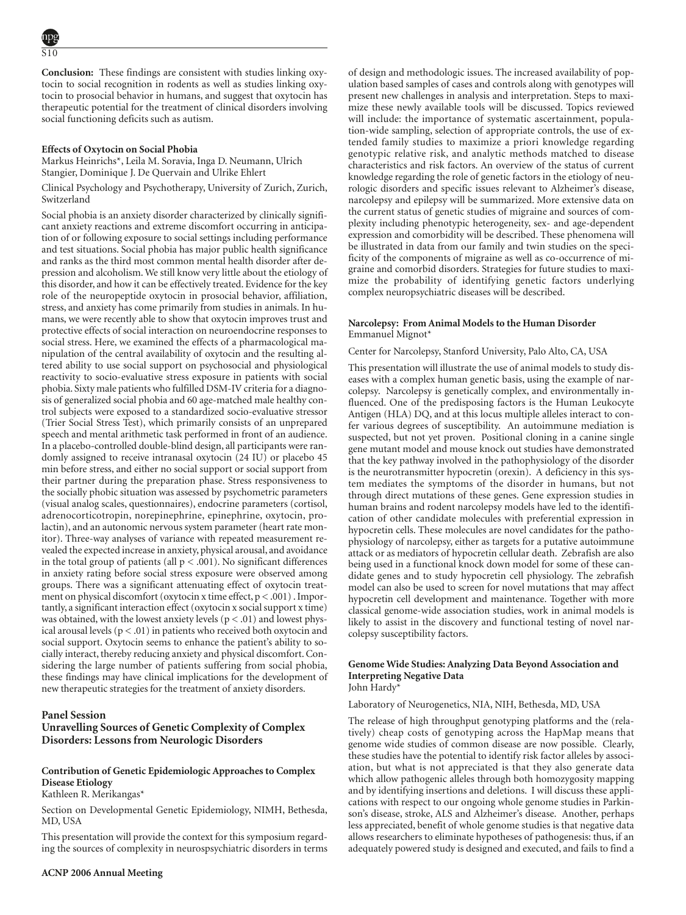**Conclusion:** These findings are consistent with studies linking oxytocin to social recognition in rodents as well as studies linking oxytocin to prosocial behavior in humans, and suggest that oxytocin has therapeutic potential for the treatment of clinical disorders involving social functioning deficits such as autism.

**Effects of Oxytocin on Social Phobia**

Markus Heinrichs*, Leila M. Soravia, Inga D. Neumann, Ulrich Stangier, Dominique J. De Quervain and Ulrike Ehlert

Clinical Psychology and Psychotherapy, University of Zurich, Zurich, Switzerland

Social phobia is an anxiety disorder characterized by clinically significant anxiety reactions and extreme discomfort occurring in anticipation of or following exposure to social settings including performance and test situations. Social phobia has major public health significance and ranks as the third most common mental health disorder after depression and alcoholism. We still know very little about the etiology of this disorder, and how it can be effectively treated. Evidence for the key role of the neuropeptide oxytocin in prosocial behavior, affiliation, stress, and anxiety has come primarily from studies in animals. In humans, we were recently able to show that oxytocin improves trust and protective effects of social interaction on neuroendocrine responses to social stress. Here, we examined the effects of a pharmacological manipulation of the central availability of oxytocin and the resulting altered ability to use social support on psychosocial and physiological reactivity to socio-evaluative stress exposure in patients with social phobia. Sixty male patients who fulfilled DSM-IV criteria for a diagnosis of generalized social phobia and 60 age-matched male healthy control subjects were exposed to a standardized socio-evaluative stressor (Trier Social Stress Test), which primarily consists of an unprepared speech and mental arithmetic task performed in front of an audience. In a placebo-controlled double-blind design, all participants were randomly assigned to receive intranasal oxytocin (24 IU) or placebo 45 min before stress, and either no social support or social support from their partner during the preparation phase. Stress responsiveness to the socially phobic situation was assessed by psychometric parameters (visual analog scales, questionnaires), endocrine parameters (cortisol, adrenocorticotropin, norepinephrine, epinephrine, oxytocin, prolactin), and an autonomic nervous system parameter (heart rate monitor). Three-way analyses of variance with repeated measurement revealed the expected increase in anxiety, physical arousal, and avoidance in the total group of patients (all $p < .001$). No significant differences in anxiety rating before social stress exposure were observed among groups. There was a significant attenuating effect of oxytocin treatment on physical discomfort (oxytocin x time effect, $p < .001$). Importantly, a significant interaction effect (oxytocin x social support x time) was obtained, with the lowest anxiety levels ($p < .01$) and lowest physical arousal levels ($p < .01$) in patients who received both oxytocin and social support. Oxytocin seems to enhance the patient's ability to socially interact, thereby reducing anxiety and physical discomfort. Considering the large number of patients suffering from social phobia, these findings may have clinical implications for the development of new therapeutic strategies for the treatment of anxiety disorders.

## Panel Session
## Unravelling Sources of Genetic Complexity of Complex Disorders: Lessons from Neurologic Disorders

**Contribution of Genetic Epidemiologic Approaches to Complex Disease Etiology**

Kathleen R. Merikangas*

Section on Developmental Genetic Epidemiology, NIMH, Bethesda, MD, USA

This presentation will provide the context for this symposium regarding the sources of complexity in neurospsychiatric disorders in terms of design and methodologic issues. The increased availability of population based samples of cases and controls along with genotypes will present new challenges in analysis and interpretation. Steps to maximize these newly available tools will be discussed. Topics reviewed will include: the importance of systematic ascertainment, population-wide sampling, selection of appropriate controls, the use of extended family studies to maximize a priori knowledge regarding genotypic relative risk, and analytic methods matched to disease characteristics and risk factors. An overview of the status of current knowledge regarding the role of genetic factors in the etiology of neurologic disorders and specific issues relevant to Alzheimer's disease, narcolepsy and epilepsy will be summarized. More extensive data on the current status of genetic studies of migraine and sources of complexity including phenotypic heterogeneity, sex- and age-dependent expression and comorbidity will be described. These phenomena will be illustrated in data from our family and twin studies on the specificity of the components of migraine as well as co-occurrence of migraine and comorbid disorders. Strategies for future studies to maximize the probability of identifying genetic factors underlying complex neuropsychiatric diseases will be described.

**Narcolepsy: From Animal Models to the Human Disorder**

Emmanuel Mignot*

Center for Narcolepsy, Stanford University, Palo Alto, CA, USA

This presentation will illustrate the use of animal models to study diseases with a complex human genetic basis, using the example of narcolepsy. Narcolepsy is genetically complex, and environmentally influenced. One of the predisposing factors is the Human Leukocyte Antigen (HLA) DQ, and at this locus multiple alleles interact to confer various degrees of susceptibility. An autoimmune mediation is suspected, but not yet proven. Positional cloning in a canine single gene mutant model and mouse knock out studies have demonstrated that the key pathway involved in the pathophysiology of the disorder is the neurotransmitter hypocretin (orexin). A deficiency in this system mediates the symptoms of the disorder in humans, but not through direct mutations of these genes. Gene expression studies in human brains and rodent narcolepsy models have led to the identification of other candidate molecules with preferential expression in hypocretin cells. These molecules are novel candidates for the pathophysiology of narcolepsy, either as targets for a putative autoimmune attack or as mediators of hypocretin cellular death. Zebrafish are also being used in a functional knock down model for some of these candidate genes and to study hypocretin cell physiology. The zebrafish model can also be used to screen for novel mutations that may affect hypocretin cell development and maintenance. Together with more classical genome-wide association studies, work in animal models is likely to assist in the discovery and functional testing of novel narcolepsy susceptibility factors.

**Genome Wide Studies: Analyzing Data Beyond Association and Interpreting Negative Data**

John Hardy*

Laboratory of Neurogenetics, NIA, NIH, Bethesda, MD, USA

The release of high throughput genotyping platforms and the (relatively) cheap costs of genotyping across the HapMap means that genome wide studies of common disease are now possible. Clearly, these studies have the potential to identify risk factor alleles by association, but what is not appreciated is that they also generate data which allow pathogenic alleles through both homozygosity mapping and by identifying insertions and deletions. I will discuss these applications with respect to our ongoing whole genome studies in Parkinson's disease, stroke, ALS and Alzheimer's disease. Another, perhaps less appreciated, benefit of whole genome studies is that negative data allows researchers to eliminate hypotheses of pathogenesis: thus, if an adequately powered study is designed and executed, and fails to find a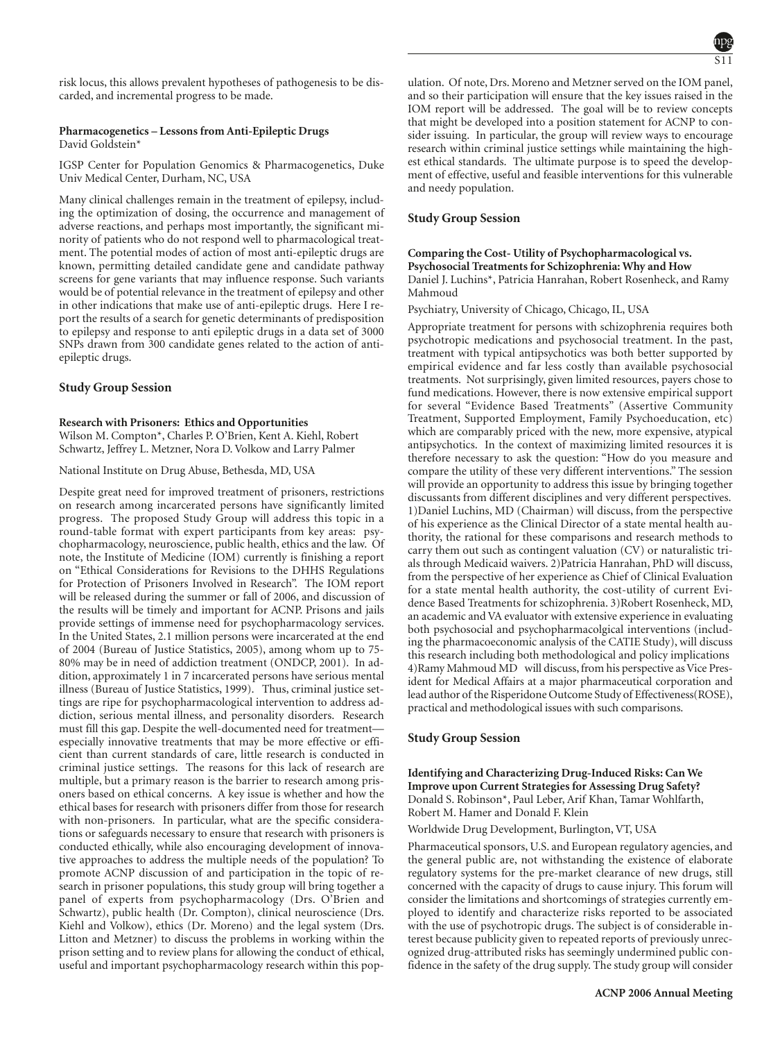risk locus, this allows prevalent hypotheses of pathogenesis to be discarded, and incremental progress to be made.

### Pharmacogenetics – Lessons from Anti-Epileptic Drugs

David Goldstein*

IGSP Center for Population Genomics & Pharmacogenetics, Duke Univ Medical Center, Durham, NC, USA

Many clinical challenges remain in the treatment of epilepsy, including the optimization of dosing, the occurrence and management of adverse reactions, and perhaps most importantly, the significant minority of patients who do not respond well to pharmacological treatment. The potential modes of action of most anti-epileptic drugs are known, permitting detailed candidate gene and candidate pathway screens for gene variants that may influence response. Such variants would be of potential relevance in the treatment of epilepsy and other in other indications that make use of anti-epileptic drugs. Here I report the results of a search for genetic determinants of predisposition to epilepsy and response to anti epileptic drugs in a data set of 3000 SNPs drawn from 300 candidate genes related to the action of anti-epileptic drugs.

## Study Group Session

### Research with Prisoners: Ethics and Opportunities

Wilson M. Compton*, Charles P. O'Brien, Kent A. Kiehl, Robert Schwartz, Jeffrey L. Metzner, Nora D. Volkow and Larry Palmer

National Institute on Drug Abuse, Bethesda, MD, USA

Despite great need for improved treatment of prisoners, restrictions on research among incarcerated persons have significantly limited progress. The proposed Study Group will address this topic in a round-table format with expert participants from key areas: psychopharmacology, neuroscience, public health, ethics and the law. Of note, the Institute of Medicine (IOM) currently is finishing a report on "Ethical Considerations for Revisions to the DHHS Regulations for Protection of Prisoners Involved in Research". The IOM report will be released during the summer or fall of 2006, and discussion of the results will be timely and important for ACNP. Prisons and jails provide settings of immense need for psychopharmacology services. In the United States, 2.1 million persons were incarcerated at the end of 2004 (Bureau of Justice Statistics, 2005), among whom up to 75-80% may be in need of addiction treatment (ONDCP, 2001). In addition, approximately 1 in 7 incarcerated persons have serious mental illness (Bureau of Justice Statistics, 1999). Thus, criminal justice settings are ripe for psychopharmacological intervention to address addiction, serious mental illness, and personality disorders. Research must fill this gap. Despite the well-documented need for treatment—especially innovative treatments that may be more effective or efficient than current standards of care, little research is conducted in criminal justice settings. The reasons for this lack of research are multiple, but a primary reason is the barrier to research among prisoners based on ethical concerns. A key issue is whether and how the ethical bases for research with prisoners differ from those for research with non-prisoners. In particular, what are the specific considerations or safeguards necessary to ensure that research with prisoners is conducted ethically, while also encouraging development of innovative approaches to address the multiple needs of the population? To promote ACNP discussion of and participation in the topic of research in prisoner populations, this study group will bring together a panel of experts from psychopharmacology (Drs. O'Brien and Schwartz), public health (Dr. Compton), clinical neuroscience (Drs. Kiehl and Volkow), ethics (Dr. Moreno) and the legal system (Drs. Litton and Metzner) to discuss the problems in working within the prison setting and to review plans for allowing the conduct of ethical, useful and important psychopharmacology research within this population. Of note, Drs. Moreno and Metzner served on the IOM panel, and so their participation will ensure that the key issues raised in the IOM report will be addressed. The goal will be to review concepts that might be developed into a position statement for ACNP to consider issuing. In particular, the group will review ways to encourage research within criminal justice settings while maintaining the highest ethical standards. The ultimate purpose is to speed the development of effective, useful and feasible interventions for this vulnerable and needy population.

## Study Group Session

### Comparing the Cost- Utility of Psychopharmacological vs. Psychosocial Treatments for Schizophrenia: Why and How

Daniel J. Luchins*, Patricia Hanrahan, Robert Rosenheck, and Ramy Mahmoud

Psychiatry, University of Chicago, Chicago, IL, USA

Appropriate treatment for persons with schizophrenia requires both psychotropic medications and psychosocial treatment. In the past, treatment with typical antipsychotics was both better supported by empirical evidence and far less costly than available psychosocial treatments. Not surprisingly, given limited resources, payers chose to fund medications. However, there is now extensive empirical support for several "Evidence Based Treatments" (Assertive Community Treatment, Supported Employment, Family Psychoeducation, etc) which are comparably priced with the new, more expensive, atypical antipsychotics. In the context of maximizing limited resources it is therefore necessary to ask the question: "How do you measure and compare the utility of these very different interventions." The session will provide an opportunity to address this issue by bringing together discussants from different disciplines and very different perspectives. 1)Daniel Luchins, MD (Chairman) will discuss, from the perspective of his experience as the Clinical Director of a state mental health authority, the rational for these comparisons and research methods to carry them out such as contingent valuation (CV) or naturalistic trials through Medicaid waivers. 2)Patricia Hanrahan, PhD will discuss, from the perspective of her experience as Chief of Clinical Evaluation for a state mental health authority, the cost-utility of current Evidence Based Treatments for schizophrenia. 3)Robert Rosenheck, MD, an academic and VA evaluator with extensive experience in evaluating both psychosocial and psychopharmacolgical interventions (including the pharmacoeconomic analysis of the CATIE Study), will discuss this research including both methodological and policy implications 4)Ramy Mahmoud MD will discuss, from his perspective as Vice President for Medical Affairs at a major pharmaceutical corporation and lead author of the Risperidone Outcome Study of Effectiveness(ROSE), practical and methodological issues with such comparisons.

## Study Group Session

### Identifying and Characterizing Drug-Induced Risks: Can We Improve upon Current Strategies for Assessing Drug Safety?

Donald S. Robinson*, Paul Leber, Arif Khan, Tamar Wohlfarth, Robert M. Hamer and Donald F. Klein

Worldwide Drug Development, Burlington, VT, USA

Pharmaceutical sponsors, U.S. and European regulatory agencies, and the general public are, not withstanding the existence of elaborate regulatory systems for the pre-market clearance of new drugs, still concerned with the capacity of drugs to cause injury. This forum will consider the limitations and shortcomings of strategies currently employed to identify and characterize risks reported to be associated with the use of psychotropic drugs. The subject is of considerable interest because publicity given to repeated reports of previously unrecognized drug-attributed risks has seemingly undermined public confidence in the safety of the drug supply. The study group will consider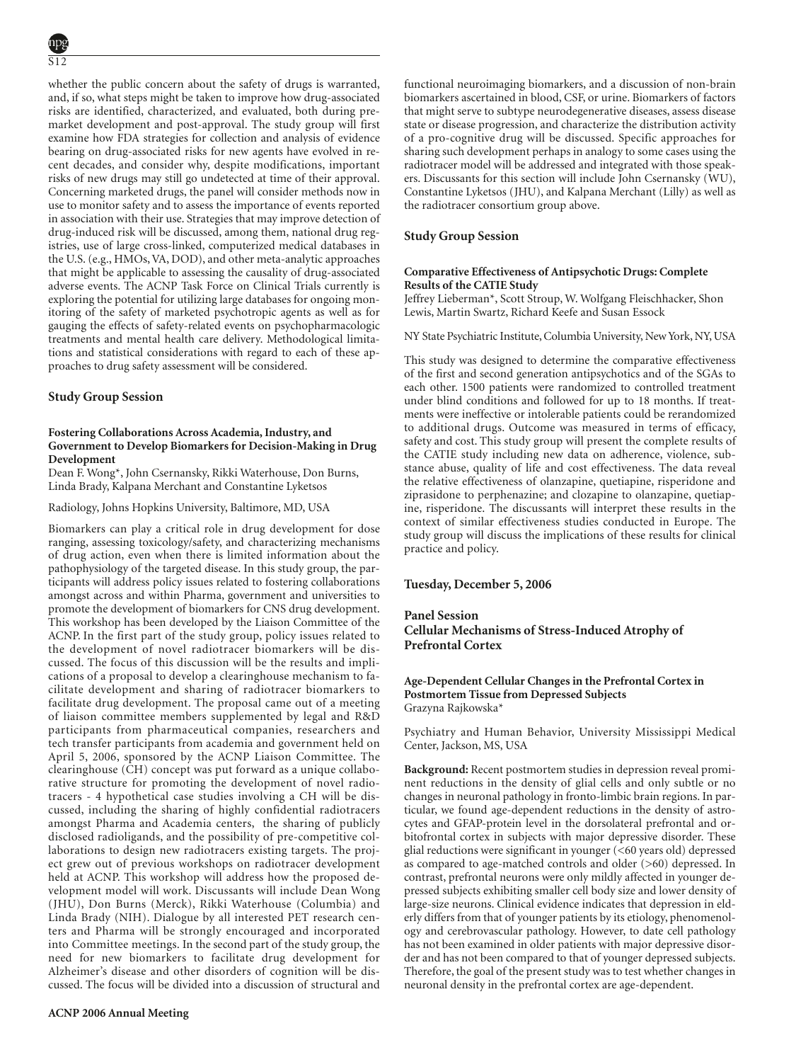whether the public concern about the safety of drugs is warranted, and, if so, what steps might be taken to improve how drug-associated risks are identified, characterized, and evaluated, both during premarket development and post-approval. The study group will first examine how FDA strategies for collection and analysis of evidence bearing on drug-associated risks for new agents have evolved in recent decades, and consider why, despite modifications, important risks of new drugs may still go undetected at time of their approval. Concerning marketed drugs, the panel will consider methods now in use to monitor safety and to assess the importance of events reported in association with their use. Strategies that may improve detection of drug-induced risk will be discussed, among them, national drug registries, use of large cross-linked, computerized medical databases in the U.S. (e.g., HMOs, VA, DOD), and other meta-analytic approaches that might be applicable to assessing the causality of drug-associated adverse events. The ACNP Task Force on Clinical Trials currently is exploring the potential for utilizing large databases for ongoing monitoring of the safety of marketed psychotropic agents as well as for gauging the effects of safety-related events on psychopharmacologic treatments and mental health care delivery. Methodological limitations and statistical considerations with regard to each of these approaches to drug safety assessment will be considered.

## Study Group Session

### Fostering Collaborations Across Academia, Industry, and Government to Develop Biomarkers for Decision-Making in Drug Development

Dean F. Wong*, John Csernansky, Rikki Waterhouse, Don Burns, Linda Brady, Kalpana Merchant and Constantine Lyketsos

Radiology, Johns Hopkins University, Baltimore, MD, USA

Biomarkers can play a critical role in drug development for dose ranging, assessing toxicology/safety, and characterizing mechanisms of drug action, even when there is limited information about the pathophysiology of the targeted disease. In this study group, the participants will address policy issues related to fostering collaborations amongst across and within Pharma, government and universities to promote the development of biomarkers for CNS drug development. This workshop has been developed by the Liaison Committee of the ACNP. In the first part of the study group, policy issues related to the development of novel radiotracer biomarkers will be discussed. The focus of this discussion will be the results and implications of a proposal to develop a clearinghouse mechanism to facilitate development and sharing of radiotracer biomarkers to facilitate drug development. The proposal came out of a meeting of liaison committee members supplemented by legal and R&D participants from pharmaceutical companies, researchers and tech transfer participants from academia and government held on April 5, 2006, sponsored by the ACNP Liaison Committee. The clearinghouse (CH) concept was put forward as a unique collaborative structure for promoting the development of novel radiotracers - 4 hypothetical case studies involving a CH will be discussed, including the sharing of highly confidential radiotracers amongst Pharma and Academia centers, the sharing of publicly disclosed radioligands, and the possibility of pre-competitive collaborations to design new radiotracers existing targets. The project grew out of previous workshops on radiotracer development held at ACNP. This workshop will address how the proposed development model will work. Discussants will include Dean Wong (JHU), Don Burns (Merck), Rikki Waterhouse (Columbia) and Linda Brady (NIH). Dialogue by all interested PET research centers and Pharma will be strongly encouraged and incorporated into Committee meetings. In the second part of the study group, the need for new biomarkers to facilitate drug development for Alzheimer's disease and other disorders of cognition will be discussed. The focus will be divided into a discussion of structural and functional neuroimaging biomarkers, and a discussion of non-brain biomarkers ascertained in blood, CSF, or urine. Biomarkers of factors that might serve to subtype neurodegenerative diseases, assess disease state or disease progression, and characterize the distribution activity of a pro-cognitive drug will be discussed. Specific approaches for sharing such development perhaps in analogy to some cases using the radiotracer model will be addressed and integrated with those speakers. Discussants for this section will include John Csernansky (WU), Constantine Lyketsos (JHU), and Kalpana Merchant (Lilly) as well as the radiotracer consortium group above.

## Study Group Session

### Comparative Effectiveness of Antipsychotic Drugs: Complete Results of the CATIE Study

Jeffrey Lieberman*, Scott Stroup, W. Wolfgang Fleischhacker, Shon Lewis, Martin Swartz, Richard Keefe and Susan Essock

NY State Psychiatric Institute, Columbia University, New York, NY, USA

This study was designed to determine the comparative effectiveness of the first and second generation antipsychotics and of the SGAs to each other. 1500 patients were randomized to controlled treatment under blind conditions and followed for up to 18 months. If treatments were ineffective or intolerable patients could be rerandomized to additional drugs. Outcome was measured in terms of efficacy, safety and cost. This study group will present the complete results of the CATIE study including new data on adherence, violence, substance abuse, quality of life and cost effectiveness. The data reveal the relative effectiveness of olanzapine, quetiapine, risperidone and ziprasidone to perphenazine; and clozapine to olanzapine, quetiapine, risperidone. The discussants will interpret these results in the context of similar effectiveness studies conducted in Europe. The study group will discuss the implications of these results for clinical practice and policy.

## Tuesday, December 5, 2006

## Panel Session
## Cellular Mechanisms of Stress-Induced Atrophy of Prefrontal Cortex

### Age-Dependent Cellular Changes in the Prefrontal Cortex in Postmortem Tissue from Depressed Subjects

Grazyna Rajkowska*

Psychiatry and Human Behavior, University Mississippi Medical Center, Jackson, MS, USA

**Background:** Recent postmortem studies in depression reveal prominent reductions in the density of glial cells and only subtle or no changes in neuronal pathology in fronto-limbic brain regions. In particular, we found age-dependent reductions in the density of astrocytes and GFAP-protein level in the dorsolateral prefrontal and orbitofrontal cortex in subjects with major depressive disorder. These glial reductions were significant in younger (<60 years old) depressed as compared to age-matched controls and older (>60) depressed. In contrast, prefrontal neurons were only mildly affected in younger depressed subjects exhibiting smaller cell body size and lower density of large-size neurons. Clinical evidence indicates that depression in elderly differs from that of younger patients by its etiology, phenomenology and cerebrovascular pathology. However, to date cell pathology has not been examined in older patients with major depressive disorder and has not been compared to that of younger depressed subjects. Therefore, the goal of the present study was to test whether changes in neuronal density in the prefrontal cortex are age-dependent.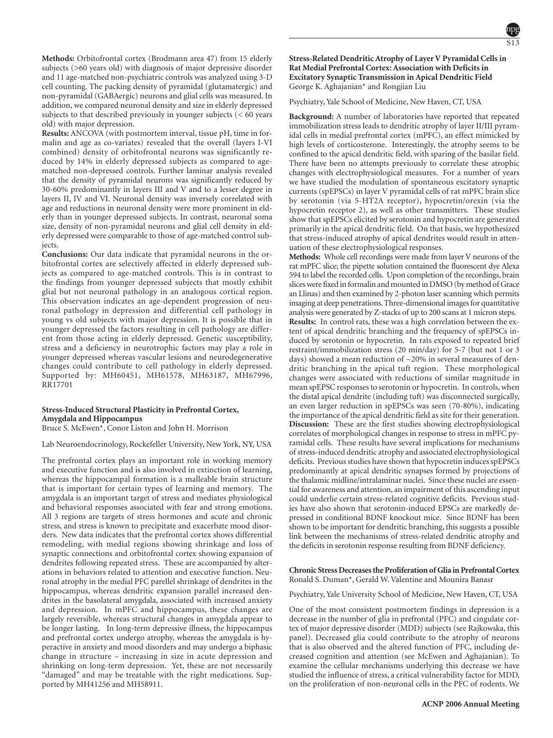**Methods:** Orbitofrontal cortex (Brodmann area 47) from 15 elderly subjects (>60 years old) with diagnosis of major depressive disorder and 11 age-matched non-psychiatric controls was analyzed using 3-D cell counting. The packing density of pyramidal (glutamatergic) and non-pyramidal (GABAergic) neurons and glial cells was measured. In addition, we compared neuronal density and size in elderly depressed subjects to that described previously in younger subjects (< 60 years old) with major depression.

**Results:** ANCOVA (with postmortem interval, tissue pH, time in formalin and age as co-variates) revealed that the overall (layers I-VI combined) density of orbitofrontal neurons was significantly reduced by 14% in elderly depressed subjects as compared to age-matched non-depressed controls. Further laminar analysis revealed that the density of pyramidal neurons was significantly reduced by 30-60% predominantly in layers III and V and to a lesser degree in layers II, IV and VI. Neuronal density was inversely correlated with age and reductions in neuronal density were more prominent in elderly than in younger depressed subjects. In contrast, neuronal soma size, density of non-pyramidal neurons and glial cell density in elderly depressed were comparable to those of age-matched control subjects.

**Conclusions:** Our data indicate that pyramidal neurons in the orbitofrontal cortex are selectively affected in elderly depressed subjects as compared to age-matched controls. This is in contrast to the findings from younger depressed subjects that mostly exhibit glial but not neuronal pathology in an analogous cortical region. This observation indicates an age-dependent progression of neuronal pathology in depression and differential cell pathology in young vs old subjects with major depression. It is possible that in younger depressed the factors resulting in cell pathology are different from those acting in elderly depressed. Genetic susceptibility, stress and a deficiency in neurotrophic factors may play a role in younger depressed whereas vascular lesions and neurodegenerative changes could contribute to cell pathology in elderly depressed. Supported by: MH60451, MH61578, MH63187, MH67996, RR17701

### Stress-Induced Structural Plasticity in Prefrontal Cortex, Amygdala and Hippocampus

Bruce S. McEwen*, Conor Liston and John H. Morrison

Lab Neuroendocrinology, Rockefeller University, New York, NY, USA

The prefrontal cortex plays an important role in working memory and executive function and is also involved in extinction of learning, whereas the hippocampal formation is a malleable brain structure that is important for certain types of learning and memory. The amygdala is an important target of stress and mediates physiological and behavioral responses associated with fear and strong emotions. All 3 regions are targets of stress hormones and acute and chronic stress, and stress is known to precipitate and exacerbate mood disorders. New data indicates that the prefrontal cortex shows differential remodeling, with medial regions showing shrinkage and loss of synaptic connections and orbitofrontal cortex showing expansion of dendrites following repeated stress. These are accompanied by alterations in behaviors related to attention and executive function. Neuronal atrophy in the medial PFC parellel shrinkage of dendrites in the hippocampus, whereas dendritic expansion parallel increased dendrites in the basolateral amygdala, associated with increased anxiety and depression. In mPFC and hippocampus, these changes are largely reversible, whereas structural changes in amygdala appear to be longer lasting. In long-term depressive illness, the hippocampus and prefrontal cortex undergo atrophy, whereas the amygdala is hyperactive in anxiety and mood disorders and may undergo a biphasic change in structure – increasing in size in acute depression and shrinking on long-term depression. Yet, these are not necessarily "damaged" and may be treatable with the right medications. Supported by MH41256 and MH58911.

### Stress-Related Dendritic Atrophy of Layer V Pyramidal Cells in Rat Medial Prefrontal Cortex: Association with Deficits in Excitatory Synaptic Transmission in Apical Dendritic Field

George K. Aghajanian* and Rongjian Liu

Psychiatry, Yale School of Medicine, New Haven, CT, USA

**Background:** A number of laboratories have reported that repeated immobilization stress leads to dendritic atrophy of layer II/III pyramidal cells in medial prefrontal cortex (mPFC), an effect mimicked by high levels of corticosterone. Interestingly, the atrophy seems to be confined to the apical dendritic field, with sparing of the basilar field. There have been no attempts previously to correlate these atrophic changes with electrophysiological measures. For a number of years we have studied the modulation of spontaneous excitatory synaptic currents (spEPSCs) in layer V pyramidal cells of rat mPFC brain slice by serotonin (via 5-HT2A receptor), hypocretin/orexin (via the hypocretin receptor 2), as well as other transmitters. These studies show that spEPSCs elicited by serotonin and hypocretin are generated primarily in the apical dendritic field. On that basis, we hypothesized that stress-induced atrophy of apical dendrites would result in attenuation of these electrophysiological responses.

**Methods:** Whole cell recordings were made from layer V neurons of the rat mPFC slice; the pipette solution contained the fluorescent dye Alexa 594 to label the recorded cells. Upon completion of the recordings, brain slices were fixed in formalin and mounted in DMSO (by method of Grace an Llinas) and then examined by 2-photon laser scanning which permits imaging at deep penetrations. Three-dimensional images for quantitative analysis were generated by Z-stacks of up to 200 scans at 1 micron steps.

**Results:** In control rats, these was a high correlation between the extent of apical dendritic branching and the frequency of spEPSCs induced by serotonin or hypocretin. In rats exposed to repeated brief restraint/immobilization stress (20 min/day) for 5-7 (but not 1 or 3 days) showed a mean reduction of ~20% in several measures of dendritic branching in the apical tuft region. These morphological changes were associated with reductions of similar magnitude in mean spEPSC responses to serotonin or hypocretin. In controls, when the distal apical dendrite (including tuft) was disconnected surgically, an even larger reduction in spEPSCs was seen (70-80%), indicating the importance of the apical dendritic field as site for their generation.

**Discussion:** These are the first studies showing electrophysiological correlates of morphological changes in response to stress in mPFC pyramidal cells. These results have several implications for mechanisms of stress-induced dendritic atrophy and associated electrophysiological deficits. Previous studies have shown that hypocretin induces spEPSCs predominantly at apical dendritic synapses formed by projections of the thalamic midline/intralaminar nuclei. Since these nuclei are essential for awareness and attention, an impairment of this ascending input could underlie certain stress-related cognitive deficits. Previous studies have also shown that serotonin-induced EPSCs are markedly depressed in conditional BDNF knockout mice. Since BDNF has been shown to be important for dendritic branching, this suggests a possible link between the mechanisms of stress-related dendritic atrophy and the deficits in serotonin response resulting from BDNF deficiency.

### Chronic Stress Decreases the Proliferation of Glia in Prefrontal Cortex

Ronald S. Duman*, Gerald W. Valentine and Mounira Banasr

Psychiatry, Yale University School of Medicine, New Haven, CT, USA

One of the most consistent postmortem findings in depression is a decrease in the number of glia in prefrontal (PFC) and cingulate cortex of major depressive disorder (MDD) subjects (see Rajkowska, this panel). Decreased glia could contribute to the atrophy of neurons that is also observed and the altered function of PFC, including decreased cognition and attention (see McEwen and Aghajanian). To examine the cellular mechanisms underlying this decrease we have studied the influence of stress, a critical vulnerability factor for MDD, on the proliferation of non-neuronal cells in the PFC of rodents. We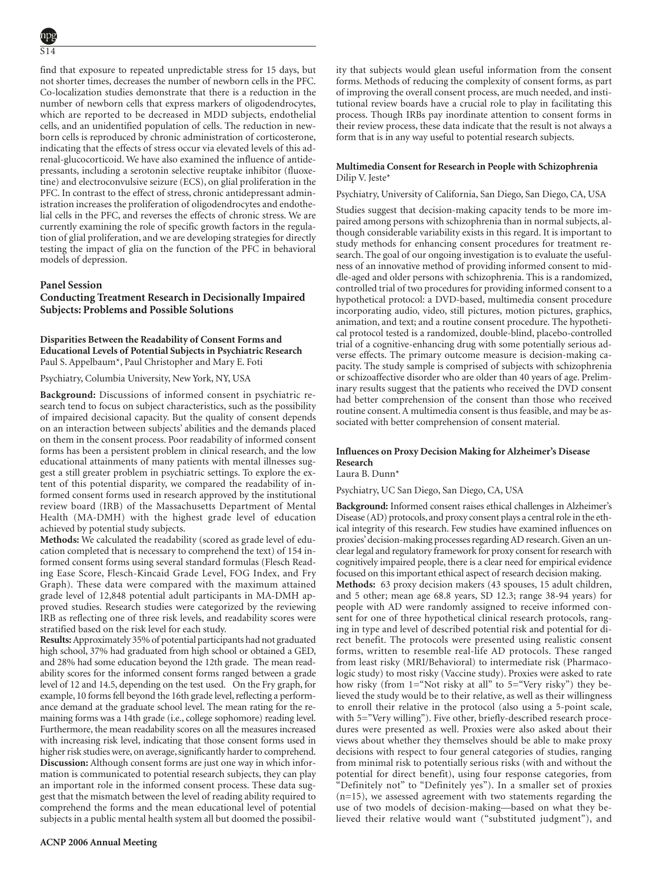find that exposure to repeated unpredictable stress for 15 days, but not shorter times, decreases the number of newborn cells in the PFC. Co-localization studies demonstrate that there is a reduction in the number of newborn cells that express markers of oligodendrocytes, which are reported to be decreased in MDD subjects, endothelial cells, and an unidentified population of cells. The reduction in newborn cells is reproduced by chronic administration of corticosterone, indicating that the effects of stress occur via elevated levels of this adrenal-glucocorticoid. We have also examined the influence of antidepressants, including a serotonin selective reuptake inhibitor (fluoxetine) and electroconvulsive seizure (ECS), on glial proliferation in the PFC. In contrast to the effect of stress, chronic antidepressant administration increases the proliferation of oligodendrocytes and endothelial cells in the PFC, and reverses the effects of chronic stress. We are currently examining the role of specific growth factors in the regulation of glial proliferation, and we are developing strategies for directly testing the impact of glia on the function of the PFC in behavioral models of depression.

## Panel Session
## Conducting Treatment Research in Decisionally Impaired Subjects: Problems and Possible Solutions

### Disparities Between the Readability of Consent Forms and Educational Levels of Potential Subjects in Psychiatric Research
Paul S. Appelbaum*, Paul Christopher and Mary E. Foti

Psychiatry, Columbia University, New York, NY, USA

**Background:** Discussions of informed consent in psychiatric research tend to focus on subject characteristics, such as the possibility of impaired decisional capacity. But the quality of consent depends on an interaction between subjects' abilities and the demands placed on them in the consent process. Poor readability of informed consent forms has been a persistent problem in clinical research, and the low educational attainments of many patients with mental illnesses suggest a still greater problem in psychiatric settings. To explore the extent of this potential disparity, we compared the readability of informed consent forms used in research approved by the institutional review board (IRB) of the Massachusetts Department of Mental Health (MA-DMH) with the highest grade level of education achieved by potential study subjects.
**Methods:** We calculated the readability (scored as grade level of education completed that is necessary to comprehend the text) of 154 informed consent forms using several standard formulas (Flesch Reading Ease Score, Flesch-Kincaid Grade Level, FOG Index, and Fry Graph). These data were compared with the maximum attained grade level of 12,848 potential adult participants in MA-DMH approved studies. Research studies were categorized by the reviewing IRB as reflecting one of three risk levels, and readability scores were stratified based on the risk level for each study.
**Results:** Approximately 35% of potential participants had not graduated high school, 37% had graduated from high school or obtained a GED, and 28% had some education beyond the 12th grade. The mean readability scores for the informed consent forms ranged between a grade level of 12 and 14.5, depending on the test used. On the Fry graph, for example, 10 forms fell beyond the 16th grade level, reflecting a performance demand at the graduate school level. The mean rating for the remaining forms was a 14th grade (i.e., college sophomore) reading level. Furthermore, the mean readability scores on all the measures increased with increasing risk level, indicating that those consent forms used in higher risk studies were, on average, significantly harder to comprehend.
**Discussion:** Although consent forms are just one way in which information is communicated to potential research subjects, they can play an important role in the informed consent process. These data suggest that the mismatch between the level of reading ability required to comprehend the forms and the mean educational level of potential subjects in a public mental health system all but doomed the possibility that subjects would glean useful information from the consent forms. Methods of reducing the complexity of consent forms, as part of improving the overall consent process, are much needed, and institutional review boards have a crucial role to play in facilitating this process. Though IRBs pay inordinate attention to consent forms in their review process, these data indicate that the result is not always a form that is in any way useful to potential research subjects.

### Multimedia Consent for Research in People with Schizophrenia
Dilip V. Jeste*

Psychiatry, University of California, San Diego, San Diego, CA, USA

Studies suggest that decision-making capacity tends to be more impaired among persons with schizophrenia than in normal subjects, although considerable variability exists in this regard. It is important to study methods for enhancing consent procedures for treatment research. The goal of our ongoing investigation is to evaluate the usefulness of an innovative method of providing informed consent to middle-aged and older persons with schizophrenia. This is a randomized, controlled trial of two procedures for providing informed consent to a hypothetical protocol: a DVD-based, multimedia consent procedure incorporating audio, video, still pictures, motion pictures, graphics, animation, and text; and a routine consent procedure. The hypothetical protocol tested is a randomized, double-blind, placebo-controlled trial of a cognitive-enhancing drug with some potentially serious adverse effects. The primary outcome measure is decision-making capacity. The study sample is comprised of subjects with schizophrenia or schizoaffective disorder who are older than 40 years of age. Preliminary results suggest that the patients who received the DVD consent had better comprehension of the consent than those who received routine consent. A multimedia consent is thus feasible, and may be associated with better comprehension of consent material.

### Influences on Proxy Decision Making for Alzheimer's Disease Research
Laura B. Dunn*

Psychiatry, UC San Diego, San Diego, CA, USA

**Background:** Informed consent raises ethical challenges in Alzheimer's Disease (AD) protocols, and proxy consent plays a central role in the ethical integrity of this research. Few studies have examined influences on proxies' decision-making processes regarding AD research. Given an unclear legal and regulatory framework for proxy consent for research with cognitively impaired people, there is a clear need for empirical evidence focused on this important ethical aspect of research decision making.
**Methods:** 63 proxy decision makers (43 spouses, 15 adult children, and 5 other; mean age 68.8 years, SD 12.3; range 38-94 years) for people with AD were randomly assigned to receive informed consent for one of three hypothetical clinical research protocols, ranging in type and level of described potential risk and potential for direct benefit. The protocols were presented using realistic consent forms, written to resemble real-life AD protocols. These ranged from least risky (MRI/Behavioral) to intermediate risk (Pharmacologic study) to most risky (Vaccine study). Proxies were asked to rate how risky (from 1="Not risky at all" to 5="Very risky") they believed the study would be to their relative, as well as their willingness to enroll their relative in the protocol (also using a 5-point scale, with 5="Very willing"). Five other, briefly-described research procedures were presented as well. Proxies were also asked about their views about whether they themselves should be able to make proxy decisions with respect to four general categories of studies, ranging from minimal risk to potentially serious risks (with and without the potential for direct benefit), using four response categories, from "Definitely not" to "Definitely yes"). In a smaller set of proxies (n=15), we assessed agreement with two statements regarding the use of two models of decision-making—based on what they believed their relative would want ("substituted judgment"), and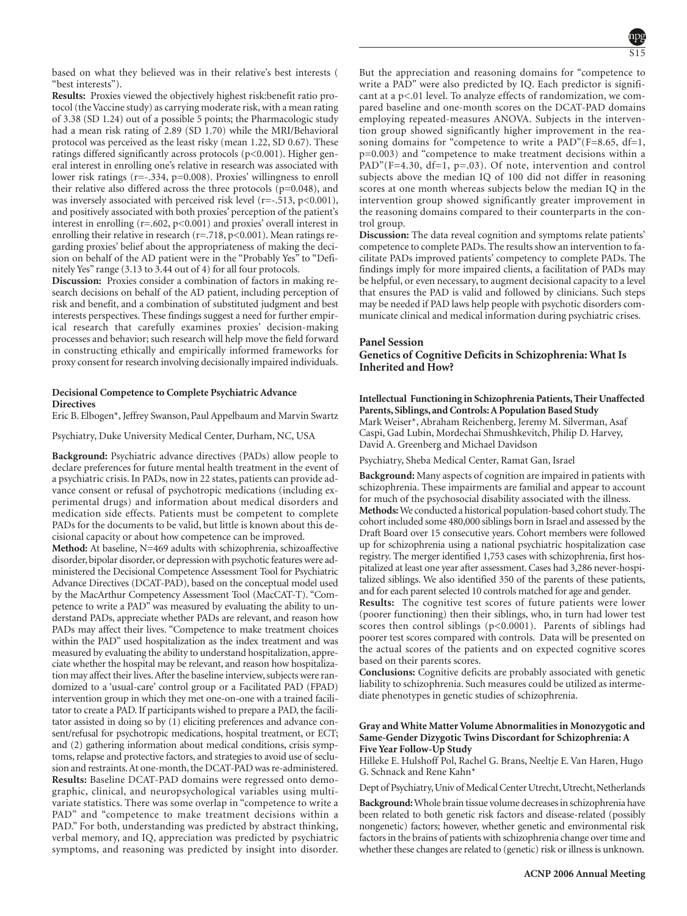based on what they believed was in their relative's best interests ( "best interests").

**Results:** Proxies viewed the objectively highest risk:benefit ratio protocol (the Vaccine study) as carrying moderate risk, with a mean rating of 3.38 (SD 1.24) out of a possible 5 points; the Pharmacologic study had a mean risk rating of 2.89 (SD 1.70) while the MRI/Behavioral protocol was perceived as the least risky (mean 1.22, SD 0.67). These ratings differed significantly across protocols ($p<0.001$). Higher general interest in enrolling one's relative in research was associated with lower risk ratings ($r=-.334$, $p=0.008$). Proxies' willingness to enroll their relative also differed across the three protocols ($p=0.048$), and was inversely associated with perceived risk level ($r=-.513$, $p<0.001$), and positively associated with both proxies' perception of the patient's interest in enrolling ($r=.602$, $p<0.001$) and proxies' overall interest in enrolling their relative in research ($r=.718$, $p<0.001$). Mean ratings regarding proxies' belief about the appropriateness of making the decision on behalf of the AD patient were in the "Probably Yes" to "Definitely Yes" range (3.13 to 3.44 out of 4) for all four protocols.

**Discussion:** Proxies consider a combination of factors in making research decisions on behalf of the AD patient, including perception of risk and benefit, and a combination of substituted judgment and best interests perspectives. These findings suggest a need for further empirical research that carefully examines proxies' decision-making processes and behavior; such research will help move the field forward in constructing ethically and empirically informed frameworks for proxy consent for research involving decisionally impaired individuals.

### Decisional Competence to Complete Psychiatric Advance Directives

Eric B. Elbogen*, Jeffrey Swanson, Paul Appelbaum and Marvin Swartz

Psychiatry, Duke University Medical Center, Durham, NC, USA

**Background:** Psychiatric advance directives (PADs) allow people to declare preferences for future mental health treatment in the event of a psychiatric crisis. In PADs, now in 22 states, patients can provide advance consent or refusal of psychotropic medications (including experimental drugs) and information about medical disorders and medication side effects. Patients must be competent to complete PADs for the documents to be valid, but little is known about this decisional capacity or about how competence can be improved.

**Method:** At baseline, N=469 adults with schizophrenia, schizoaffective disorder, bipolar disorder, or depression with psychotic features were administered the Decisional Competence Assessment Tool for Psychiatric Advance Directives (DCAT-PAD), based on the conceptual model used by the MacArthur Competency Assessment Tool (MacCAT-T). "Competence to write a PAD" was measured by evaluating the ability to understand PADs, appreciate whether PADs are relevant, and reason how PADs may affect their lives. "Competence to make treatment choices within the PAD" used hospitalization as the index treatment and was measured by evaluating the ability to understand hospitalization, appreciate whether the hospital may be relevant, and reason how hospitalization may affect their lives. After the baseline interview, subjects were randomized to a 'usual-care' control group or a Facilitated PAD (FPAD) intervention group in which they met one-on-one with a trained facilitator to create a PAD. If participants wished to prepare a PAD, the facilitator assisted in doing so by (1) eliciting preferences and advance consent/refusal for psychotropic medications, hospital treatment, or ECT; and (2) gathering information about medical conditions, crisis symptoms, relapse and protective factors, and strategies to avoid use of seclusion and restraints. At one-month, the DCAT-PAD was re-administered.

**Results:** Baseline DCAT-PAD domains were regressed onto demographic, clinical, and neuropsychological variables using multivariate statistics. There was some overlap in "competence to write a PAD" and "competence to make treatment decisions within a PAD." For both, understanding was predicted by abstract thinking, verbal memory, and IQ, appreciation was predicted by psychiatric symptoms, and reasoning was predicted by insight into disorder. But the appreciation and reasoning domains for "competence to write a PAD" were also predicted by IQ. Each predictor is significant at a $p<.01$ level. To analyze effects of randomization, we compared baseline and one-month scores on the DCAT-PAD domains employing repeated-measures ANOVA. Subjects in the intervention group showed significantly higher improvement in the reasoning domains for "competence to write a PAD"($F=8.65$, $df=1$, $p=0.003$) and "competence to make treatment decisions within a PAD"($F=4.30$, $df=1$, $p=.03$). Of note, intervention and control subjects above the median IQ of 100 did not differ in reasoning scores at one month whereas subjects below the median IQ in the intervention group showed significantly greater improvement in the reasoning domains compared to their counterparts in the control group.

**Discussion:** The data reveal cognition and symptoms relate patients' competence to complete PADs. The results show an intervention to facilitate PADs improved patients' competency to complete PADs. The findings imply for more impaired clients, a facilitation of PADs may be helpful, or even necessary, to augment decisional capacity to a level that ensures the PAD is valid and followed by clinicians. Such steps may be needed if PAD laws help people with psychotic disorders communicate clinical and medical information during psychiatric crises.

## Panel Session

## Genetics of Cognitive Deficits in Schizophrenia: What Is Inherited and How?

### Intellectual Functioning in Schizophrenia Patients, Their Unaffected Parents, Siblings, and Controls: A Population Based Study

Mark Weiser*, Abraham Reichenberg, Jeremy M. Silverman, Asaf Caspi, Gad Lubin, Mordechai Shmushkevitch, Philip D. Harvey, David A. Greenberg and Michael Davidson

Psychiatry, Sheba Medical Center, Ramat Gan, Israel

**Background:** Many aspects of cognition are impaired in patients with schizophrenia. These impairments are familial and appear to account for much of the psychosocial disability associated with the illness.

**Methods:** We conducted a historical population-based cohort study. The cohort included some 480,000 siblings born in Israel and assessed by the Draft Board over 15 consecutive years. Cohort members were followed up for schizophrenia using a national psychiatric hospitalization case registry. The merger identified 1,753 cases with schizophrenia, first hospitalized at least one year after assessment. Cases had 3,286 never-hospitalized siblings. We also identified 350 of the parents of these patients, and for each parent selected 10 controls matched for age and gender.

**Results:** The cognitive test scores of future patients were lower (poorer functioning) then their siblings, who, in turn had lower test scores then control siblings ($p<0.0001$). Parents of siblings had poorer test scores compared with controls. Data will be presented on the actual scores of the patients and on expected cognitive scores based on their parents scores.

**Conclusions:** Cognitive deficits are probably associated with genetic liability to schizophrenia. Such measures could be utilized as intermediate phenotypes in genetic studies of schizophrenia.

### Gray and White Matter Volume Abnormalities in Monozygotic and Same-Gender Dizygotic Twins Discordant for Schizophrenia: A Five Year Follow-Up Study

Hilleke E. Hulshoff Pol, Rachel G. Brans, Neeltje E. Van Haren, Hugo G. Schnack and Rene Kahn*

Dept of Psychiatry, Univ of Medical Center Utrecht, Utrecht, Netherlands

**Background:** Whole brain tissue volume decreases in schizophrenia have been related to both genetic risk factors and disease-related (possibly nongenetic) factors; however, whether genetic and environmental risk factors in the brains of patients with schizophrenia change over time and whether these changes are related to (genetic) risk or illness is unknown.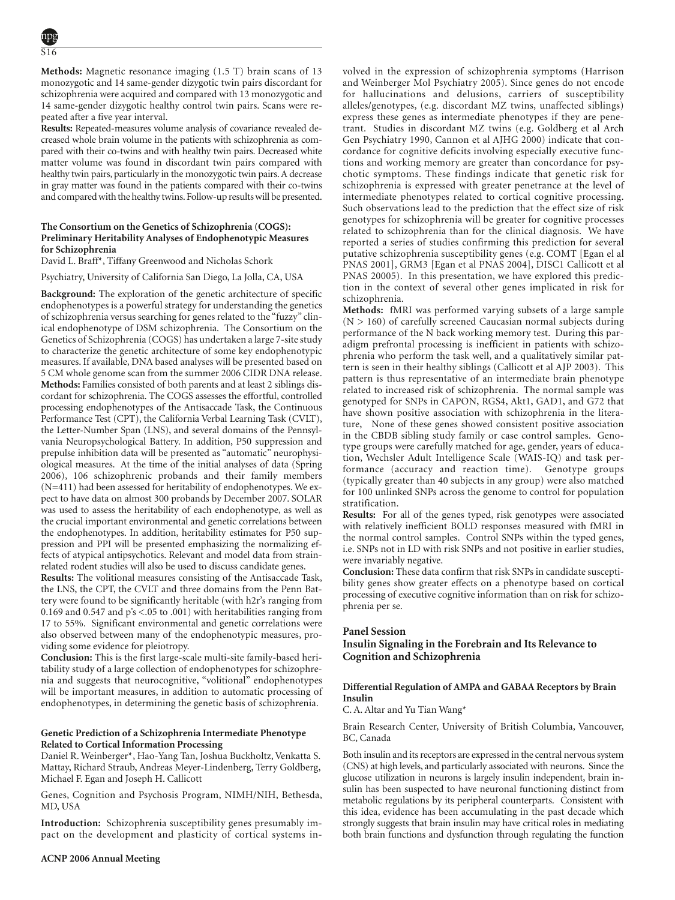**Methods:** Magnetic resonance imaging (1.5 T) brain scans of 13 monozygotic and 14 same-gender dizygotic twin pairs discordant for schizophrenia were acquired and compared with 13 monozygotic and 14 same-gender dizygotic healthy control twin pairs. Scans were repeated after a five year interval.

**Results:** Repeated-measures volume analysis of covariance revealed decreased whole brain volume in the patients with schizophrenia as compared with their co-twins and with healthy twin pairs. Decreased white matter volume was found in discordant twin pairs compared with healthy twin pairs, particularly in the monozygotic twin pairs. A decrease in gray matter was found in the patients compared with their co-twins and compared with the healthy twins. Follow-up results will be presented.

### The Consortium on the Genetics of Schizophrenia (COGS): Preliminary Heritability Analyses of Endophenotypic Measures for Schizophrenia

David L. Braff*, Tiffany Greenwood and Nicholas Schork

Psychiatry, University of California San Diego, La Jolla, CA, USA

**Background:** The exploration of the genetic architecture of specific endophenotypes is a powerful strategy for understanding the genetics of schizophrenia versus searching for genes related to the "fuzzy" clinical endophenotype of DSM schizophrenia. The Consortium on the Genetics of Schizophrenia (COGS) has undertaken a large 7-site study to characterize the genetic architecture of some key endophenotypic measures. If available, DNA based analyses will be presented based on 5 CM whole genome scan from the summer 2006 CIDR DNA release.

**Methods:** Families consisted of both parents and at least 2 siblings discordant for schizophrenia. The COGS assesses the effortful, controlled processing endophenotypes of the Antisaccade Task, the Continuous Performance Test (CPT), the California Verbal Learning Task (CVLT), the Letter-Number Span (LNS), and several domains of the Pennsylvania Neuropsychological Battery. In addition, P50 suppression and prepulse inhibition data will be presented as "automatic" neurophysiological measures. At the time of the initial analyses of data (Spring 2006), 106 schizophrenic probands and their family members (N=411) had been assessed for heritability of endophenotypes. We expect to have data on almost 300 probands by December 2007. SOLAR was used to assess the heritability of each endophenotype, as well as the crucial important environmental and genetic correlations between the endophenotypes. In addition, heritability estimates for P50 suppression and PPI will be presented emphasizing the normalizing effects of atypical antipsychotics. Relevant and model data from strain-related rodent studies will also be used to discuss candidate genes.

**Results:** The volitional measures consisting of the Antisaccade Task, the LNS, the CPT, the CVLT and three domains from the Penn Battery were found to be significantly heritable (with h2r's ranging from 0.169 and 0.547 and p's <.05 to .001) with heritabilities ranging from 17 to 55%. Significant environmental and genetic correlations were also observed between many of the endophenotypic measures, providing some evidence for pleiotropy.

**Conclusion:** This is the first large-scale multi-site family-based heritability study of a large collection of endophenotypes for schizophrenia and suggests that neurocognitive, "volitional" endophenotypes will be important measures, in addition to automatic processing of endophenotypes, in determining the genetic basis of schizophrenia.

### Genetic Prediction of a Schizophrenia Intermediate Phenotype Related to Cortical Information Processing

Daniel R. Weinberger*, Hao-Yang Tan, Joshua Buckholtz, Venkatta S. Mattay, Richard Straub, Andreas Meyer-Lindenberg, Terry Goldberg, Michael F. Egan and Joseph H. Callicott

Genes, Cognition and Psychosis Program, NIMH/NIH, Bethesda, MD, USA

**Introduction:** Schizophrenia susceptibility genes presumably impact on the development and plasticity of cortical systems involved in the expression of schizophrenia symptoms (Harrison and Weinberger Mol Psychiatry 2005). Since genes do not encode for hallucinations and delusions, carriers of susceptibility alleles/genotypes, (e.g. discordant MZ twins, unaffected siblings) express these genes as intermediate phenotypes if they are penetrant. Studies in discordant MZ twins (e.g. Goldberg et al Arch Gen Psychiatry 1990, Cannon et al AJHG 2000) indicate that concordance for cognitive deficits involving especially executive functions and working memory are greater than concordance for psychotic symptoms. These findings indicate that genetic risk for schizophrenia is expressed with greater penetrance at the level of intermediate phenotypes related to cortical cognitive processing. Such observations lead to the prediction that the effect size of risk genotypes for schizophrenia will be greater for cognitive processes related to schizophrenia than for the clinical diagnosis. We have reported a series of studies confirming this prediction for several putative schizophrenia susceptibility genes (e.g. COMT [Egan el al PNAS 2001], GRM3 [Egan et al PNAS 2004], DISC1 Callicott et al PNAS 20005). In this presentation, we have explored this prediction in the context of several other genes implicated in risk for schizophrenia.

**Methods:** fMRI was performed varying subsets of a large sample (N > 160) of carefully screened Caucasian normal subjects during performance of the N back working memory test. During this paradigm prefrontal processing is inefficient in patients with schizophrenia who perform the task well, and a qualitatively similar pattern is seen in their healthy siblings (Callicott et al AJP 2003). This pattern is thus representative of an intermediate brain phenotype related to increased risk of schizophrenia. The normal sample was genotyped for SNPs in CAPON, RGS4, Akt1, GAD1, and G72 that have shown positive association with schizophrenia in the literature, None of these genes showed consistent positive association in the CBDB sibling study family or case control samples. Genotype groups were carefully matched for age, gender, years of education, Wechsler Adult Intelligence Scale (WAIS-IQ) and task performance (accuracy and reaction time). Genotype groups (typically greater than 40 subjects in any group) were also matched for 100 unlinked SNPs across the genome to control for population stratification.

**Results:** For all of the genes typed, risk genotypes were associated with relatively inefficient BOLD responses measured with fMRI in the normal control samples. Control SNPs within the typed genes, i.e. SNPs not in LD with risk SNPs and not positive in earlier studies, were invariably negative.

**Conclusion:** These data confirm that risk SNPs in candidate susceptibility genes show greater effects on a phenotype based on cortical processing of executive cognitive information than on risk for schizophrenia per se.

## Panel Session
## Insulin Signaling in the Forebrain and Its Relevance to Cognition and Schizophrenia

### Differential Regulation of AMPA and GABAA Receptors by Brain Insulin

C. A. Altar and Yu Tian Wang*

Brain Research Center, University of British Columbia, Vancouver, BC, Canada

Both insulin and its receptors are expressed in the central nervous system (CNS) at high levels, and particularly associated with neurons. Since the glucose utilization in neurons is largely insulin independent, brain insulin has been suspected to have neuronal functioning distinct from metabolic regulations by its peripheral counterparts. Consistent with this idea, evidence has been accumulating in the past decade which strongly suggests that brain insulin may have critical roles in mediating both brain functions and dysfunction through regulating the function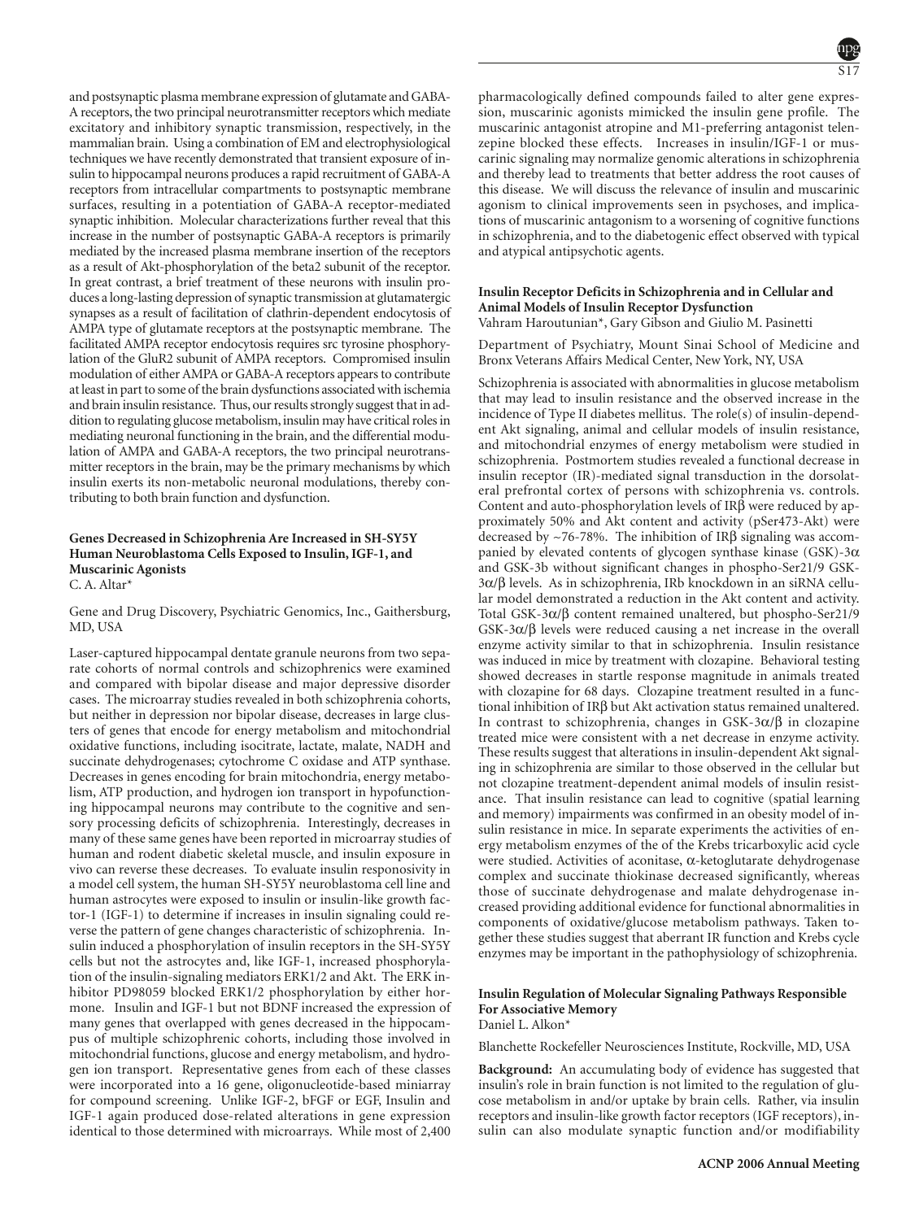and postsynaptic plasma membrane expression of glutamate and GABA-A receptors, the two principal neurotransmitter receptors which mediate excitatory and inhibitory synaptic transmission, respectively, in the mammalian brain. Using a combination of EM and electrophysiological techniques we have recently demonstrated that transient exposure of insulin to hippocampal neurons produces a rapid recruitment of GABA-A receptors from intracellular compartments to postsynaptic membrane surfaces, resulting in a potentiation of GABA-A receptor-mediated synaptic inhibition. Molecular characterizations further reveal that this increase in the number of postsynaptic GABA-A receptors is primarily mediated by the increased plasma membrane insertion of the receptors as a result of Akt-phosphorylation of the beta2 subunit of the receptor. In great contrast, a brief treatment of these neurons with insulin produces a long-lasting depression of synaptic transmission at glutamatergic synapses as a result of facilitation of clathrin-dependent endocytosis of AMPA type of glutamate receptors at the postsynaptic membrane. The facilitated AMPA receptor endocytosis requires src tyrosine phosphorylation of the GluR2 subunit of AMPA receptors. Compromised insulin modulation of either AMPA or GABA-A receptors appears to contribute at least in part to some of the brain dysfunctions associated with ischemia and brain insulin resistance. Thus, our results strongly suggest that in addition to regulating glucose metabolism, insulin may have critical roles in mediating neuronal functioning in the brain, and the differential modulation of AMPA and GABA-A receptors, the two principal neurotransmitter receptors in the brain, may be the primary mechanisms by which insulin exerts its non-metabolic neuronal modulations, thereby contributing to both brain function and dysfunction.

### Genes Decreased in Schizophrenia Are Increased in SH-SY5Y Human Neuroblastoma Cells Exposed to Insulin, IGF-1, and Muscarinic Agonists

C. A. Altar*

Gene and Drug Discovery, Psychiatric Genomics, Inc., Gaithersburg, MD, USA

Laser-captured hippocampal dentate granule neurons from two separate cohorts of normal controls and schizophrenics were examined and compared with bipolar disease and major depressive disorder cases. The microarray studies revealed in both schizophrenia cohorts, but neither in depression nor bipolar disease, decreases in large clusters of genes that encode for energy metabolism and mitochondrial oxidative functions, including isocitrate, lactate, malate, NADH and succinate dehydrogenases; cytochrome C oxidase and ATP synthase. Decreases in genes encoding for brain mitochondria, energy metabolism, ATP production, and hydrogen ion transport in hypofunctioning hippocampal neurons may contribute to the cognitive and sensory processing deficits of schizophrenia. Interestingly, decreases in many of these same genes have been reported in microarray studies of human and rodent diabetic skeletal muscle, and insulin exposure in vivo can reverse these decreases. To evaluate insulin responsivity in a model cell system, the human SH-SY5Y neuroblastoma cell line and human astrocytes were exposed to insulin or insulin-like growth factor-1 (IGF-1) to determine if increases in insulin signaling could reverse the pattern of gene changes characteristic of schizophrenia. Insulin induced a phosphorylation of insulin receptors in the SH-SY5Y cells but not the astrocytes and, like IGF-1, increased phosphorylation of the insulin-signaling mediators ERK1/2 and Akt. The ERK inhibitor PD98059 blocked ERK1/2 phosphorylation by either hormone. Insulin and IGF-1 but not BDNF increased the expression of many genes that overlapped with genes decreased in the hippocampus of multiple schizophrenic cohorts, including those involved in mitochondrial functions, glucose and energy metabolism, and hydrogen ion transport. Representative genes from each of these classes were incorporated into a 16 gene, oligonucleotide-based miniarray for compound screening. Unlike IGF-2, bFGF or EGF, Insulin and IGF-1 again produced dose-related alterations in gene expression identical to those determined with microarrays. While most of 2,400 pharmacologically defined compounds failed to alter gene expression, muscarinic agonists mimicked the insulin gene profile. The muscarinic antagonist atropine and M1-preferring antagonist telenzepine blocked these effects. Increases in insulin/IGF-1 or muscarinic signaling may normalize genomic alterations in schizophrenia and thereby lead to treatments that better address the root causes of this disease. We will discuss the relevance of insulin and muscarinic agonism to clinical improvements seen in psychoses, and implications of muscarinic antagonism to a worsening of cognitive functions in schizophrenia, and to the diabetogenic effect observed with typical and atypical antipsychotic agents.

### Insulin Receptor Deficits in Schizophrenia and in Cellular and Animal Models of Insulin Receptor Dysfunction

Vahram Haroutunian*, Gary Gibson and Giulio M. Pasinetti

Department of Psychiatry, Mount Sinai School of Medicine and Bronx Veterans Affairs Medical Center, New York, NY, USA

Schizophrenia is associated with abnormalities in glucose metabolism that may lead to insulin resistance and the observed increase in the incidence of Type II diabetes mellitus. The role(s) of insulin-dependent Akt signaling, animal and cellular models of insulin resistance, and mitochondrial enzymes of energy metabolism were studied in schizophrenia. Postmortem studies revealed a functional decrease in insulin receptor (IR)-mediated signal transduction in the dorsolateral prefrontal cortex of persons with schizophrenia vs. controls. Content and auto-phosphorylation levels of IRβ were reduced by approximately 50% and Akt content and activity (pSer473-Akt) were decreased by ~76-78%. The inhibition of IRβ signaling was accompanied by elevated contents of glycogen synthase kinase (GSK)-3α and GSK-3b without significant changes in phospho-Ser21/9 GSK-3α/β levels. As in schizophrenia, IRb knockdown in an siRNA cellular model demonstrated a reduction in the Akt content and activity. Total GSK-3α/β content remained unaltered, but phospho-Ser21/9 GSK-3α/β levels were reduced causing a net increase in the overall enzyme activity similar to that in schizophrenia. Insulin resistance was induced in mice by treatment with clozapine. Behavioral testing showed decreases in startle response magnitude in animals treated with clozapine for 68 days. Clozapine treatment resulted in a functional inhibition of IRβ but Akt activation status remained unaltered. In contrast to schizophrenia, changes in GSK-3α/β in clozapine treated mice were consistent with a net decrease in enzyme activity. These results suggest that alterations in insulin-dependent Akt signaling in schizophrenia are similar to those observed in the cellular but not clozapine treatment-dependent animal models of insulin resistance. That insulin resistance can lead to cognitive (spatial learning and memory) impairments was confirmed in an obesity model of insulin resistance in mice. In separate experiments the activities of energy metabolism enzymes of the of the Krebs tricarboxylic acid cycle were studied. Activities of aconitase, α-ketoglutarate dehydrogenase complex and succinate thiokinase decreased significantly, whereas those of succinate dehydrogenase and malate dehydrogenase increased providing additional evidence for functional abnormalities in components of oxidative/glucose metabolism pathways. Taken together these studies suggest that aberrant IR function and Krebs cycle enzymes may be important in the pathophysiology of schizophrenia.

### Insulin Regulation of Molecular Signaling Pathways Responsible For Associative Memory

Daniel L. Alkon*

Blanchette Rockefeller Neurosciences Institute, Rockville, MD, USA

**Background:** An accumulating body of evidence has suggested that insulin's role in brain function is not limited to the regulation of glucose metabolism in and/or uptake by brain cells. Rather, via insulin receptors and insulin-like growth factor receptors (IGF receptors), insulin can also modulate synaptic function and/or modifiability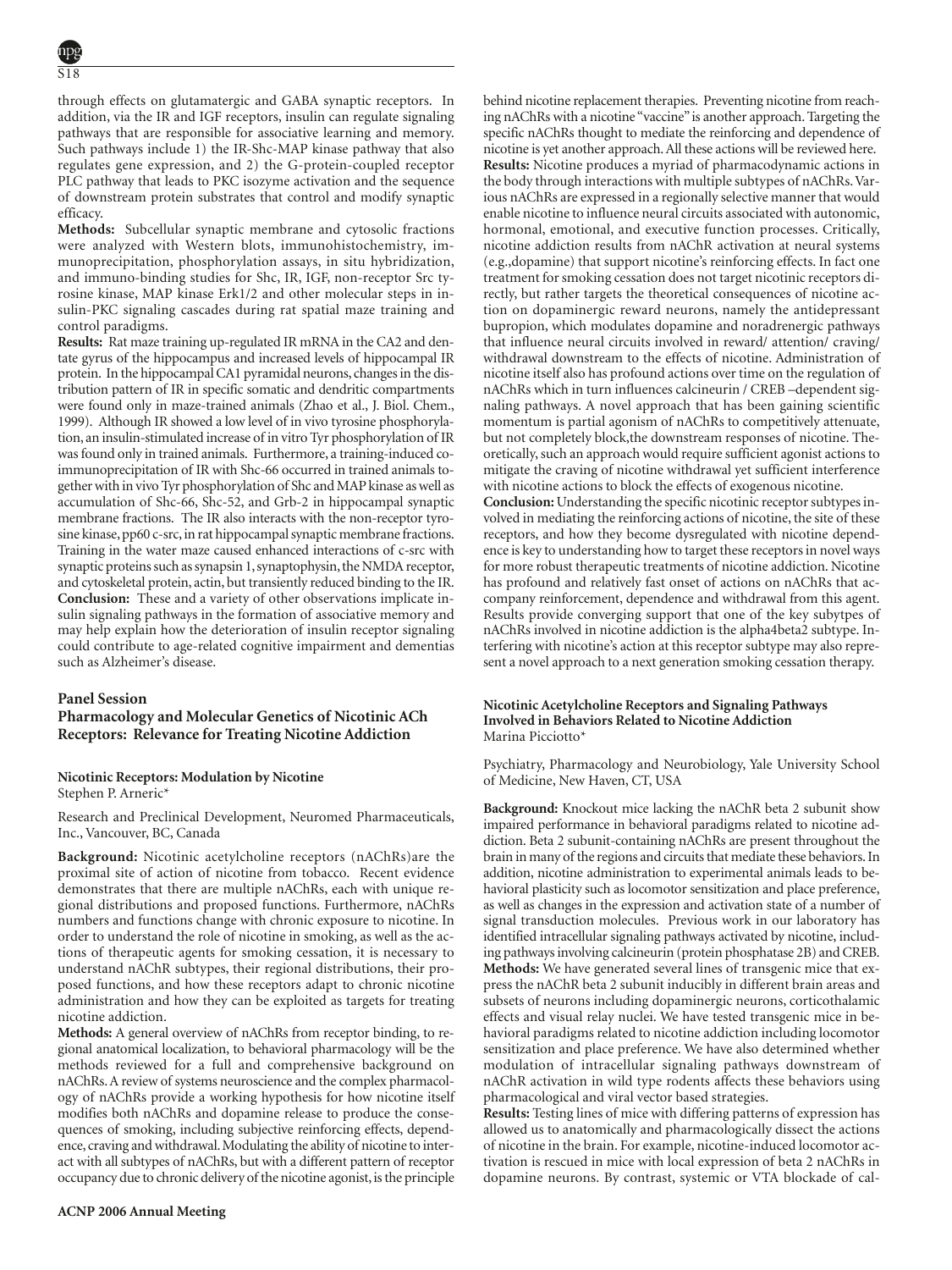through effects on glutamatergic and GABA synaptic receptors. In addition, via the IR and IGF receptors, insulin can regulate signaling pathways that are responsible for associative learning and memory. Such pathways include 1) the IR-Shc-MAP kinase pathway that also regulates gene expression, and 2) the G-protein-coupled receptor PLC pathway that leads to PKC isozyme activation and the sequence of downstream protein substrates that control and modify synaptic efficacy.

**Methods:** Subcellular synaptic membrane and cytosolic fractions were analyzed with Western blots, immunohistochemistry, immunoprecipitation, phosphorylation assays, in situ hybridization, and immuno-binding studies for Shc, IR, IGF, non-receptor Src tyrosine kinase, MAP kinase Erk1/2 and other molecular steps in insulin-PKC signaling cascades during rat spatial maze training and control paradigms.

**Results:** Rat maze training up-regulated IR mRNA in the CA2 and dentate gyrus of the hippocampus and increased levels of hippocampal IR protein. In the hippocampal CA1 pyramidal neurons, changes in the distribution pattern of IR in specific somatic and dendritic compartments were found only in maze-trained animals (Zhao et al., J. Biol. Chem., 1999). Although IR showed a low level of in vivo tyrosine phosphorylation, an insulin-stimulated increase of in vitro Tyr phosphorylation of IR was found only in trained animals. Furthermore, a training-induced co-immunoprecipitation of IR with Shc-66 occurred in trained animals together with in vivo Tyr phosphorylation of Shc and MAP kinase as well as accumulation of Shc-66, Shc-52, and Grb-2 in hippocampal synaptic membrane fractions. The IR also interacts with the non-receptor tyrosine kinase, pp60 c-src, in rat hippocampal synaptic membrane fractions. Training in the water maze caused enhanced interactions of c-src with synaptic proteins such as synapsin 1, synaptophysin, the NMDA receptor, and cytoskeletal protein, actin, but transiently reduced binding to the IR.

**Conclusion:** These and a variety of other observations implicate insulin signaling pathways in the formation of associative memory and may help explain how the deterioration of insulin receptor signaling could contribute to age-related cognitive impairment and dementias such as Alzheimer's disease.

## Panel Session

## Pharmacology and Molecular Genetics of Nicotinic ACh Receptors: Relevance for Treating Nicotine Addiction

### Nicotinic Receptors: Modulation by Nicotine

Stephen P. Arneric*

Research and Preclinical Development, Neuromed Pharmaceuticals, Inc., Vancouver, BC, Canada

**Background:** Nicotinic acetylcholine receptors (nAChRs)are the proximal site of action of nicotine from tobacco. Recent evidence demonstrates that there are multiple nAChRs, each with unique regional distributions and proposed functions. Furthermore, nAChRs numbers and functions change with chronic exposure to nicotine. In order to understand the role of nicotine in smoking, as well as the actions of therapeutic agents for smoking cessation, it is necessary to understand nAChR subtypes, their regional distributions, their proposed functions, and how these receptors adapt to chronic nicotine administration and how they can be exploited as targets for treating nicotine addiction.

**Methods:** A general overview of nAChRs from receptor binding, to regional anatomical localization, to behavioral pharmacology will be the methods reviewed for a full and comprehensive background on nAChRs. A review of systems neuroscience and the complex pharmacology of nAChRs provide a working hypothesis for how nicotine itself modifies both nAChRs and dopamine release to produce the consequences of smoking, including subjective reinforcing effects, dependence, craving and withdrawal. Modulating the ability of nicotine to interact with all subtypes of nAChRs, but with a different pattern of receptor occupancy due to chronic delivery of the nicotine agonist, is the principle behind nicotine replacement therapies. Preventing nicotine from reaching nAChRs with a nicotine "vaccine" is another approach. Targeting the specific nAChRs thought to mediate the reinforcing and dependence of nicotine is yet another approach. All these actions will be reviewed here.

**Results:** Nicotine produces a myriad of pharmacodynamic actions in the body through interactions with multiple subtypes of nAChRs. Various nAChRs are expressed in a regionally selective manner that would enable nicotine to influence neural circuits associated with autonomic, hormonal, emotional, and executive function processes. Critically, nicotine addiction results from nAChR activation at neural systems (e.g.,dopamine) that support nicotine's reinforcing effects. In fact one treatment for smoking cessation does not target nicotinic receptors directly, but rather targets the theoretical consequences of nicotine action on dopaminergic reward neurons, namely the antidepressant bupropion, which modulates dopamine and noradrenergic pathways that influence neural circuits involved in reward/ attention/ craving/ withdrawal downstream to the effects of nicotine. Administration of nicotine itself also has profound actions over time on the regulation of nAChRs which in turn influences calcineurin / CREB –dependent signaling pathways. A novel approach that has been gaining scientific momentum is partial agonism of nAChRs to competitively attenuate, but not completely block,the downstream responses of nicotine. Theoretically, such an approach would require sufficient agonist actions to mitigate the craving of nicotine withdrawal yet sufficient interference with nicotine actions to block the effects of exogenous nicotine.

**Conclusion:** Understanding the specific nicotinic receptor subtypes involved in mediating the reinforcing actions of nicotine, the site of these receptors, and how they become dysregulated with nicotine dependence is key to understanding how to target these receptors in novel ways for more robust therapeutic treatments of nicotine addiction. Nicotine has profound and relatively fast onset of actions on nAChRs that accompany reinforcement, dependence and withdrawal from this agent. Results provide converging support that one of the key subtypes of nAChRs involved in nicotine addiction is the alpha4beta2 subtype. Interfering with nicotine's action at this receptor subtype may also represent a novel approach to a next generation smoking cessation therapy.

### Nicotinic Acetylcholine Receptors and Signaling Pathways Involved in Behaviors Related to Nicotine Addiction

Marina Picciotto*

Psychiatry, Pharmacology and Neurobiology, Yale University School of Medicine, New Haven, CT, USA

**Background:** Knockout mice lacking the nAChR beta 2 subunit show impaired performance in behavioral paradigms related to nicotine addiction. Beta 2 subunit-containing nAChRs are present throughout the brain in many of the regions and circuits that mediate these behaviors. In addition, nicotine administration to experimental animals leads to behavioral plasticity such as locomotor sensitization and place preference, as well as changes in the expression and activation state of a number of signal transduction molecules. Previous work in our laboratory has identified intracellular signaling pathways activated by nicotine, including pathways involving calcineurin (protein phosphatase 2B) and CREB.

**Methods:** We have generated several lines of transgenic mice that express the nAChR beta 2 subunit inducibly in different brain areas and subsets of neurons including dopaminergic neurons, corticothalamic effects and visual relay nuclei. We have tested transgenic mice in behavioral paradigms related to nicotine addiction including locomotor sensitization and place preference. We have also determined whether modulation of intracellular signaling pathways downstream of nAChR activation in wild type rodents affects these behaviors using pharmacological and viral vector based strategies.

**Results:** Testing lines of mice with differing patterns of expression has allowed us to anatomically and pharmacologically dissect the actions of nicotine in the brain. For example, nicotine-induced locomotor activation is rescued in mice with local expression of beta 2 nAChRs in dopamine neurons. By contrast, systemic or VTA blockade of cal-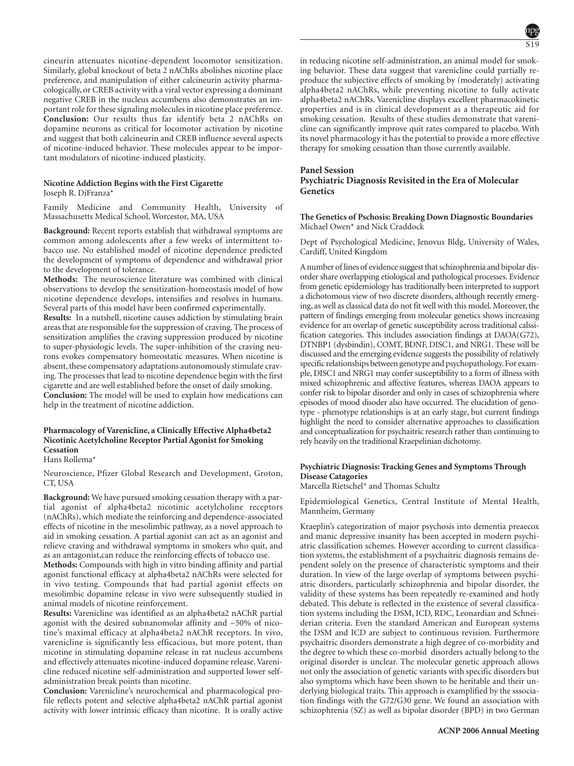cineurin attenuates nicotine-dependent locomotor sensitization. Similarly, global knockout of beta 2 nAChRs abolishes nicotine place preference, and manipulation of either calcineurin activity pharmacologically, or CREB activity with a viral vector expressing a dominant negative CREB in the nucleus accumbens also demonstrates an important role for these signaling molecules in nicotine place preference.
**Conclusion:** Our results thus far identify beta 2 nAChRs on dopamine neurons as critical for locomotor activation by nicotine and suggest that both calcineurin and CREB influence several aspects of nicotine-induced behavior. These molecules appear to be important modulators of nicotine-induced plasticity.

### Nicotine Addiction Begins with the First Cigarette

Joseph R. DiFranza*

Family Medicine and Community Health, University of Massachusetts Medical School, Worcestor, MA, USA

**Background:** Recent reports establish that withdrawal symptoms are common among adolescents after a few weeks of intermittent tobacco use. No established model of nicotine dependence predicted the development of symptoms of dependence and withdrawal prior to the development of tolerance.
**Methods:** The neuroscience literature was combined with clinical observations to develop the sensitization-homeostasis model of how nicotine dependence develops, intensifies and resolves in humans. Several parts of this model have been confirmed experimentally.
**Results:** In a nutshell, nicotine causes addiction by stimulating brain areas that are responsible for the suppression of craving. The process of sensitization amplifies the craving suppression produced by nicotine to super-physiologic levels. The super-inhibition of the craving neurons evokes compensatory homeostatic measures. When nicotine is absent, these compensatory adaptations autonomously stimulate craving. The processes that lead to nicotine dependence begin with the first cigarette and are well established before the onset of daily smoking.
**Conclusion:** The model will be used to explain how medications can help in the treatment of nicotine addiction.

### Pharmacology of Varenicline, a Clinically Effective Alpha4beta2 Nicotinic Acetylcholine Receptor Partial Agonist for Smoking Cessation

Hans Rollema*

Neuroscience, Pfizer Global Research and Development, Groton, CT, USA

**Background:** We have pursued smoking cessation therapy with a partial agonist of alpha4beta2 nicotinic acetylcholine receptors (nAChRs), which mediate the reinforcing and dependence-associated effects of nicotine in the mesolimbic pathway, as a novel approach to aid in smoking cessation. A partial agonist can act as an agonist and relieve craving and withdrawal symptoms in smokers who quit, and as an antagonist,can reduce the reinforcing effects of tobacco use.
**Methods:** Compounds with high in vitro binding affinity and partial agonist functional efficacy at alpha4beta2 nAChRs were selected for in vivo testing. Compounds that had partial agonist effects on mesolimbic dopamine release in vivo were subsequently studied in animal models of nicotine reinforcement.
**Results:** Varenicline was identified as an alpha4beta2 nAChR partial agonist with the desired subnanomolar affinity and ~50% of nicotine's maximal efficacy at alpha4beta2 nAChR receptors. In vivo, varenicline is significantly less efficacious, but more potent, than nicotine in stimulating dopamine release in rat nucleus accumbens and effectively attenuates nicotine-induced dopamine release. Varenicline reduced nicotine self-administration and supported lower self-administration break points than nicotine.
**Conclusion:** Varenicline's neurochemical and pharmacological profile reflects potent and selective alpha4beta2 nAChR partial agonist activity with lower intrinsic efficacy than nicotine. It is orally active in reducing nicotine self-administration, an animal model for smoking behavior. These data suggest that varenicline could partially reproduce the subjective effects of smoking by (moderately) activating alpha4beta2 nAChRs, while preventing nicotine to fully activate alpha4beta2 nAChRs. Varenicline displays excellent pharmacokinetic properties and is in clinical development as a therapeutic aid for smoking cessation. Results of these studies demonstrate that varenicline can significantly improve quit rates compared to placebo. With its novel pharmacology it has the potential to provide a more effective therapy for smoking cessation than those currently available.

## Panel Session
## Psychiatric Diagnosis Revisited in the Era of Molecular Genetics

### The Genetics of Pschosis: Breaking Down Diagnostic Boundaries

Michael Owen* and Nick Craddock

Dept of Psychological Medicine, Jenovus Bldg, University of Wales, Cardiff, United Kingdom

A number of lines of evidence suggest that schizophrenia and bipolar disorder share overlapping etiological and pathological processes. Evidence from genetic epidemiology has traditionally been interpreted to support a dichotomous view of two discrete disorders, although recently emerging, as well as classical data do not fit well with this model. Moreover, the pattern of findings emerging from molecular genetics shows increasing evidence for an overlap of genetic susceptibility across traditional calssification categories. This includes association findings at DAOA(G72), DTNBP1 (dysbindin), COMT, BDNF, DISC1, and NRG1. These will be discussed and the emerging evidence suggests the possibility of relatively specific relationships between genotype and psychopathology. For example, DISC1 and NRG1 may confer susceptibility to a form of illness with mixed schizophrenic and affective features, whereas DAOA appears to confer risk to bipolar disorder and only in cases of schizophrenia where episodes of mood disoder also have occurred. The elucidation of genotype - phenotype relationships is at an early stage, but current findings highlight the need to consider alternative approaches to classification and conceptualization for psychiatric research rather than continuing to rely heavily on the traditional Kraepelinian dichotomy.

### Psychiatric Diagnosis: Tracking Genes and Symptoms Through Disease Catagories

Marcella Rietschel* and Thomas Schultz

Epidemiological Genetics, Central Institute of Mental Health, Mannheim, Germany

Kraeplin's categorization of major psychosis into dementia preaecox and manic depressive insanity has been accepted in modern psychiatric classification schemes. However according to current classification systems, the establishment of a psychaitric diagnosis remains dependent solely on the presence of characteristic symptoms and their duration. In view of the large overlap of symptoms between psychiatric disorders, particularly schizophrenia and bipolar disorder, the validity of these systems has been repeatedly re-examined and hotly debated. This debate is reflected in the existence of several classification systems including the DSM, ICD, RDC, Leonardian and Schneiderian criteria. Even the standard American and European systems the DSM and ICD are subject to continuous revision. Furthermore psychaitric disorders demonstrate a high degree of co-morbidity and the degree to which these co-morbid disorders actually belong to the original disorder is unclear. The molecular genetic approach allows not only the association of genetic variants with specific disorders but also symptoms which have been shown to be heritable and their underlying biological traits. This approach is exemplified by the sssociation findings with the G72/G30 gene. We found an association with schizophrenia (SZ) as well as bipolar disorder (BPD) in two German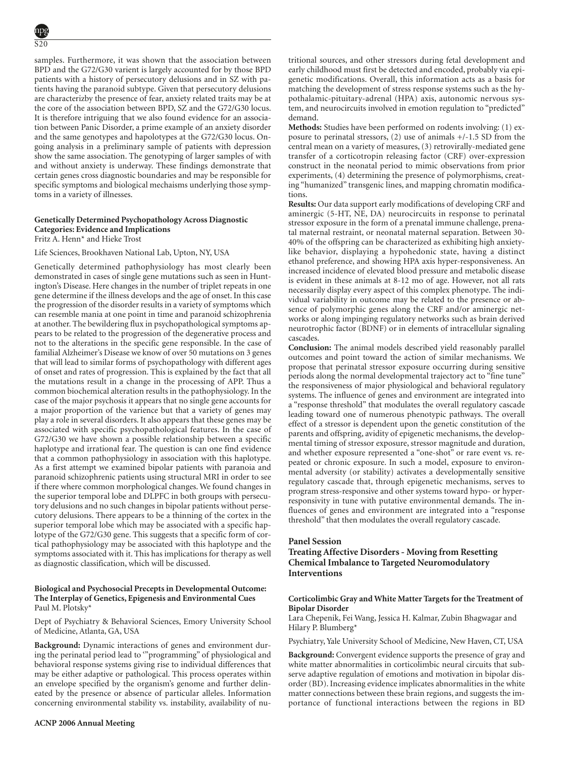samples. Furthermore, it was shown that the association between BPD and the G72/G30 varient is largely accounted for by those BPD patients with a history of persecutory delusions and in SZ with patients having the paranoid subtype. Given that persecutory delusions are characterizby the presence of fear, anxiety related traits may be at the core of the association between BPD, SZ and the G72/G30 locus. It is therefore intriguing that we also found evidence for an association between Panic Disorder, a prime example of an anxiety disorder and the same genotypes and hapolotypes at the G72/G30 locus. Ongoing analysis in a preliminary sample of patients with depression show the same association. The genotyping of larger samples of with and without anxiety is underway. These findings demonstrate that certain genes cross diagnostic boundaries and may be responsible for specific symptoms and biological mechaisms underlying those symptoms in a variety of illnesses.

**Genetically Determined Psychopathology Across Diagnostic Categories: Evidence and Implications**
Fritz A. Henn* and Hieke Trost

Life Sciences, Brookhaven National Lab, Upton, NY, USA

Genetically determined pathophysiology has most clearly been demonstrated in cases of single gene mutations such as seen in Huntington's Disease. Here changes in the number of triplet repeats in one gene determine if the illness develops and the age of onset. In this case the progression of the disorder results in a variety of symptoms which can resemble mania at one point in time and paranoid schizophrenia at another. The bewildering flux in psychopathological symptoms appears to be related to the progression of the degenerative process and not to the alterations in the specific gene responsible. In the case of familial Alzheimer's Disease we know of over 50 mutations on 3 genes that will lead to similar forms of psychopathology with different ages of onset and rates of progression. This is explained by the fact that all the mutations result in a change in the processing of APP. Thus a common biochemical alteration results in the pathophysiology. In the case of the major psychosis it appears that no single gene accounts for a major proportion of the varience but that a variety of genes may play a role in several disorders. It also appears that these genes may be associated with specific psychopathological features. In the case of G72/G30 we have shown a possible relationship between a specific haplotype and irrational fear. The question is can one find evidence that a common pathophysiology in association with this haplotype. As a first attempt we examined bipolar patients with paranoia and paranoid schizophrenic patients using structural MRI in order to see if there where common morphological changes. We found changes in the superior temporal lobe and DLPFC in both groups with persecutory delusions and no such changes in bipolar patients without persecutory delusions. There appears to be a thinning of the cortex in the superior temporal lobe which may be associated with a specific haplotype of the G72/G30 gene. This suggests that a specific form of cortical pathophysiology may be associated with this haplotype and the symptoms associated with it. This has implications for therapy as well as diagnostic classification, which will be discussed.

**Biological and Psychosocial Precepts in Developmental Outcome: The Interplay of Genetics, Epigenesis and Environmental Cues**
Paul M. Plotsky*

Dept of Psychiatry & Behavioral Sciences, Emory University School of Medicine, Atlanta, GA, USA

**Background:** Dynamic interactions of genes and environment during the perinatal period lead to '"programming" of physiological and behavioral response systems giving rise to individual differences that may be either adaptive or pathological. This process operates within an envelope specified by the organism's genome and further delineated by the presence or absence of particular alleles. Information concerning environmental stability vs. instability, availability of nutritional sources, and other stressors during fetal development and early childhood must first be detected and encoded, probably via epigenetic modifications. Overall, this information acts as a basis for matching the development of stress response systems such as the hypothalamic-pituitary-adrenal (HPA) axis, autonomic nervous system, and neurocircuits involved in emotion regulation to "predicted" demand.

**Methods:** Studies have been performed on rodents involving: (1) exposure to perinatal stressors, (2) use of animals +/-1.5 SD from the central mean on a variety of measures, (3) retrovirally-mediated gene transfer of a corticotropin releasing factor (CRF) over-expression construct in the neonatal period to mimic observations from prior experiments, (4) determining the presence of polymorphisms, creating "humanized" transgenic lines, and mapping chromatin modifications.

**Results:** Our data support early modifications of developing CRF and aminergic (5-HT, NE, DA) neurocircuits in response to perinatal stressor exposure in the form of a prenatal immune challenge, prenatal maternal restraint, or neonatal maternal separation. Between 30-40% of the offspring can be characterized as exhibiting high anxiety-like behavior, displaying a hypohedonic state, having a distinct ethanol preference, and showing HPA axis hyper-responsiveness. An increased incidence of elevated blood pressure and metabolic disease is evident in these animals at 8-12 mo of age. However, not all rats necessarily display every aspect of this complex phenotype. The individual variability in outcome may be related to the presence or absence of polymorphic genes along the CRF and/or aminergic networks or along impinging regulatory networks such as brain derived neurotrophic factor (BDNF) or in elements of intracellular signaling cascades.

**Conclusion:** The animal models described yield reasonably parallel outcomes and point toward the action of similar mechanisms. We propose that perinatal stressor exposure occurring during sensitive periods along the normal developmental trajectory act to "fine tune" the responsiveness of major physiological and behavioral regulatory systems. The influence of genes and environment are integrated into a "response threshold" that modulates the overall regulatory cascade leading toward one of numerous phenotypic pathways. The overall effect of a stressor is dependent upon the genetic constitution of the parents and offspring, avidity of epigenetic mechanisms, the developmental timing of stressor exposure, stressor magnitude and duration, and whether exposure represented a "one-shot" or rare event vs. repeated or chronic exposure. In such a model, exposure to environmental adversity (or stability) activates a developmentally sensitive regulatory cascade that, through epigenetic mechanisms, serves to program stress-responsive and other systems toward hypo- or hyper-responsivity in tune with putative environmental demands. The influences of genes and environment are integrated into a "response threshold" that then modulates the overall regulatory cascade.

## Panel Session

## Treating Affective Disorders - Moving from Resetting Chemical Imbalance to Targeted Neuromodulatory Interventions

**Corticolimbic Gray and White Matter Targets for the Treatment of Bipolar Disorder**
Lara Chepenik, Fei Wang, Jessica H. Kalmar, Zubin Bhagwagar and Hilary P. Blumberg*

Psychiatry, Yale University School of Medicine, New Haven, CT, USA

**Background:** Convergent evidence supports the presence of gray and white matter abnormalities in corticolimbic neural circuits that subserve adaptive regulation of emotions and motivation in bipolar disorder (BD). Increasing evidence implicates abnormalities in the white matter connections between these brain regions, and suggests the importance of functional interactions between the regions in BD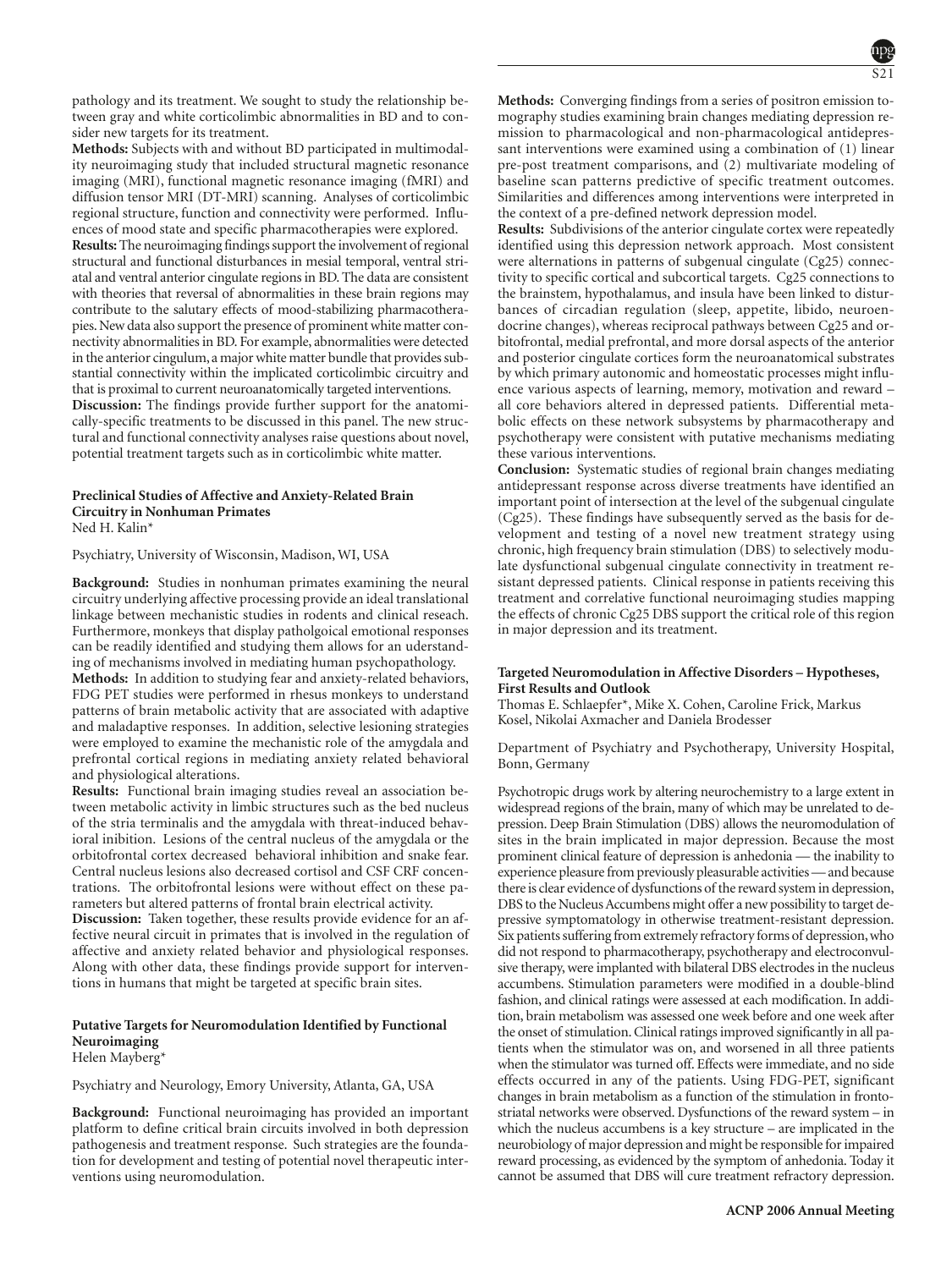pathology and its treatment. We sought to study the relationship between gray and white corticolimbic abnormalities in BD and to consider new targets for its treatment.

**Methods:** Subjects with and without BD participated in multimodality neuroimaging study that included structural magnetic resonance imaging (MRI), functional magnetic resonance imaging (fMRI) and diffusion tensor MRI (DT-MRI) scanning. Analyses of corticolimbic regional structure, function and connectivity were performed. Influences of mood state and specific pharmacotherapies were explored.

**Results:** The neuroimaging findings support the involvement of regional structural and functional disturbances in mesial temporal, ventral striatal and ventral anterior cingulate regions in BD. The data are consistent with theories that reversal of abnormalities in these brain regions may contribute to the salutary effects of mood-stabilizing pharmacotherapies. New data also support the presence of prominent white matter connectivity abnormalities in BD. For example, abnormalities were detected in the anterior cingulum, a major white matter bundle that provides substantial connectivity within the implicated corticolimbic circuitry and that is proximal to current neuroanatomically targeted interventions.

**Discussion:** The findings provide further support for the anatomically-specific treatments to be discussed in this panel. The new structural and functional connectivity analyses raise questions about novel, potential treatment targets such as in corticolimbic white matter.

### Preclinical Studies of Affective and Anxiety-Related Brain Circuitry in Nonhuman Primates

Ned H. Kalin*

Psychiatry, University of Wisconsin, Madison, WI, USA

**Background:** Studies in nonhuman primates examining the neural circuitry underlying affective processing provide an ideal translational linkage between mechanistic studies in rodents and clinical reseach. Furthermore, monkeys that display patholgoical emotional responses can be readily identified and studying them allows for an understanding of mechanisms involved in mediating human psychopathology.

**Methods:** In addition to studying fear and anxiety-related behaviors, FDG PET studies were performed in rhesus monkeys to understand patterns of brain metabolic activity that are associated with adaptive and maladaptive responses. In addition, selective lesioning strategies were employed to examine the mechanistic role of the amygdala and prefrontal cortical regions in mediating anxiety related behavioral and physiological alterations.

**Results:** Functional brain imaging studies reveal an association between metabolic activity in limbic structures such as the bed nucleus of the stria terminalis and the amygdala with threat-induced behavioral inhibition. Lesions of the central nucleus of the amygdala or the orbitofrontal cortex decreased behavioral inhibition and snake fear. Central nucleus lesions also decreased cortisol and CSF CRF concentrations. The orbitofrontal lesions were without effect on these parameters but altered patterns of frontal brain electrical activity.

**Discussion:** Taken together, these results provide evidence for an affective neural circuit in primates that is involved in the regulation of affective and anxiety related behavior and physiological responses. Along with other data, these findings provide support for interventions in humans that might be targeted at specific brain sites.

### Putative Targets for Neuromodulation Identified by Functional Neuroimaging

Helen Mayberg*

Psychiatry and Neurology, Emory University, Atlanta, GA, USA

**Background:** Functional neuroimaging has provided an important platform to define critical brain circuits involved in both depression pathogenesis and treatment response. Such strategies are the foundation for development and testing of potential novel therapeutic interventions using neuromodulation.

**Methods:** Converging findings from a series of positron emission tomography studies examining brain changes mediating depression remission to pharmacological and non-pharmacological antidepressant interventions were examined using a combination of (1) linear pre-post treatment comparisons, and (2) multivariate modeling of baseline scan patterns predictive of specific treatment outcomes. Similarities and differences among interventions were interpreted in the context of a pre-defined network depression model.

**Results:** Subdivisions of the anterior cingulate cortex were repeatedly identified using this depression network approach. Most consistent were alternations in patterns of subgenual cingulate (Cg25) connectivity to specific cortical and subcortical targets. Cg25 connections to the brainstem, hypothalamus, and insula have been linked to disturbances of circadian regulation (sleep, appetite, libido, neuroendocrine changes), whereas reciprocal pathways between Cg25 and orbitofrontal, medial prefrontal, and more dorsal aspects of the anterior and posterior cingulate cortices form the neuroanatomical substrates by which primary autonomic and homeostatic processes might influence various aspects of learning, memory, motivation and reward – all core behaviors altered in depressed patients. Differential metabolic effects on these network subsystems by pharmacotherapy and psychotherapy were consistent with putative mechanisms mediating these various interventions.

**Conclusion:** Systematic studies of regional brain changes mediating antidepressant response across diverse treatments have identified an important point of intersection at the level of the subgenual cingulate (Cg25). These findings have subsequently served as the basis for development and testing of a novel new treatment strategy using chronic, high frequency brain stimulation (DBS) to selectively modulate dysfunctional subgenual cingulate connectivity in treatment resistant depressed patients. Clinical response in patients receiving this treatment and correlative functional neuroimaging studies mapping the effects of chronic Cg25 DBS support the critical role of this region in major depression and its treatment.

### Targeted Neuromodulation in Affective Disorders – Hypotheses, First Results and Outlook

Thomas E. Schlaepfer*, Mike X. Cohen, Caroline Frick, Markus Kosel, Nikolai Axmacher and Daniela Brodesser

Department of Psychiatry and Psychotherapy, University Hospital, Bonn, Germany

Psychotropic drugs work by altering neurochemistry to a large extent in widespread regions of the brain, many of which may be unrelated to depression. Deep Brain Stimulation (DBS) allows the neuromodulation of sites in the brain implicated in major depression. Because the most prominent clinical feature of depression is anhedonia — the inability to experience pleasure from previously pleasurable activities — and because there is clear evidence of dysfunctions of the reward system in depression, DBS to the Nucleus Accumbens might offer a new possibility to target depressive symptomatology in otherwise treatment-resistant depression. Six patients suffering from extremely refractory forms of depression, who did not respond to pharmacotherapy, psychotherapy and electroconvulsive therapy, were implanted with bilateral DBS electrodes in the nucleus accumbens. Stimulation parameters were modified in a double-blind fashion, and clinical ratings were assessed at each modification. In addition, brain metabolism was assessed one week before and one week after the onset of stimulation. Clinical ratings improved significantly in all patients when the stimulator was on, and worsened in all three patients when the stimulator was turned off. Effects were immediate, and no side effects occurred in any of the patients. Using FDG-PET, significant changes in brain metabolism as a function of the stimulation in frontostriatal networks were observed. Dysfunctions of the reward system – in which the nucleus accumbens is a key structure – are implicated in the neurobiology of major depression and might be responsible for impaired reward processing, as evidenced by the symptom of anhedonia. Today it cannot be assumed that DBS will cure treatment refractory depression.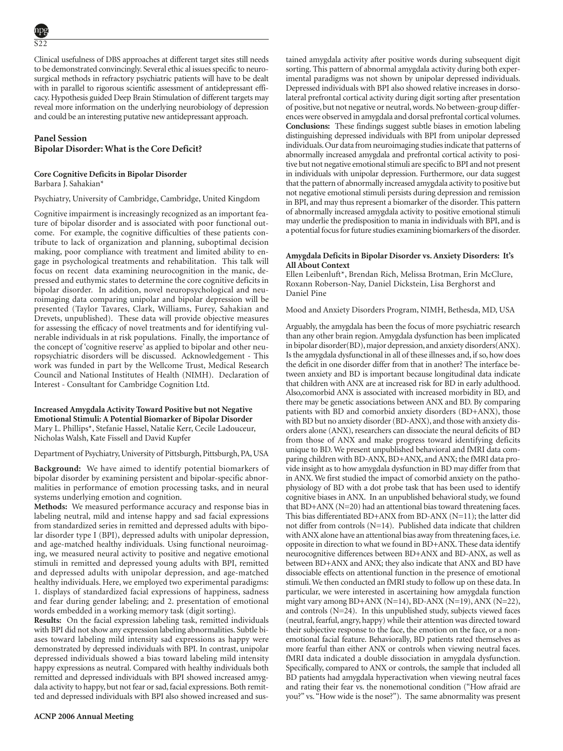Clinical usefulness of DBS approaches at different target sites still needs to be demonstrated convincingly. Several ethic al issues specific to neurosurgical methods in refractory psychiatric patients will have to be dealt with in parallel to rigorous scientific assessment of antidepressant efficacy. Hypothesis guided Deep Brain Stimulation of different targets may reveal more information on the underlying neurobiology of depression and could be an interesting putative new antidepressant approach.

## Panel Session
## Bipolar Disorder: What is the Core Deficit?

### Core Cognitive Deficits in Bipolar Disorder

Barbara J. Sahakian*

Psychiatry, University of Cambridge, Cambridge, United Kingdom

Cognitive impairment is increasingly recognized as an important feature of bipolar disorder and is associated with poor functional outcome. For example, the cognitive difficulties of these patients contribute to lack of organization and planning, suboptimal decision making, poor compliance with treatment and limited ability to engage in psychological treatments and rehabilitation. This talk will focus on recent data examining neurocognition in the manic, depressed and euthymic states to determine the core cognitive deficits in bipolar disorder. In addition, novel neuropsychological and neuroimaging data comparing unipolar and bipolar depression will be presented (Taylor Tavares, Clark, Williams, Furey, Sahakian and Drevets, unpublished). These data will provide objective measures for assessing the efficacy of novel treatments and for identifying vulnerable individuals in at risk populations. Finally, the importance of the concept of 'cognitive reserve' as applied to bipolar and other neuropsychiatric disorders will be discussed. Acknowledgement - This work was funded in part by the Wellcome Trust, Medical Research Council and National Institutes of Health (NIMH). Declaration of Interest - Consultant for Cambridge Cognition Ltd.

### Increased Amygdala Activity Toward Positive but not Negative Emotional Stimuli: A Potential Biomarker of Bipolar Disorder

Mary L. Phillips*, Stefanie Hassel, Natalie Kerr, Cecile Ladouceur, Nicholas Walsh, Kate Fissell and David Kupfer

Department of Psychiatry, University of Pittsburgh, Pittsburgh, PA, USA

**Background:** We have aimed to identify potential biomarkers of bipolar disorder by examining persistent and bipolar-specific abnormalities in performance of emotion processing tasks, and in neural systems underlying emotion and cognition.

**Methods:** We measured performance accuracy and response bias in labeling neutral, mild and intense happy and sad facial expressions from standardized series in remitted and depressed adults with bipolar disorder type I (BPI), depressed adults with unipolar depression, and age-matched healthy individuals. Using functional neuroimaging, we measured neural activity to positive and negative emotional stimuli in remitted and depressed young adults with BPI, remitted and depressed adults with unipolar depression, and age-matched healthy individuals. Here, we employed two experimental paradigms: 1. displays of standardized facial expressions of happiness, sadness and fear during gender labeling; and 2. presentation of emotional words embedded in a working memory task (digit sorting).

**Results:** On the facial expression labeling task, remitted individuals with BPI did not show any expression labeling abnormalities. Subtle biases toward labeling mild intensity sad expressions as happy were demonstrated by depressed individuals with BPI. In contrast, unipolar depressed individuals showed a bias toward labeling mild intensity happy expressions as neutral. Compared with healthy individuals both remitted and depressed individuals with BPI showed increased amygdala activity to happy, but not fear or sad, facial expressions. Both remitted and depressed individuals with BPI also showed increased and sustained amygdala activity after positive words during subsequent digit sorting. This pattern of abnormal amygdala activity during both experimental paradigms was not shown by unipolar depressed individuals. Depressed individuals with BPI also showed relative increases in dorsolateral prefrontal cortical activity during digit sorting after presentation of positive, but not negative or neutral, words. No between-group differences were observed in amygdala and dorsal prefrontal cortical volumes.

**Conclusions:** These findings suggest subtle biases in emotion labeling distinguishing depressed individuals with BPI from unipolar depressed individuals. Our data from neuroimaging studies indicate that patterns of abnormally increased amygdala and prefrontal cortical activity to positive but not negative emotional stimuli are specific to BPI and not present in individuals with unipolar depression. Furthermore, our data suggest that the pattern of abnormally increased amygdala activity to positive but not negative emotional stimuli persists during depression and remission in BPI, and may thus represent a biomarker of the disorder. This pattern of abnormally increased amygdala activity to positive emotional stimuli may underlie the predisposition to mania in individuals with BPI, and is a potential focus for future studies examining biomarkers of the disorder.

### Amygdala Deficits in Bipolar Disorder vs. Anxiety Disorders: It's All About Context

Ellen Leibenluft*, Brendan Rich, Melissa Brotman, Erin McClure, Roxann Roberson-Nay, Daniel Dickstein, Lisa Berghorst and Daniel Pine

Mood and Anxiety Disorders Program, NIMH, Bethesda, MD, USA

Arguably, the amygdala has been the focus of more psychiatric research than any other brain region. Amygdala dysfunction has been implicated in bipolar disorder(BD), major depression, and anxiety disorders(ANX). Is the amygdala dysfunctional in all of these illnesses and, if so, how does the deficit in one disorder differ from that in another? The interface between anxiety and BD is important because longitudinal data indicate that children with ANX are at increased risk for BD in early adulthood. Also,comorbid ANX is associated with increased morbidity in BD, and there may be genetic associations between ANX and BD. By comparing patients with BD and comorbid anxiety disorders (BD+ANX), those with BD but no anxiety disorder (BD-ANX), and those with anxiety disorders alone (ANX), researchers can dissociate the neural deficits of BD from those of ANX and make progress toward identifying deficits unique to BD. We present unpublished behavioral and fMRI data comparing children with BD-ANX, BD+ANX, and ANX; the fMRI data provide insight as to how amygdala dysfunction in BD may differ from that in ANX. We first studied the impact of comorbid anxiety on the pathophysiology of BD with a dot probe task that has been used to identify cognitive biases in ANX. In an unpublished behavioral study, we found that BD+ANX (N=20) had an attentional bias toward threatening faces. This bias differentiated BD+ANX from BD-ANX (N=11); the latter did not differ from controls (N=14). Published data indicate that children with ANX alone have an attentional bias away from threatening faces, i.e. opposite in direction to what we found in BD+ANX. These data identify neurocognitive differences between BD+ANX and BD-ANX, as well as between BD+ANX and ANX; they also indicate that ANX and BD have dissociable effects on attentional function in the presence of emotional stimuli. We then conducted an fMRI study to follow up on these data. In particular, we were interested in ascertaining how amygdala function might vary among BD+ANX (N=14), BD-ANX (N=19), ANX (N=22), and controls (N=24). In this unpublished study, subjects viewed faces (neutral, fearful, angry, happy) while their attention was directed toward their subjective response to the face, the emotion on the face, or a nonemotional facial feature. Behaviorally, BD patients rated themselves as more fearful than either ANX or controls when viewing neutral faces. fMRI data indicated a double dissociation in amygdala dysfunction. Specifically, compared to ANX or controls, the sample that included all BD patients had amygdala hyperactivation when viewing neutral faces and rating their fear vs. the nonemotional condition ("How afraid are you?" vs. "How wide is the nose?"). The same abnormality was present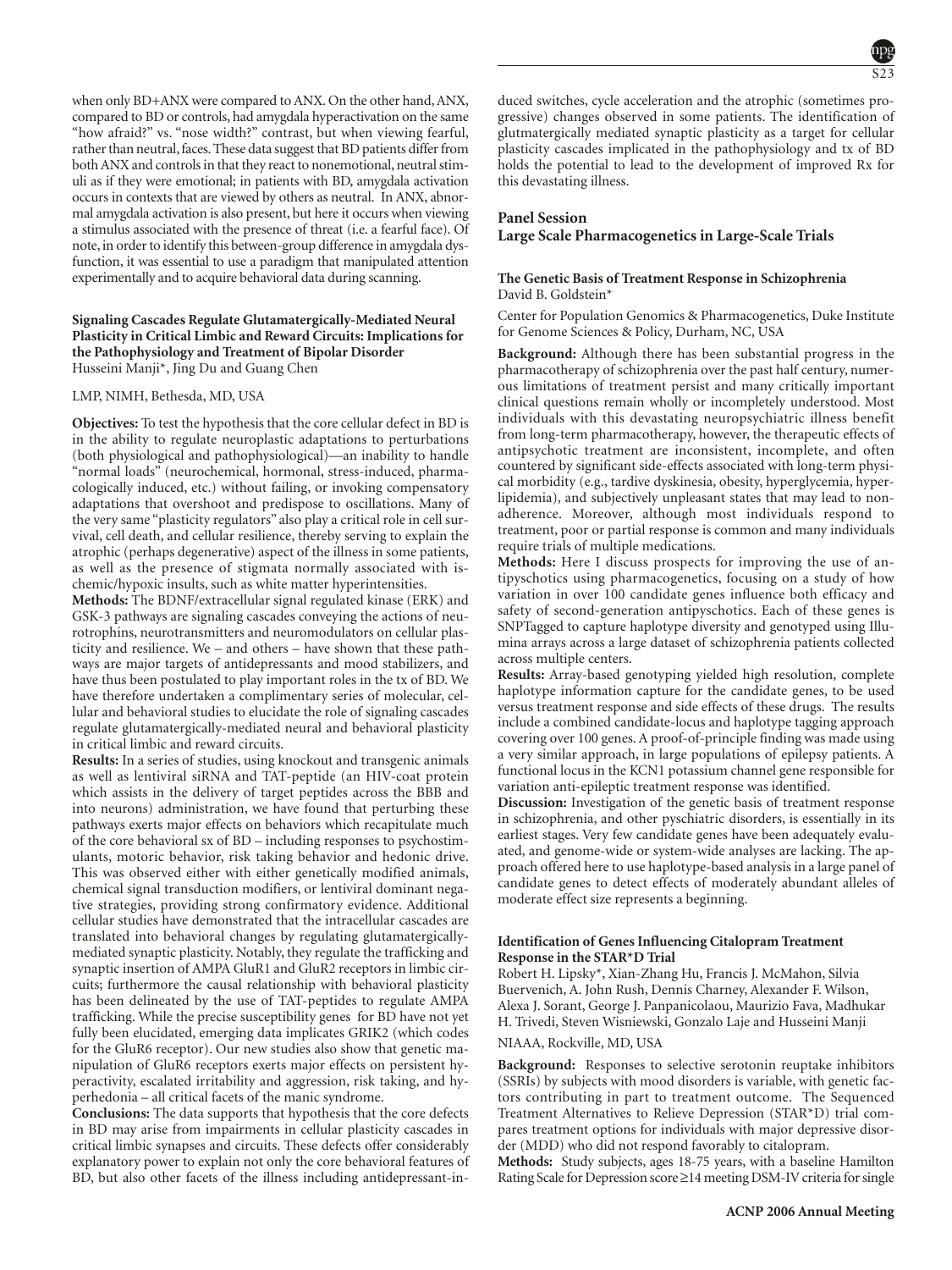when only BD+ANX were compared to ANX. On the other hand, ANX, compared to BD or controls, had amygdala hyperactivation on the same "how afraid?" vs. "nose width?" contrast, but when viewing fearful, rather than neutral, faces. These data suggest that BD patients differ from both ANX and controls in that they react to nonemotional, neutral stimuli as if they were emotional; in patients with BD, amygdala activation occurs in contexts that are viewed by others as neutral. In ANX, abnormal amygdala activation is also present, but here it occurs when viewing a stimulus associated with the presence of threat (i.e. a fearful face). Of note, in order to identify this between-group difference in amygdala dysfunction, it was essential to use a paradigm that manipulated attention experimentally and to acquire behavioral data during scanning.

**Signaling Cascades Regulate Glutamatergically-Mediated Neural Plasticity in Critical Limbic and Reward Circuits: Implications for the Pathophysiology and Treatment of Bipolar Disorder**
Husseini Manji*, Jing Du and Guang Chen

LMP, NIMH, Bethesda, MD, USA

**Objectives:** To test the hypothesis that the core cellular defect in BD is in the ability to regulate neuroplastic adaptations to perturbations (both physiological and pathophysiological)—an inability to handle "normal loads" (neurochemical, hormonal, stress-induced, pharmacologically induced, etc.) without failing, or invoking compensatory adaptations that overshoot and predispose to oscillations. Many of the very same "plasticity regulators" also play a critical role in cell survival, cell death, and cellular resilience, thereby serving to explain the atrophic (perhaps degenerative) aspect of the illness in some patients, as well as the presence of stigmata normally associated with ischemic/hypoxic insults, such as white matter hyperintensities.

**Methods:** The BDNF/extracellular signal regulated kinase (ERK) and GSK-3 pathways are signaling cascades conveying the actions of neurotrophins, neurotransmitters and neuromodulators on cellular plasticity and resilience. We – and others – have shown that these pathways are major targets of antidepressants and mood stabilizers, and have thus been postulated to play important roles in the tx of BD. We have therefore undertaken a complimentary series of molecular, cellular and behavioral studies to elucidate the role of signaling cascades regulate glutamatergically-mediated neural and behavioral plasticity in critical limbic and reward circuits.

**Results:** In a series of studies, using knockout and transgenic animals as well as lentiviral siRNA and TAT-peptide (an HIV-coat protein which assists in the delivery of target peptides across the BBB and into neurons) administration, we have found that perturbing these pathways exerts major effects on behaviors which recapitulate much of the core behavioral sx of BD – including responses to psychostimulants, motoric behavior, risk taking behavior and hedonic drive. This was observed either with either genetically modified animals, chemical signal transduction modifiers, or lentiviral dominant negative strategies, providing strong confirmatory evidence. Additional cellular studies have demonstrated that the intracellular cascades are translated into behavioral changes by regulating glutamatergically-mediated synaptic plasticity. Notably, they regulate the trafficking and synaptic insertion of AMPA GluR1 and GluR2 receptors in limbic circuits; furthermore the causal relationship with behavioral plasticity has been delineated by the use of TAT-peptides to regulate AMPA trafficking. While the precise susceptibility genes for BD have not yet fully been elucidated, emerging data implicates GRIK2 (which codes for the GluR6 receptor). Our new studies also show that genetic manipulation of GluR6 receptors exerts major effects on persistent hyperactivity, escalated irritability and aggression, risk taking, and hyperhedonia – all critical facets of the manic syndrome.

**Conclusions:** The data supports that hypothesis that the core defects in BD may arise from impairments in cellular plasticity cascades in critical limbic synapses and circuits. These defects offer considerably explanatory power to explain not only the core behavioral features of BD, but also other facets of the illness including antidepressant-induced switches, cycle acceleration and the atrophic (sometimes progressive) changes observed in some patients. The identification of glutmatergically mediated synaptic plasticity as a target for cellular plasticity cascades implicated in the pathophysiology and tx of BD holds the potential to lead to the development of improved Rx for this devastating illness.

## Panel Session
## Large Scale Pharmacogenetics in Large-Scale Trials

**The Genetic Basis of Treatment Response in Schizophrenia**
David B. Goldstein*

Center for Population Genomics & Pharmacogenetics, Duke Institute for Genome Sciences & Policy, Durham, NC, USA

**Background:** Although there has been substantial progress in the pharmacotherapy of schizophrenia over the past half century, numerous limitations of treatment persist and many critically important clinical questions remain wholly or incompletely understood. Most individuals with this devastating neuropsychiatric illness benefit from long-term pharmacotherapy, however, the therapeutic effects of antipsychotic treatment are inconsistent, incomplete, and often countered by significant side-effects associated with long-term physical morbidity (e.g., tardive dyskinesia, obesity, hyperglycemia, hyperlipidemia), and subjectively unpleasant states that may lead to nonadherence. Moreover, although most individuals respond to treatment, poor or partial response is common and many individuals require trials of multiple medications.

**Methods:** Here I discuss prospects for improving the use of antipyschotics using pharmacogenetics, focusing on a study of how variation in over 100 candidate genes influence both efficacy and safety of second-generation antipyschotics. Each of these genes is SNPTagged to capture haplotype diversity and genotyped using Illumina arrays across a large dataset of schizophrenia patients collected across multiple centers.

**Results:** Array-based genotyping yielded high resolution, complete haplotype information capture for the candidate genes, to be used versus treatment response and side effects of these drugs. The results include a combined candidate-locus and haplotype tagging approach covering over 100 genes. A proof-of-principle finding was made using a very similar approach, in large populations of epilepsy patients. A functional locus in the KCN1 potassium channel gene responsible for variation anti-epileptic treatment response was identified.

**Discussion:** Investigation of the genetic basis of treatment response in schizophrenia, and other pyschiatric disorders, is essentially in its earliest stages. Very few candidate genes have been adequately evaluated, and genome-wide or system-wide analyses are lacking. The approach offered here to use haplotype-based analysis in a large panel of candidate genes to detect effects of moderately abundant alleles of moderate effect size represents a beginning.

**Identification of Genes Influencing Citalopram Treatment Response in the STAR*D Trial**
Robert H. Lipsky*, Xian-Zhang Hu, Francis J. McMahon, Silvia Buervenich, A. John Rush, Dennis Charney, Alexander F. Wilson, Alexa J. Sorant, George J. Panpanicolaou, Maurizio Fava, Madhukar H. Trivedi, Steven Wisniewski, Gonzalo Laje and Husseini Manji

NIAAA, Rockville, MD, USA

**Background:** Responses to selective serotonin reuptake inhibitors (SSRIs) by subjects with mood disorders is variable, with genetic factors contributing in part to treatment outcome. The Sequenced Treatment Alternatives to Relieve Depression (STAR*D) trial compares treatment options for individuals with major depressive disorder (MDD) who did not respond favorably to citalopram.

**Methods:** Study subjects, ages 18-75 years, with a baseline Hamilton Rating Scale for Depression score ≥14 meeting DSM-IV criteria for single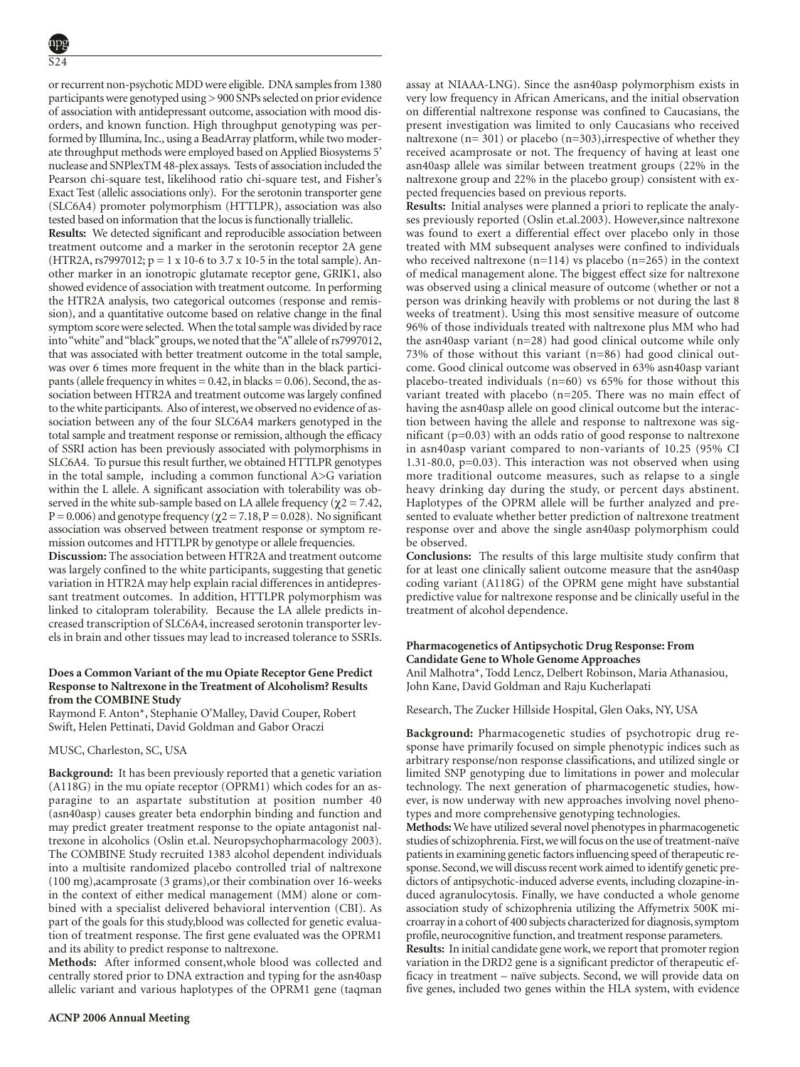or recurrent non-psychotic MDD were eligible. DNA samples from 1380 participants were genotyped using > 900 SNPs selected on prior evidence of association with antidepressant outcome, association with mood disorders, and known function. High throughput genotyping was performed by Illumina, Inc., using a BeadArray platform, while two moderate throughput methods were employed based on Applied Biosystems 5' nuclease and SNPlexTM 48-plex assays. Tests of association included the Pearson chi-square test, likelihood ratio chi-square test, and Fisher's Exact Test (allelic associations only). For the serotonin transporter gene (SLC6A4) promoter polymorphism (HTTLPR), association was also tested based on information that the locus is functionally triallelic.

**Results:** We detected significant and reproducible association between treatment outcome and a marker in the serotonin receptor 2A gene (HTR2A, rs7997012; p = 1 x 10-6 to 3.7 x 10-5 in the total sample). Another marker in an ionotropic glutamate receptor gene, GRIK1, also showed evidence of association with treatment outcome. In performing the HTR2A analysis, two categorical outcomes (response and remission), and a quantitative outcome based on relative change in the final symptom score were selected. When the total sample was divided by race into "white" and "black" groups, we noted that the "A" allele of rs7997012, that was associated with better treatment outcome in the total sample, was over 6 times more frequent in the white than in the black participants (allele frequency in whites = 0.42, in blacks = 0.06). Second, the association between HTR2A and treatment outcome was largely confined to the white participants. Also of interest, we observed no evidence of association between any of the four SLC6A4 markers genotyped in the total sample and treatment response or remission, although the efficacy of SSRI action has been previously associated with polymorphisms in SLC6A4. To pursue this result further, we obtained HTTLPR genotypes in the total sample, including a common functional A>G variation within the L allele. A significant association with tolerability was observed in the white sub-sample based on LA allele frequency ($\chi^2 = 7.42$, $P = 0.006$) and genotype frequency ($\chi^2 = 7.18$, $P = 0.028$). No significant association was observed between treatment response or symptom remission outcomes and HTTLPR by genotype or allele frequencies.

**Discussion:** The association between HTR2A and treatment outcome was largely confined to the white participants, suggesting that genetic variation in HTR2A may help explain racial differences in antidepressant treatment outcomes. In addition, HTTLPR polymorphism was linked to citalopram tolerability. Because the LA allele predicts increased transcription of SLC6A4, increased serotonin transporter levels in brain and other tissues may lead to increased tolerance to SSRIs.

### Does a Common Variant of the mu Opiate Receptor Gene Predict Response to Naltrexone in the Treatment of Alcoholism? Results from the COMBINE Study

Raymond F. Anton*, Stephanie O'Malley, David Couper, Robert Swift, Helen Pettinati, David Goldman and Gabor Oraczi

MUSC, Charleston, SC, USA

**Background:** It has been previously reported that a genetic variation (A118G) in the mu opiate receptor (OPRM1) which codes for an asparagine to an aspartate substitution at position number 40 (asn40asp) causes greater beta endorphin binding and function and may predict greater treatment response to the opiate antagonist naltrexone in alcoholics (Oslin et.al. Neuropsychopharmacology 2003). The COMBINE Study recruited 1383 alcohol dependent individuals into a multisite randomized placebo controlled trial of naltrexone (100 mg),acamprosate (3 grams),or their combination over 16-weeks in the context of either medical management (MM) alone or combined with a specialist delivered behavioral intervention (CBI). As part of the goals for this study,blood was collected for genetic evaluation of treatment response. The first gene evaluated was the OPRM1 and its ability to predict response to naltrexone.

**Methods:** After informed consent,whole blood was collected and centrally stored prior to DNA extraction and typing for the asn40asp allelic variant and various haplotypes of the OPRM1 gene (taqman assay at NIAAA-LNG). Since the asn40asp polymorphism exists in very low frequency in African Americans, and the initial observation on differential naltrexone response was confined to Caucasians, the present investigation was limited to only Caucasians who received naltrexone (n= 301) or placebo (n=303),irrespective of whether they received acamprosate or not. The frequency of having at least one asn40asp allele was similar between treatment groups (22% in the naltrexone group and 22% in the placebo group) consistent with expected frequencies based on previous reports.

**Results:** Initial analyses were planned a priori to replicate the analyses previously reported (Oslin et.al.2003). However,since naltrexone was found to exert a differential effect over placebo only in those treated with MM subsequent analyses were confined to individuals who received naltrexone (n=114) vs placebo (n=265) in the context of medical management alone. The biggest effect size for naltrexone was observed using a clinical measure of outcome (whether or not a person was drinking heavily with problems or not during the last 8 weeks of treatment). Using this most sensitive measure of outcome 96% of those individuals treated with naltrexone plus MM who had the asn40asp variant (n=28) had good clinical outcome while only 73% of those without this variant (n=86) had good clinical outcome. Good clinical outcome was observed in 63% asn40asp variant placebo-treated individuals (n=60) vs 65% for those without this variant treated with placebo (n=205. There was no main effect of having the asn40asp allele on good clinical outcome but the interaction between having the allele and response to naltrexone was significant (p=0.03) with an odds ratio of good response to naltrexone in asn40asp variant compared to non-variants of 10.25 (95% CI 1.31-80.0, p=0.03). This interaction was not observed when using more traditional outcome measures, such as relapse to a single heavy drinking day during the study, or percent days abstinent. Haplotypes of the OPRM allele will be further analyzed and presented to evaluate whether better prediction of naltrexone treatment response over and above the single asn40asp polymorphism could be observed.

**Conclusions:** The results of this large multisite study confirm that for at least one clinically salient outcome measure that the asn40asp coding variant (A118G) of the OPRM gene might have substantial predictive value for naltrexone response and be clinically useful in the treatment of alcohol dependence.

### Pharmacogenetics of Antipsychotic Drug Response: From Candidate Gene to Whole Genome Approaches

Anil Malhotra*, Todd Lencz, Delbert Robinson, Maria Athanasiou, John Kane, David Goldman and Raju Kucherlapati

Research, The Zucker Hillside Hospital, Glen Oaks, NY, USA

**Background:** Pharmacogenetic studies of psychotropic drug response have primarily focused on simple phenotypic indices such as arbitrary response/non response classifications, and utilized single or limited SNP genotyping due to limitations in power and molecular technology. The next generation of pharmacogenetic studies, however, is now underway with new approaches involving novel phenotypes and more comprehensive genotyping technologies.

**Methods:** We have utilized several novel phenotypes in pharmacogenetic studies of schizophrenia. First, we will focus on the use of treatment-naïve patients in examining genetic factors influencing speed of therapeutic response. Second, we will discuss recent work aimed to identify genetic predictors of antipsychotic-induced adverse events, including clozapine-induced agranulocytosis. Finally, we have conducted a whole genome association study of schizophrenia utilizing the Affymetrix 500K microarray in a cohort of 400 subjects characterized for diagnosis, symptom profile, neurocognitive function, and treatment response parameters.

**Results:** In initial candidate gene work, we report that promoter region variation in the DRD2 gene is a significant predictor of therapeutic efficacy in treatment – naïve subjects. Second, we will provide data on five genes, included two genes within the HLA system, with evidence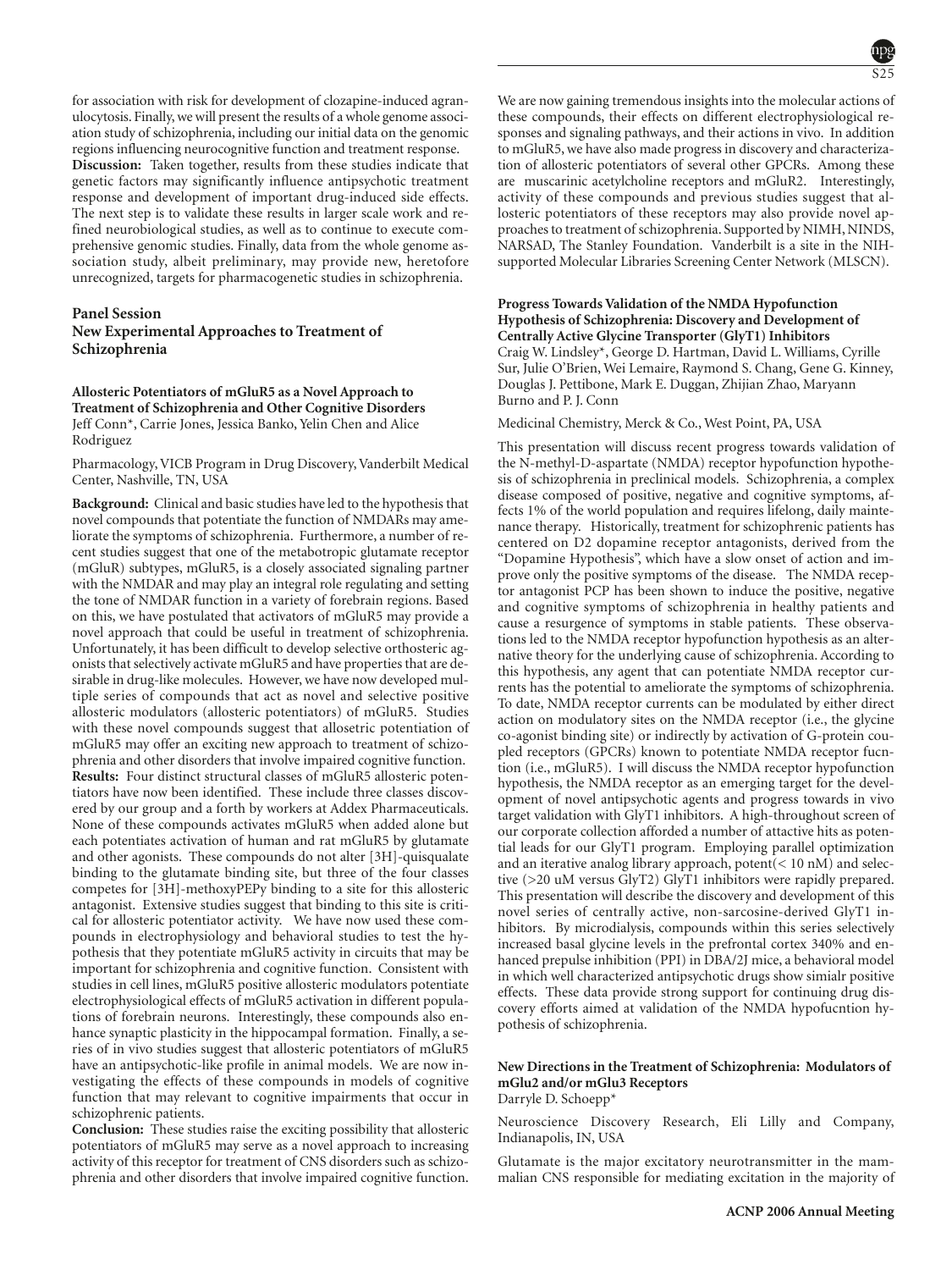for association with risk for development of clozapine-induced agranulocytosis. Finally, we will present the results of a whole genome association study of schizophrenia, including our initial data on the genomic regions influencing neurocognitive function and treatment response.

**Discussion:** Taken together, results from these studies indicate that genetic factors may significantly influence antipsychotic treatment response and development of important drug-induced side effects. The next step is to validate these results in larger scale work and refined neurobiological studies, as well as to continue to execute comprehensive genomic studies. Finally, data from the whole genome association study, albeit preliminary, may provide new, heretofore unrecognized, targets for pharmacogenetic studies in schizophrenia.

## Panel Session
## New Experimental Approaches to Treatment of Schizophrenia

### Allosteric Potentiators of mGluR5 as a Novel Approach to Treatment of Schizophrenia and Other Cognitive Disorders

Jeff Conn*, Carrie Jones, Jessica Banko, Yelin Chen and Alice Rodriguez

Pharmacology, VICB Program in Drug Discovery, Vanderbilt Medical Center, Nashville, TN, USA

**Background:** Clinical and basic studies have led to the hypothesis that novel compounds that potentiate the function of NMDARs may ameliorate the symptoms of schizophrenia. Furthermore, a number of recent studies suggest that one of the metabotropic glutamate receptor (mGluR) subtypes, mGluR5, is a closely associated signaling partner with the NMDAR and may play an integral role regulating and setting the tone of NMDAR function in a variety of forebrain regions. Based on this, we have postulated that activators of mGluR5 may provide a novel approach that could be useful in treatment of schizophrenia. Unfortunately, it has been difficult to develop selective orthosteric agonists that selectively activate mGluR5 and have properties that are desirable in drug-like molecules. However, we have now developed multiple series of compounds that act as novel and selective positive allosteric modulators (allosteric potentiators) of mGluR5. Studies with these novel compounds suggest that allosetric potentiation of mGluR5 may offer an exciting new approach to treatment of schizophrenia and other disorders that involve impaired cognitive function.

**Results:** Four distinct structural classes of mGluR5 allosteric potentiators have now been identified. These include three classes discovered by our group and a forth by workers at Addex Pharmaceuticals. None of these compounds activates mGluR5 when added alone but each potentiates activation of human and rat mGluR5 by glutamate and other agonists. These compounds do not alter [3H]-quisqualate binding to the glutamate binding site, but three of the four classes competes for [3H]-methoxyPEPy binding to a site for this allosteric antagonist. Extensive studies suggest that binding to this site is critical for allosteric potentiator activity. We have now used these compounds in electrophysiology and behavioral studies to test the hypothesis that they potentiate mGluR5 activity in circuits that may be important for schizophrenia and cognitive function. Consistent with studies in cell lines, mGluR5 positive allosteric modulators potentiate electrophysiological effects of mGluR5 activation in different populations of forebrain neurons. Interestingly, these compounds also enhance synaptic plasticity in the hippocampal formation. Finally, a series of in vivo studies suggest that allosteric potentiators of mGluR5 have an antipsychotic-like profile in animal models. We are now investigating the effects of these compounds in models of cognitive function that may relevant to cognitive impairments that occur in schizophrenic patients.

**Conclusion:** These studies raise the exciting possibility that allosteric potentiators of mGluR5 may serve as a novel approach to increasing activity of this receptor for treatment of CNS disorders such as schizophrenia and other disorders that involve impaired cognitive function. We are now gaining tremendous insights into the molecular actions of these compounds, their effects on different electrophysiological responses and signaling pathways, and their actions in vivo. In addition to mGluR5, we have also made progress in discovery and characterization of allosteric potentiators of several other GPCRs. Among these are muscarinic acetylcholine receptors and mGluR2. Interestingly, activity of these compounds and previous studies suggest that allosteric potentiators of these receptors may also provide novel approaches to treatment of schizophrenia. Supported by NIMH, NINDS, NARSAD, The Stanley Foundation. Vanderbilt is a site in the NIH-supported Molecular Libraries Screening Center Network (MLSCN).

### Progress Towards Validation of the NMDA Hypofunction Hypothesis of Schizophrenia: Discovery and Development of Centrally Active Glycine Transporter (GlyT1) Inhibitors

Craig W. Lindsley*, George D. Hartman, David L. Williams, Cyrille Sur, Julie O'Brien, Wei Lemaire, Raymond S. Chang, Gene G. Kinney, Douglas J. Pettibone, Mark E. Duggan, Zhijian Zhao, Maryann Burno and P. J. Conn

Medicinal Chemistry, Merck & Co., West Point, PA, USA

This presentation will discuss recent progress towards validation of the N-methyl-D-aspartate (NMDA) receptor hypofunction hypothesis of schizophrenia in preclinical models. Schizophrenia, a complex disease composed of positive, negative and cognitive symptoms, affects 1% of the world population and requires lifelong, daily maintenance therapy. Historically, treatment for schizophrenic patients has centered on D2 dopamine receptor antagonists, derived from the "Dopamine Hypothesis", which have a slow onset of action and improve only the positive symptoms of the disease. The NMDA receptor antagonist PCP has been shown to induce the positive, negative and cognitive symptoms of schizophrenia in healthy patients and cause a resurgence of symptoms in stable patients. These observations led to the NMDA receptor hypofunction hypothesis as an alternative theory for the underlying cause of schizophrenia. According to this hypothesis, any agent that can potentiate NMDA receptor currents has the potential to ameliorate the symptoms of schizophrenia. To date, NMDA receptor currents can be modulated by either direct action on modulatory sites on the NMDA receptor (i.e., the glycine co-agonist binding site) or indirectly by activation of G-protein coupled receptors (GPCRs) known to potentiate NMDA receptor fucntion (i.e., mGluR5). I will discuss the NMDA receptor hypofunction hypothesis, the NMDA receptor as an emerging target for the development of novel antipsychotic agents and progress towards in vivo target validation with GlyT1 inhibitors. A high-throughout screen of our corporate collection afforded a number of attactive hits as potential leads for our GlyT1 program. Employing parallel optimization and an iterative analog library approach, potent(< 10 nM) and selective (>20 uM versus GlyT2) GlyT1 inhibitors were rapidly prepared. This presentation will describe the discovery and development of this novel series of centrally active, non-sarcosine-derived GlyT1 inhibitors. By microdialysis, compounds within this series selectively increased basal glycine levels in the prefrontal cortex 340% and enhanced prepulse inhibition (PPI) in DBA/2J mice, a behavioral model in which well characterized antipsychotic drugs show simialr positive effects. These data provide strong support for continuing drug discovery efforts aimed at validation of the NMDA hypofucntion hypothesis of schizophrenia.

### New Directions in the Treatment of Schizophrenia: Modulators of mGlu2 and/or mGlu3 Receptors

Darryle D. Schoepp*

Neuroscience Discovery Research, Eli Lilly and Company, Indianapolis, IN, USA

Glutamate is the major excitatory neurotransmitter in the mammalian CNS responsible for mediating excitation in the majority of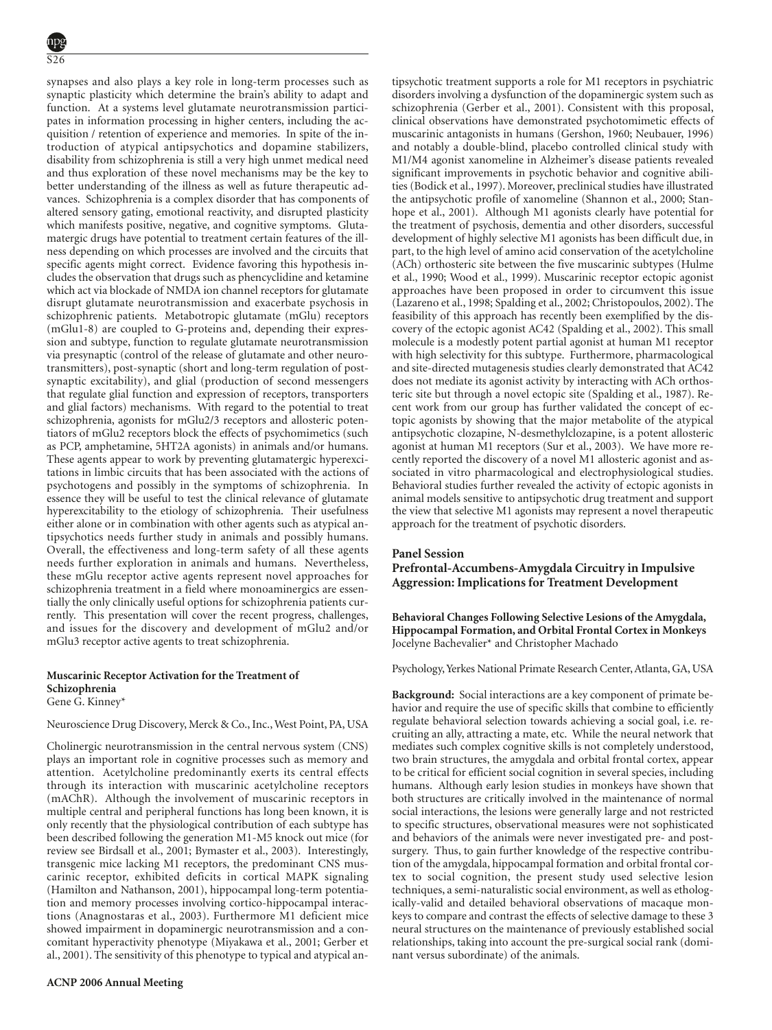synapses and also plays a key role in long-term processes such as synaptic plasticity which determine the brain's ability to adapt and function. At a systems level glutamate neurotransmission participates in information processing in higher centers, including the acquisition / retention of experience and memories. In spite of the introduction of atypical antipsychotics and dopamine stabilizers, disability from schizophrenia is still a very high unmet medical need and thus exploration of these novel mechanisms may be the key to better understanding of the illness as well as future therapeutic advances. Schizophrenia is a complex disorder that has components of altered sensory gating, emotional reactivity, and disrupted plasticity which manifests positive, negative, and cognitive symptoms. Glutamatergic drugs have potential to treatment certain features of the illness depending on which processes are involved and the circuits that specific agents might correct. Evidence favoring this hypothesis includes the observation that drugs such as phencyclidine and ketamine which act via blockade of NMDA ion channel receptors for glutamate disrupt glutamate neurotransmission and exacerbate psychosis in schizophrenic patients. Metabotropic glutamate (mGlu) receptors (mGlu1-8) are coupled to G-proteins and, depending their expression and subtype, function to regulate glutamate neurotransmission via presynaptic (control of the release of glutamate and other neurotransmitters), post-synaptic (short and long-term regulation of postsynaptic excitability), and glial (production of second messengers that regulate glial function and expression of receptors, transporters and glial factors) mechanisms. With regard to the potential to treat schizophrenia, agonists for mGlu2/3 receptors and allosteric potentiators of mGlu2 receptors block the effects of psychomimetics (such as PCP, amphetamine, 5HT2A agonists) in animals and/or humans. These agents appear to work by preventing glutamatergic hyperexcitations in limbic circuits that has been associated with the actions of psychotogens and possibly in the symptoms of schizophrenia. In essence they will be useful to test the clinical relevance of glutamate hyperexcitability to the etiology of schizophrenia. Their usefulness either alone or in combination with other agents such as atypical antipsychotics needs further study in animals and possibly humans. Overall, the effectiveness and long-term safety of all these agents needs further exploration in animals and humans. Nevertheless, these mGlu receptor active agents represent novel approaches for schizophrenia treatment in a field where monoaminergics are essentially the only clinically useful options for schizophrenia patients currently. This presentation will cover the recent progress, challenges, and issues for the discovery and development of mGlu2 and/or mGlu3 receptor active agents to treat schizophrenia.

**Muscarinic Receptor Activation for the Treatment of Schizophrenia**
Gene G. Kinney*

Neuroscience Drug Discovery, Merck & Co., Inc., West Point, PA, USA

Cholinergic neurotransmission in the central nervous system (CNS) plays an important role in cognitive processes such as memory and attention. Acetylcholine predominantly exerts its central effects through its interaction with muscarinic acetylcholine receptors (mAChR). Although the involvement of muscarinic receptors in multiple central and peripheral functions has long been known, it is only recently that the physiological contribution of each subtype has been described following the generation M1-M5 knock out mice (for review see Birdsall et al., 2001; Bymaster et al., 2003). Interestingly, transgenic mice lacking M1 receptors, the predominant CNS muscarinic receptor, exhibited deficits in cortical MAPK signaling (Hamilton and Nathanson, 2001), hippocampal long-term potentiation and memory processes involving cortico-hippocampal interactions (Anagnostaras et al., 2003). Furthermore M1 deficient mice showed impairment in dopaminergic neurotransmission and a concomitant hyperactivity phenotype (Miyakawa et al., 2001; Gerber et al., 2001). The sensitivity of this phenotype to typical and atypical antipsychotic treatment supports a role for M1 receptors in psychiatric disorders involving a dysfunction of the dopaminergic system such as schizophrenia (Gerber et al., 2001). Consistent with this proposal, clinical observations have demonstrated psychotomimetic effects of muscarinic antagonists in humans (Gershon, 1960; Neubauer, 1996) and notably a double-blind, placebo controlled clinical study with M1/M4 agonist xanomeline in Alzheimer's disease patients revealed significant improvements in psychotic behavior and cognitive abilities (Bodick et al., 1997). Moreover, preclinical studies have illustrated the antipsychotic profile of xanomeline (Shannon et al., 2000; Stanhope et al., 2001). Although M1 agonists clearly have potential for the treatment of psychosis, dementia and other disorders, successful development of highly selective M1 agonists has been difficult due, in part, to the high level of amino acid conservation of the acetylcholine (ACh) orthosteric site between the five muscarinic subtypes (Hulme et al., 1990; Wood et al., 1999). Muscarinic receptor ectopic agonist approaches have been proposed in order to circumvent this issue (Lazareno et al., 1998; Spalding et al., 2002; Christopoulos, 2002). The feasibility of this approach has recently been exemplified by the discovery of the ectopic agonist AC42 (Spalding et al., 2002). This small molecule is a modestly potent partial agonist at human M1 receptor with high selectivity for this subtype. Furthermore, pharmacological and site-directed mutagenesis studies clearly demonstrated that AC42 does not mediate its agonist activity by interacting with ACh orthosteric site but through a novel ectopic site (Spalding et al., 1987). Recent work from our group has further validated the concept of ectopic agonists by showing that the major metabolite of the atypical antipsychotic clozapine, N-desmethylclozapine, is a potent allosteric agonist at human M1 receptors (Sur et al., 2003). We have more recently reported the discovery of a novel M1 allosteric agonist and associated in vitro pharmacological and electrophysiological studies. Behavioral studies further revealed the activity of ectopic agonists in animal models sensitive to antipsychotic drug treatment and support the view that selective M1 agonists may represent a novel therapeutic approach for the treatment of psychotic disorders.

## Panel Session
## Prefrontal-Accumbens-Amygdala Circuitry in Impulsive Aggression: Implications for Treatment Development

**Behavioral Changes Following Selective Lesions of the Amygdala, Hippocampal Formation, and Orbital Frontal Cortex in Monkeys**
Jocelyne Bachevalier* and Christopher Machado

Psychology, Yerkes National Primate Research Center, Atlanta, GA, USA

**Background:** Social interactions are a key component of primate behavior and require the use of specific skills that combine to efficiently regulate behavioral selection towards achieving a social goal, i.e. recruiting an ally, attracting a mate, etc. While the neural network that mediates such complex cognitive skills is not completely understood, two brain structures, the amygdala and orbital frontal cortex, appear to be critical for efficient social cognition in several species, including humans. Although early lesion studies in monkeys have shown that both structures are critically involved in the maintenance of normal social interactions, the lesions were generally large and not restricted to specific structures, observational measures were not sophisticated and behaviors of the animals were never investigated pre- and post-surgery. Thus, to gain further knowledge of the respective contribution of the amygdala, hippocampal formation and orbital frontal cortex to social cognition, the present study used selective lesion techniques, a semi-naturalistic social environment, as well as ethologically-valid and detailed behavioral observations of macaque monkeys to compare and contrast the effects of selective damage to these 3 neural structures on the maintenance of previously established social relationships, taking into account the pre-surgical social rank (dominant versus subordinate) of the animals.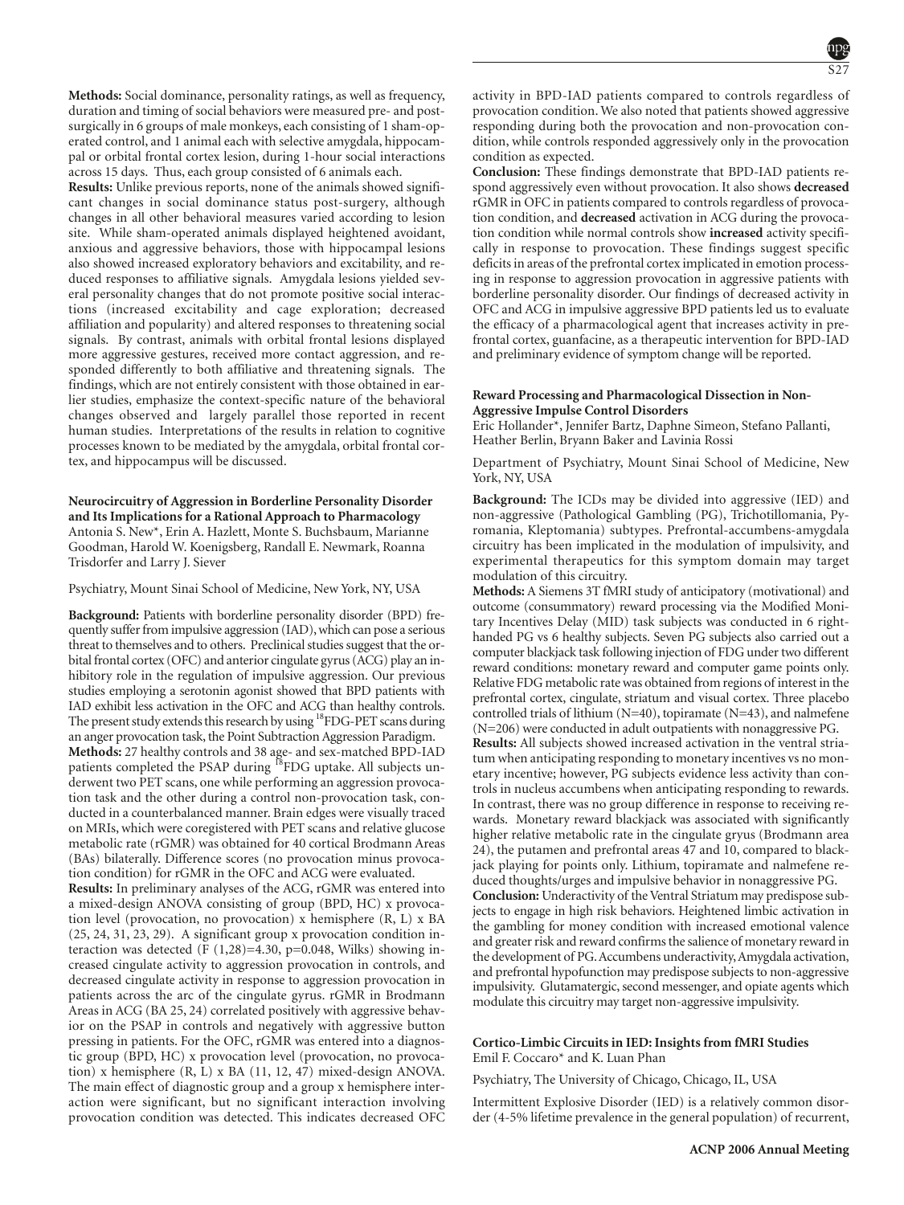**Methods:** Social dominance, personality ratings, as well as frequency, duration and timing of social behaviors were measured pre- and post-surgically in 6 groups of male monkeys, each consisting of 1 sham-operated control, and 1 animal each with selective amygdala, hippocampal or orbital frontal cortex lesion, during 1-hour social interactions across 15 days. Thus, each group consisted of 6 animals each.

**Results:** Unlike previous reports, none of the animals showed significant changes in social dominance status post-surgery, although changes in all other behavioral measures varied according to lesion site. While sham-operated animals displayed heightened avoidant, anxious and aggressive behaviors, those with hippocampal lesions also showed increased exploratory behaviors and excitability, and reduced responses to affiliative signals. Amygdala lesions yielded several personality changes that do not promote positive social interactions (increased excitability and cage exploration; decreased affiliation and popularity) and altered responses to threatening social signals. By contrast, animals with orbital frontal lesions displayed more aggressive gestures, received more contact aggression, and responded differently to both affiliative and threatening signals. The findings, which are not entirely consistent with those obtained in earlier studies, emphasize the context-specific nature of the behavioral changes observed and largely parallel those reported in recent human studies. Interpretations of the results in relation to cognitive processes known to be mediated by the amygdala, orbital frontal cortex, and hippocampus will be discussed.

**Neurocircuitry of Aggression in Borderline Personality Disorder and Its Implications for a Rational Approach to Pharmacology**
Antonia S. New*, Erin A. Hazlett, Monte S. Buchsbaum, Marianne Goodman, Harold W. Koenigsberg, Randall E. Newmark, Roanna Trisdorfer and Larry J. Siever

Psychiatry, Mount Sinai School of Medicine, New York, NY, USA

**Background:** Patients with borderline personality disorder (BPD) frequently suffer from impulsive aggression (IAD), which can pose a serious threat to themselves and to others. Preclinical studies suggest that the orbital frontal cortex (OFC) and anterior cingulate gyrus (ACG) play an inhibitory role in the regulation of impulsive aggression. Our previous studies employing a serotonin agonist showed that BPD patients with IAD exhibit less activation in the OFC and ACG than healthy controls. The present study extends this research by using $^{18}$FDG-PET scans during an anger provocation task, the Point Subtraction Aggression Paradigm.

**Methods:** 27 healthy controls and 38 age- and sex-matched BPD-IAD patients completed the PSAP during $^{18}$FDG uptake. All subjects underwent two PET scans, one while performing an aggression provocation task and the other during a control non-provocation task, conducted in a counterbalanced manner. Brain edges were visually traced on MRIs, which were coregistered with PET scans and relative glucose metabolic rate (rGMR) was obtained for 40 cortical Brodmann Areas (BAs) bilaterally. Difference scores (no provocation minus provocation condition) for rGMR in the OFC and ACG were evaluated.

**Results:** In preliminary analyses of the ACG, rGMR was entered into a mixed-design ANOVA consisting of group (BPD, HC) x provocation level (provocation, no provocation) x hemisphere (R, L) x BA (25, 24, 31, 23, 29). A significant group x provocation condition interaction was detected ($F(1,28)=4.30$, $p=0.048$, Wilks) showing increased cingulate activity to aggression provocation in controls, and decreased cingulate activity in response to aggression provocation in patients across the arc of the cingulate gyrus. rGMR in Brodmann Areas in ACG (BA 25, 24) correlated positively with aggressive behavior on the PSAP in controls and negatively with aggressive button pressing in patients. For the OFC, rGMR was entered into a diagnostic group (BPD, HC) x provocation level (provocation, no provocation) x hemisphere (R, L) x BA (11, 12, 47) mixed-design ANOVA. The main effect of diagnostic group and a group x hemisphere interaction were significant, but no significant interaction involving provocation condition was detected. This indicates decreased OFC activity in BPD-IAD patients compared to controls regardless of provocation condition. We also noted that patients showed aggressive responding during both the provocation and non-provocation condition, while controls responded aggressively only in the provocation condition as expected.

**Conclusion:** These findings demonstrate that BPD-IAD patients respond aggressively even without provocation. It also shows **decreased** rGMR in OFC in patients compared to controls regardless of provocation condition, and **decreased** activation in ACG during the provocation condition while normal controls show **increased** activity specifically in response to provocation. These findings suggest specific deficits in areas of the prefrontal cortex implicated in emotion processing in response to aggression provocation in aggressive patients with borderline personality disorder. Our findings of decreased activity in OFC and ACG in impulsive aggressive BPD patients led us to evaluate the efficacy of a pharmacological agent that increases activity in prefrontal cortex, guanfacine, as a therapeutic intervention for BPD-IAD and preliminary evidence of symptom change will be reported.

**Reward Processing and Pharmacological Dissection in Non-Aggressive Impulse Control Disorders**
Eric Hollander*, Jennifer Bartz, Daphne Simeon, Stefano Pallanti, Heather Berlin, Bryann Baker and Lavinia Rossi

Department of Psychiatry, Mount Sinai School of Medicine, New York, NY, USA

**Background:** The ICDs may be divided into aggressive (IED) and non-aggressive (Pathological Gambling (PG), Trichotillomania, Pyromania, Kleptomania) subtypes. Prefrontal-accumbens-amygdala circuitry has been implicated in the modulation of impulsivity, and experimental therapeutics for this symptom domain may target modulation of this circuitry.

**Methods:** A Siemens 3T fMRI study of anticipatory (motivational) and outcome (consummatory) reward processing via the Modified Monitary Incentives Delay (MID) task subjects was conducted in 6 right-handed PG vs 6 healthy subjects. Seven PG subjects also carried out a computer blackjack task following injection of FDG under two different reward conditions: monetary reward and computer game points only. Relative FDG metabolic rate was obtained from regions of interest in the prefrontal cortex, cingulate, striatum and visual cortex. Three placebo controlled trials of lithium (N=40), topiramate (N=43), and nalmefene (N=206) were conducted in adult outpatients with nonaggressive PG.

**Results:** All subjects showed increased activation in the ventral striatum when anticipating responding to monetary incentives vs no monetary incentive; however, PG subjects evidence less activity than controls in nucleus accumbens when anticipating responding to rewards. In contrast, there was no group difference in response to receiving rewards. Monetary reward blackjack was associated with significantly higher relative metabolic rate in the cingulate gryus (Brodmann area 24), the putamen and prefrontal areas 47 and 10, compared to blackjack playing for points only. Lithium, topiramate and nalmefene reduced thoughts/urges and impulsive behavior in nonaggressive PG.

**Conclusion:** Underactivity of the Ventral Striatum may predispose subjects to engage in high risk behaviors. Heightened limbic activation in the gambling for money condition with increased emotional valence and greater risk and reward confirms the salience of monetary reward in the development of PG. Accumbens underactivity, Amygdala activation, and prefrontal hypofunction may predispose subjects to non-aggressive impulsivity. Glutamatergic, second messenger, and opiate agents which modulate this circuitry may target non-aggressive impulsivity.

**Cortico-Limbic Circuits in IED: Insights from fMRI Studies**
Emil F. Coccaro* and K. Luan Phan

Psychiatry, The University of Chicago, Chicago, IL, USA

Intermittent Explosive Disorder (IED) is a relatively common disorder (4-5% lifetime prevalence in the general population) of recurrent,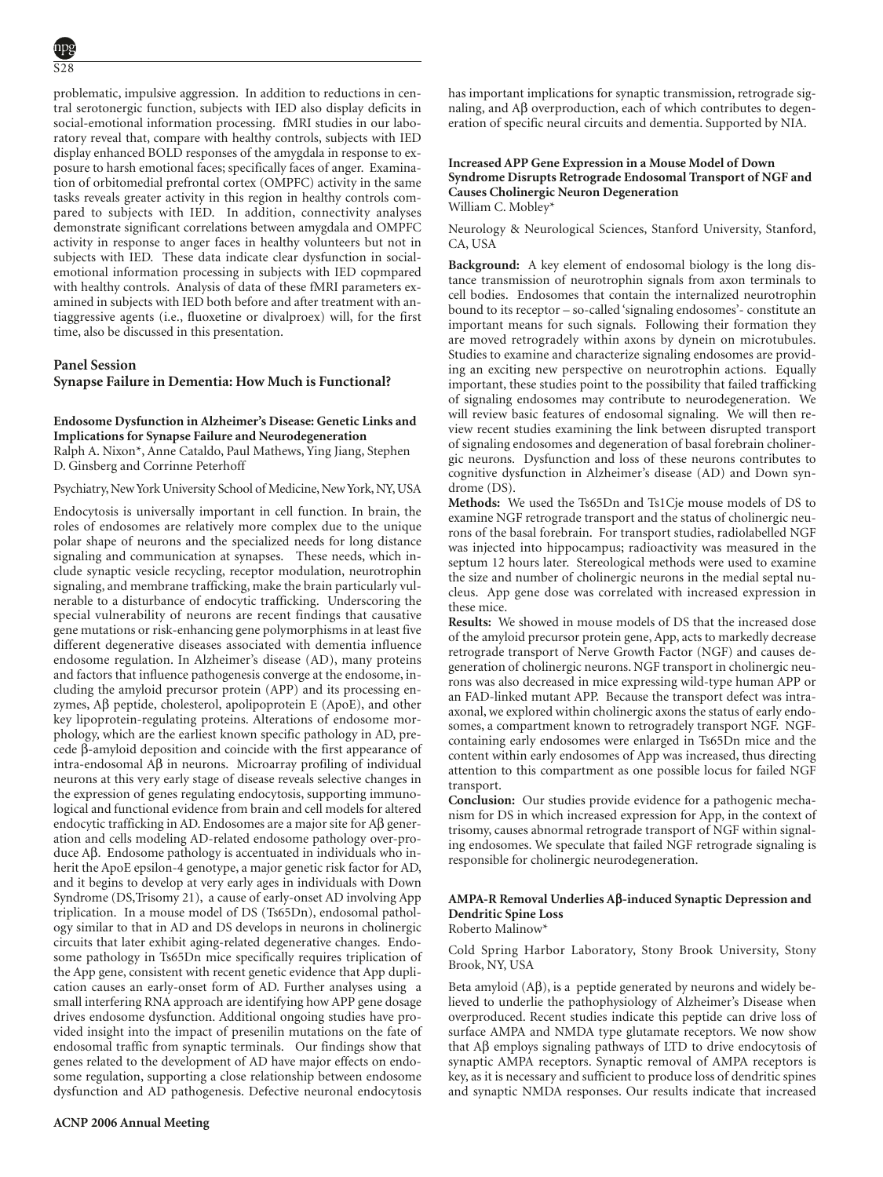problematic, impulsive aggression. In addition to reductions in central serotonergic function, subjects with IED also display deficits in social-emotional information processing. fMRI studies in our laboratory reveal that, compare with healthy controls, subjects with IED display enhanced BOLD responses of the amygdala in response to exposure to harsh emotional faces; specifically faces of anger. Examination of orbitomedial prefrontal cortex (OMPFC) activity in the same tasks reveals greater activity in this region in healthy controls compared to subjects with IED. In addition, connectivity analyses demonstrate significant correlations between amygdala and OMPFC activity in response to anger faces in healthy volunteers but not in subjects with IED. These data indicate clear dysfunction in social-emotional information processing in subjects with IED copmpared with healthy controls. Analysis of data of these fMRI parameters examined in subjects with IED both before and after treatment with antiaggressive agents (i.e., fluoxetine or divalproex) will, for the first time, also be discussed in this presentation.

## Panel Session
## Synapse Failure in Dementia: How Much is Functional?

### Endosome Dysfunction in Alzheimer's Disease: Genetic Links and Implications for Synapse Failure and Neurodegeneration

Ralph A. Nixon*, Anne Cataldo, Paul Mathews, Ying Jiang, Stephen D. Ginsberg and Corrinne Peterhoff

Psychiatry, New York University School of Medicine, New York, NY, USA

Endocytosis is universally important in cell function. In brain, the roles of endosomes are relatively more complex due to the unique polar shape of neurons and the specialized needs for long distance signaling and communication at synapses. These needs, which include synaptic vesicle recycling, receptor modulation, neurotrophin signaling, and membrane trafficking, make the brain particularly vulnerable to a disturbance of endocytic trafficking. Underscoring the special vulnerability of neurons are recent findings that causative gene mutations or risk-enhancing gene polymorphisms in at least five different degenerative diseases associated with dementia influence endosome regulation. In Alzheimer's disease (AD), many proteins and factors that influence pathogenesis converge at the endosome, including the amyloid precursor protein (APP) and its processing enzymes, Aβ peptide, cholesterol, apolipoprotein E (ApoE), and other key lipoprotein-regulating proteins. Alterations of endosome morphology, which are the earliest known specific pathology in AD, precede β-amyloid deposition and coincide with the first appearance of intra-endosomal Aβ in neurons. Microarray profiling of individual neurons at this very early stage of disease reveals selective changes in the expression of genes regulating endocytosis, supporting immunological and functional evidence from brain and cell models for altered endocytic trafficking in AD. Endosomes are a major site for Aβ generation and cells modeling AD-related endosome pathology over-produce Aβ. Endosome pathology is accentuated in individuals who inherit the ApoE epsilon-4 genotype, a major genetic risk factor for AD, and it begins to develop at very early ages in individuals with Down Syndrome (DS,Trisomy 21), a cause of early-onset AD involving App triplication. In a mouse model of DS (Ts65Dn), endosomal pathology similar to that in AD and DS develops in neurons in cholinergic circuits that later exhibit aging-related degenerative changes. Endosome pathology in Ts65Dn mice specifically requires triplication of the App gene, consistent with recent genetic evidence that App duplication causes an early-onset form of AD. Further analyses using a small interfering RNA approach are identifying how APP gene dosage drives endosome dysfunction. Additional ongoing studies have provided insight into the impact of presenilin mutations on the fate of endosomal traffic from synaptic terminals. Our findings show that genes related to the development of AD have major effects on endosome regulation, supporting a close relationship between endosome dysfunction and AD pathogenesis. Defective neuronal endocytosis has important implications for synaptic transmission, retrograde signaling, and Aβ overproduction, each of which contributes to degeneration of specific neural circuits and dementia. Supported by NIA.

### Increased APP Gene Expression in a Mouse Model of Down Syndrome Disrupts Retrograde Endosomal Transport of NGF and Causes Cholinergic Neuron Degeneration

William C. Mobley*

Neurology & Neurological Sciences, Stanford University, Stanford, CA, USA

**Background:** A key element of endosomal biology is the long distance transmission of neurotrophin signals from axon terminals to cell bodies. Endosomes that contain the internalized neurotrophin bound to its receptor – so-called 'signaling endosomes'- constitute an important means for such signals. Following their formation they are moved retrogradely within axons by dynein on microtubules. Studies to examine and characterize signaling endosomes are providing an exciting new perspective on neurotrophin actions. Equally important, these studies point to the possibility that failed trafficking of signaling endosomes may contribute to neurodegeneration. We will review basic features of endosomal signaling. We will then review recent studies examining the link between disrupted transport of signaling endosomes and degeneration of basal forebrain cholinergic neurons. Dysfunction and loss of these neurons contributes to cognitive dysfunction in Alzheimer's disease (AD) and Down syndrome (DS).

**Methods:** We used the Ts65Dn and Ts1Cje mouse models of DS to examine NGF retrograde transport and the status of cholinergic neurons of the basal forebrain. For transport studies, radiolabelled NGF was injected into hippocampus; radioactivity was measured in the septum 12 hours later. Stereological methods were used to examine the size and number of cholinergic neurons in the medial septal nucleus. App gene dose was correlated with increased expression in these mice.

**Results:** We showed in mouse models of DS that the increased dose of the amyloid precursor protein gene, App, acts to markedly decrease retrograde transport of Nerve Growth Factor (NGF) and causes degeneration of cholinergic neurons. NGF transport in cholinergic neurons was also decreased in mice expressing wild-type human APP or an FAD-linked mutant APP. Because the transport defect was intraaxonal, we explored within cholinergic axons the status of early endosomes, a compartment known to retrogradely transport NGF. NGF-containing early endosomes were enlarged in Ts65Dn mice and the content within early endosomes of App was increased, thus directing attention to this compartment as one possible locus for failed NGF transport.

**Conclusion:** Our studies provide evidence for a pathogenic mechanism for DS in which increased expression for App, in the context of trisomy, causes abnormal retrograde transport of NGF within signaling endosomes. We speculate that failed NGF retrograde signaling is responsible for cholinergic neurodegeneration.

### AMPA-R Removal Underlies Aβ-induced Synaptic Depression and Dendritic Spine Loss

Roberto Malinow*

Cold Spring Harbor Laboratory, Stony Brook University, Stony Brook, NY, USA

Beta amyloid (Aβ), is a peptide generated by neurons and widely believed to underlie the pathophysiology of Alzheimer's Disease when overproduced. Recent studies indicate this peptide can drive loss of surface AMPA and NMDA type glutamate receptors. We now show that Aβ employs signaling pathways of LTD to drive endocytosis of synaptic AMPA receptors. Synaptic removal of AMPA receptors is key, as it is necessary and sufficient to produce loss of dendritic spines and synaptic NMDA responses. Our results indicate that increased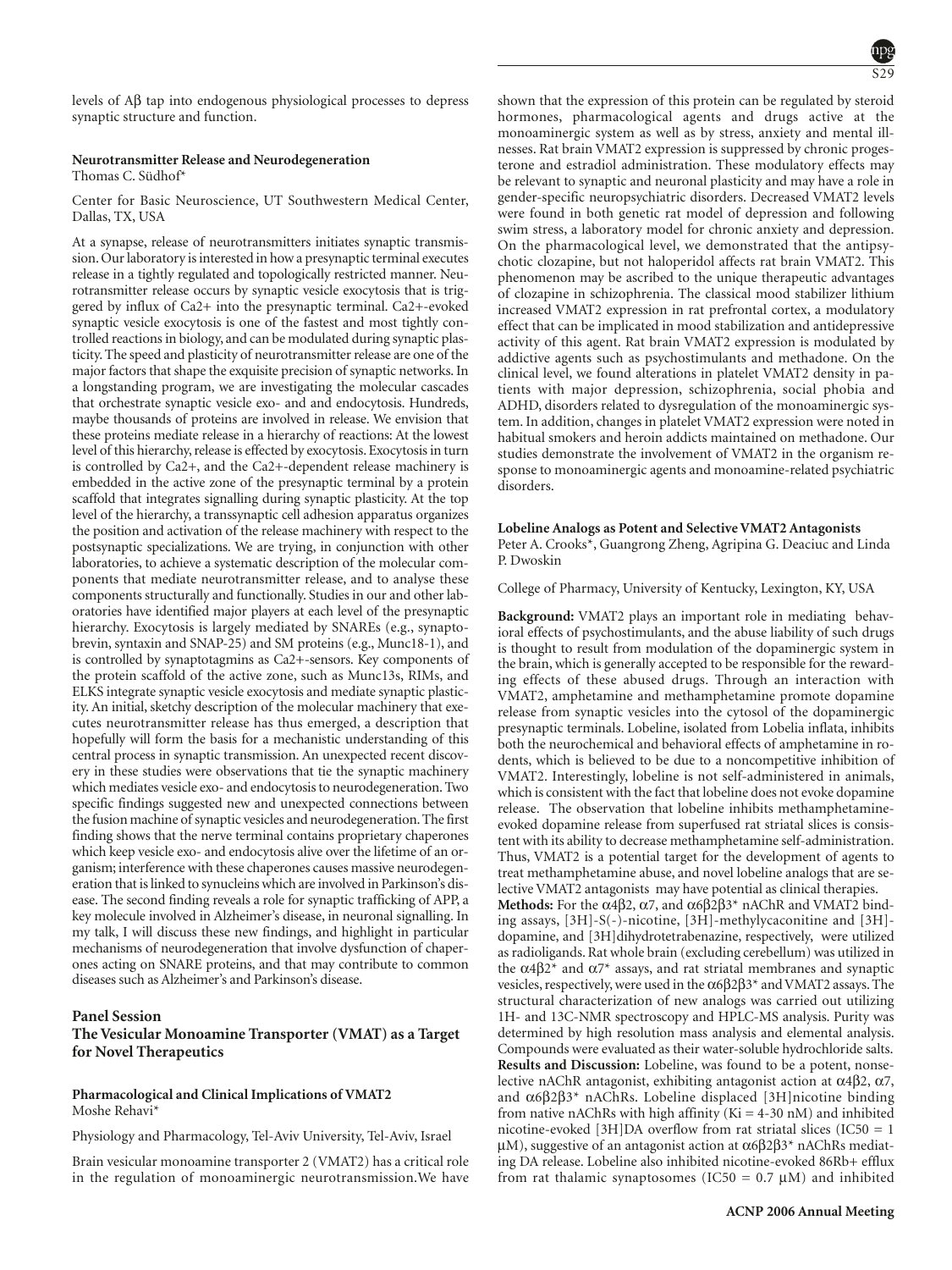levels of Aβ tap into endogenous physiological processes to depress synaptic structure and function.

**Neurotransmitter Release and Neurodegeneration**
Thomas C. Südhof*

Center for Basic Neuroscience, UT Southwestern Medical Center, Dallas, TX, USA

At a synapse, release of neurotransmitters initiates synaptic transmission. Our laboratory is interested in how a presynaptic terminal executes release in a tightly regulated and topologically restricted manner. Neurotransmitter release occurs by synaptic vesicle exocytosis that is triggered by influx of Ca2+ into the presynaptic terminal. Ca2+-evoked synaptic vesicle exocytosis is one of the fastest and most tightly controlled reactions in biology, and can be modulated during synaptic plasticity. The speed and plasticity of neurotransmitter release are one of the major factors that shape the exquisite precision of synaptic networks. In a longstanding program, we are investigating the molecular cascades that orchestrate synaptic vesicle exo- and endocytosis. Hundreds, maybe thousands of proteins are involved in release. We envision that these proteins mediate release in a hierarchy of reactions: At the lowest level of this hierarchy, release is effected by exocytosis. Exocytosis in turn is controlled by Ca2+, and the Ca2+-dependent release machinery is embedded in the active zone of the presynaptic terminal by a protein scaffold that integrates signalling during synaptic plasticity. At the top level of the hierarchy, a transsynaptic cell adhesion apparatus organizes the position and activation of the release machinery with respect to the postsynaptic specializations. We are trying, in conjunction with other laboratories, to achieve a systematic description of the molecular components that mediate neurotransmitter release, and to analyse these components structurally and functionally. Studies in our and other laboratories have identified major players at each level of the presynaptic hierarchy. Exocytosis is largely mediated by SNAREs (e.g., synaptobrevin, syntaxin and SNAP-25) and SM proteins (e.g., Munc18-1), and is controlled by synaptotagmins as Ca2+-sensors. Key components of the protein scaffold of the active zone, such as Munc13s, RIMs, and ELKS integrate synaptic vesicle exocytosis and mediate synaptic plasticity. An initial, sketchy description of the molecular machinery that executes neurotransmitter release has thus emerged, a description that hopefully will form the basis for a mechanistic understanding of this central process in synaptic transmission. An unexpected recent discovery in these studies were observations that tie the synaptic machinery which mediates vesicle exo- and endocytosis to neurodegeneration. Two specific findings suggested new and unexpected connections between the fusion machine of synaptic vesicles and neurodegeneration. The first finding shows that the nerve terminal contains proprietary chaperones which keep vesicle exo- and endocytosis alive over the lifetime of an organism; interference with these chaperones causes massive neurodegeneration that is linked to synucleins which are involved in Parkinson's disease. The second finding reveals a role for synaptic trafficking of APP, a key molecule involved in Alzheimer's disease, in neuronal signalling. In my talk, I will discuss these new findings, and highlight in particular mechanisms of neurodegeneration that involve dysfunction of chaperones acting on SNARE proteins, and that may contribute to common diseases such as Alzheimer's and Parkinson's disease.

## Panel Session
## The Vesicular Monoamine Transporter (VMAT) as a Target for Novel Therapeutics

**Pharmacological and Clinical Implications of VMAT2**
Moshe Rehavi*

Physiology and Pharmacology, Tel-Aviv University, Tel-Aviv, Israel

Brain vesicular monoamine transporter 2 (VMAT2) has a critical role in the regulation of monoaminergic neurotransmission. We have shown that the expression of this protein can be regulated by steroid hormones, pharmacological agents and drugs active at the monoaminergic system as well as by stress, anxiety and mental illnesses. Rat brain VMAT2 expression is suppressed by chronic progesterone and estradiol administration. These modulatory effects may be relevant to synaptic and neuronal plasticity and may have a role in gender-specific neuropsychiatric disorders. Decreased VMAT2 levels were found in both genetic rat model of depression and following swim stress, a laboratory model for chronic anxiety and depression. On the pharmacological level, we demonstrated that the antipsychotic clozapine, but not haloperidol affects rat brain VMAT2. This phenomenon may be ascribed to the unique therapeutic advantages of clozapine in schizophrenia. The classical mood stabilizer lithium increased VMAT2 expression in rat prefrontal cortex, a modulatory effect that can be implicated in mood stabilization and antidepressive activity of this agent. Rat brain VMAT2 expression is modulated by addictive agents such as psychostimulants and methadone. On the clinical level, we found alterations in platelet VMAT2 density in patients with major depression, schizophrenia, social phobia and ADHD, disorders related to dysregulation of the monoaminergic system. In addition, changes in platelet VMAT2 expression were noted in habitual smokers and heroin addicts maintained on methadone. Our studies demonstrate the involvement of VMAT2 in the organism response to monoaminergic agents and monoamine-related psychiatric disorders.

**Lobeline Analogs as Potent and Selective VMAT2 Antagonists**
Peter A. Crooks*, Guangrong Zheng, Agripina G. Deaciuc and Linda P. Dwoskin

College of Pharmacy, University of Kentucky, Lexington, KY, USA

**Background:** VMAT2 plays an important role in mediating behavioral effects of psychostimulants, and the abuse liability of such drugs is thought to result from modulation of the dopaminergic system in the brain, which is generally accepted to be responsible for the rewarding effects of these abused drugs. Through an interaction with VMAT2, amphetamine and methamphetamine promote dopamine release from synaptic vesicles into the cytosol of the dopaminergic presynaptic terminals. Lobeline, isolated from Lobelia inflata, inhibits both the neurochemical and behavioral effects of amphetamine in rodents, which is believed to be due to a noncompetitive inhibition of VMAT2. Interestingly, lobeline is not self-administered in animals, which is consistent with the fact that lobeline does not evoke dopamine release. The observation that lobeline inhibits methamphetamine-evoked dopamine release from superfused rat striatal slices is consistent with its ability to decrease methamphetamine self-administration. Thus, VMAT2 is a potential target for the development of agents to treat methamphetamine abuse, and novel lobeline analogs that are selective VMAT2 antagonists may have potential as clinical therapies.
**Methods:** For the α4β2, α7, and α6β2β3* nAChR and VMAT2 binding assays, [3H]-S(-)-nicotine, [3H]-methylycaconitine and [3H]-dopamine, and [3H]dihydrotetrabenazine, respectively, were utilized as radioligands. Rat whole brain (excluding cerebellum) was utilized in the α4β2* and α7* assays, and rat striatal membranes and synaptic vesicles, respectively, were used in the α6β2β3* and VMAT2 assays. The structural characterization of new analogs was carried out utilizing 1H- and 13C-NMR spectroscopy and HPLC-MS analysis. Purity was determined by high resolution mass analysis and elemental analysis. Compounds were evaluated as their water-soluble hydrochloride salts.
**Results and Discussion:** Lobeline, was found to be a potent, nonselective nAChR antagonist, exhibiting antagonist action at α4β2, α7, and α6β2β3* nAChRs. Lobeline displaced [3H]nicotine binding from native nAChRs with high affinity (Ki = 4-30 nM) and inhibited nicotine-evoked [3H]DA overflow from rat striatal slices (IC50 = 1 μM), suggestive of an antagonist action at α6β2β3* nAChRs mediating DA release. Lobeline also inhibited nicotine-evoked 86Rb+ efflux from rat thalamic synaptosomes (IC50 = 0.7 μM) and inhibited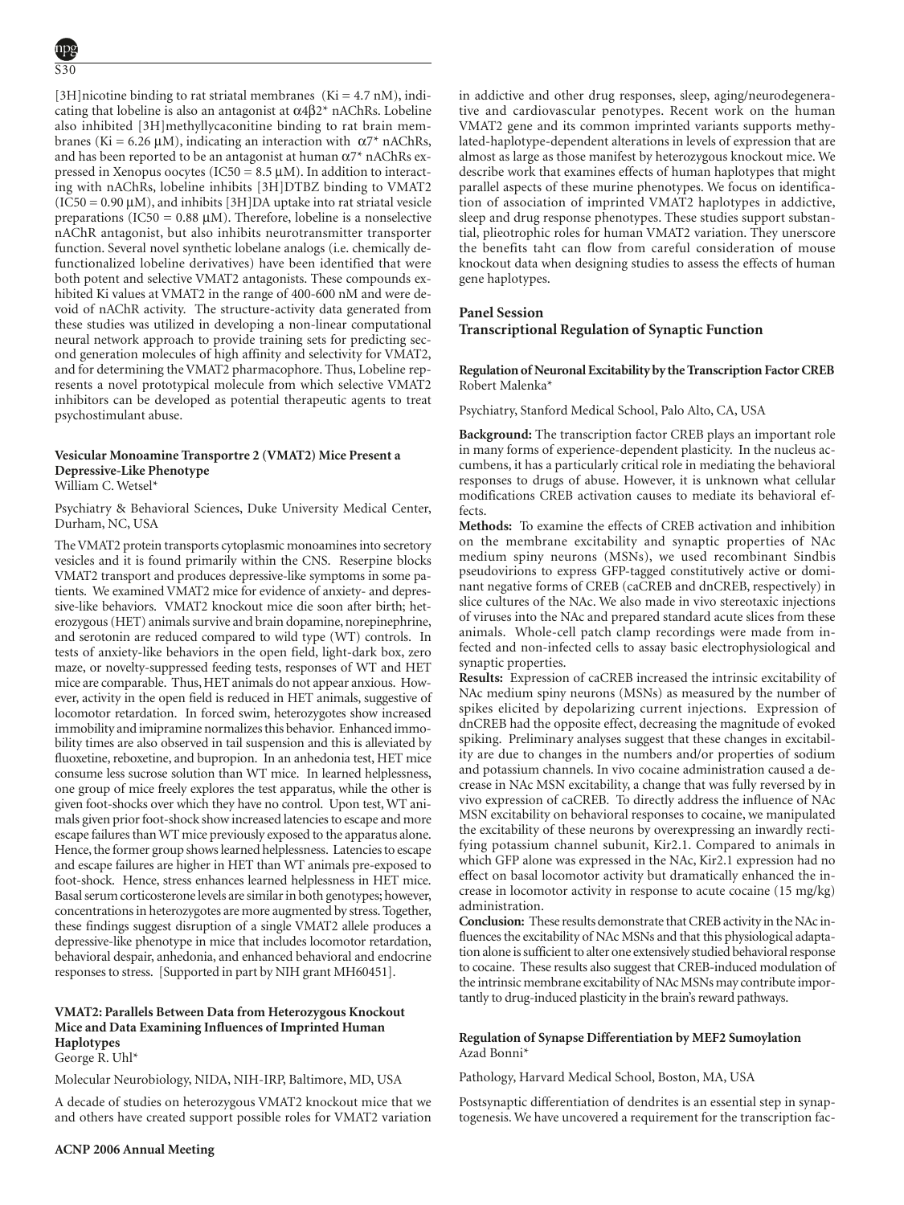[3H]nicotine binding to rat striatal membranes (Ki = 4.7 nM), indicating that lobeline is also an antagonist at $\alpha4\beta2^*$ nAChRs. Lobeline also inhibited [3H]methyllycaconitine binding to rat brain membranes (Ki = 6.26 μM), indicating an interaction with $\alpha7^*$ nAChRs, and has been reported to be an antagonist at human $\alpha7^*$ nAChRs expressed in Xenopus oocytes (IC50 = 8.5 μM). In addition to interacting with nAChRs, lobeline inhibits [3H]DTBZ binding to VMAT2 (IC50 = 0.90 μM), and inhibits [3H]DA uptake into rat striatal vesicle preparations (IC50 = 0.88 μM). Therefore, lobeline is a nonselective nAChR antagonist, but also inhibits neurotransmitter transporter function. Several novel synthetic lobelane analogs (i.e. chemically defunctionalized lobeline derivatives) have been identified that were both potent and selective VMAT2 antagonists. These compounds exhibited Ki values at VMAT2 in the range of 400-600 nM and were devoid of nAChR activity. The structure-activity data generated from these studies was utilized in developing a non-linear computational neural network approach to provide training sets for predicting second generation molecules of high affinity and selectivity for VMAT2, and for determining the VMAT2 pharmacophore. Thus, Lobeline represents a novel prototypical molecule from which selective VMAT2 inhibitors can be developed as potential therapeutic agents to treat psychostimulant abuse.

**Vesicular Monoamine Transportre 2 (VMAT2) Mice Present a Depressive-Like Phenotype**
William C. Wetsel*

Psychiatry & Behavioral Sciences, Duke University Medical Center, Durham, NC, USA

The VMAT2 protein transports cytoplasmic monoamines into secretory vesicles and it is found primarily within the CNS. Reserpine blocks VMAT2 transport and produces depressive-like symptoms in some patients. We examined VMAT2 mice for evidence of anxiety- and depressive-like behaviors. VMAT2 knockout mice die soon after birth; heterozygous (HET) animals survive and brain dopamine, norepinephrine, and serotonin are reduced compared to wild type (WT) controls. In tests of anxiety-like behaviors in the open field, light-dark box, zero maze, or novelty-suppressed feeding tests, responses of WT and HET mice are comparable. Thus, HET animals do not appear anxious. However, activity in the open field is reduced in HET animals, suggestive of locomotor retardation. In forced swim, heterozygotes show increased immobility and imipramine normalizes this behavior. Enhanced immobility times are also observed in tail suspension and this is alleviated by fluoxetine, reboxetine, and bupropion. In an anhedonia test, HET mice consume less sucrose solution than WT mice. In learned helplessness, one group of mice freely explores the test apparatus, while the other is given foot-shocks over which they have no control. Upon test, WT animals given prior foot-shock show increased latencies to escape and more escape failures than WT mice previously exposed to the apparatus alone. Hence, the former group shows learned helplessness. Latencies to escape and escape failures are higher in HET than WT animals pre-exposed to foot-shock. Hence, stress enhances learned helplessness in HET mice. Basal serum corticosterone levels are similar in both genotypes; however, concentrations in heterozygotes are more augmented by stress. Together, these findings suggest disruption of a single VMAT2 allele produces a depressive-like phenotype in mice that includes locomotor retardation, behavioral despair, anhedonia, and enhanced behavioral and endocrine responses to stress. [Supported in part by NIH grant MH60451].

**VMAT2: Parallels Between Data from Heterozygous Knockout Mice and Data Examining Influences of Imprinted Human Haplotypes**
George R. Uhl*

Molecular Neurobiology, NIDA, NIH-IRP, Baltimore, MD, USA

A decade of studies on heterozygous VMAT2 knockout mice that we and others have created support possible roles for VMAT2 variation in addictive and other drug responses, sleep, aging/neurodegenerative and cardiovascular penotypes. Recent work on the human VMAT2 gene and its common imprinted variants supports methylated-haplotype-dependent alterations in levels of expression that are almost as large as those manifest by heterozygous knockout mice. We describe work that examines effects of human haplotypes that might parallel aspects of these murine phenotypes. We focus on identification of association of imprinted VMAT2 haplotypes in addictive, sleep and drug response phenotypes. These studies support substantial, plieotrophic roles for human VMAT2 variation. They unerscore the benefits taht can flow from careful consideration of mouse knockout data when designing studies to assess the effects of human gene haplotypes.

## Panel Session
## Transcriptional Regulation of Synaptic Function

**Regulation of Neuronal Excitability by the Transcription Factor CREB**
Robert Malenka*

Psychiatry, Stanford Medical School, Palo Alto, CA, USA

**Background:** The transcription factor CREB plays an important role in many forms of experience-dependent plasticity. In the nucleus accumbens, it has a particularly critical role in mediating the behavioral responses to drugs of abuse. However, it is unknown what cellular modifications CREB activation causes to mediate its behavioral effects.

**Methods:** To examine the effects of CREB activation and inhibition on the membrane excitability and synaptic properties of NAc medium spiny neurons (MSNs), we used recombinant Sindbis pseudovirions to express GFP-tagged constitutively active or dominant negative forms of CREB (caCREB and dnCREB, respectively) in slice cultures of the NAc. We also made in vivo stereotaxic injections of viruses into the NAc and prepared standard acute slices from these animals. Whole-cell patch clamp recordings were made from infected and non-infected cells to assay basic electrophysiological and synaptic properties.

**Results:** Expression of caCREB increased the intrinsic excitability of NAc medium spiny neurons (MSNs) as measured by the number of spikes elicited by depolarizing current injections. Expression of dnCREB had the opposite effect, decreasing the magnitude of evoked spiking. Preliminary analyses suggest that these changes in excitability are due to changes in the numbers and/or properties of sodium and potassium channels. In vivo cocaine administration caused a decrease in NAc MSN excitability, a change that was fully reversed by in vivo expression of caCREB. To directly address the influence of NAc MSN excitability on behavioral responses to cocaine, we manipulated the excitability of these neurons by overexpressing an inwardly rectifying potassium channel subunit, Kir2.1. Compared to animals in which GFP alone was expressed in the NAc, Kir2.1 expression had no effect on basal locomotor activity but dramatically enhanced the increase in locomotor activity in response to acute cocaine (15 mg/kg) administration.

**Conclusion:** These results demonstrate that CREB activity in the NAc influences the excitability of NAc MSNs and that this physiological adaptation alone is sufficient to alter one extensively studied behavioral response to cocaine. These results also suggest that CREB-induced modulation of the intrinsic membrane excitability of NAc MSNs may contribute importantly to drug-induced plasticity in the brain's reward pathways.

**Regulation of Synapse Differentiation by MEF2 Sumoylation**
Azad Bonni*

Pathology, Harvard Medical School, Boston, MA, USA

Postsynaptic differentiation of dendrites is an essential step in synaptogenesis. We have uncovered a requirement for the transcription fac-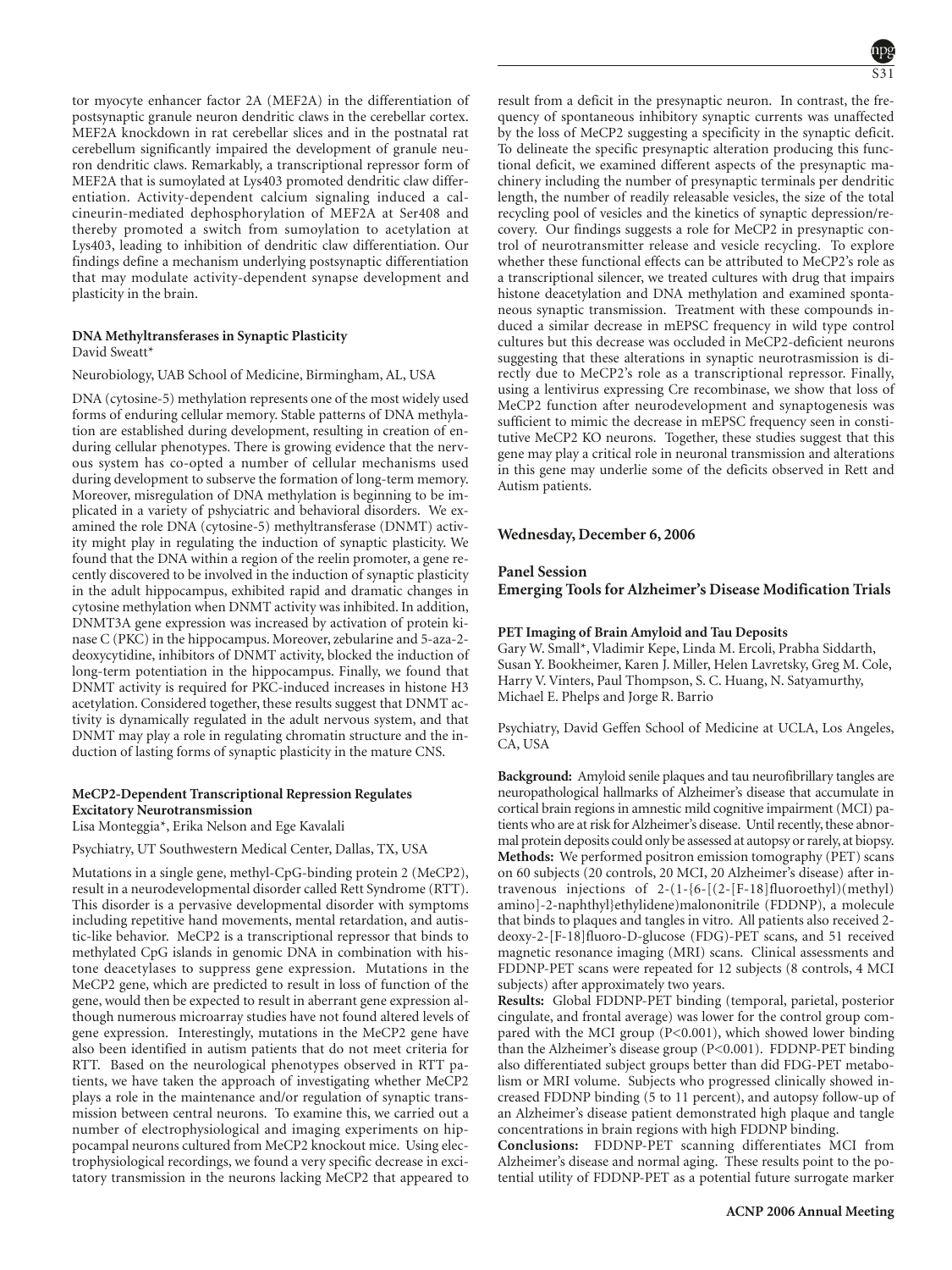tor myocyte enhancer factor 2A (MEF2A) in the differentiation of postsynaptic granule neuron dendritic claws in the cerebellar cortex. MEF2A knockdown in rat cerebellar slices and in the postnatal rat cerebellum significantly impaired the development of granule neuron dendritic claws. Remarkably, a transcriptional repressor form of MEF2A that is sumoylated at Lys403 promoted dendritic claw differentiation. Activity-dependent calcium signaling induced a calcineurin-mediated dephosphorylation of MEF2A at Ser408 and thereby promoted a switch from sumoylation to acetylation at Lys403, leading to inhibition of dendritic claw differentiation. Our findings define a mechanism underlying postsynaptic differentiation that may modulate activity-dependent synapse development and plasticity in the brain.

### DNA Methyltransferases in Synaptic Plasticity

David Sweatt*

Neurobiology, UAB School of Medicine, Birmingham, AL, USA

DNA (cytosine-5) methylation represents one of the most widely used forms of enduring cellular memory. Stable patterns of DNA methylation are established during development, resulting in creation of enduring cellular phenotypes. There is growing evidence that the nervous system has co-opted a number of cellular mechanisms used during development to subserve the formation of long-term memory. Moreover, misregulation of DNA methylation is beginning to be implicated in a variety of pshyciatric and behavioral disorders. We examined the role DNA (cytosine-5) methyltransferase (DNMT) activity might play in regulating the induction of synaptic plasticity. We found that the DNA within a region of the reelin promoter, a gene recently discovered to be involved in the induction of synaptic plasticity in the adult hippocampus, exhibited rapid and dramatic changes in cytosine methylation when DNMT activity was inhibited. In addition, DNMT3A gene expression was increased by activation of protein kinase C (PKC) in the hippocampus. Moreover, zebularine and 5-aza-2-deoxycytidine, inhibitors of DNMT activity, blocked the induction of long-term potentiation in the hippocampus. Finally, we found that DNMT activity is required for PKC-induced increases in histone H3 acetylation. Considered together, these results suggest that DNMT activity is dynamically regulated in the adult nervous system, and that DNMT may play a role in regulating chromatin structure and the induction of lasting forms of synaptic plasticity in the mature CNS.

### MeCP2-Dependent Transcriptional Repression Regulates Excitatory Neurotransmission

Lisa Monteggia*, Erika Nelson and Ege Kavalali

Psychiatry, UT Southwestern Medical Center, Dallas, TX, USA

Mutations in a single gene, methyl-CpG-binding protein 2 (MeCP2), result in a neurodevelopmental disorder called Rett Syndrome (RTT). This disorder is a pervasive developmental disorder with symptoms including repetitive hand movements, mental retardation, and autistic-like behavior. MeCP2 is a transcriptional repressor that binds to methylated CpG islands in genomic DNA in combination with histone deacetylases to suppress gene expression. Mutations in the MeCP2 gene, which are predicted to result in loss of function of the gene, would then be expected to result in aberrant gene expression although numerous microarray studies have not found altered levels of gene expression. Interestingly, mutations in the MeCP2 gene have also been identified in autism patients that do not meet criteria for RTT. Based on the neurological phenotypes observed in RTT patients, we have taken the approach of investigating whether MeCP2 plays a role in the maintenance and/or regulation of synaptic transmission between central neurons. To examine this, we carried out a number of electrophysiological and imaging experiments on hippocampal neurons cultured from MeCP2 knockout mice. Using electrophysiological recordings, we found a very specific decrease in excitatory transmission in the neurons lacking MeCP2 that appeared to result from a deficit in the presynaptic neuron. In contrast, the frequency of spontaneous inhibitory synaptic currents was unaffected by the loss of MeCP2 suggesting a specificity in the synaptic deficit. To delineate the specific presynaptic alteration producing this functional deficit, we examined different aspects of the presynaptic machinery including the number of presynaptic terminals per dendritic length, the number of readily releasable vesicles, the size of the total recycling pool of vesicles and the kinetics of synaptic depression/recovery. Our findings suggests a role for MeCP2 in presynaptic control of neurotransmitter release and vesicle recycling. To explore whether these functional effects can be attributed to MeCP2's role as a transcriptional silencer, we treated cultures with drug that impairs histone deacetylation and DNA methylation and examined spontaneous synaptic transmission. Treatment with these compounds induced a similar decrease in mEPSC frequency in wild type control cultures but this decrease was occluded in MeCP2-deficient neurons suggesting that these alterations in synaptic neurotrasmission is directly due to MeCP2's role as a transcriptional repressor. Finally, using a lentivirus expressing Cre recombinase, we show that loss of MeCP2 function after neurodevelopment and synaptogenesis was sufficient to mimic the decrease in mEPSC frequency seen in constitutive MeCP2 KO neurons. Together, these studies suggest that this gene may play a critical role in neuronal transmission and alterations in this gene may underlie some of the deficits observed in Rett and Autism patients.

## Wednesday, December 6, 2006

## Panel Session
## Emerging Tools for Alzheimer's Disease Modification Trials

### PET Imaging of Brain Amyloid and Tau Deposits

Gary W. Small*, Vladimir Kepe, Linda M. Ercoli, Prabha Siddarth, Susan Y. Bookheimer, Karen J. Miller, Helen Lavretsky, Greg M. Cole, Harry V. Vinters, Paul Thompson, S. C. Huang, N. Satyamurthy, Michael E. Phelps and Jorge R. Barrio

Psychiatry, David Geffen School of Medicine at UCLA, Los Angeles, CA, USA

**Background:** Amyloid senile plaques and tau neurofibrillary tangles are neuropathological hallmarks of Alzheimer's disease that accumulate in cortical brain regions in amnestic mild cognitive impairment (MCI) patients who are at risk for Alzheimer's disease. Until recently, these abnormal protein deposits could only be assessed at autopsy or rarely, at biopsy.
**Methods:** We performed positron emission tomography (PET) scans on 60 subjects (20 controls, 20 MCI, 20 Alzheimer's disease) after intravenous injections of 2-(1-{6-[(2-[F-18]fluoroethyl)(methyl) amino]-2-naphthyl}ethylidene)malononitrile (FDDNP), a molecule that binds to plaques and tangles in vitro. All patients also received 2-deoxy-2-[F-18]fluoro-D-glucose (FDG)-PET scans, and 51 received magnetic resonance imaging (MRI) scans. Clinical assessments and FDDNP-PET scans were repeated for 12 subjects (8 controls, 4 MCI subjects) after approximately two years.
**Results:** Global FDDNP-PET binding (temporal, parietal, posterior cingulate, and frontal average) was lower for the control group compared with the MCI group ($P<0.001$), which showed lower binding than the Alzheimer's disease group ($P<0.001$). FDDNP-PET binding also differentiated subject groups better than did FDG-PET metabolism or MRI volume. Subjects who progressed clinically showed increased FDDNP binding (5 to 11 percent), and autopsy follow-up of an Alzheimer's disease patient demonstrated high plaque and tangle concentrations in brain regions with high FDDNP binding.
**Conclusions:** FDDNP-PET scanning differentiates MCI from Alzheimer's disease and normal aging. These results point to the potential utility of FDDNP-PET as a potential future surrogate marker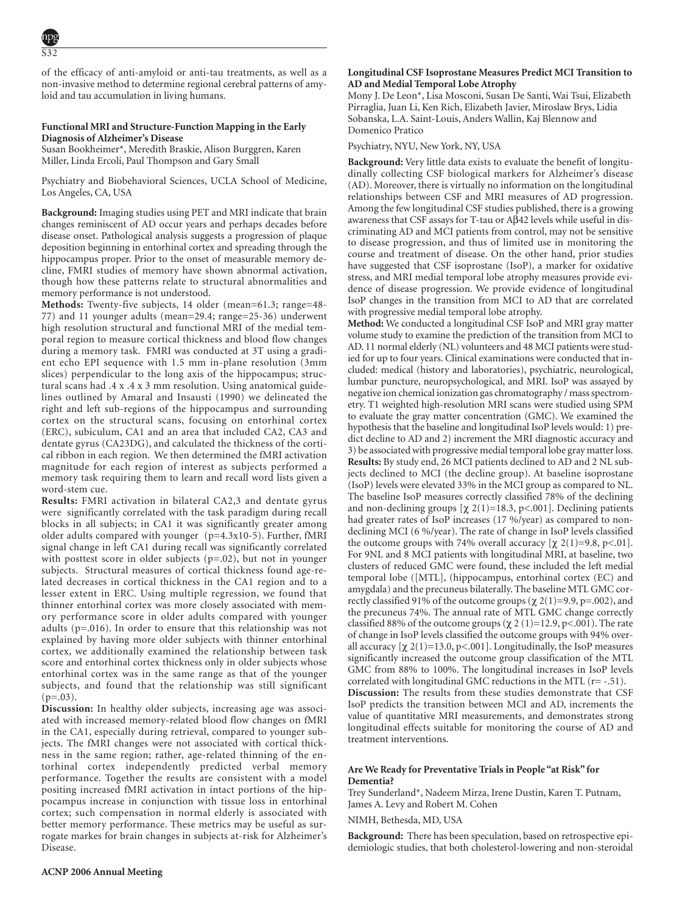of the efficacy of anti-amyloid or anti-tau treatments, as well as a non-invasive method to determine regional cerebral patterns of amyloid and tau accumulation in living humans.

### Functional MRI and Structure-Function Mapping in the Early Diagnosis of Alzheimer's Disease

Susan Bookheimer*, Meredith Braskie, Alison Burggren, Karen Miller, Linda Ercoli, Paul Thompson and Gary Small

Psychiatry and Biobehavioral Sciences, UCLA School of Medicine, Los Angeles, CA, USA

**Background:** Imaging studies using PET and MRI indicate that brain changes reminiscent of AD occur years and perhaps decades before disease onset. Pathological analysis suggests a progression of plaque deposition beginning in entorhinal cortex and spreading through the hippocampus proper. Prior to the onset of measurable memory decline, FMRI studies of memory have shown abnormal activation, though how these patterns relate to structural abnormalities and memory performance is not understood.

**Methods:** Twenty-five subjects, 14 older (mean=61.3; range=48-77) and 11 younger adults (mean=29.4; range=25-36) underwent high resolution structural and functional MRI of the medial temporal region to measure cortical thickness and blood flow changes during a memory task. FMRI was conducted at 3T using a gradient echo EPI sequence with 1.5 mm in-plane resolution (3mm slices) perpendicular to the long axis of the hippocampus; structural scans had .4 x .4 x 3 mm resolution. Using anatomical guidelines outlined by Amaral and Insausti (1990) we delineated the right and left sub-regions of the hippocampus and surrounding cortex on the structural scans, focusing on entorhinal cortex (ERC), subiculum, CA1 and an area that included CA2, CA3 and dentate gyrus (CA23DG), and calculated the thickness of the cortical ribbon in each region. We then determined the fMRI activation magnitude for each region of interest as subjects performed a memory task requiring them to learn and recall word lists given a word-stem cue.

**Results:** FMRI activation in bilateral CA2,3 and dentate gyrus were significantly correlated with the task paradigm during recall blocks in all subjects; in CA1 it was significantly greater among older adults compared with younger ($p=4.3x10^{-5}$). Further, fMRI signal change in left CA1 during recall was significantly correlated with posttest score in older subjects (p=.02), but not in younger subjects. Structural measures of cortical thickness found age-related decreases in cortical thickness in the CA1 region and to a lesser extent in ERC. Using multiple regression, we found that thinner entorhinal cortex was more closely associated with memory performance score in older adults compared with younger adults (p=.016). In order to ensure that this relationship was not explained by having more older subjects with thinner entorhinal cortex, we additionally examined the relationship between task score and entorhinal cortex thickness only in older subjects whose entorhinal cortex was in the same range as that of the younger subjects, and found that the relationship was still significant (p=.03).

**Discussion:** In healthy older subjects, increasing age was associated with increased memory-related blood flow changes on fMRI in the CA1, especially during retrieval, compared to younger subjects. The fMRI changes were not associated with cortical thickness in the same region; rather, age-related thinning of the entorhinal cortex independently predicted verbal memory performance. Together the results are consistent with a model positing increased fMRI activation in intact portions of the hippocampus increase in conjunction with tissue loss in entorhinal cortex; such compensation in normal elderly is associated with better memory performance. These metrics may be useful as surrogate markes for brain changes in subjects at-risk for Alzheimer's Disease.

### Longitudinal CSF Isoprostane Measures Predict MCI Transition to AD and Medial Temporal Lobe Atrophy

Mony J. De Leon*, Lisa Mosconi, Susan De Santi, Wai Tsui, Elizabeth Pirraglia, Juan Li, Ken Rich, Elizabeth Javier, Miroslaw Brys, Lidia Sobanska, L.A. Saint-Louis, Anders Wallin, Kaj Blennow and Domenico Pratico

Psychiatry, NYU, New York, NY, USA

**Background:** Very little data exists to evaluate the benefit of longitudinally collecting CSF biological markers for Alzheimer's disease (AD). Moreover, there is virtually no information on the longitudinal relationships between CSF and MRI measures of AD progression. Among the few longitudinal CSF studies published, there is a growing awareness that CSF assays for T-tau or Aβ42 levels while useful in discriminating AD and MCI patients from control, may not be sensitive to disease progression, and thus of limited use in monitoring the course and treatment of disease. On the other hand, prior studies have suggested that CSF isoprostane (IsoP), a marker for oxidative stress, and MRI medial temporal lobe atrophy measures provide evidence of disease progression. We provide evidence of longitudinal IsoP changes in the transition from MCI to AD that are correlated with progressive medial temporal lobe atrophy.

**Method:** We conducted a longitudinal CSF IsoP and MRI gray matter volume study to examine the prediction of the transition from MCI to AD. 11 normal elderly (NL) volunteers and 48 MCI patients were studied for up to four years. Clinical examinations were conducted that included: medical (history and laboratories), psychiatric, neurological, lumbar puncture, neuropsychological, and MRI. IsoP was assayed by negative ion chemical ionization gas chromatography / mass spectrometry. T1 weighted high-resolution MRI scans were studied using SPM to evaluate the gray matter concentration (GMC). We examined the hypothesis that the baseline and longitudinal IsoP levels would: 1) predict decline to AD and 2) increment the MRI diagnostic accuracy and 3) be associated with progressive medial temporal lobe gray matter loss.

**Results:** By study end, 26 MCI patients declined to AD and 2 NL subjects declined to MCI (the decline group). At baseline isoprostane (IsoP) levels were elevated 33% in the MCI group as compared to NL. The baseline IsoP measures correctly classified 78% of the declining and non-declining groups [$\chi^2(1)=18.3$, $p<.001$]. Declining patients had greater rates of IsoP increases (17 %/year) as compared to non-declining MCI (6 %/year). The rate of change in IsoP levels classified the outcome groups with 74% overall accuracy [$\chi^2(1)=9.8$, $p<.01$]. For 9NL and 8 MCI patients with longitudinal MRI, at baseline, two clusters of reduced GMC were found, these included the left medial temporal lobe ([MTL], (hippocampus, entorhinal cortex (EC) and amygdala) and the precuneus bilaterally. The baseline MTL GMC correctly classified 91% of the outcome groups ($\chi^2(1)=9.9$, p=.002), and the precuneus 74%. The annual rate of MTL GMC change correctly classified 88% of the outcome groups ($\chi^2(1)=12.9$, $p<.001$). The rate of change in IsoP levels classified the outcome groups with 94% overall accuracy [$\chi^2(1)=13.0$, $p<.001$]. Longitudinally, the IsoP measures significantly increased the outcome group classification of the MTL GMC from 88% to 100%. The longitudinal increases in IsoP levels correlated with longitudinal GMC reductions in the MTL (r= -.51).

**Discussion:** The results from these studies demonstrate that CSF IsoP predicts the transition between MCI and AD, increments the value of quantitative MRI measurements, and demonstrates strong longitudinal effects suitable for monitoring the course of AD and treatment interventions.

### Are We Ready for Preventative Trials in People "at Risk" for Dementia?

Trey Sunderland*, Nadeem Mirza, Irene Dustin, Karen T. Putnam, James A. Levy and Robert M. Cohen

NIMH, Bethesda, MD, USA

**Background:** There has been speculation, based on retrospective epidemiologic studies, that both cholesterol-lowering and non-steroidal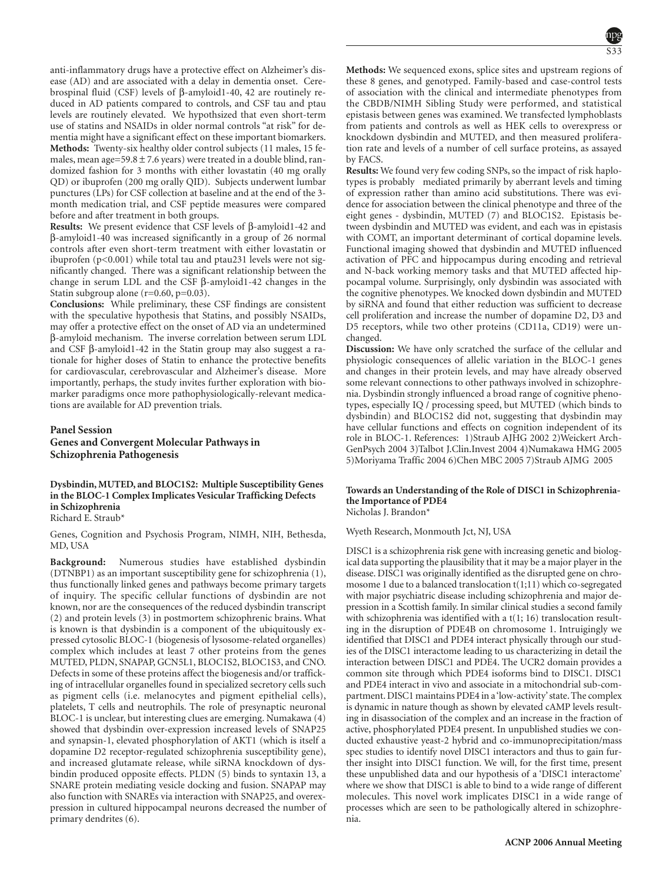anti-inflammatory drugs have a protective effect on Alzheimer's disease (AD) and are associated with a delay in dementia onset. Cerebrospinal fluid (CSF) levels of β-amyloid1-40, 42 are routinely reduced in AD patients compared to controls, and CSF tau and ptau levels are routinely elevated. We hypothsized that even short-term use of statins and NSAIDs in older normal controls "at risk" for dementia might have a significant effect on these important biomarkers.

**Methods:** Twenty-six healthy older control subjects (11 males, 15 females, mean age=59.8 ± 7.6 years) were treated in a double blind, randomized fashion for 3 months with either lovastatin (40 mg orally QD) or ibuprofen (200 mg orally QID). Subjects underwent lumbar punctures (LPs) for CSF collection at baseline and at the end of the 3-month medication trial, and CSF peptide measures were compared before and after treatment in both groups.

**Results:** We present evidence that CSF levels of β-amyloid1-42 and β-amyloid1-40 was increased significantly in a group of 26 normal controls after even short-term treatment with either lovastatin or ibuprofen ($p<0.001$) while total tau and ptau231 levels were not significantly changed. There was a significant relationship between the change in serum LDL and the CSF β-amyloid1-42 changes in the Statin subgroup alone ($r=0.60$, $p=0.03$).

**Conclusions:** While preliminary, these CSF findings are consistent with the speculative hypothesis that Statins, and possibly NSAIDs, may offer a protective effect on the onset of AD via an undetermined β-amyloid mechanism. The inverse correlation between serum LDL and CSF β-amyloid1-42 in the Statin group may also suggest a rationale for higher doses of Statin to enhance the protective benefits for cardiovascular, cerebrovascular and Alzheimer's disease. More importantly, perhaps, the study invites further exploration with biomarker paradigms once more pathophysiologically-relevant medications are available for AD prevention trials.

## Panel Session
## Genes and Convergent Molecular Pathways in Schizophrenia Pathogenesis

### Dysbindin, MUTED, and BLOC1S2: Multiple Susceptibility Genes in the BLOC-1 Complex Implicates Vesicular Trafficking Defects in Schizophrenia

Richard E. Straub*

Genes, Cognition and Psychosis Program, NIMH, NIH, Bethesda, MD, USA

**Background:** Numerous studies have established dysbindin (DTNBP1) as an important susceptibility gene for schizophrenia (1), thus functionally linked genes and pathways become primary targets of inquiry. The specific cellular functions of dysbindin are not known, nor are the consequences of the reduced dysbindin transcript (2) and protein levels (3) in postmortem schizophrenic brains. What is known is that dysbindin is a component of the ubiquitously expressed cytosolic BLOC-1 (biogenesis of lysosome-related organelles) complex which includes at least 7 other proteins from the genes MUTED, PLDN, SNAPAP, GCN5L1, BLOC1S2, BLOC1S3, and CNO. Defects in some of these proteins affect the biogenesis and/or trafficking of intracellular organelles found in specialized secretory cells such as pigment cells (i.e. melanocytes and pigment epithelial cells), platelets, T cells and neutrophils. The role of presynaptic neuronal BLOC-1 is unclear, but interesting clues are emerging. Numakawa (4) showed that dysbindin over-expression increased levels of SNAP25 and synapsin-1, elevated phosphorylation of AKT1 (which is itself a dopamine D2 receptor-regulated schizophrenia susceptibility gene), and increased glutamate release, while siRNA knockdown of dysbindin produced opposite effects. PLDN (5) binds to syntaxin 13, a SNARE protein mediating vesicle docking and fusion. SNAPAP may also function with SNAREs via interaction with SNAP25, and overexpression in cultured hippocampal neurons decreased the number of primary dendrites (6).

**Methods:** We sequenced exons, splice sites and upstream regions of these 8 genes, and genotyped. Family-based and case-control tests of association with the clinical and intermediate phenotypes from the CBDB/NIMH Sibling Study were performed, and statistical epistasis between genes was examined. We transfected lymphoblasts from patients and controls as well as HEK cells to overexpress or knockdown dysbindin and MUTED, and then measured proliferation rate and levels of a number of cell surface proteins, as assayed by FACS.

**Results:** We found very few coding SNPs, so the impact of risk haplotypes is probably mediated primarily by aberrant levels and timing of expression rather than amino acid substitutions. There was evidence for association between the clinical phenotype and three of the eight genes - dysbindin, MUTED (7) and BLOC1S2. Epistasis between dysbindin and MUTED was evident, and each was in epistasis with COMT, an important determinant of cortical dopamine levels. Functional imaging showed that dysbindin and MUTED influenced activation of PFC and hippocampus during encoding and retrieval and N-back working memory tasks and that MUTED affected hippocampal volume. Surprisingly, only dysbindin was associated with the cognitive phenotypes. We knocked down dysbindin and MUTED by siRNA and found that either reduction was sufficient to decrease cell proliferation and increase the number of dopamine D2, D3 and D5 receptors, while two other proteins (CD11a, CD19) were unchanged.

**Discussion:** We have only scratched the surface of the cellular and physiologic consequences of allelic variation in the BLOC-1 genes and changes in their protein levels, and may have already observed some relevant connections to other pathways involved in schizophrenia. Dysbindin strongly influenced a broad range of cognitive phenotypes, especially IQ / processing speed, but MUTED (which binds to dysbindin) and BLOC1S2 did not, suggesting that dysbindin may have cellular functions and effects on cognition independent of its role in BLOC-1. References: 1)Straub AJHG 2002 2)Weickert ArchGenPsych 2004 3)Talbot J.Clin.Invest 2004 4)Numakawa HMG 2005 5)Moriyama Traffic 2004 6)Chen MBC 2005 7)Straub AJMG 2005

### Towards an Understanding of the Role of DISC1 in Schizophrenia-the Importance of PDE4

Nicholas J. Brandon*

Wyeth Research, Monmouth Jct, NJ, USA

DISC1 is a schizophrenia risk gene with increasing genetic and biological data supporting the plausibility that it may be a major player in the disease. DISC1 was originally identified as the disrupted gene on chromosome 1 due to a balanced translocation t(1;11) which co-segregated with major psychiatric disease including schizophrenia and major depression in a Scottish family. In similar clinical studies a second family with schizophrenia was identified with a t(1; 16) translocation resulting in the disruption of PDE4B on chromosome 1. Intruigingly we identified that DISC1 and PDE4 interact physically through our studies of the DISC1 interactome leading to us characterizing in detail the interaction between DISC1 and PDE4. The UCR2 domain provides a common site through which PDE4 isoforms bind to DISC1. DISC1 and PDE4 interact in vivo and associate in a mitochondrial sub-compartment. DISC1 maintains PDE4 in a 'low-activity' state. The complex is dynamic in nature though as shown by elevated cAMP levels resulting in disassociation of the complex and an increase in the fraction of active, phosphorylated PDE4 present. In unpublished studies we conducted exhaustive yeast-2 hybrid and co-immunoprecipitation/mass spec studies to identify novel DISC1 interactors and thus to gain further insight into DISC1 function. We will, for the first time, present these unpublished data and our hypothesis of a 'DISC1 interactome' where we show that DISC1 is able to bind to a wide range of different molecules. This novel work implicates DISC1 in a wide range of processes which are seen to be pathologically altered in schizophrenia.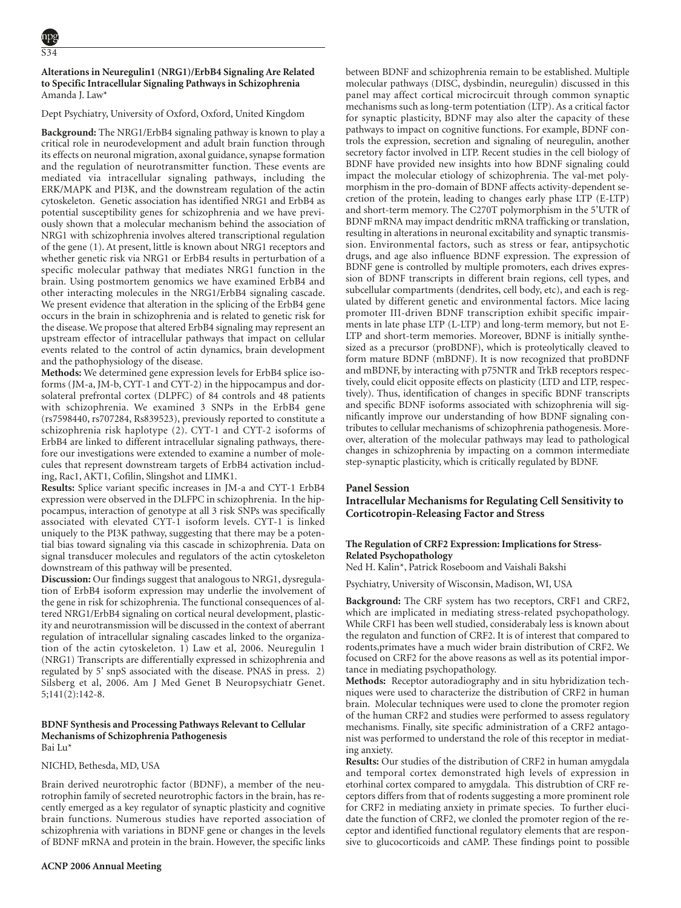### Alterations in Neuregulin1 (NRG1)/ErbB4 Signaling Are Related to Specific Intracellular Signaling Pathways in Schizophrenia

Amanda J. Law*

Dept Psychiatry, University of Oxford, Oxford, United Kingdom

**Background:** The NRG1/ErbB4 signaling pathway is known to play a critical role in neurodevelopment and adult brain function through its effects on neuronal migration, axonal guidance, synapse formation and the regulation of neurotransmitter function. These events are mediated via intracellular signaling pathways, including the ERK/MAPK and PI3K, and the downstream regulation of the actin cytoskeleton. Genetic association has identified NRG1 and ErbB4 as potential susceptibility genes for schizophrenia and we have previously shown that a molecular mechanism behind the association of NRG1 with schizophrenia involves altered transcriptional regulation of the gene (1). At present, little is known about NRG1 receptors and whether genetic risk via NRG1 or ErbB4 results in perturbation of a specific molecular pathway that mediates NRG1 function in the brain. Using postmortem genomics we have examined ErbB4 and other interacting molecules in the NRG1/ErbB4 signaling cascade. We present evidence that alteration in the splicing of the ErbB4 gene occurs in the brain in schizophrenia and is related to genetic risk for the disease. We propose that altered ErbB4 signaling may represent an upstream effector of intracellular pathways that impact on cellular events related to the control of actin dynamics, brain development and the pathophysiology of the disease.

**Methods:** We determined gene expression levels for ErbB4 splice isoforms (JM-a, JM-b, CYT-1 and CYT-2) in the hippocampus and dorsolateral prefrontal cortex (DLPFC) of 84 controls and 48 patients with schizophrenia. We examined 3 SNPs in the ErbB4 gene (rs7598440, rs707284, Rs839523), previously reported to constitute a schizophrenia risk haplotype (2). CYT-1 and CYT-2 isoforms of ErbB4 are linked to different intracellular signaling pathways, therefore our investigations were extended to examine a number of molecules that represent downstream targets of ErbB4 activation including, Rac1, AKT1, Cofilin, Slingshot and LIMK1.

**Results:** Splice variant specific increases in JM-a and CYT-1 ErbB4 expression were observed in the DLFPC in schizophrenia. In the hippocampus, interaction of genotype at all 3 risk SNPs was specifically associated with elevated CYT-1 isoform levels. CYT-1 is linked uniquely to the PI3K pathway, suggesting that there may be a potential bias toward signaling via this cascade in schizophrenia. Data on signal transducer molecules and regulators of the actin cytoskeleton downstream of this pathway will be presented.

**Discussion:** Our findings suggest that analogous to NRG1, dysregulation of ErbB4 isoform expression may underlie the involvement of the gene in risk for schizophrenia. The functional consequences of altered NRG1/ErbB4 signaling on cortical neural development, plasticity and neurotransmission will be discussed in the context of aberrant regulation of intracellular signaling cascades linked to the organization of the actin cytoskeleton. 1) Law et al, 2006. Neuregulin 1 (NRG1) Transcripts are differentially expressed in schizophrenia and regulated by 5' snpS associated with the disease. PNAS in press. 2) Silsberg et al, 2006. Am J Med Genet B Neuropsychiatr Genet. 5;141(2):142-8.

### BDNF Synthesis and Processing Pathways Relevant to Cellular Mechanisms of Schizophrenia Pathogenesis

Bai Lu*

NICHD, Bethesda, MD, USA

Brain derived neurotrophic factor (BDNF), a member of the neurotrophin family of secreted neurotrophic factors in the brain, has recently emerged as a key regulator of synaptic plasticity and cognitive brain functions. Numerous studies have reported association of schizophrenia with variations in BDNF gene or changes in the levels of BDNF mRNA and protein in the brain. However, the specific links between BDNF and schizophrenia remain to be established. Multiple molecular pathways (DISC, dysbindin, neuregulin) discussed in this panel may affect cortical microcircuit through common synaptic mechanisms such as long-term potentiation (LTP). As a critical factor for synaptic plasticity, BDNF may also alter the capacity of these pathways to impact on cognitive functions. For example, BDNF controls the expression, secretion and signaling of neuregulin, another secretory factor involved in LTP. Recent studies in the cell biology of BDNF have provided new insights into how BDNF signaling could impact the molecular etiology of schizophrenia. The val-met polymorphism in the pro-domain of BDNF affects activity-dependent secretion of the protein, leading to changes early phase LTP (E-LTP) and short-term memory. The C270T polymorphism in the 5'UTR of BDNF mRNA may impact dendritic mRNA trafficking or translation, resulting in alterations in neuronal excitability and synaptic transmission. Environmental factors, such as stress or fear, antipsychotic drugs, and age also influence BDNF expression. The expression of BDNF gene is controlled by multiple promoters, each drives expression of BDNF transcripts in different brain regions, cell types, and subcellular compartments (dendrites, cell body, etc), and each is regulated by different genetic and environmental factors. Mice lacing promoter III-driven BDNF transcription exhibit specific impairments in late phase LTP (L-LTP) and long-term memory, but not E-LTP and short-term memories. Moreover, BDNF is initially synthesized as a precursor (proBDNF), which is proteolytically cleaved to form mature BDNF (mBDNF). It is now recognized that proBDNF and mBDNF, by interacting with p75NTR and TrkB receptors respectively, could elicit opposite effects on plasticity (LTD and LTP, respectively). Thus, identification of changes in specific BDNF transcripts and specific BDNF isoforms associated with schizophrenia will significantly improve our understanding of how BDNF signaling contributes to cellular mechanisms of schizophrenia pathogenesis. Moreover, alteration of the molecular pathways may lead to pathological changes in schizophrenia by impacting on a common intermediate step-synaptic plasticity, which is critically regulated by BDNF.

## Panel Session

## Intracellular Mechanisms for Regulating Cell Sensitivity to Corticotropin-Releasing Factor and Stress

### The Regulation of CRF2 Expression: Implications for Stress-Related Psychopathology

Ned H. Kalin*, Patrick Roseboom and Vaishali Bakshi

Psychiatry, University of Wisconsin, Madison, WI, USA

**Background:** The CRF system has two receptors, CRF1 and CRF2, which are implicated in mediating stress-related psychopathology. While CRF1 has been well studied, considerabaly less is known about the regulaton and function of CRF2. It is of interest that compared to rodents,primates have a much wider brain distribution of CRF2. We focused on CRF2 for the above reasons as well as its potential importance in mediating psychopathology.

**Methods:** Receptor autoradiography and in situ hybridization techniques were used to characterize the distribution of CRF2 in human brain. Molecular techniques were used to clone the promoter region of the human CRF2 and studies were performed to assess regulatory mechanisms. Finally, site specific administration of a CRF2 antagonist was performed to understand the role of this receptor in mediating anxiety.

**Results:** Our studies of the distribution of CRF2 in human amygdala and temporal cortex demonstrated high levels of expression in etorhinal cortex compared to amygdala. This distrubtion of CRF receptors differs from that of rodents suggesting a more prominent role for CRF2 in mediating anxiety in primate species. To further elucidate the function of CRF2, we clonled the promoter region of the receptor and identified functional regulatory elements that are responsive to glucocorticoids and cAMP. These findings point to possible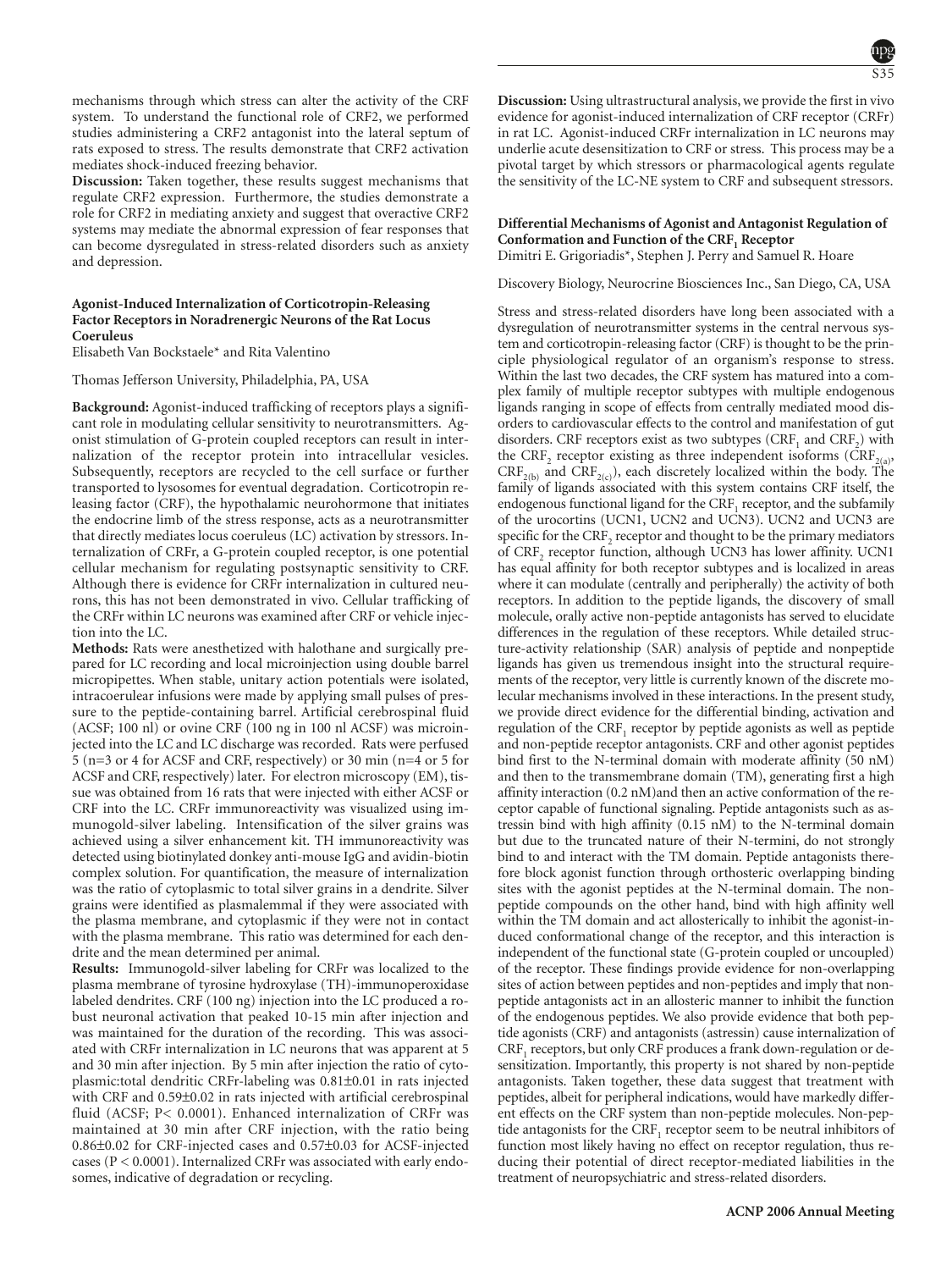mechanisms through which stress can alter the activity of the CRF system. To understand the functional role of CRF2, we performed studies administering a CRF2 antagonist into the lateral septum of rats exposed to stress. The results demonstrate that CRF2 activation mediates shock-induced freezing behavior.

**Discussion:** Taken together, these results suggest mechanisms that regulate CRF2 expression. Furthermore, the studies demonstrate a role for CRF2 in mediating anxiety and suggest that overactive CRF2 systems may mediate the abnormal expression of fear responses that can become dysregulated in stress-related disorders such as anxiety and depression.

### Agonist-Induced Internalization of Corticotropin-Releasing Factor Receptors in Noradrenergic Neurons of the Rat Locus Coeruleus

Elisabeth Van Bockstaele* and Rita Valentino

Thomas Jefferson University, Philadelphia, PA, USA

**Background:** Agonist-induced trafficking of receptors plays a significant role in modulating cellular sensitivity to neurotransmitters. Agonist stimulation of G-protein coupled receptors can result in internalization of the receptor protein into intracellular vesicles. Subsequently, receptors are recycled to the cell surface or further transported to lysosomes for eventual degradation. Corticotropin releasing factor (CRF), the hypothalamic neurohormone that initiates the endocrine limb of the stress response, acts as a neurotransmitter that directly mediates locus coeruleus (LC) activation by stressors. Internalization of CRFr, a G-protein coupled receptor, is one potential cellular mechanism for regulating postsynaptic sensitivity to CRF. Although there is evidence for CRFr internalization in cultured neurons, this has not been demonstrated in vivo. Cellular trafficking of the CRFr within LC neurons was examined after CRF or vehicle injection into the LC.

**Methods:** Rats were anesthetized with halothane and surgically prepared for LC recording and local microinjection using double barrel micropipettes. When stable, unitary action potentials were isolated, intracoerulear infusions were made by applying small pulses of pressure to the peptide-containing barrel. Artificial cerebrospinal fluid (ACSF; 100 nl) or ovine CRF (100 ng in 100 nl ACSF) was microinjected into the LC and LC discharge was recorded. Rats were perfused 5 (n=3 or 4 for ACSF and CRF, respectively) or 30 min (n=4 or 5 for ACSF and CRF, respectively) later. For electron microscopy (EM), tissue was obtained from 16 rats that were injected with either ACSF or CRF into the LC. CRFr immunoreactivity was visualized using immunogold-silver labeling. Intensification of the silver grains was achieved using a silver enhancement kit. TH immunoreactivity was detected using biotinylated donkey anti-mouse IgG and avidin-biotin complex solution. For quantification, the measure of internalization was the ratio of cytoplasmic to total silver grains in a dendrite. Silver grains were identified as plasmalemmal if they were associated with the plasma membrane, and cytoplasmic if they were not in contact with the plasma membrane. This ratio was determined for each dendrite and the mean determined per animal.

**Results:** Immunogold-silver labeling for CRFr was localized to the plasma membrane of tyrosine hydroxylase (TH)-immunoperoxidase labeled dendrites. CRF (100 ng) injection into the LC produced a robust neuronal activation that peaked 10-15 min after injection and was maintained for the duration of the recording. This was associated with CRFr internalization in LC neurons that was apparent at 5 and 30 min after injection. By 5 min after injection the ratio of cytoplasmic:total dendritic CRFr-labeling was 0.81±0.01 in rats injected with CRF and 0.59±0.02 in rats injected with artificial cerebrospinal fluid (ACSF; $P< 0.0001$). Enhanced internalization of CRFr was maintained at 30 min after CRF injection, with the ratio being 0.86±0.02 for CRF-injected cases and 0.57±0.03 for ACSF-injected cases ($P < 0.0001$). Internalized CRFr was associated with early endosomes, indicative of degradation or recycling.

**Discussion:** Using ultrastructural analysis, we provide the first in vivo evidence for agonist-induced internalization of CRF receptor (CRFr) in rat LC. Agonist-induced CRFr internalization in LC neurons may underlie acute desensitization to CRF or stress. This process may be a pivotal target by which stressors or pharmacological agents regulate the sensitivity of the LC-NE system to CRF and subsequent stressors.

### Differential Mechanisms of Agonist and Antagonist Regulation of Conformation and Function of the $CRF_1$ Receptor

Dimitri E. Grigoriadis*, Stephen J. Perry and Samuel R. Hoare

Discovery Biology, Neurocrine Biosciences Inc., San Diego, CA, USA

Stress and stress-related disorders have long been associated with a dysregulation of neurotransmitter systems in the central nervous system and corticotropin-releasing factor (CRF) is thought to be the principle physiological regulator of an organism's response to stress. Within the last two decades, the CRF system has matured into a complex family of multiple receptor subtypes with multiple endogenous ligands ranging in scope of effects from centrally mediated mood disorders to cardiovascular effects to the control and manifestation of gut disorders. CRF receptors exist as two subtypes ($CRF_1$ and $CRF_2$) with the $CRF_2$ receptor existing as three independent isoforms ($CRF_{2(a)}$, $CRF_{2(b)}$ and $CRF_{2(c)}$), each discretely localized within the body. The family of ligands associated with this system contains CRF itself, the endogenous functional ligand for the $CRF_1$ receptor, and the subfamily of the urocortins (UCN1, UCN2 and UCN3). UCN2 and UCN3 are specific for the $CRF_2$ receptor and thought to be the primary mediators of $CRF_2$ receptor function, although UCN3 has lower affinity. UCN1 has equal affinity for both receptor subtypes and is localized in areas where it can modulate (centrally and peripherally) the activity of both receptors. In addition to the peptide ligands, the discovery of small molecule, orally active non-peptide antagonists has served to elucidate differences in the regulation of these receptors. While detailed structure-activity relationship (SAR) analysis of peptide and nonpeptide ligands has given us tremendous insight into the structural requirements of the receptor, very little is currently known of the discrete molecular mechanisms involved in these interactions. In the present study, we provide direct evidence for the differential binding, activation and regulation of the $CRF_1$ receptor by peptide agonists as well as peptide and non-peptide receptor antagonists. CRF and other agonist peptides bind first to the N-terminal domain with moderate affinity (50 nM) and then to the transmembrane domain (TM), generating first a high affinity interaction (0.2 nM)and then an active conformation of the receptor capable of functional signaling. Peptide antagonists such as astressin bind with high affinity (0.15 nM) to the N-terminal domain but due to the truncated nature of their N-termini, do not strongly bind to and interact with the TM domain. Peptide antagonists therefore block agonist function through orthosteric overlapping binding sites with the agonist peptides at the N-terminal domain. The non-peptide compounds on the other hand, bind with high affinity well within the TM domain and act allosterically to inhibit the agonist-induced conformational change of the receptor, and this interaction is independent of the functional state (G-protein coupled or uncoupled) of the receptor. These findings provide evidence for non-overlapping sites of action between peptides and non-peptides and imply that non-peptide antagonists act in an allosteric manner to inhibit the function of the endogenous peptides. We also provide evidence that both peptide agonists (CRF) and antagonists (astressin) cause internalization of $CRF_1$ receptors, but only CRF produces a frank down-regulation or desensitization. Importantly, this property is not shared by non-peptide antagonists. Taken together, these data suggest that treatment with peptides, albeit for peripheral indications, would have markedly different effects on the CRF system than non-peptide molecules. Non-peptide antagonists for the $CRF_1$ receptor seem to be neutral inhibitors of function most likely having no effect on receptor regulation, thus reducing their potential of direct receptor-mediated liabilities in the treatment of neuropsychiatric and stress-related disorders.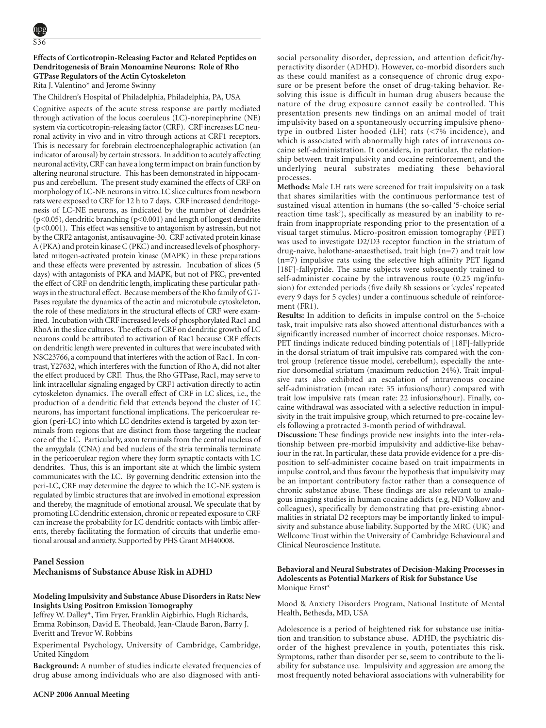**Effects of Corticotropin-Releasing Factor and Related Peptides on Dendritogenesis of Brain Monoamine Neurons: Role of Rho GTPase Regulators of the Actin Cytoskeleton**

Rita J. Valentino* and Jerome Swinny

The Children's Hospital of Philadelphia, Philadelphia, PA, USA

Cognitive aspects of the acute stress response are partly mediated through activation of the locus coeruleus (LC)-norepinephrine (NE) system via corticotropin-releasing factor (CRF). CRF increases LC neuronal activity in vivo and in vitro through actions at CRF1 receptors. This is necessary for forebrain electroencephalographic activation (an indicator of arousal) by certain stressors. In addition to acutely affecting neuronal activity, CRF can have a long term impact on brain function by altering neuronal structure. This has been demonstrated in hippocampus and cerebellum. The present study examined the effects of CRF on morphology of LC-NE neurons in vitro. LC slice cultures from newborn rats were exposed to CRF for 12 h to 7 days. CRF increased dendritogenesis of LC-NE neurons, as indicated by the number of dendrites ($p<0.05$), dendritic branching ($p<0.001$) and length of longest dendrite ($p<0.001$). This effect was sensitive to antagonism by astressin, but not by the CRF2 antagonist, antisauvagine-30. CRF activated protein kinase A (PKA) and protein kinase C (PKC) and increased levels of phosphorylated mitogen-activated protein kinase (MAPK) in these preparations and these effects were prevented by astressin. Incubation of slices (5 days) with antagonists of PKA and MAPK, but not of PKC, prevented the effect of CRF on dendritic length, implicating these particular pathways in the structural effect. Because members of the Rho family of GTPases regulate the dynamics of the actin and microtubule cytoskeleton, the role of these mediators in the structural effects of CRF were examined. Incubation with CRF increased levels of phosphorylated Rac1 and RhoA in the slice cultures. The effects of CRF on dendritic growth of LC neurons could be attributed to activation of Rac1 because CRF effects on dendritic length were prevented in cultures that were incubated with NSC23766, a compound that interferes with the action of Rac1. In contrast, Y27632, which interferes with the function of Rho A, did not alter the effect produced by CRF. Thus, the Rho GTPase, Rac1, may serve to link intracellular signaling engaged by CRF1 activation directly to actin cytoskeleton dynamics. The overall effect of CRF in LC slices, i.e., the production of a dendritic field that extends beyond the cluster of LC neurons, has important functional implications. The pericoerulear region (peri-LC) into which LC dendrites extend is targeted by axon terminals from regions that are distinct from those targeting the nuclear core of the LC. Particularly, axon terminals from the central nucleus of the amygdala (CNA) and bed nucleus of the stria terminalis terminate in the pericoerulear region where they form synaptic contacts with LC dendrites. Thus, this is an important site at which the limbic system communicates with the LC. By governing dendritic extension into the peri-LC, CRF may determine the degree to which the LC-NE system is regulated by limbic structures that are involved in emotional expression and thereby, the magnitude of emotional arousal. We speculate that by promoting LC dendritic extension, chronic or repeated exposure to CRF can increase the probability for LC dendritic contacts with limbic afferents, thereby facilitating the formation of circuits that underlie emotional arousal and anxiety. Supported by PHS Grant MH40008.

## Panel Session
## Mechanisms of Substance Abuse Risk in ADHD

**Modeling Impulsivity and Substance Abuse Disorders in Rats: New Insights Using Positron Emission Tomography**

Jeffrey W. Dalley*, Tim Fryer, Franklin Aigbirhio, Hugh Richards, Emma Robinson, David E. Theobald, Jean-Claude Baron, Barry J. Everitt and Trevor W. Robbins

Experimental Psychology, University of Cambridge, Cambridge, United Kingdom

**Background:** A number of studies indicate elevated frequencies of drug abuse among individuals who are also diagnosed with antisocial personality disorder, depression, and attention deficit/hyperactivity disorder (ADHD). However, co-morbid disorders such as these could manifest as a consequence of chronic drug exposure or be present before the onset of drug-taking behavior. Resolving this issue is difficult in human drug abusers because the nature of the drug exposure cannot easily be controlled. This presentation presents new findings on an animal model of trait impulsivity based on a spontaneously occurring impulsive phenotype in outbred Lister hooded (LH) rats (<7% incidence), and which is associated with abnormally high rates of intravenous cocaine self-administration. It considers, in particular, the relationship between trait impulsivity and cocaine reinforcement, and the underlying neural substrates mediating these behavioral processes.

**Methods:** Male LH rats were screened for trait impulsivity on a task that shares similarities with the continuous performance test of sustained visual attention in humans (the so-called '5-choice serial reaction time task'), specifically as measured by an inability to refrain from inappropriate responding prior to the presentation of a visual target stimulus. Micro-positron emission tomography (PET) was used to investigate D2/D3 receptor function in the striatum of drug-naive, halothane-anaesthetised, trait high (n=7) and trait low (n=7) impulsive rats using the selective high affinity PET ligand [18F]-fallypride. The same subjects were subsequently trained to self-administer cocaine by the intravenous route (0.25 mg/infusion) for extended periods (five daily 8h sessions or 'cycles' repeated every 9 days for 5 cycles) under a continuous schedule of reinforcement (FR1).

**Results:** In addition to deficits in impulse control on the 5-choice task, trait impulsive rats also showed attentional disturbances with a significantly increased number of incorrect choice responses. Micro-PET findings indicate reduced binding potentials of [18F]-fallypride in the dorsal striatum of trait impulsive rats compared with the control group (reference tissue model, cerebellum), especially the anterior dorsomedial striatum (maximum reduction 24%). Trait impulsive rats also exhibited an escalation of intravenous cocaine self-administration (mean rate: 35 infusions/hour) compared with trait low impulsive rats (mean rate: 22 infusions/hour). Finally, cocaine withdrawal was associated with a selective reduction in impulsivity in the trait impulsive group, which returned to pre-cocaine levels following a protracted 3-month period of withdrawal.

**Discussion:** These findings provide new insights into the inter-relationship between pre-morbid impulsivity and addictive-like behaviour in the rat. In particular, these data provide evidence for a pre-disposition to self-administer cocaine based on trait impairments in impulse control, and thus favour the hypothesis that impulsivity may be an important contributory factor rather than a consequence of chronic substance abuse. These findings are also relevant to analogous imaging studies in human cocaine addicts (e.g, ND Volkow and colleagues), specifically by demonstrating that pre-existing abnormalities in striatal D2 receptors may be importantly linked to impulsivity and substance abuse liability. Supported by the MRC (UK) and Wellcome Trust within the University of Cambridge Behavioural and Clinical Neuroscience Institute.

**Behavioral and Neural Substrates of Decision-Making Processes in Adolescents as Potential Markers of Risk for Substance Use**

Monique Ernst*

Mood & Anxiety Disorders Program, National Institute of Mental Health, Bethesda, MD, USA

Adolescence is a period of heightened risk for substance use initiation and transition to substance abuse. ADHD, the psychiatric disorder of the highest prevalence in youth, potentiates this risk. Symptoms, rather than disorder per se, seem to contribute to the liability for substance use. Impulsivity and aggression are among the most frequently noted behavioral associations with vulnerability for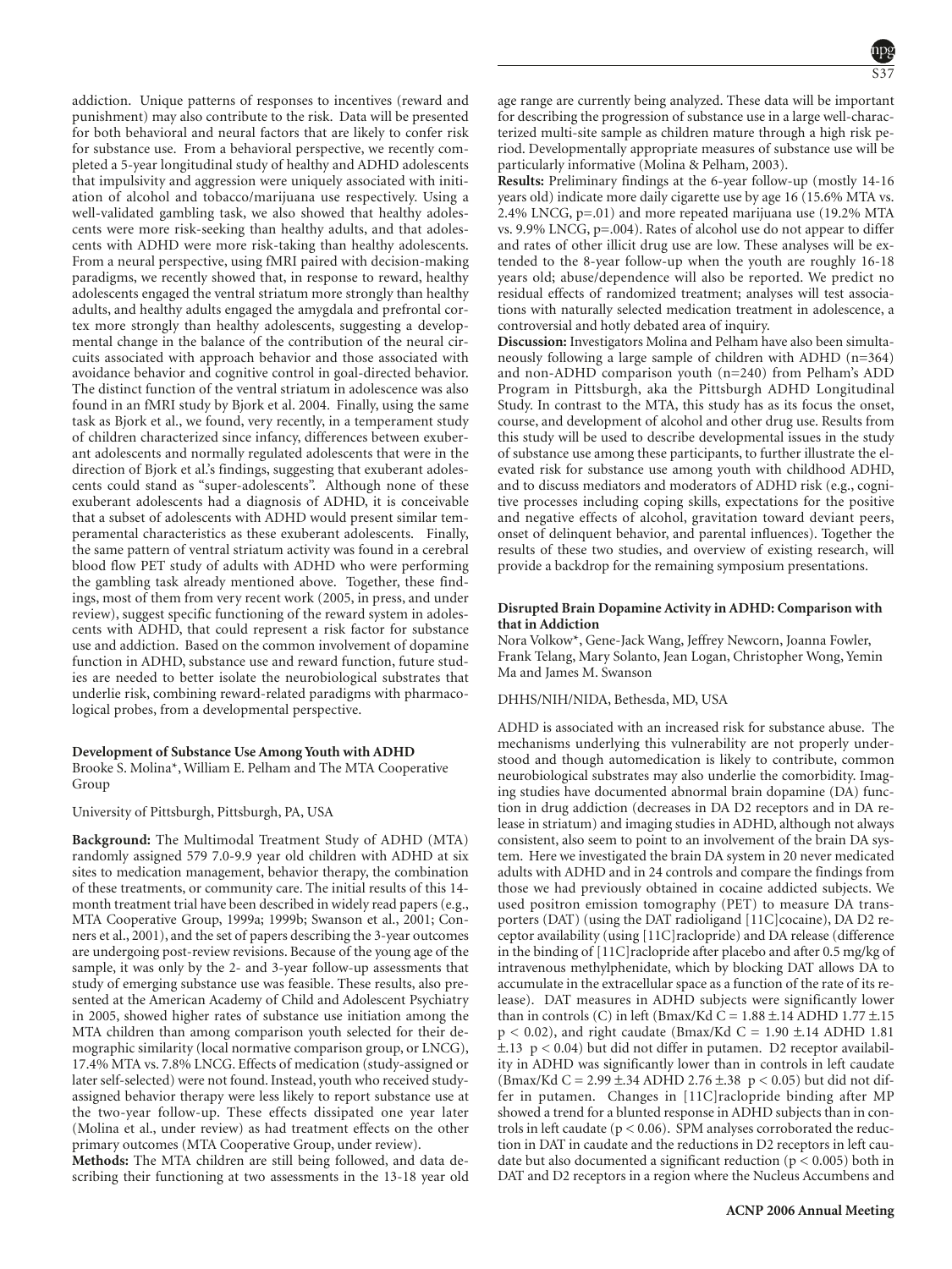addiction. Unique patterns of responses to incentives (reward and punishment) may also contribute to the risk. Data will be presented for both behavioral and neural factors that are likely to confer risk for substance use. From a behavioral perspective, we recently completed a 5-year longitudinal study of healthy and ADHD adolescents that impulsivity and aggression were uniquely associated with initiation of alcohol and tobacco/marijuana use respectively. Using a well-validated gambling task, we also showed that healthy adolescents were more risk-seeking than healthy adults, and that adolescents with ADHD were more risk-taking than healthy adolescents. From a neural perspective, using fMRI paired with decision-making paradigms, we recently showed that, in response to reward, healthy adolescents engaged the ventral striatum more strongly than healthy adults, and healthy adults engaged the amygdala and prefrontal cortex more strongly than healthy adolescents, suggesting a developmental change in the balance of the contribution of the neural circuits associated with approach behavior and those associated with avoidance behavior and cognitive control in goal-directed behavior. The distinct function of the ventral striatum in adolescence was also found in an fMRI study by Bjork et al. 2004. Finally, using the same task as Bjork et al., we found, very recently, in a temperament study of children characterized since infancy, differences between exuberant adolescents and normally regulated adolescents that were in the direction of Bjork et al.'s findings, suggesting that exuberant adolescents could stand as "super-adolescents". Although none of these exuberant adolescents had a diagnosis of ADHD, it is conceivable that a subset of adolescents with ADHD would present similar temperamental characteristics as these exuberant adolescents. Finally, the same pattern of ventral striatum activity was found in a cerebral blood flow PET study of adults with ADHD who were performing the gambling task already mentioned above. Together, these findings, most of them from very recent work (2005, in press, and under review), suggest specific functioning of the reward system in adolescents with ADHD, that could represent a risk factor for substance use and addiction. Based on the common involvement of dopamine function in ADHD, substance use and reward function, future studies are needed to better isolate the neurobiological substrates that underlie risk, combining reward-related paradigms with pharmacological probes, from a developmental perspective.

**Development of Substance Use Among Youth with ADHD**
Brooke S. Molina*, William E. Pelham and The MTA Cooperative Group

University of Pittsburgh, Pittsburgh, PA, USA

**Background:** The Multimodal Treatment Study of ADHD (MTA) randomly assigned 579 7.0-9.9 year old children with ADHD at six sites to medication management, behavior therapy, the combination of these treatments, or community care. The initial results of this 14-month treatment trial have been described in widely read papers (e.g., MTA Cooperative Group, 1999a; 1999b; Swanson et al., 2001; Conners et al., 2001), and the set of papers describing the 3-year outcomes are undergoing post-review revisions. Because of the young age of the sample, it was only by the 2- and 3-year follow-up assessments that study of emerging substance use was feasible. These results, also presented at the American Academy of Child and Adolescent Psychiatry in 2005, showed higher rates of substance use initiation among the MTA children than among comparison youth selected for their demographic similarity (local normative comparison group, or LNCG), 17.4% MTA vs. 7.8% LNCG. Effects of medication (study-assigned or later self-selected) were not found. Instead, youth who received study-assigned behavior therapy were less likely to report substance use at the two-year follow-up. These effects dissipated one year later (Molina et al., under review) as had treatment effects on the other primary outcomes (MTA Cooperative Group, under review).

**Methods:** The MTA children are still being followed, and data describing their functioning at two assessments in the 13-18 year old age range are currently being analyzed. These data will be important for describing the progression of substance use in a large well-characterized multi-site sample as children mature through a high risk period. Developmentally appropriate measures of substance use will be particularly informative (Molina & Pelham, 2003).

**Results:** Preliminary findings at the 6-year follow-up (mostly 14-16 years old) indicate more daily cigarette use by age 16 (15.6% MTA vs. 2.4% LNCG, $p=.01$) and more repeated marijuana use (19.2% MTA vs. 9.9% LNCG, $p=.004$). Rates of alcohol use do not appear to differ and rates of other illicit drug use are low. These analyses will be extended to the 8-year follow-up when the youth are roughly 16-18 years old; abuse/dependence will also be reported. We predict no residual effects of randomized treatment; analyses will test associations with naturally selected medication treatment in adolescence, a controversial and hotly debated area of inquiry.

**Discussion:** Investigators Molina and Pelham have also been simultaneously following a large sample of children with ADHD (n=364) and non-ADHD comparison youth (n=240) from Pelham's ADD Program in Pittsburgh, aka the Pittsburgh ADHD Longitudinal Study. In contrast to the MTA, this study has as its focus the onset, course, and development of alcohol and other drug use. Results from this study will be used to describe developmental issues in the study of substance use among these participants, to further illustrate the elevated risk for substance use among youth with childhood ADHD, and to discuss mediators and moderators of ADHD risk (e.g., cognitive processes including coping skills, expectations for the positive and negative effects of alcohol, gravitation toward deviant peers, onset of delinquent behavior, and parental influences). Together the results of these two studies, and overview of existing research, will provide a backdrop for the remaining symposium presentations.

**Disrupted Brain Dopamine Activity in ADHD: Comparison with that in Addiction**
Nora Volkow*, Gene-Jack Wang, Jeffrey Newcorn, Joanna Fowler, Frank Telang, Mary Solanto, Jean Logan, Christopher Wong, Yemin Ma and James M. Swanson

DHHS/NIH/NIDA, Bethesda, MD, USA

ADHD is associated with an increased risk for substance abuse. The mechanisms underlying this vulnerability are not properly understood and though automedication is likely to contribute, common neurobiological substrates may also underlie the comorbidity. Imaging studies have documented abnormal brain dopamine (DA) function in drug addiction (decreases in DA D2 receptors and in DA release in striatum) and imaging studies in ADHD, although not always consistent, also seem to point to an involvement of the brain DA system. Here we investigated the brain DA system in 20 never medicated adults with ADHD and in 24 controls and compare the findings from those we had previously obtained in cocaine addicted subjects. We used positron emission tomography (PET) to measure DA transporters (DAT) (using the DAT radioligand [11C]cocaine), DA D2 receptor availability (using [11C]raclopride) and DA release (difference in the binding of [11C]raclopride after placebo and after 0.5 mg/kg of intravenous methylphenidate, which by blocking DAT allows DA to accumulate in the extracellular space as a function of the rate of its release). DAT measures in ADHD subjects were significantly lower than in controls (C) in left (Bmax/Kd C = 1.88 ±.14 ADHD 1.77 ±.15 $p < 0.02$), and right caudate (Bmax/Kd C = 1.90 ±.14 ADHD 1.81 ±.13 $p < 0.04$) but did not differ in putamen. D2 receptor availability in ADHD was significantly lower than in controls in left caudate (Bmax/Kd C = 2.99 ±.34 ADHD 2.76 ±.38 $p < 0.05$) but did not differ in putamen. Changes in [11C]raclopride binding after MP showed a trend for a blunted response in ADHD subjects than in controls in left caudate ($p < 0.06$). SPM analyses corroborated the reduction in DAT in caudate and the reductions in D2 receptors in left caudate but also documented a significant reduction ($p < 0.005$) both in DAT and D2 receptors in a region where the Nucleus Accumbens and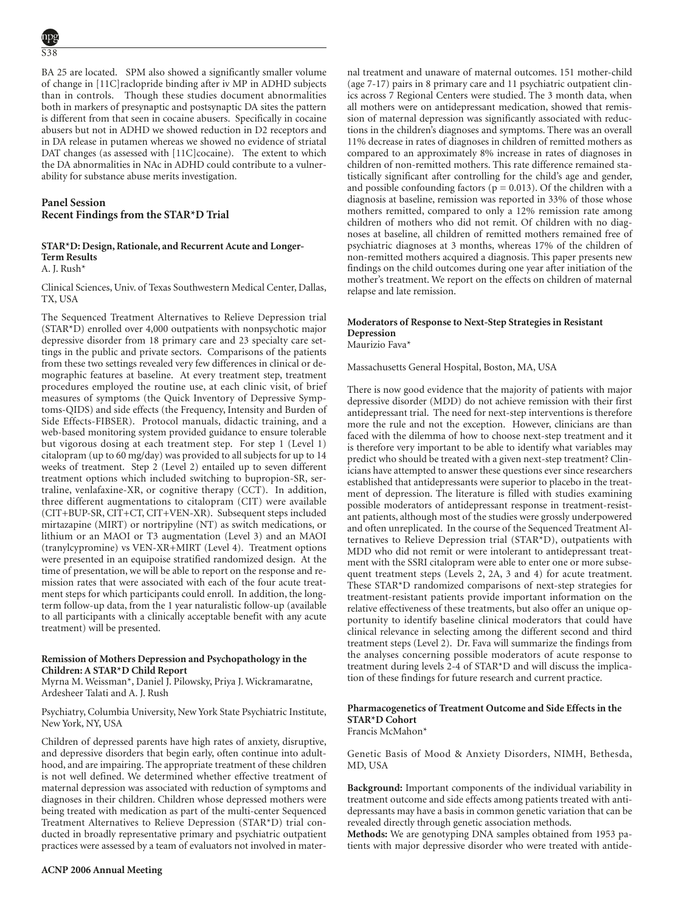BA 25 are located. SPM also showed a significantly smaller volume of change in [11C]raclopride binding after iv MP in ADHD subjects than in controls. Though these studies document abnormalities both in markers of presynaptic and postsynaptic DA sites the pattern is different from that seen in cocaine abusers. Specifically in cocaine abusers but not in ADHD we showed reduction in D2 receptors and in DA release in putamen whereas we showed no evidence of striatal DAT changes (as assessed with [11C]cocaine). The extent to which the DA abnormalities in NAc in ADHD could contribute to a vulnerability for substance abuse merits investigation.

## Panel Session
## Recent Findings from the STAR*D Trial

### STAR*D: Design, Rationale, and Recurrent Acute and Longer-Term Results

A. J. Rush*

Clinical Sciences, Univ. of Texas Southwestern Medical Center, Dallas, TX, USA

The Sequenced Treatment Alternatives to Relieve Depression trial (STAR*D) enrolled over 4,000 outpatients with nonpsychotic major depressive disorder from 18 primary care and 23 specialty care settings in the public and private sectors. Comparisons of the patients from these two settings revealed very few differences in clinical or demographic features at baseline. At every treatment step, treatment procedures employed the routine use, at each clinic visit, of brief measures of symptoms (the Quick Inventory of Depressive Symptoms-QIDS) and side effects (the Frequency, Intensity and Burden of Side Effects-FIBSER). Protocol manuals, didactic training, and a web-based monitoring system provided guidance to ensure tolerable but vigorous dosing at each treatment step. For step 1 (Level 1) citalopram (up to 60 mg/day) was provided to all subjects for up to 14 weeks of treatment. Step 2 (Level 2) entailed up to seven different treatment options which included switching to bupropion-SR, sertraline, venlafaxine-XR, or cognitive therapy (CCT). In addition, three different augmentations to citalopram (CIT) were available (CIT+BUP-SR, CIT+CT, CIT+VEN-XR). Subsequent steps included mirtazapine (MIRT) or nortripyline (NT) as switch medications, or lithium or an MAOI or T3 augmentation (Level 3) and an MAOI (tranylcypromine) vs VEN-XR+MIRT (Level 4). Treatment options were presented in an equipoise stratified randomized design. At the time of presentation, we will be able to report on the response and remission rates that were associated with each of the four acute treatment steps for which participants could enroll. In addition, the long-term follow-up data, from the 1 year naturalistic follow-up (available to all participants with a clinically acceptable benefit with any acute treatment) will be presented.

### Remission of Mothers Depression and Psychopathology in the Children: A STAR*D Child Report

Myrna M. Weissman*, Daniel J. Pilowsky, Priya J. Wickramaratne, Ardesheer Talati and A. J. Rush

Psychiatry, Columbia University, New York State Psychiatric Institute, New York, NY, USA

Children of depressed parents have high rates of anxiety, disruptive, and depressive disorders that begin early, often continue into adulthood, and are impairing. The appropriate treatment of these children is not well defined. We determined whether effective treatment of maternal depression was associated with reduction of symptoms and diagnoses in their children. Children whose depressed mothers were being treated with medication as part of the multi-center Sequenced Treatment Alternatives to Relieve Depression (STAR*D) trial conducted in broadly representative primary and psychiatric outpatient practices were assessed by a team of evaluators not involved in maternal treatment and unaware of maternal outcomes. 151 mother-child (age 7-17) pairs in 8 primary care and 11 psychiatric outpatient clinics across 7 Regional Centers were studied. The 3 month data, when all mothers were on antidepressant medication, showed that remission of maternal depression was significantly associated with reductions in the children's diagnoses and symptoms. There was an overall 11% decrease in rates of diagnoses in children of remitted mothers as compared to an approximately 8% increase in rates of diagnoses in children of non-remitted mothers. This rate difference remained statistically significant after controlling for the child's age and gender, and possible confounding factors ($p = 0.013$). Of the children with a diagnosis at baseline, remission was reported in 33% of those whose mothers remitted, compared to only a 12% remission rate among children of mothers who did not remit. Of children with no diagnoses at baseline, all children of remitted mothers remained free of psychiatric diagnoses at 3 months, whereas 17% of the children of non-remitted mothers acquired a diagnosis. This paper presents new findings on the child outcomes during one year after initiation of the mother's treatment. We report on the effects on children of maternal relapse and late remission.

### Moderators of Response to Next-Step Strategies in Resistant Depression

Maurizio Fava*

Massachusetts General Hospital, Boston, MA, USA

There is now good evidence that the majority of patients with major depressive disorder (MDD) do not achieve remission with their first antidepressant trial. The need for next-step interventions is therefore more the rule and not the exception. However, clinicians are than faced with the dilemma of how to choose next-step treatment and it is therefore very important to be able to identify what variables may predict who should be treated with a given next-step treatment? Clinicians have attempted to answer these questions ever since researchers established that antidepressants were superior to placebo in the treatment of depression. The literature is filled with studies examining possible moderators of antidepressant response in treatment-resistant patients, although most of the studies were grossly underpowered and often unreplicated. In the course of the Sequenced Treatment Alternatives to Relieve Depression trial (STAR*D), outpatients with MDD who did not remit or were intolerant to antidepressant treatment with the SSRI citalopram were able to enter one or more subsequent treatment steps (Levels 2, 2A, 3 and 4) for acute treatment. These STAR*D randomized comparisons of next-step strategies for treatment-resistant patients provide important information on the relative effectiveness of these treatments, but also offer an unique opportunity to identify baseline clinical moderators that could have clinical relevance in selecting among the different second and third treatment steps (Level 2). Dr. Fava will summarize the findings from the analyses concerning possible moderators of acute response to treatment during levels 2-4 of STAR*D and will discuss the implication of these findings for future research and current practice.

### Pharmacogenetics of Treatment Outcome and Side Effects in the STAR*D Cohort

Francis McMahon*

Genetic Basis of Mood & Anxiety Disorders, NIMH, Bethesda, MD, USA

**Background:** Important components of the individual variability in treatment outcome and side effects among patients treated with antidepressants may have a basis in common genetic variation that can be revealed directly through genetic association methods.

**Methods:** We are genotyping DNA samples obtained from 1953 patients with major depressive disorder who were treated with antide-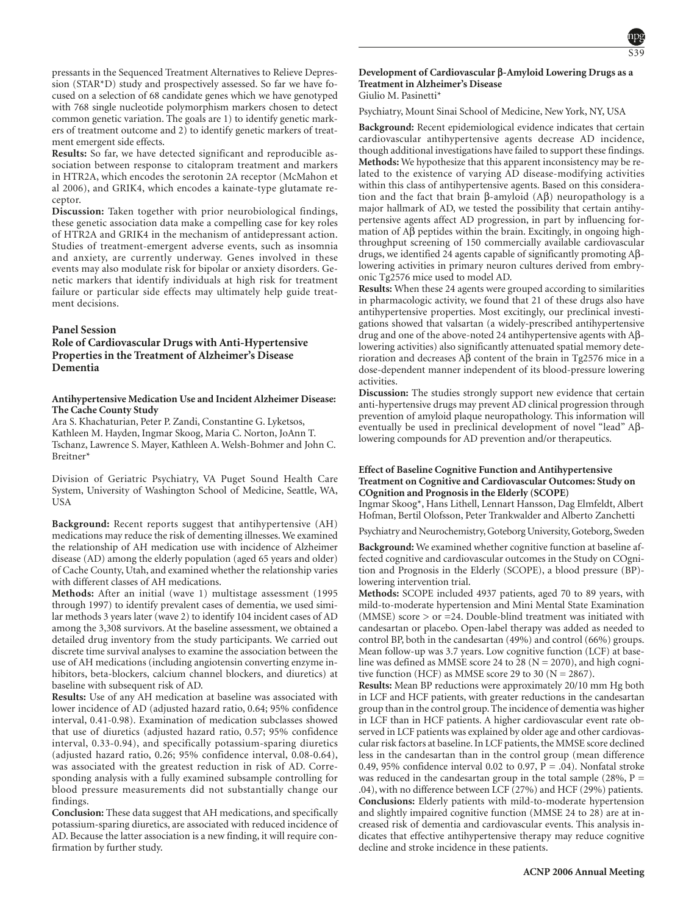pressants in the Sequenced Treatment Alternatives to Relieve Depression (STAR*D) study and prospectively assessed. So far we have focused on a selection of 68 candidate genes which we have genotyped with 768 single nucleotide polymorphism markers chosen to detect common genetic variation. The goals are 1) to identify genetic markers of treatment outcome and 2) to identify genetic markers of treatment emergent side effects.

**Results:** So far, we have detected significant and reproducible association between response to citalopram treatment and markers in HTR2A, which encodes the serotonin 2A receptor (McMahon et al 2006), and GRIK4, which encodes a kainate-type glutamate receptor.

**Discussion:** Taken together with prior neurobiological findings, these genetic association data make a compelling case for key roles of HTR2A and GRIK4 in the mechanism of antidepressant action. Studies of treatment-emergent adverse events, such as insomnia and anxiety, are currently underway. Genes involved in these events may also modulate risk for bipolar or anxiety disorders. Genetic markers that identify individuals at high risk for treatment failure or particular side effects may ultimately help guide treatment decisions.

## Panel Session

## Role of Cardiovascular Drugs with Anti-Hypertensive Properties in the Treatment of Alzheimer's Disease Dementia

### Antihypertensive Medication Use and Incident Alzheimer Disease: The Cache County Study

Ara S. Khachaturian, Peter P. Zandi, Constantine G. Lyketsos, Kathleen M. Hayden, Ingmar Skoog, Maria C. Norton, JoAnn T. Tschanz, Lawrence S. Mayer, Kathleen A. Welsh-Bohmer and John C. Breitner*

Division of Geriatric Psychiatry, VA Puget Sound Health Care System, University of Washington School of Medicine, Seattle, WA, USA

**Background:** Recent reports suggest that antihypertensive (AH) medications may reduce the risk of dementing illnesses. We examined the relationship of AH medication use with incidence of Alzheimer disease (AD) among the elderly population (aged 65 years and older) of Cache County, Utah, and examined whether the relationship varies with different classes of AH medications.

**Methods:** After an initial (wave 1) multistage assessment (1995 through 1997) to identify prevalent cases of dementia, we used similar methods 3 years later (wave 2) to identify 104 incident cases of AD among the 3,308 survivors. At the baseline assessment, we obtained a detailed drug inventory from the study participants. We carried out discrete time survival analyses to examine the association between the use of AH medications (including angiotensin converting enzyme inhibitors, beta-blockers, calcium channel blockers, and diuretics) at baseline with subsequent risk of AD.

**Results:** Use of any AH medication at baseline was associated with lower incidence of AD (adjusted hazard ratio, 0.64; 95% confidence interval, 0.41-0.98). Examination of medication subclasses showed that use of diuretics (adjusted hazard ratio, 0.57; 95% confidence interval, 0.33-0.94), and specifically potassium-sparing diuretics (adjusted hazard ratio, 0.26; 95% confidence interval, 0.08-0.64), was associated with the greatest reduction in risk of AD. Corresponding analysis with a fully examined subsample controlling for blood pressure measurements did not substantially change our findings.

**Conclusion:** These data suggest that AH medications, and specifically potassium-sparing diuretics, are associated with reduced incidence of AD. Because the latter association is a new finding, it will require confirmation by further study.

### Development of Cardiovascular β-Amyloid Lowering Drugs as a Treatment in Alzheimer's Disease

Giulio M. Pasinetti*

Psychiatry, Mount Sinai School of Medicine, New York, NY, USA

**Background:** Recent epidemiological evidence indicates that certain cardiovascular antihypertensive agents decrease AD incidence, though additional investigations have failed to support these findings.

**Methods:** We hypothesize that this apparent inconsistency may be related to the existence of varying AD disease-modifying activities within this class of antihypertensive agents. Based on this consideration and the fact that brain β-amyloid (Aβ) neuropathology is a major hallmark of AD, we tested the possibility that certain antihypertensive agents affect AD progression, in part by influencing formation of Aβ peptides within the brain. Excitingly, in ongoing high-throughput screening of 150 commercially available cardiovascular drugs, we identified 24 agents capable of significantly promoting Aβ-lowering activities in primary neuron cultures derived from embryonic Tg2576 mice used to model AD.

**Results:** When these 24 agents were grouped according to similarities in pharmacologic activity, we found that 21 of these drugs also have antihypertensive properties. Most excitingly, our preclinical investigations showed that valsartan (a widely-prescribed antihypertensive drug and one of the above-noted 24 antihypertensive agents with Aβ-lowering activities) also significantly attenuated spatial memory deterioration and decreases Aβ content of the brain in Tg2576 mice in a dose-dependent manner independent of its blood-pressure lowering activities.

**Discussion:** The studies strongly support new evidence that certain anti-hypertensive drugs may prevent AD clinical progression through prevention of amyloid plaque neuropathology. This information will eventually be used in preclinical development of novel "lead" Aβ-lowering compounds for AD prevention and/or therapeutics.

### Effect of Baseline Cognitive Function and Antihypertensive Treatment on Cognitive and Cardiovascular Outcomes: Study on COgnition and Prognosis in the Elderly (SCOPE)

Ingmar Skoog*, Hans Lithell, Lennart Hansson, Dag Elmfeldt, Albert Hofman, Bertil Olofsson, Peter Trankwalder and Alberto Zanchetti

Psychiatry and Neurochemistry, Goteborg University, Goteborg, Sweden

**Background:** We examined whether cognitive function at baseline affected cognitive and cardiovascular outcomes in the Study on COgnition and Prognosis in the Elderly (SCOPE), a blood pressure (BP)-lowering intervention trial.

**Methods:** SCOPE included 4937 patients, aged 70 to 89 years, with mild-to-moderate hypertension and Mini Mental State Examination (MMSE) score > or =24. Double-blind treatment was initiated with candesartan or placebo. Open-label therapy was added as needed to control BP, both in the candesartan (49%) and control (66%) groups. Mean follow-up was 3.7 years. Low cognitive function (LCF) at baseline was defined as MMSE score 24 to 28 (N = 2070), and high cognitive function (HCF) as MMSE score 29 to 30 (N = 2867).

**Results:** Mean BP reductions were approximately 20/10 mm Hg both in LCF and HCF patients, with greater reductions in the candesartan group than in the control group. The incidence of dementia was higher in LCF than in HCF patients. A higher cardiovascular event rate observed in LCF patients was explained by older age and other cardiovascular risk factors at baseline. In LCF patients, the MMSE score declined less in the candesartan than in the control group (mean difference 0.49, 95% confidence interval 0.02 to 0.97, P = .04). Nonfatal stroke was reduced in the candesartan group in the total sample (28%, P = .04), with no difference between LCF (27%) and HCF (29%) patients.

**Conclusions:** Elderly patients with mild-to-moderate hypertension and slightly impaired cognitive function (MMSE 24 to 28) are at increased risk of dementia and cardiovascular events. This analysis indicates that effective antihypertensive therapy may reduce cognitive decline and stroke incidence in these patients.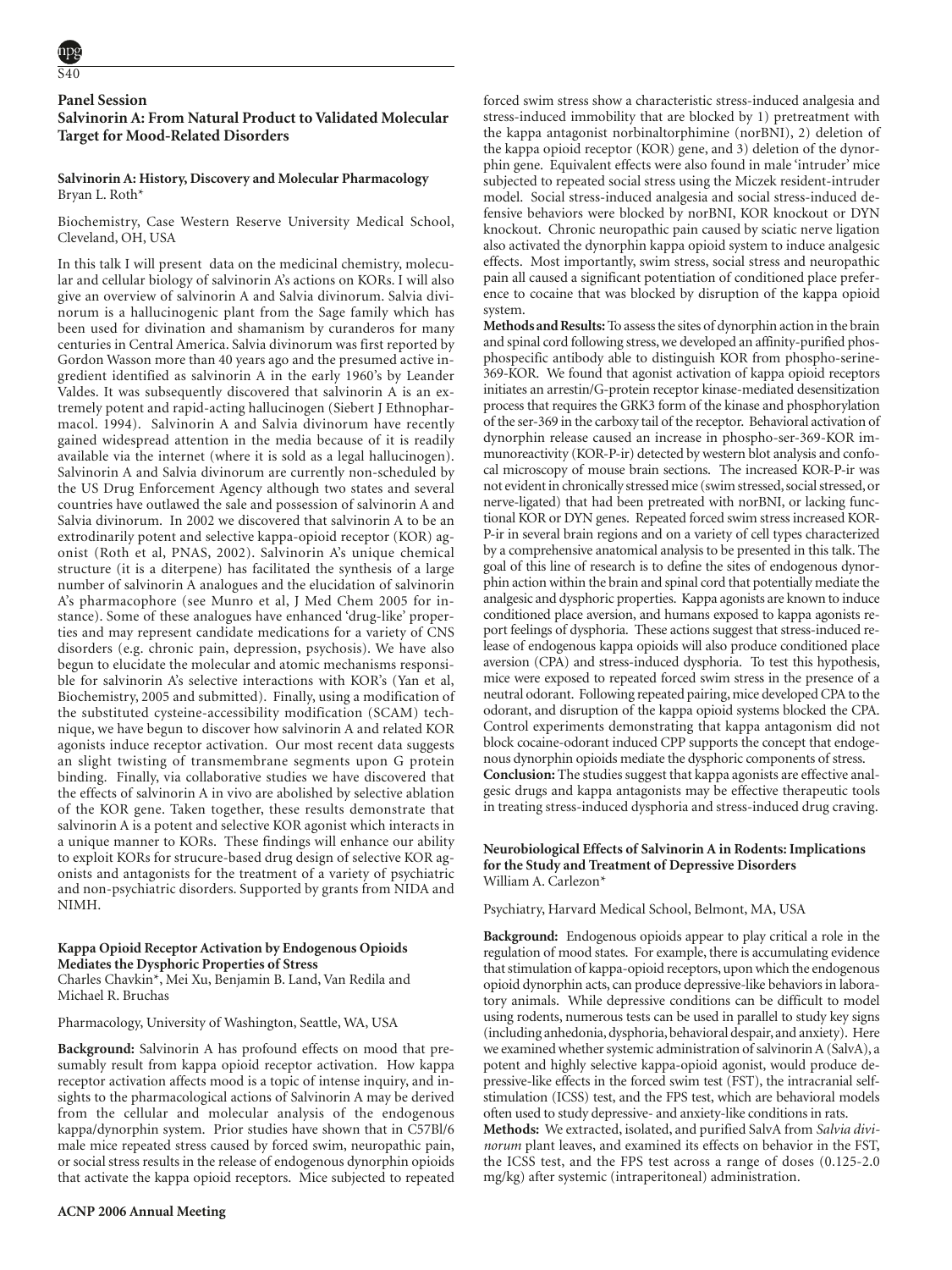## Panel Session

## Salvinorin A: From Natural Product to Validated Molecular Target for Mood-Related Disorders

### Salvinorin A: History, Discovery and Molecular Pharmacology

Bryan L. Roth*

Biochemistry, Case Western Reserve University Medical School, Cleveland, OH, USA

In this talk I will present data on the medicinal chemistry, molecular and cellular biology of salvinorin A's actions on KORs. I will also give an overview of salvinorin A and Salvia divinorum. Salvia divinorum is a hallucinogenic plant from the Sage family which has been used for divination and shamanism by curanderos for many centuries in Central America. Salvia divinorum was first reported by Gordon Wasson more than 40 years ago and the presumed active ingredient identified as salvinorin A in the early 1960's by Leander Valdes. It was subsequently discovered that salvinorin A is an extremely potent and rapid-acting hallucinogen (Siebert J Ethnopharmacol. 1994). Salvinorin A and Salvia divinorum have recently gained widespread attention in the media because of it is readily available via the internet (where it is sold as a legal hallucinogen). Salvinorin A and Salvia divinorum are currently non-scheduled by the US Drug Enforcement Agency although two states and several countries have outlawed the sale and possession of salvinorin A and Salvia divinorum. In 2002 we discovered that salvinorin A to be an extrodinarily potent and selective kappa-opioid receptor (KOR) agonist (Roth et al, PNAS, 2002). Salvinorin A's unique chemical structure (it is a diterpene) has facilitated the synthesis of a large number of salvinorin A analogues and the elucidation of salvinorin A's pharmacophore (see Munro et al, J Med Chem 2005 for instance). Some of these analogues have enhanced 'drug-like' properties and may represent candidate medications for a variety of CNS disorders (e.g. chronic pain, depression, psychosis). We have also begun to elucidate the molecular and atomic mechanisms responsible for salvinorin A's selective interactions with KOR's (Yan et al, Biochemistry, 2005 and submitted). Finally, using a modification of the substituted cysteine-accessibility modification (SCAM) technique, we have begun to discover how salvinorin A and related KOR agonists induce receptor activation. Our most recent data suggests an slight twisting of transmembrane segments upon G protein binding. Finally, via collaborative studies we have discovered that the effects of salvinorin A in vivo are abolished by selective ablation of the KOR gene. Taken together, these results demonstrate that salvinorin A is a potent and selective KOR agonist which interacts in a unique manner to KORs. These findings will enhance our ability to exploit KORs for strucure-based drug design of selective KOR agonists and antagonists for the treatment of a variety of psychiatric and non-psychiatric disorders. Supported by grants from NIDA and NIMH.

### Kappa Opioid Receptor Activation by Endogenous Opioids Mediates the Dysphoric Properties of Stress

Charles Chavkin*, Mei Xu, Benjamin B. Land, Van Redila and Michael R. Bruchas

Pharmacology, University of Washington, Seattle, WA, USA

**Background:** Salvinorin A has profound effects on mood that presumably result from kappa opioid receptor activation. How kappa receptor activation affects mood is a topic of intense inquiry, and insights to the pharmacological actions of Salvinorin A may be derived from the cellular and molecular analysis of the endogenous kappa/dynorphin system. Prior studies have shown that in C57Bl/6 male mice repeated stress caused by forced swim, neuropathic pain, or social stress results in the release of endogenous dynorphin opioids that activate the kappa opioid receptors. Mice subjected to repeated forced swim stress show a characteristic stress-induced analgesia and stress-induced immobility that are blocked by 1) pretreatment with the kappa antagonist norbinaltorphimine (norBNI), 2) deletion of the kappa opioid receptor (KOR) gene, and 3) deletion of the dynorphin gene. Equivalent effects were also found in male 'intruder' mice subjected to repeated social stress using the Miczek resident-intruder model. Social stress-induced analgesia and social stress-induced defensive behaviors were blocked by norBNI, KOR knockout or DYN knockout. Chronic neuropathic pain caused by sciatic nerve ligation also activated the dynorphin kappa opioid system to induce analgesic effects. Most importantly, swim stress, social stress and neuropathic pain all caused a significant potentiation of conditioned place preference to cocaine that was blocked by disruption of the kappa opioid system.

**Methods and Results:** To assess the sites of dynorphin action in the brain and spinal cord following stress, we developed an affinity-purified phosphospecific antibody able to distinguish KOR from phospho-serine-369-KOR. We found that agonist activation of kappa opioid receptors initiates an arrestin/G-protein receptor kinase-mediated desensitization process that requires the GRK3 form of the kinase and phosphorylation of the ser-369 in the carboxy tail of the receptor. Behavioral activation of dynorphin release caused an increase in phospho-ser-369-KOR immunoreactivity (KOR-P-ir) detected by western blot analysis and confocal microscopy of mouse brain sections. The increased KOR-P-ir was not evident in chronically stressed mice (swim stressed, social stressed, or nerve-ligated) that had been pretreated with norBNI, or lacking functional KOR or DYN genes. Repeated forced swim stress increased KOR-P-ir in several brain regions and on a variety of cell types characterized by a comprehensive anatomical analysis to be presented in this talk. The goal of this line of research is to define the sites of endogenous dynorphin action within the brain and spinal cord that potentially mediate the analgesic and dysphoric properties. Kappa agonists are known to induce conditioned place aversion, and humans exposed to kappa agonists report feelings of dysphoria. These actions suggest that stress-induced release of endogenous kappa opioids will also produce conditioned place aversion (CPA) and stress-induced dysphoria. To test this hypothesis, mice were exposed to repeated forced swim stress in the presence of a neutral odorant. Following repeated pairing, mice developed CPA to the odorant, and disruption of the kappa opioid systems blocked the CPA. Control experiments demonstrating that kappa antagonism did not block cocaine-odorant induced CPP supports the concept that endogenous dynorphin opioids mediate the dysphoric components of stress.

**Conclusion:** The studies suggest that kappa agonists are effective analgesic drugs and kappa antagonists may be effective therapeutic tools in treating stress-induced dysphoria and stress-induced drug craving.

### Neurobiological Effects of Salvinorin A in Rodents: Implications for the Study and Treatment of Depressive Disorders

William A. Carlezon*

Psychiatry, Harvard Medical School, Belmont, MA, USA

**Background:** Endogenous opioids appear to play critical a role in the regulation of mood states. For example, there is accumulating evidence that stimulation of kappa-opioid receptors, upon which the endogenous opioid dynorphin acts, can produce depressive-like behaviors in laboratory animals. While depressive conditions can be difficult to model using rodents, numerous tests can be used in parallel to study key signs (including anhedonia, dysphoria, behavioral despair, and anxiety). Here we examined whether systemic administration of salvinorin A (SalvA), a potent and highly selective kappa-opioid agonist, would produce depressive-like effects in the forced swim test (FST), the intracranial self-stimulation (ICSS) test, and the FPS test, which are behavioral models often used to study depressive- and anxiety-like conditions in rats.

**Methods:** We extracted, isolated, and purified SalvA from *Salvia divinorum* plant leaves, and examined its effects on behavior in the FST, the ICSS test, and the FPS test across a range of doses (0.125-2.0 mg/kg) after systemic (intraperitoneal) administration.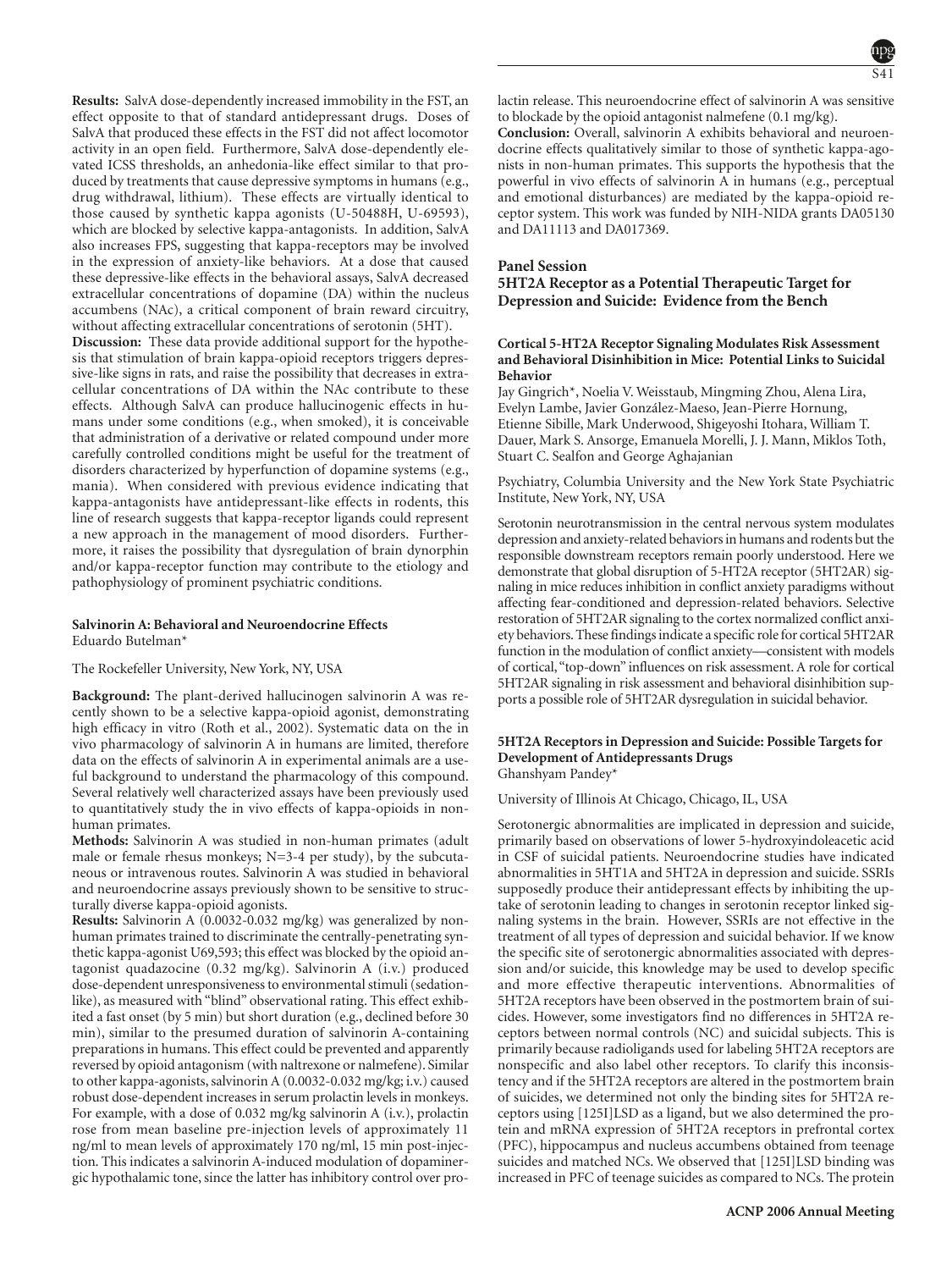**Results:** SalvA dose-dependently increased immobility in the FST, an effect opposite to that of standard antidepressant drugs. Doses of SalvA that produced these effects in the FST did not affect locomotor activity in an open field. Furthermore, SalvA dose-dependently elevated ICSS thresholds, an anhedonia-like effect similar to that produced by treatments that cause depressive symptoms in humans (e.g., drug withdrawal, lithium). These effects are virtually identical to those caused by synthetic kappa agonists (U-50488H, U-69593), which are blocked by selective kappa-antagonists. In addition, SalvA also increases FPS, suggesting that kappa-receptors may be involved in the expression of anxiety-like behaviors. At a dose that caused these depressive-like effects in the behavioral assays, SalvA decreased extracellular concentrations of dopamine (DA) within the nucleus accumbens (NAc), a critical component of brain reward circuitry, without affecting extracellular concentrations of serotonin (5HT).

**Discussion:** These data provide additional support for the hypothesis that stimulation of brain kappa-opioid receptors triggers depressive-like signs in rats, and raise the possibility that decreases in extracellular concentrations of DA within the NAc contribute to these effects. Although SalvA can produce hallucinogenic effects in humans under some conditions (e.g., when smoked), it is conceivable that administration of a derivative or related compound under more carefully controlled conditions might be useful for the treatment of disorders characterized by hyperfunction of dopamine systems (e.g., mania). When considered with previous evidence indicating that kappa-antagonists have antidepressant-like effects in rodents, this line of research suggests that kappa-receptor ligands could represent a new approach in the management of mood disorders. Furthermore, it raises the possibility that dysregulation of brain dynorphin and/or kappa-receptor function may contribute to the etiology and pathophysiology of prominent psychiatric conditions.

### Salvinorin A: Behavioral and Neuroendocrine Effects

Eduardo Butelman*

The Rockefeller University, New York, NY, USA

**Background:** The plant-derived hallucinogen salvinorin A was recently shown to be a selective kappa-opioid agonist, demonstrating high efficacy in vitro (Roth et al., 2002). Systematic data on the in vivo pharmacology of salvinorin A in humans are limited, therefore data on the effects of salvinorin A in experimental animals are a useful background to understand the pharmacology of this compound. Several relatively well characterized assays have been previously used to quantitatively study the in vivo effects of kappa-opioids in non-human primates.

**Methods:** Salvinorin A was studied in non-human primates (adult male or female rhesus monkeys; N=3-4 per study), by the subcutaneous or intravenous routes. Salvinorin A was studied in behavioral and neuroendocrine assays previously shown to be sensitive to structurally diverse kappa-opioid agonists.

**Results:** Salvinorin A (0.0032-0.032 mg/kg) was generalized by non-human primates trained to discriminate the centrally-penetrating synthetic kappa-agonist U69,593; this effect was blocked by the opioid antagonist quadazocine (0.32 mg/kg). Salvinorin A (i.v.) produced dose-dependent unresponsiveness to environmental stimuli (sedation-like), as measured with "blind" observational rating. This effect exhibited a fast onset (by 5 min) but short duration (e.g., declined before 30 min), similar to the presumed duration of salvinorin A-containing preparations in humans. This effect could be prevented and apparently reversed by opioid antagonism (with naltrexone or nalmefene). Similar to other kappa-agonists, salvinorin A (0.0032-0.032 mg/kg; i.v.) caused robust dose-dependent increases in serum prolactin levels in monkeys. For example, with a dose of 0.032 mg/kg salvinorin A (i.v.), prolactin rose from mean baseline pre-injection levels of approximately 11 ng/ml to mean levels of approximately 170 ng/ml, 15 min post-injection. This indicates a salvinorin A-induced modulation of dopaminergic hypothalamic tone, since the latter has inhibitory control over prolactin release. This neuroendocrine effect of salvinorin A was sensitive to blockade by the opioid antagonist nalmefene (0.1 mg/kg).

**Conclusion:** Overall, salvinorin A exhibits behavioral and neuroendocrine effects qualitatively similar to those of synthetic kappa-agonists in non-human primates. This supports the hypothesis that the powerful in vivo effects of salvinorin A in humans (e.g., perceptual and emotional disturbances) are mediated by the kappa-opioid receptor system. This work was funded by NIH-NIDA grants DA05130 and DA11113 and DA017369.

## Panel Session
## 5HT2A Receptor as a Potential Therapeutic Target for Depression and Suicide: Evidence from the Bench

### Cortical 5-HT2A Receptor Signaling Modulates Risk Assessment and Behavioral Disinhibition in Mice: Potential Links to Suicidal Behavior

Jay Gingrich*, Noelia V. Weisstaub, Mingming Zhou, Alena Lira, Evelyn Lambe, Javier González-Maeso, Jean-Pierre Hornung, Etienne Sibille, Mark Underwood, Shigeyoshi Itohara, William T. Dauer, Mark S. Ansorge, Emanuela Morelli, J. J. Mann, Miklos Toth, Stuart C. Sealfon and George Aghajanian

Psychiatry, Columbia University and the New York State Psychiatric Institute, New York, NY, USA

Serotonin neurotransmission in the central nervous system modulates depression and anxiety-related behaviors in humans and rodents but the responsible downstream receptors remain poorly understood. Here we demonstrate that global disruption of 5-HT2A receptor (5HT2AR) signaling in mice reduces inhibition in conflict anxiety paradigms without affecting fear-conditioned and depression-related behaviors. Selective restoration of 5HT2AR signaling to the cortex normalized conflict anxiety behaviors. These findings indicate a specific role for cortical 5HT2AR function in the modulation of conflict anxiety—consistent with models of cortical, "top-down" influences on risk assessment. A role for cortical 5HT2AR signaling in risk assessment and behavioral disinhibition supports a possible role of 5HT2AR dysregulation in suicidal behavior.

### 5HT2A Receptors in Depression and Suicide: Possible Targets for Development of Antidepressants Drugs

Ghanshyam Pandey*

University of Illinois At Chicago, Chicago, IL, USA

Serotonergic abnormalities are implicated in depression and suicide, primarily based on observations of lower 5-hydroxyindoleacetic acid in CSF of suicidal patients. Neuroendocrine studies have indicated abnormalities in 5HT1A and 5HT2A in depression and suicide. SSRIs supposedly produce their antidepressant effects by inhibiting the uptake of serotonin leading to changes in serotonin receptor linked signaling systems in the brain. However, SSRIs are not effective in the treatment of all types of depression and suicidal behavior. If we know the specific site of serotonergic abnormalities associated with depression and/or suicide, this knowledge may be used to develop specific and more effective therapeutic interventions. Abnormalities of 5HT2A receptors have been observed in the postmortem brain of suicides. However, some investigators find no differences in 5HT2A receptors between normal controls (NC) and suicidal subjects. This is primarily because radioligands used for labeling 5HT2A receptors are nonspecific and also label other receptors. To clarify this inconsistency and if the 5HT2A receptors are altered in the postmortem brain of suicides, we determined not only the binding sites for 5HT2A receptors using [125I]LSD as a ligand, but we also determined the protein and mRNA expression of 5HT2A receptors in prefrontal cortex (PFC), hippocampus and nucleus accumbens obtained from teenage suicides and matched NCs. We observed that [125I]LSD binding was increased in PFC of teenage suicides as compared to NCs. The protein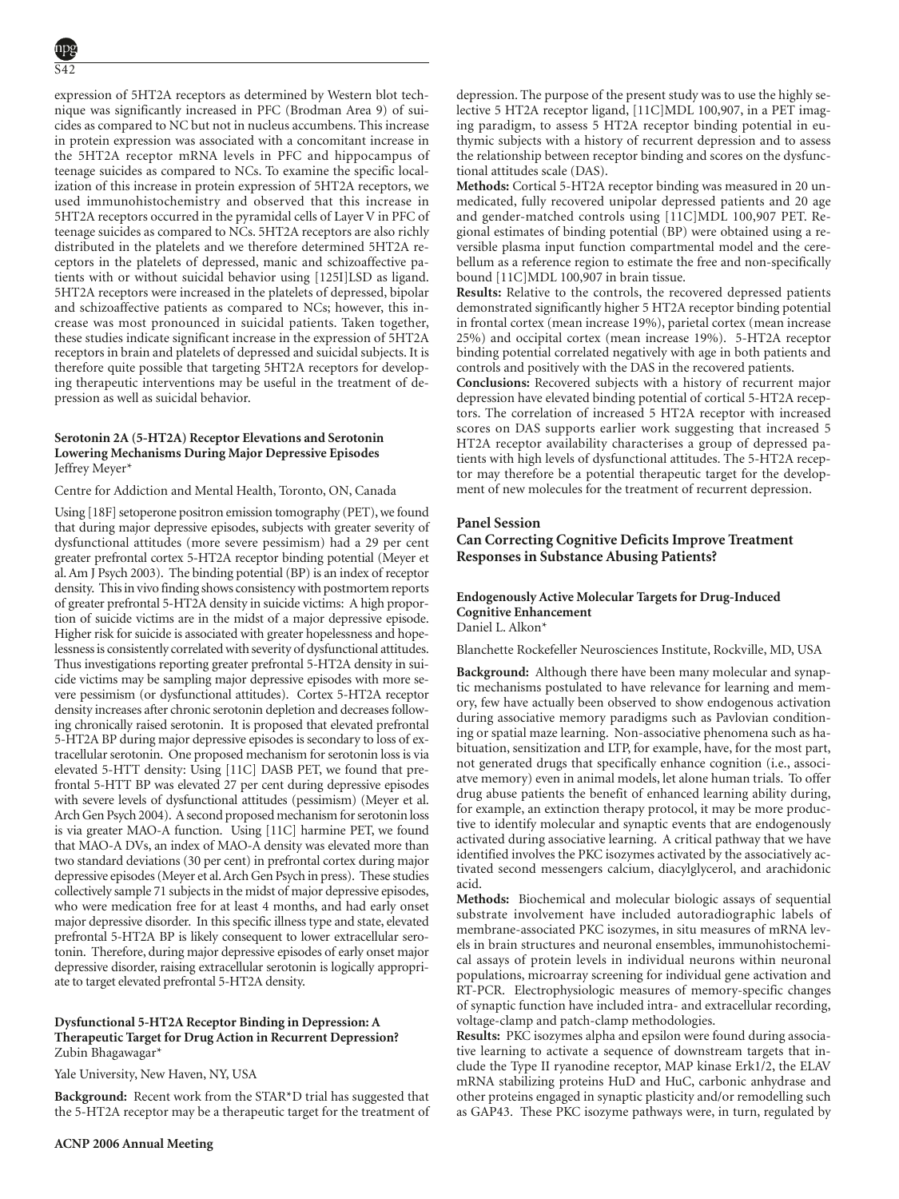expression of 5HT2A receptors as determined by Western blot technique was significantly increased in PFC (Brodman Area 9) of suicides as compared to NC but not in nucleus accumbens. This increase in protein expression was associated with a concomitant increase in the 5HT2A receptor mRNA levels in PFC and hippocampus of teenage suicides as compared to NCs. To examine the specific localization of this increase in protein expression of 5HT2A receptors, we used immunohistochemistry and observed that this increase in 5HT2A receptors occurred in the pyramidal cells of Layer V in PFC of teenage suicides as compared to NCs. 5HT2A receptors are also richly distributed in the platelets and we therefore determined 5HT2A receptors in the platelets of depressed, manic and schizoaffective patients with or without suicidal behavior using [125I]LSD as ligand. 5HT2A receptors were increased in the platelets of depressed, bipolar and schizoaffective patients as compared to NCs; however, this increase was most pronounced in suicidal patients. Taken together, these studies indicate significant increase in the expression of 5HT2A receptors in brain and platelets of depressed and suicidal subjects. It is therefore quite possible that targeting 5HT2A receptors for developing therapeutic interventions may be useful in the treatment of depression as well as suicidal behavior.

**Serotonin 2A (5-HT2A) Receptor Elevations and Serotonin Lowering Mechanisms During Major Depressive Episodes**
Jeffrey Meyer*

Centre for Addiction and Mental Health, Toronto, ON, Canada

Using [18F] setoperone positron emission tomography (PET), we found that during major depressive episodes, subjects with greater severity of dysfunctional attitudes (more severe pessimism) had a 29 per cent greater prefrontal cortex 5-HT2A receptor binding potential (Meyer et al. Am J Psych 2003). The binding potential (BP) is an index of receptor density. This in vivo finding shows consistency with postmortem reports of greater prefrontal 5-HT2A density in suicide victims: A high proportion of suicide victims are in the midst of a major depressive episode. Higher risk for suicide is associated with greater hopelessness and hopelessness is consistently correlated with severity of dysfunctional attitudes. Thus investigations reporting greater prefrontal 5-HT2A density in suicide victims may be sampling major depressive episodes with more severe pessimism (or dysfunctional attitudes). Cortex 5-HT2A receptor density increases after chronic serotonin depletion and decreases following chronically raised serotonin. It is proposed that elevated prefrontal 5-HT2A BP during major depressive episodes is secondary to loss of extracellular serotonin. One proposed mechanism for serotonin loss is via elevated 5-HTT density: Using [11C] DASB PET, we found that prefrontal 5-HTT BP was elevated 27 per cent during depressive episodes with severe levels of dysfunctional attitudes (pessimism) (Meyer et al. Arch Gen Psych 2004). A second proposed mechanism for serotonin loss is via greater MAO-A function. Using [11C] harmine PET, we found that MAO-A DVs, an index of MAO-A density was elevated more than two standard deviations (30 per cent) in prefrontal cortex during major depressive episodes (Meyer et al. Arch Gen Psych in press). These studies collectively sample 71 subjects in the midst of major depressive episodes, who were medication free for at least 4 months, and had early onset major depressive disorder. In this specific illness type and state, elevated prefrontal 5-HT2A BP is likely consequent to lower extracellular serotonin. Therefore, during major depressive episodes of early onset major depressive disorder, raising extracellular serotonin is logically appropriate to target elevated prefrontal 5-HT2A density.

**Dysfunctional 5-HT2A Receptor Binding in Depression: A Therapeutic Target for Drug Action in Recurrent Depression?**
Zubin Bhagawagar*

Yale University, New Haven, NY, USA

**Background:** Recent work from the STAR*D trial has suggested that the 5-HT2A receptor may be a therapeutic target for the treatment of depression. The purpose of the present study was to use the highly selective 5 HT2A receptor ligand, [11C]MDL 100,907, in a PET imaging paradigm, to assess 5 HT2A receptor binding potential in euthymic subjects with a history of recurrent depression and to assess the relationship between receptor binding and scores on the dysfunctional attitudes scale (DAS).

**Methods:** Cortical 5-HT2A receptor binding was measured in 20 unmedicated, fully recovered unipolar depressed patients and 20 age and gender-matched controls using [11C]MDL 100,907 PET. Regional estimates of binding potential (BP) were obtained using a reversible plasma input function compartmental model and the cerebellum as a reference region to estimate the free and non-specifically bound [11C]MDL 100,907 in brain tissue.

**Results:** Relative to the controls, the recovered depressed patients demonstrated significantly higher 5 HT2A receptor binding potential in frontal cortex (mean increase 19%), parietal cortex (mean increase 25%) and occipital cortex (mean increase 19%). 5-HT2A receptor binding potential correlated negatively with age in both patients and controls and positively with the DAS in the recovered patients.

**Conclusions:** Recovered subjects with a history of recurrent major depression have elevated binding potential of cortical 5-HT2A receptors. The correlation of increased 5 HT2A receptor with increased scores on DAS supports earlier work suggesting that increased 5 HT2A receptor availability characterises a group of depressed patients with high levels of dysfunctional attitudes. The 5-HT2A receptor may therefore be a potential therapeutic target for the development of new molecules for the treatment of recurrent depression.

## Panel Session
## Can Correcting Cognitive Deficits Improve Treatment Responses in Substance Abusing Patients?

**Endogenously Active Molecular Targets for Drug-Induced Cognitive Enhancement**
Daniel L. Alkon*

Blanchette Rockefeller Neurosciences Institute, Rockville, MD, USA

**Background:** Although there have been many molecular and synaptic mechanisms postulated to have relevance for learning and memory, few have actually been observed to show endogenous activation during associative memory paradigms such as Pavlovian conditioning or spatial maze learning. Non-associative phenomena such as habituation, sensitization and LTP, for example, have, for the most part, not generated drugs that specifically enhance cognition (i.e., associatve memory) even in animal models, let alone human trials. To offer drug abuse patients the benefit of enhanced learning ability during, for example, an extinction therapy protocol, it may be more productive to identify molecular and synaptic events that are endogenously activated during associative learning. A critical pathway that we have identified involves the PKC isozymes activated by the associatively activated second messengers calcium, diacylglycerol, and arachidonic acid.

**Methods:** Biochemical and molecular biologic assays of sequential substrate involvement have included autoradiographic labels of membrane-associated PKC isozymes, in situ measures of mRNA levels in brain structures and neuronal ensembles, immunohistochemical assays of protein levels in individual neurons within neuronal populations, microarray screening for individual gene activation and RT-PCR. Electrophysiologic measures of memory-specific changes of synaptic function have included intra- and extracellular recording, voltage-clamp and patch-clamp methodologies.

**Results:** PKC isozymes alpha and epsilon were found during associative learning to activate a sequence of downstream targets that include the Type II ryanodine receptor, MAP kinase Erk1/2, the ELAV mRNA stabilizing proteins HuD and HuC, carbonic anhydrase and other proteins engaged in synaptic plasticity and/or remodelling such as GAP43. These PKC isozyme pathways were, in turn, regulated by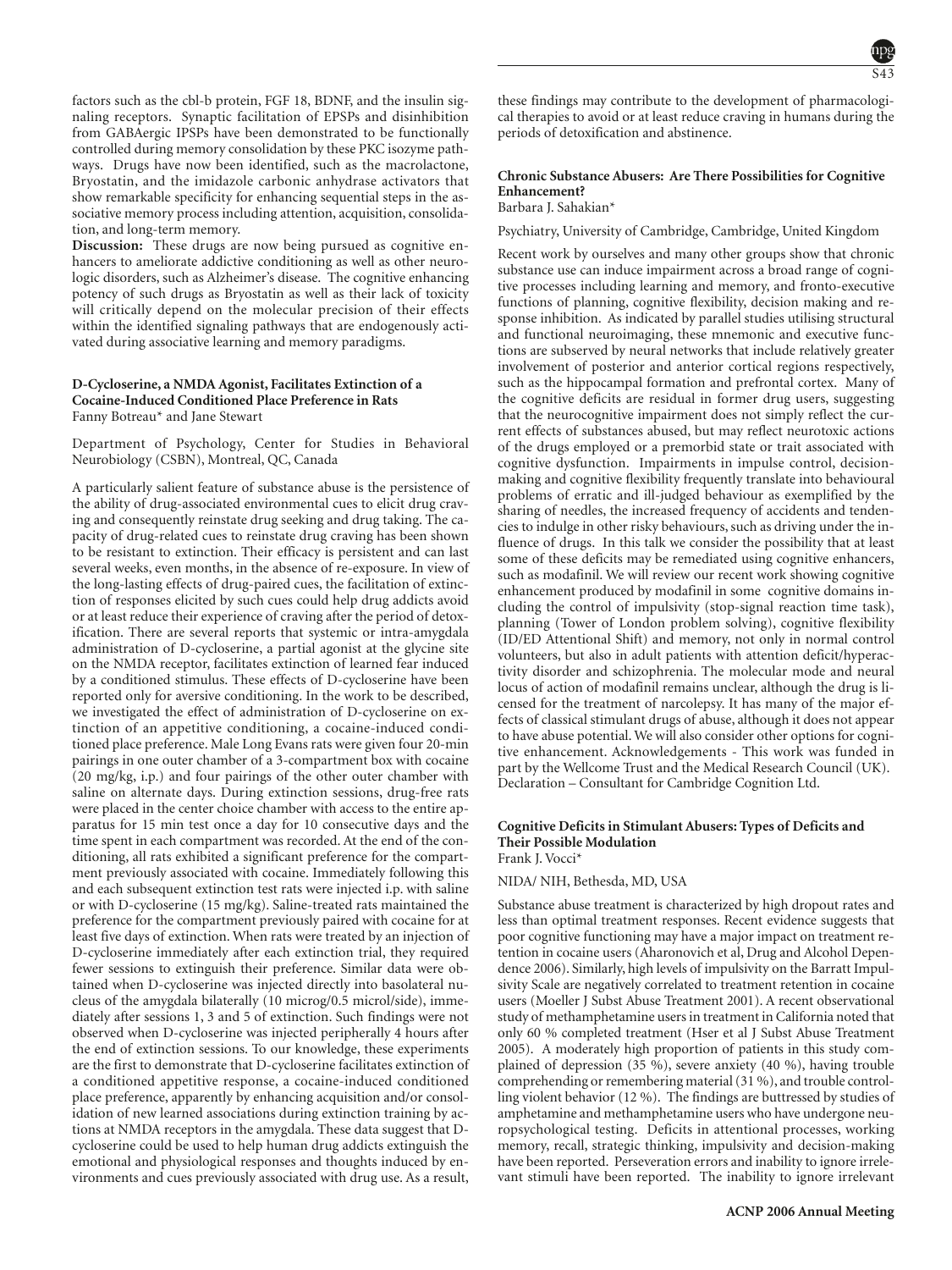factors such as the cbl-b protein, FGF 18, BDNF, and the insulin signaling receptors. Synaptic facilitation of EPSPs and disinhibition from GABAergic IPSPs have been demonstrated to be functionally controlled during memory consolidation by these PKC isozyme pathways. Drugs have now been identified, such as the macrolactone, Bryostatin, and the imidazole carbonic anhydrase activators that show remarkable specificity for enhancing sequential steps in the associative memory process including attention, acquisition, consolidation, and long-term memory.

**Discussion:** These drugs are now being pursued as cognitive enhancers to ameliorate addictive conditioning as well as other neurologic disorders, such as Alzheimer's disease. The cognitive enhancing potency of such drugs as Bryostatin as well as their lack of toxicity will critically depend on the molecular precision of their effects within the identified signaling pathways that are endogenously activated during associative learning and memory paradigms.

**D-Cycloserine, a NMDA Agonist, Facilitates Extinction of a Cocaine-Induced Conditioned Place Preference in Rats**
Fanny Botreau* and Jane Stewart

Department of Psychology, Center for Studies in Behavioral Neurobiology (CSBN), Montreal, QC, Canada

A particularly salient feature of substance abuse is the persistence of the ability of drug-associated environmental cues to elicit drug craving and consequently reinstate drug seeking and drug taking. The capacity of drug-related cues to reinstate drug craving has been shown to be resistant to extinction. Their efficacy is persistent and can last several weeks, even months, in the absence of re-exposure. In view of the long-lasting effects of drug-paired cues, the facilitation of extinction of responses elicited by such cues could help drug addicts avoid or at least reduce their experience of craving after the period of detoxification. There are several reports that systemic or intra-amygdala administration of D-cycloserine, a partial agonist at the glycine site on the NMDA receptor, facilitates extinction of learned fear induced by a conditioned stimulus. These effects of D-cycloserine have been reported only for aversive conditioning. In the work to be described, we investigated the effect of administration of D-cycloserine on extinction of an appetitive conditioning, a cocaine-induced conditioned place preference. Male Long Evans rats were given four 20-min pairings in one outer chamber of a 3-compartment box with cocaine (20 mg/kg, i.p.) and four pairings of the other outer chamber with saline on alternate days. During extinction sessions, drug-free rats were placed in the center choice chamber with access to the entire apparatus for 15 min test once a day for 10 consecutive days and the time spent in each compartment was recorded. At the end of the conditioning, all rats exhibited a significant preference for the compartment previously associated with cocaine. Immediately following this and each subsequent extinction test rats were injected i.p. with saline or with D-cycloserine (15 mg/kg). Saline-treated rats maintained the preference for the compartment previously paired with cocaine for at least five days of extinction. When rats were treated by an injection of D-cycloserine immediately after each extinction trial, they required fewer sessions to extinguish their preference. Similar data were obtained when D-cycloserine was injected directly into basolateral nucleus of the amygdala bilaterally (10 microg/0.5 microl/side), immediately after sessions 1, 3 and 5 of extinction. Such findings were not observed when D-cycloserine was injected peripherally 4 hours after the end of extinction sessions. To our knowledge, these experiments are the first to demonstrate that D-cycloserine facilitates extinction of a conditioned appetitive response, a cocaine-induced conditioned place preference, apparently by enhancing acquisition and/or consolidation of new learned associations during extinction training by actions at NMDA receptors in the amygdala. These data suggest that D-cycloserine could be used to help human drug addicts extinguish the emotional and physiological responses and thoughts induced by environments and cues previously associated with drug use. As a result, these findings may contribute to the development of pharmacological therapies to avoid or at least reduce craving in humans during the periods of detoxification and abstinence.

**Chronic Substance Abusers: Are There Possibilities for Cognitive Enhancement?**
Barbara J. Sahakian*

Psychiatry, University of Cambridge, Cambridge, United Kingdom

Recent work by ourselves and many other groups show that chronic substance use can induce impairment across a broad range of cognitive processes including learning and memory, and fronto-executive functions of planning, cognitive flexibility, decision making and response inhibition. As indicated by parallel studies utilising structural and functional neuroimaging, these mnemonic and executive functions are subserved by neural networks that include relatively greater involvement of posterior and anterior cortical regions respectively, such as the hippocampal formation and prefrontal cortex. Many of the cognitive deficits are residual in former drug users, suggesting that the neurocognitive impairment does not simply reflect the current effects of substances abused, but may reflect neurotoxic actions of the drugs employed or a premorbid state or trait associated with cognitive dysfunction. Impairments in impulse control, decision-making and cognitive flexibility frequently translate into behavioural problems of erratic and ill-judged behaviour as exemplified by the sharing of needles, the increased frequency of accidents and tendencies to indulge in other risky behaviours, such as driving under the influence of drugs. In this talk we consider the possibility that at least some of these deficits may be remediated using cognitive enhancers, such as modafinil. We will review our recent work showing cognitive enhancement produced by modafinil in some cognitive domains including the control of impulsivity (stop-signal reaction time task), planning (Tower of London problem solving), cognitive flexibility (ID/ED Attentional Shift) and memory, not only in normal control volunteers, but also in adult patients with attention deficit/hyperactivity disorder and schizophrenia. The molecular mode and neural locus of action of modafinil remains unclear, although the drug is licensed for the treatment of narcolepsy. It has many of the major effects of classical stimulant drugs of abuse, although it does not appear to have abuse potential. We will also consider other options for cognitive enhancement. Acknowledgements - This work was funded in part by the Wellcome Trust and the Medical Research Council (UK). Declaration – Consultant for Cambridge Cognition Ltd.

**Cognitive Deficits in Stimulant Abusers: Types of Deficits and Their Possible Modulation**
Frank J. Vocci*

NIDA/ NIH, Bethesda, MD, USA

Substance abuse treatment is characterized by high dropout rates and less than optimal treatment responses. Recent evidence suggests that poor cognitive functioning may have a major impact on treatment retention in cocaine users (Aharonovich et al, Drug and Alcohol Dependence 2006). Similarly, high levels of impulsivity on the Barratt Impulsivity Scale are negatively correlated to treatment retention in cocaine users (Moeller J Subst Abuse Treatment 2001). A recent observational study of methamphetamine users in treatment in California noted that only 60 % completed treatment (Hser et al J Subst Abuse Treatment 2005). A moderately high proportion of patients in this study complained of depression (35 %), severe anxiety (40 %), having trouble comprehending or remembering material (31 %), and trouble controlling violent behavior (12 %). The findings are buttressed by studies of amphetamine and methamphetamine users who have undergone neuropsychological testing. Deficits in attentional processes, working memory, recall, strategic thinking, impulsivity and decision-making have been reported. Perseveration errors and inability to ignore irrelevant stimuli have been reported. The inability to ignore irrelevant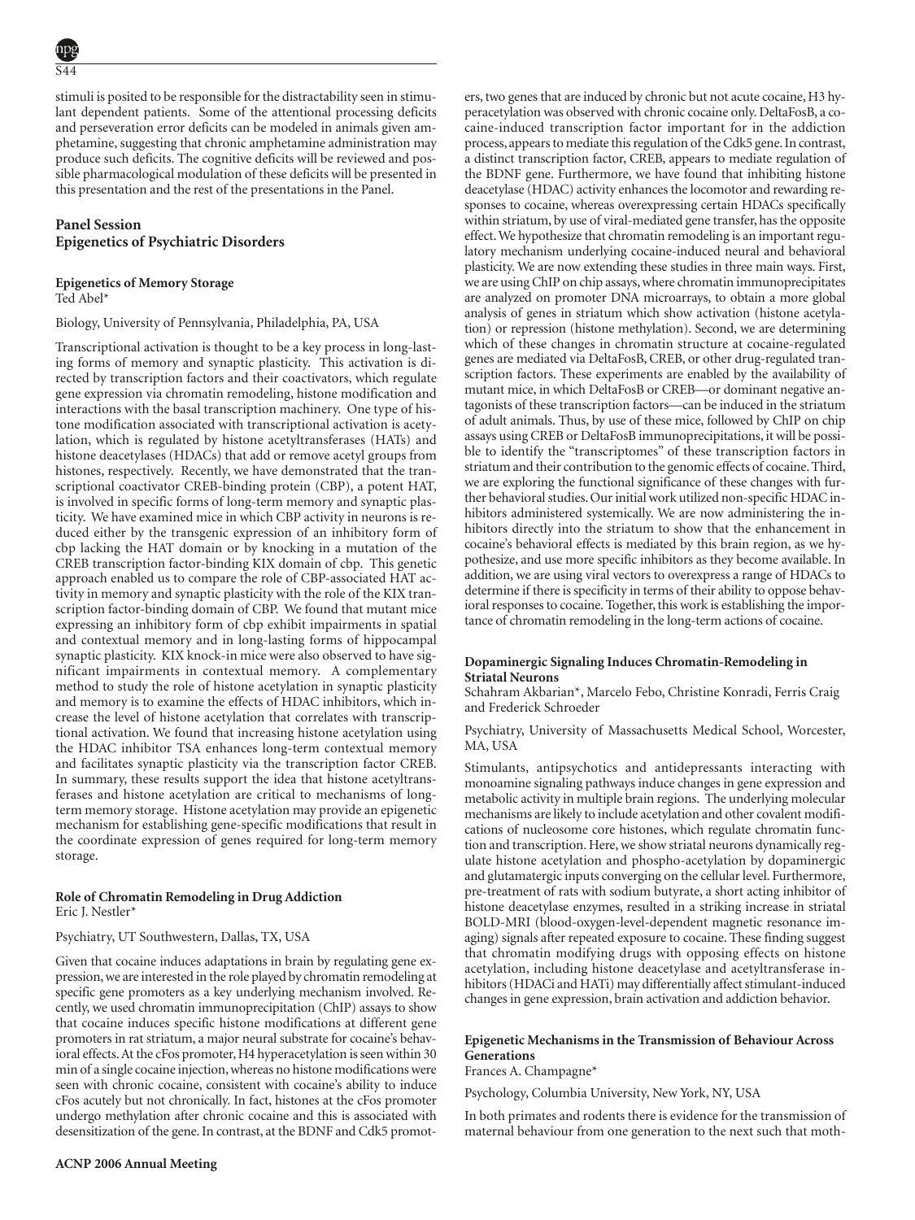stimuli is posited to be responsible for the distractability seen in stimulant dependent patients. Some of the attentional processing deficits and perseveration error deficits can be modeled in animals given amphetamine, suggesting that chronic amphetamine administration may produce such deficits. The cognitive deficits will be reviewed and possible pharmacological modulation of these deficits will be presented in this presentation and the rest of the presentations in the Panel.

## Panel Session
## Epigenetics of Psychiatric Disorders

### Epigenetics of Memory Storage

Ted Abel*

Biology, University of Pennsylvania, Philadelphia, PA, USA

Transcriptional activation is thought to be a key process in long-lasting forms of memory and synaptic plasticity. This activation is directed by transcription factors and their coactivators, which regulate gene expression via chromatin remodeling, histone modification and interactions with the basal transcription machinery. One type of histone modification associated with transcriptional activation is acetylation, which is regulated by histone acetyltransferases (HATs) and histone deacetylases (HDACs) that add or remove acetyl groups from histones, respectively. Recently, we have demonstrated that the transcriptional coactivator CREB-binding protein (CBP), a potent HAT, is involved in specific forms of long-term memory and synaptic plasticity. We have examined mice in which CBP activity in neurons is reduced either by the transgenic expression of an inhibitory form of cbp lacking the HAT domain or by knocking in a mutation of the CREB transcription factor-binding KIX domain of cbp. This genetic approach enabled us to compare the role of CBP-associated HAT activity in memory and synaptic plasticity with the role of the KIX transcription factor-binding domain of CBP. We found that mutant mice expressing an inhibitory form of cbp exhibit impairments in spatial and contextual memory and in long-lasting forms of hippocampal synaptic plasticity. KIX knock-in mice were also observed to have significant impairments in contextual memory. A complementary method to study the role of histone acetylation in synaptic plasticity and memory is to examine the effects of HDAC inhibitors, which increase the level of histone acetylation that correlates with transcriptional activation. We found that increasing histone acetylation using the HDAC inhibitor TSA enhances long-term contextual memory and facilitates synaptic plasticity via the transcription factor CREB. In summary, these results support the idea that histone acetyltransferases and histone acetylation are critical to mechanisms of long-term memory storage. Histone acetylation may provide an epigenetic mechanism for establishing gene-specific modifications that result in the coordinate expression of genes required for long-term memory storage.

### Role of Chromatin Remodeling in Drug Addiction

Eric J. Nestler*

Psychiatry, UT Southwestern, Dallas, TX, USA

Given that cocaine induces adaptations in brain by regulating gene expression, we are interested in the role played by chromatin remodeling at specific gene promoters as a key underlying mechanism involved. Recently, we used chromatin immunoprecipitation (ChIP) assays to show that cocaine induces specific histone modifications at different gene promoters in rat striatum, a major neural substrate for cocaine's behavioral effects. At the cFos promoter, H4 hyperacetylation is seen within 30 min of a single cocaine injection, whereas no histone modifications were seen with chronic cocaine, consistent with cocaine's ability to induce cFos acutely but not chronically. In fact, histones at the cFos promoter undergo methylation after chronic cocaine and this is associated with desensitization of the gene. In contrast, at the BDNF and Cdk5 promoters, two genes that are induced by chronic but not acute cocaine, H3 hyperacetylation was observed with chronic cocaine only. DeltaFosB, a cocaine-induced transcription factor important for in the addiction process, appears to mediate this regulation of the Cdk5 gene. In contrast, a distinct transcription factor, CREB, appears to mediate regulation of the BDNF gene. Furthermore, we have found that inhibiting histone deacetylase (HDAC) activity enhances the locomotor and rewarding responses to cocaine, whereas overexpressing certain HDACs specifically within striatum, by use of viral-mediated gene transfer, has the opposite effect. We hypothesize that chromatin remodeling is an important regulatory mechanism underlying cocaine-induced neural and behavioral plasticity. We are now extending these studies in three main ways. First, we are using ChIP on chip assays, where chromatin immunoprecipitates are analyzed on promoter DNA microarrays, to obtain a more global analysis of genes in striatum which show activation (histone acetylation) or repression (histone methylation). Second, we are determining which of these changes in chromatin structure at cocaine-regulated genes are mediated via DeltaFosB, CREB, or other drug-regulated transcription factors. These experiments are enabled by the availability of mutant mice, in which DeltaFosB or CREB—or dominant negative antagonists of these transcription factors—can be induced in the striatum of adult animals. Thus, by use of these mice, followed by ChIP on chip assays using CREB or DeltaFosB immunoprecipitations, it will be possible to identify the "transcriptomes" of these transcription factors in striatum and their contribution to the genomic effects of cocaine. Third, we are exploring the functional significance of these changes with further behavioral studies. Our initial work utilized non-specific HDAC inhibitors administered systemically. We are now administering the inhibitors directly into the striatum to show that the enhancement in cocaine's behavioral effects is mediated by this brain region, as we hypothesize, and use more specific inhibitors as they become available. In addition, we are using viral vectors to overexpress a range of HDACs to determine if there is specificity in terms of their ability to oppose behavioral responses to cocaine. Together, this work is establishing the importance of chromatin remodeling in the long-term actions of cocaine.

### Dopaminergic Signaling Induces Chromatin-Remodeling in Striatal Neurons

Schahram Akbarian*, Marcelo Febo, Christine Konradi, Ferris Craig and Frederick Schroeder

Psychiatry, University of Massachusetts Medical School, Worcester, MA, USA

Stimulants, antipsychotics and antidepressants interacting with monoamine signaling pathways induce changes in gene expression and metabolic activity in multiple brain regions. The underlying molecular mechanisms are likely to include acetylation and other covalent modifications of nucleosome core histones, which regulate chromatin function and transcription. Here, we show striatal neurons dynamically regulate histone acetylation and phospho-acetylation by dopaminergic and glutamatergic inputs converging on the cellular level. Furthermore, pre-treatment of rats with sodium butyrate, a short acting inhibitor of histone deacetylase enzymes, resulted in a striking increase in striatal BOLD-MRI (blood-oxygen-level-dependent magnetic resonance imaging) signals after repeated exposure to cocaine. These finding suggest that chromatin modifying drugs with opposing effects on histone acetylation, including histone deacetylase and acetyltransferase inhibitors (HDACi and HATi) may differentially affect stimulant-induced changes in gene expression, brain activation and addiction behavior.

### Epigenetic Mechanisms in the Transmission of Behaviour Across Generations

Frances A. Champagne*

Psychology, Columbia University, New York, NY, USA

In both primates and rodents there is evidence for the transmission of maternal behaviour from one generation to the next such that moth-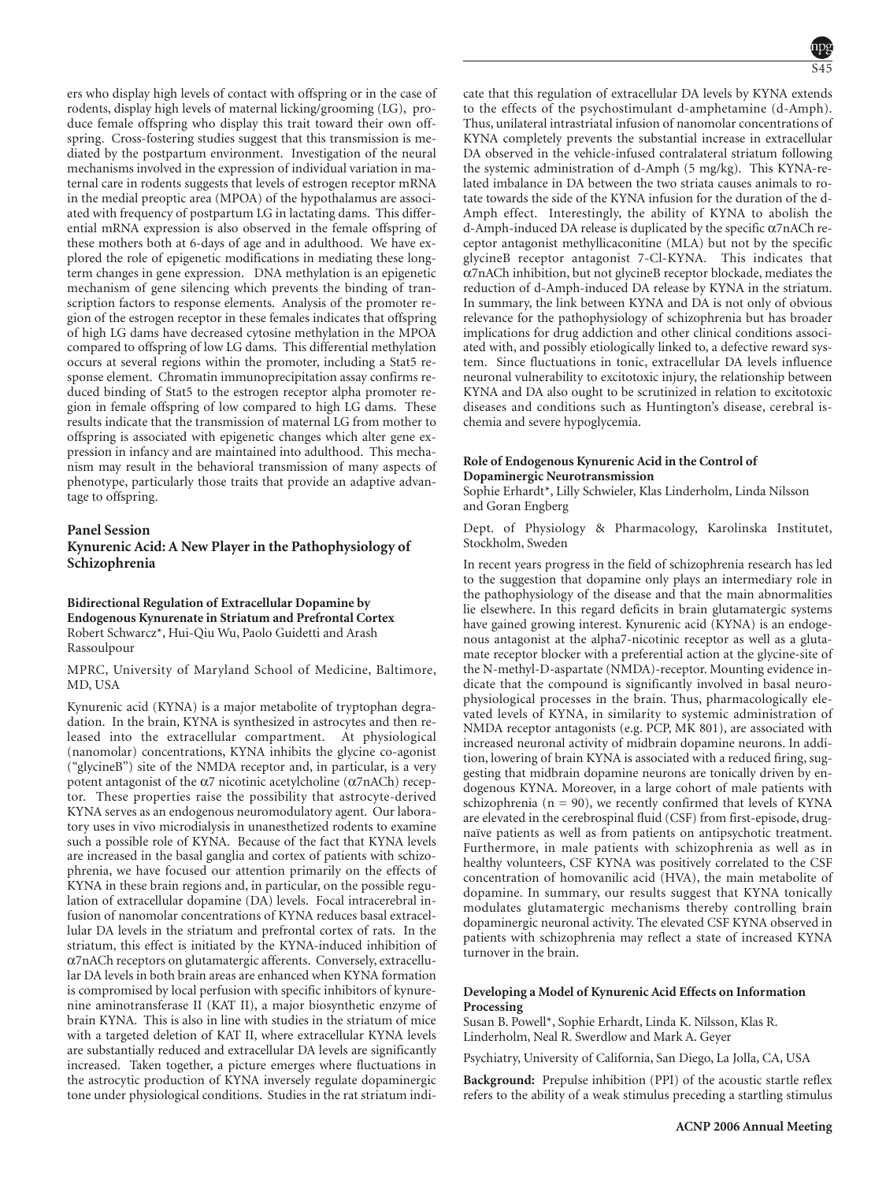ers who display high levels of contact with offspring or in the case of rodents, display high levels of maternal licking/grooming (LG), produce female offspring who display this trait toward their own offspring. Cross-fostering studies suggest that this transmission is mediated by the postpartum environment. Investigation of the neural mechanisms involved in the expression of individual variation in maternal care in rodents suggests that levels of estrogen receptor mRNA in the medial preoptic area (MPOA) of the hypothalamus are associated with frequency of postpartum LG in lactating dams. This differential mRNA expression is also observed in the female offspring of these mothers both at 6-days of age and in adulthood. We have explored the role of epigenetic modifications in mediating these long-term changes in gene expression. DNA methylation is an epigenetic mechanism of gene silencing which prevents the binding of transcription factors to response elements. Analysis of the promoter region of the estrogen receptor in these females indicates that offspring of high LG dams have decreased cytosine methylation in the MPOA compared to offspring of low LG dams. This differential methylation occurs at several regions within the promoter, including a Stat5 response element. Chromatin immunoprecipitation assay confirms reduced binding of Stat5 to the estrogen receptor alpha promoter region in female offspring of low compared to high LG dams. These results indicate that the transmission of maternal LG from mother to offspring is associated with epigenetic changes which alter gene expression in infancy and are maintained into adulthood. This mechanism may result in the behavioral transmission of many aspects of phenotype, particularly those traits that provide an adaptive advantage to offspring.

## Panel Session
## Kynurenic Acid: A New Player in the Pathophysiology of Schizophrenia

### Bidirectional Regulation of Extracellular Dopamine by Endogenous Kynurenate in Striatum and Prefrontal Cortex

Robert Schwarcz*, Hui-Qiu Wu, Paolo Guidetti and Arash Rassoulpour

MPRC, University of Maryland School of Medicine, Baltimore, MD, USA

Kynurenic acid (KYNA) is a major metabolite of tryptophan degradation. In the brain, KYNA is synthesized in astrocytes and then released into the extracellular compartment. At physiological (nanomolar) concentrations, KYNA inhibits the glycine co-agonist ("glycineB") site of the NMDA receptor and, in particular, is a very potent antagonist of the α7 nicotinic acetylcholine (α7nACh) receptor. These properties raise the possibility that astrocyte-derived KYNA serves as an endogenous neuromodulatory agent. Our laboratory uses in vivo microdialysis in unanesthetized rodents to examine such a possible role of KYNA. Because of the fact that KYNA levels are increased in the basal ganglia and cortex of patients with schizophrenia, we have focused our attention primarily on the effects of KYNA in these brain regions and, in particular, on the possible regulation of extracellular dopamine (DA) levels. Focal intracerebral infusion of nanomolar concentrations of KYNA reduces basal extracellular DA levels in the striatum and prefrontal cortex of rats. In the striatum, this effect is initiated by the KYNA-induced inhibition of α7nACh receptors on glutamatergic afferents. Conversely, extracellular DA levels in both brain areas are enhanced when KYNA formation is compromised by local perfusion with specific inhibitors of kynurenine aminotransferase II (KAT II), a major biosynthetic enzyme of brain KYNA. This is also in line with studies in the striatum of mice with a targeted deletion of KAT II, where extracellular KYNA levels are substantially reduced and extracellular DA levels are significantly increased. Taken together, a picture emerges where fluctuations in the astrocytic production of KYNA inversely regulate dopaminergic tone under physiological conditions. Studies in the rat striatum indicate that this regulation of extracellular DA levels by KYNA extends to the effects of the psychostimulant d-amphetamine (d-Amph). Thus, unilateral intrastriatal infusion of nanomolar concentrations of KYNA completely prevents the substantial increase in extracellular DA observed in the vehicle-infused contralateral striatum following the systemic administration of d-Amph (5 mg/kg). This KYNA-related imbalance in DA between the two striata causes animals to rotate towards the side of the KYNA infusion for the duration of the d-Amph effect. Interestingly, the ability of KYNA to abolish the d-Amph-induced DA release is duplicated by the specific α7nACh receptor antagonist methyllicaconitine (MLA) but not by the specific glycineB receptor antagonist 7-Cl-KYNA. This indicates that α7nACh inhibition, but not glycineB receptor blockade, mediates the reduction of d-Amph-induced DA release by KYNA in the striatum. In summary, the link between KYNA and DA is not only of obvious relevance for the pathophysiology of schizophrenia but has broader implications for drug addiction and other clinical conditions associated with, and possibly etiologically linked to, a defective reward system. Since fluctuations in tonic, extracellular DA levels influence neuronal vulnerability to excitotoxic injury, the relationship between KYNA and DA also ought to be scrutinized in relation to excitotoxic diseases and conditions such as Huntington's disease, cerebral ischemia and severe hypoglycemia.

### Role of Endogenous Kynurenic Acid in the Control of Dopaminergic Neurotransmission

Sophie Erhardt*, Lilly Schwieler, Klas Linderholm, Linda Nilsson and Goran Engberg

Dept. of Physiology & Pharmacology, Karolinska Institutet, Stockholm, Sweden

In recent years progress in the field of schizophrenia research has led to the suggestion that dopamine only plays an intermediary role in the pathophysiology of the disease and that the main abnormalities lie elsewhere. In this regard deficits in brain glutamatergic systems have gained growing interest. Kynurenic acid (KYNA) is an endogenous antagonist at the alpha7-nicotinic receptor as well as a glutamate receptor blocker with a preferential action at the glycine-site of the N-methyl-D-aspartate (NMDA)-receptor. Mounting evidence indicate that the compound is significantly involved in basal neurophysiological processes in the brain. Thus, pharmacologically elevated levels of KYNA, in similarity to systemic administration of NMDA receptor antagonists (e.g. PCP, MK 801), are associated with increased neuronal activity of midbrain dopamine neurons. In addition, lowering of brain KYNA is associated with a reduced firing, suggesting that midbrain dopamine neurons are tonically driven by endogenous KYNA. Moreover, in a large cohort of male patients with schizophrenia ($n = 90$), we recently confirmed that levels of KYNA are elevated in the cerebrospinal fluid (CSF) from first-episode, drug-naïve patients as well as from patients on antipsychotic treatment. Furthermore, in male patients with schizophrenia as well as in healthy volunteers, CSF KYNA was positively correlated to the CSF concentration of homovanilic acid (HVA), the main metabolite of dopamine. In summary, our results suggest that KYNA tonically modulates glutamatergic mechanisms thereby controlling brain dopaminergic neuronal activity. The elevated CSF KYNA observed in patients with schizophrenia may reflect a state of increased KYNA turnover in the brain.

### Developing a Model of Kynurenic Acid Effects on Information Processing

Susan B. Powell*, Sophie Erhardt, Linda K. Nilsson, Klas R. Linderholm, Neal R. Swerdlow and Mark A. Geyer

Psychiatry, University of California, San Diego, La Jolla, CA, USA

**Background:** Prepulse inhibition (PPI) of the acoustic startle reflex refers to the ability of a weak stimulus preceding a startling stimulus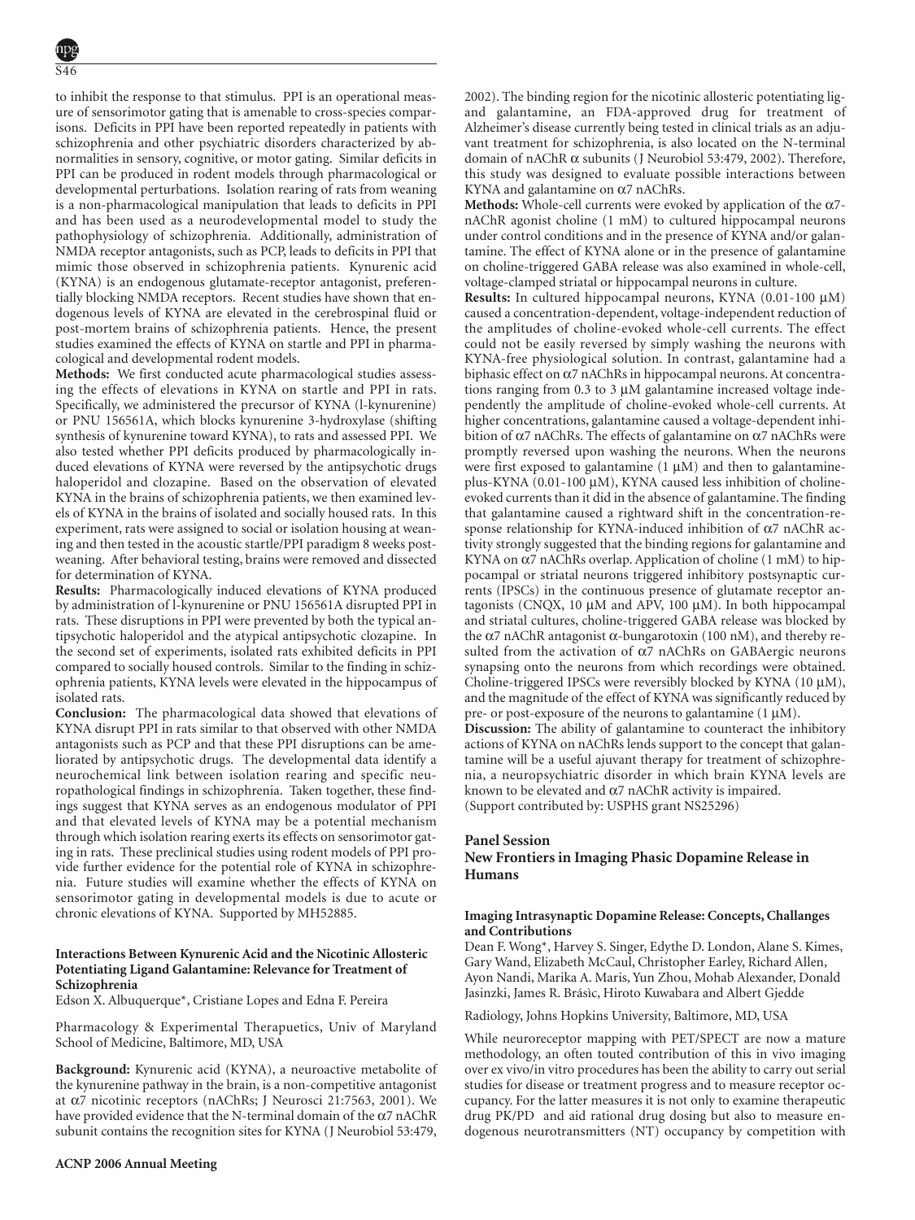to inhibit the response to that stimulus. PPI is an operational measure of sensorimotor gating that is amenable to cross-species comparisons. Deficits in PPI have been reported repeatedly in patients with schizophrenia and other psychiatric disorders characterized by abnormalities in sensory, cognitive, or motor gating. Similar deficits in PPI can be produced in rodent models through pharmacological or developmental perturbations. Isolation rearing of rats from weaning is a non-pharmacological manipulation that leads to deficits in PPI and has been used as a neurodevelopmental model to study the pathophysiology of schizophrenia. Additionally, administration of NMDA receptor antagonists, such as PCP, leads to deficits in PPI that mimic those observed in schizophrenia patients. Kynurenic acid (KYNA) is an endogenous glutamate-receptor antagonist, preferentially blocking NMDA receptors. Recent studies have shown that endogenous levels of KYNA are elevated in the cerebrospinal fluid or post-mortem brains of schizophrenia patients. Hence, the present studies examined the effects of KYNA on startle and PPI in pharmacological and developmental rodent models.

**Methods:** We first conducted acute pharmacological studies assessing the effects of elevations in KYNA on startle and PPI in rats. Specifically, we administered the precursor of KYNA (l-kynurenine) or PNU 156561A, which blocks kynurenine 3-hydroxylase (shifting synthesis of kynurenine toward KYNA), to rats and assessed PPI. We also tested whether PPI deficits produced by pharmacologically induced elevations of KYNA were reversed by the antipsychotic drugs haloperidol and clozapine. Based on the observation of elevated KYNA in the brains of schizophrenia patients, we then examined levels of KYNA in the brains of isolated and socially housed rats. In this experiment, rats were assigned to social or isolation housing at weaning and then tested in the acoustic startle/PPI paradigm 8 weeks post-weaning. After behavioral testing, brains were removed and dissected for determination of KYNA.

**Results:** Pharmacologically induced elevations of KYNA produced by administration of l-kynurenine or PNU 156561A disrupted PPI in rats. These disruptions in PPI were prevented by both the typical antipsychotic haloperidol and the atypical antipsychotic clozapine. In the second set of experiments, isolated rats exhibited deficits in PPI compared to socially housed controls. Similar to the finding in schizophrenia patients, KYNA levels were elevated in the hippocampus of isolated rats.

**Conclusion:** The pharmacological data showed that elevations of KYNA disrupt PPI in rats similar to that observed with other NMDA antagonists such as PCP and that these PPI disruptions can be ameliorated by antipsychotic drugs. The developmental data identify a neurochemical link between isolation rearing and specific neuropathological findings in schizophrenia. Taken together, these findings suggest that KYNA serves as an endogenous modulator of PPI and that elevated levels of KYNA may be a potential mechanism through which isolation rearing exerts its effects on sensorimotor gating in rats. These preclinical studies using rodent models of PPI provide further evidence for the potential role of KYNA in schizophrenia. Future studies will examine whether the effects of KYNA on sensorimotor gating in developmental models is due to acute or chronic elevations of KYNA. Supported by MH52885.

### Interactions Between Kynurenic Acid and the Nicotinic Allosteric Potentiating Ligand Galantamine: Relevance for Treatment of Schizophrenia

Edson X. Albuquerque*, Cristiane Lopes and Edna F. Pereira

Pharmacology & Experimental Therapeutics, Univ of Maryland School of Medicine, Baltimore, MD, USA

**Background:** Kynurenic acid (KYNA), a neuroactive metabolite of the kynurenine pathway in the brain, is a non-competitive antagonist at α7 nicotinic receptors (nAChRs; J Neurosci 21:7563, 2001). We have provided evidence that the N-terminal domain of the α7 nAChR subunit contains the recognition sites for KYNA (J Neurobiol 53:479, 2002). The binding region for the nicotinic allosteric potentiating ligand galantamine, an FDA-approved drug for treatment of Alzheimer's disease currently being tested in clinical trials as an adjuvant treatment for schizophrenia, is also located on the N-terminal domain of nAChR α subunits (J Neurobiol 53:479, 2002). Therefore, this study was designed to evaluate possible interactions between KYNA and galantamine on α7 nAChRs.

**Methods:** Whole-cell currents were evoked by application of the α7-nAChR agonist choline (1 mM) to cultured hippocampal neurons under control conditions and in the presence of KYNA and/or galantamine. The effect of KYNA alone or in the presence of galantamine on choline-triggered GABA release was also examined in whole-cell, voltage-clamped striatal or hippocampal neurons in culture.

**Results:** In cultured hippocampal neurons, KYNA (0.01-100 μM) caused a concentration-dependent, voltage-independent reduction of the amplitudes of choline-evoked whole-cell currents. The effect could not be easily reversed by simply washing the neurons with KYNA-free physiological solution. In contrast, galantamine had a biphasic effect on α7 nAChRs in hippocampal neurons. At concentrations ranging from 0.3 to 3 μM galantamine increased voltage independently the amplitude of choline-evoked whole-cell currents. At higher concentrations, galantamine caused a voltage-dependent inhibition of α7 nAChRs. The effects of galantamine on α7 nAChRs were promptly reversed upon washing the neurons. When the neurons were first exposed to galantamine (1 μM) and then to galantamine-plus-KYNA (0.01-100 μM), KYNA caused less inhibition of choline-evoked currents than it did in the absence of galantamine. The finding that galantamine caused a rightward shift in the concentration-response relationship for KYNA-induced inhibition of α7 nAChR activity strongly suggested that the binding regions for galantamine and KYNA on α7 nAChRs overlap. Application of choline (1 mM) to hippocampal or striatal neurons triggered inhibitory postsynaptic currents (IPSCs) in the continuous presence of glutamate receptor antagonists (CNQX, 10 μM and APV, 100 μM). In both hippocampal and striatal cultures, choline-triggered GABA release was blocked by the α7 nAChR antagonist α-bungarotoxin (100 nM), and thereby resulted from the activation of α7 nAChRs on GABAergic neurons synapsing onto the neurons from which recordings were obtained. Choline-triggered IPSCs were reversibly blocked by KYNA (10 μM), and the magnitude of the effect of KYNA was significantly reduced by pre- or post-exposure of the neurons to galantamine (1 μM).

**Discussion:** The ability of galantamine to counteract the inhibitory actions of KYNA on nAChRs lends support to the concept that galantamine will be a useful adjuvant therapy for treatment of schizophrenia, a neuropsychiatric disorder in which brain KYNA levels are known to be elevated and α7 nAChR activity is impaired.
(Support contributed by: USPHS grant NS25296)

## Panel Session
## New Frontiers in Imaging Phasic Dopamine Release in Humans

### Imaging Intrasynaptic Dopamine Release: Concepts, Challanges and Contributions

Dean F. Wong*, Harvey S. Singer, Edythe D. London, Alane S. Kimes, Gary Wand, Elizabeth McCaul, Christopher Earley, Richard Allen, Ayon Nandi, Marika A. Maris, Yun Zhou, Mohab Alexander, Donald Jasinzki, James R. Brásic, Hiroto Kuwabara and Albert Gjedde

Radiology, Johns Hopkins University, Baltimore, MD, USA

While neuroreceptor mapping with PET/SPECT are now a mature methodology, an often touted contribution of this in vivo imaging over ex vivo/in vitro procedures has been the ability to carry out serial studies for disease or treatment progress and to measure receptor occupancy. For the latter measures it is not only to examine therapeutic drug PK/PD and aid rational drug dosing but also to measure endogenous neurotransmitters (NT) occupancy by competition with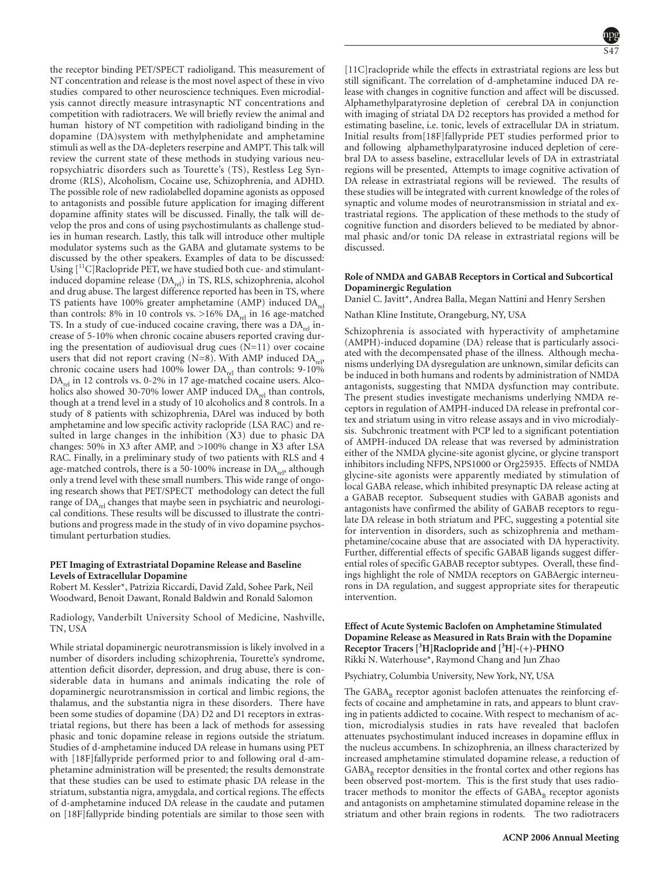the receptor binding PET/SPECT radioligand. This measurement of NT concentration and release is the most novel aspect of these in vivo studies compared to other neuroscience techniques. Even microdialysis cannot directly measure intrasynaptic NT concentrations and competition with radiotracers. We will briefly review the animal and human history of NT competition with radioligand binding in the dopamine (DA)system with methylphenidate and amphetamine stimuli as well as the DA-depleters reserpine and AMPT. This talk will review the current state of these methods in studying various neuropsychiatric disorders such as Tourette's (TS), Restless Leg Syndrome (RLS), Alcoholism, Cocaine use, Schizophrenia, and ADHD. The possible role of new radiolabelled dopamine agonists as opposed to antagonists and possible future application for imaging different dopamine affinity states will be discussed. Finally, the talk will develop the pros and cons of using psychostimulants as challenge studies in human research. Lastly, this talk will introduce other multiple modulator systems such as the GABA and glutamate systems to be discussed by the other speakers. Examples of data to be discussed: Using [$^{11}$C]Raclopride PET, we have studied both cue- and stimulant-induced dopamine release ($DA_{rel}$) in TS, RLS, schizophrenia, alcohol and drug abuse. The largest difference reported has been in TS, where TS patients have 100% greater amphetamine (AMP) induced $DA_{rel}$ than controls: 8% in 10 controls vs. >16% $DA_{rel}$ in 16 age-matched TS. In a study of cue-induced cocaine craving, there was a $DA_{rel}$ increase of 5-10% when chronic cocaine abusers reported craving during the presentation of audiovisual drug cues (N=11) over cocaine users that did not report craving (N=8). With AMP induced $DA_{rel}$, chronic cocaine users had 100% lower $DA_{rel}$ than controls: 9-10% $DA_{rel}$ in 12 controls vs. 0-2% in 17 age-matched cocaine users. Alcoholics also showed 30-70% lower AMP induced $DA_{rel}$ than controls, though at a trend level in a study of 10 alcoholics and 8 controls. In a study of 8 patients with schizophrenia, DArel was induced by both amphetamine and low specific activity raclopride (LSA RAC) and resulted in large changes in the inhibition (X3) due to phasic DA changes: 50% in X3 after AMP, and >100% change in X3 after LSA RAC. Finally, in a preliminary study of two patients with RLS and 4 age-matched controls, there is a 50-100% increase in $DA_{rel}$, although only a trend level with these small numbers. This wide range of ongoing research shows that PET/SPECT methodology can detect the full range of $DA_{rel}$ changes that maybe seen in psychiatric and neurological conditions. These results will be discussed to illustrate the contributions and progress made in the study of in vivo dopamine psychostimulant perturbation studies.

### PET Imaging of Extrastriatal Dopamine Release and Baseline Levels of Extracellular Dopamine

Robert M. Kessler*, Patrizia Riccardi, David Zald, Sohee Park, Neil Woodward, Benoit Dawant, Ronald Baldwin and Ronald Salomon

Radiology, Vanderbilt University School of Medicine, Nashville, TN, USA

While striatal dopaminergic neurotransmission is likely involved in a number of disorders including schizophrenia, Tourette's syndrome, attention deficit disorder, depression, and drug abuse, there is considerable data in humans and animals indicating the role of dopaminergic neurotransmission in cortical and limbic regions, the thalamus, and the substantia nigra in these disorders. There have been some studies of dopamine (DA) D2 and D1 receptors in extrastriatal regions, but there has been a lack of methods for assessing phasic and tonic dopamine release in regions outside the striatum. Studies of d-amphetamine induced DA release in humans using PET with [18F]fallypride performed prior to and following oral d-amphetamine administration will be presented; the results demonstrate that these studies can be used to estimate phasic DA release in the striatum, substantia nigra, amygdala, and cortical regions. The effects of d-amphetamine induced DA release in the caudate and putamen on [18F]fallypride binding potentials are similar to those seen with [11C]raclopride while the effects in extrastriatal regions are less but still significant. The correlation of d-amphetamine induced DA release with changes in cognitive function and affect will be discussed. Alphamethylparatyrosine depletion of cerebral DA in conjunction with imaging of striatal DA D2 receptors has provided a method for estimating baseline, i.e. tonic, levels of extracellular DA in striatum. Initial results from[18F]fallypride PET studies performed prior to and following alphamethylparatyrosine induced depletion of cerebral DA to assess baseline, extracellular levels of DA in extrastriatal regions will be presented, Attempts to image cognitive activation of DA release in extrastriatal regions will be reviewed. The results of these studies will be integrated with current knowledge of the roles of synaptic and volume modes of neurotransmission in striatal and extrastriatal regions. The application of these methods to the study of cognitive function and disorders believed to be mediated by abnormal phasic and/or tonic DA release in extrastriatal regions will be discussed.

### Role of NMDA and GABAB Receptors in Cortical and Subcortical Dopaminergic Regulation

Daniel C. Javitt*, Andrea Balla, Megan Nattini and Henry Sershen

Nathan Kline Institute, Orangeburg, NY, USA

Schizophrenia is associated with hyperactivity of amphetamine (AMPH)-induced dopamine (DA) release that is particularly associated with the decompensated phase of the illness. Although mechanisms underlying DA dysregulation are unknown, similar deficits can be induced in both humans and rodents by administration of NMDA antagonists, suggesting that NMDA dysfunction may contribute. The present studies investigate mechanisms underlying NMDA receptors in regulation of AMPH-induced DA release in prefrontal cortex and striatum using in vitro release assays and in vivo microdialysis. Subchronic treatment with PCP led to a significant potentiation of AMPH-induced DA release that was reversed by administration either of the NMDA glycine-site agonist glycine, or glycine transport inhibitors including NFPS, NPS1000 or Org25935. Effects of NMDA glycine-site agonists were apparently mediated by stimulation of local GABA release, which inhibited presynaptic DA release acting at a GABAB receptor. Subsequent studies with GABAB agonists and antagonists have confirmed the ability of GABAB receptors to regulate DA release in both striatum and PFC, suggesting a potential site for intervention in disorders, such as schizophrenia and methamphetamine/cocaine abuse that are associated with DA hyperactivity. Further, differential effects of specific GABAB ligands suggest differential roles of specific GABAB receptor subtypes. Overall, these findings highlight the role of NMDA receptors on GABAergic interneurons in DA regulation, and suggest appropriate sites for therapeutic intervention.

### Effect of Acute Systemic Baclofen on Amphetamine Stimulated Dopamine Release as Measured in Rats Brain with the Dopamine Receptor Tracers [$^3$H]Raclopride and [$^3$H]-(+)-PHNO

Rikki N. Waterhouse*, Raymond Chang and Jun Zhao

Psychiatry, Columbia University, New York, NY, USA

The $GABA_B$ receptor agonist baclofen attenuates the reinforcing effects of cocaine and amphetamine in rats, and appears to blunt craving in patients addicted to cocaine. With respect to mechanism of action, microdialysis studies in rats have revealed that baclofen attenuates psychostimulant induced increases in dopamine efflux in the nucleus accumbens. In schizophrenia, an illness characterized by increased amphetamine stimulated dopamine release, a reduction of $GABA_B$ receptor densities in the frontal cortex and other regions has been observed post-mortem. This is the first study that uses radiotracer methods to monitor the effects of $GABA_B$ receptor agonists and antagonists on amphetamine stimulated dopamine release in the striatum and other brain regions in rodents. The two radiotracers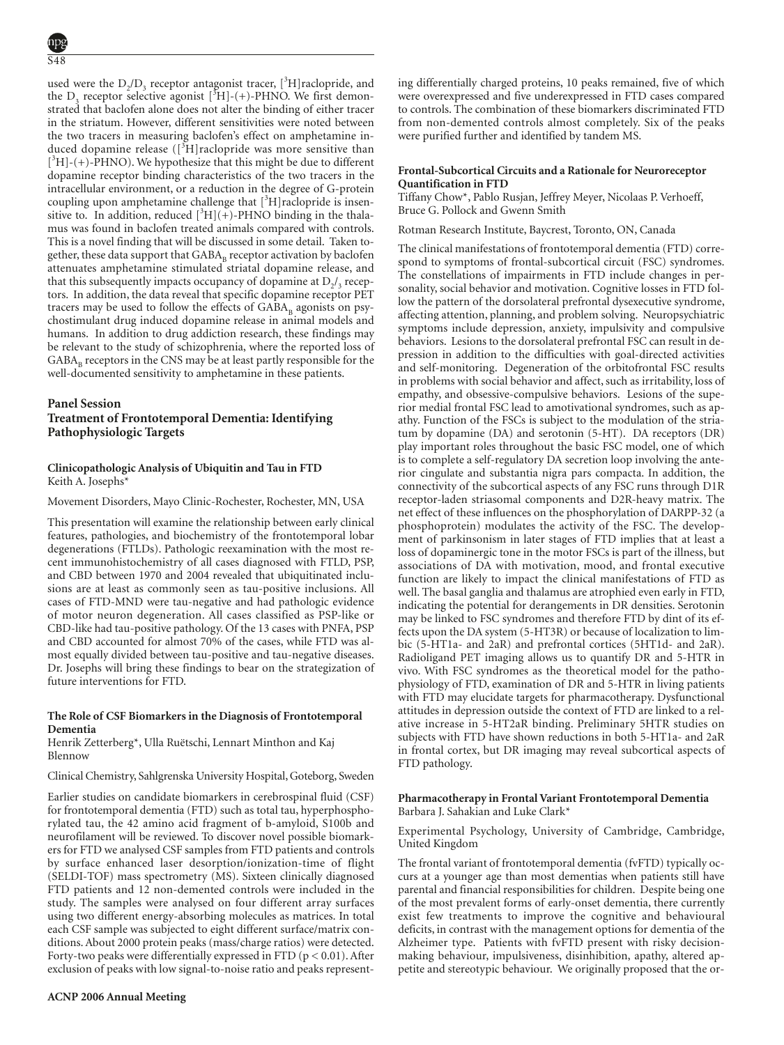used were the $D_2/D_3$ receptor antagonist tracer, [$^3$H]raclopride, and the $D_3$ receptor selective agonist [$^3$H]-(+)-PHNO. We first demonstrated that baclofen alone does not alter the binding of either tracer in the striatum. However, different sensitivities were noted between the two tracers in measuring baclofen's effect on amphetamine induced dopamine release ([$^3$H]raclopride was more sensitive than [$^3$H]-(+)-PHNO). We hypothesize that this might be due to different dopamine receptor binding characteristics of the two tracers in the intracellular environment, or a reduction in the degree of G-protein coupling upon amphetamine challenge that [$^3$H]raclopride is insensitive to. In addition, reduced [$^3$H](+)-PHNO binding in the thalamus was found in baclofen treated animals compared with controls. This is a novel finding that will be discussed in some detail. Taken together, these data support that $GABA_B$ receptor activation by baclofen attenuates amphetamine stimulated striatal dopamine release, and that this subsequently impacts occupancy of dopamine at $D_2/_3$ receptors. In addition, the data reveal that specific dopamine receptor PET tracers may be used to follow the effects of $GABA_B$ agonists on psychostimulant drug induced dopamine release in animal models and humans. In addition to drug addiction research, these findings may be relevant to the study of schizophrenia, where the reported loss of $GABA_B$ receptors in the CNS may be at least partly responsible for the well-documented sensitivity to amphetamine in these patients.

## Panel Session
## Treatment of Frontotemporal Dementia: Identifying Pathophysiologic Targets

### Clinicopathologic Analysis of Ubiquitin and Tau in FTD

Keith A. Josephs*

Movement Disorders, Mayo Clinic-Rochester, Rochester, MN, USA

This presentation will examine the relationship between early clinical features, pathologies, and biochemistry of the frontotemporal lobar degenerations (FTLDs). Pathologic reexamination with the most recent immunohistochemistry of all cases diagnosed with FTLD, PSP, and CBD between 1970 and 2004 revealed that ubiquitinated inclusions are at least as commonly seen as tau-positive inclusions. All cases of FTD-MND were tau-negative and had pathologic evidence of motor neuron degeneration. All cases classified as PSP-like or CBD-like had tau-positive pathology. Of the 13 cases with PNFA, PSP and CBD accounted for almost 70% of the cases, while FTD was almost equally divided between tau-positive and tau-negative diseases. Dr. Josephs will bring these findings to bear on the strategization of future interventions for FTD.

### The Role of CSF Biomarkers in the Diagnosis of Frontotemporal Dementia

Henrik Zetterberg*, Ulla Ruëtschi, Lennart Minthon and Kaj Blennow

Clinical Chemistry, Sahlgrenska University Hospital, Goteborg, Sweden

Earlier studies on candidate biomarkers in cerebrospinal fluid (CSF) for frontotemporal dementia (FTD) such as total tau, hyperphosphorylated tau, the 42 amino acid fragment of b-amyloid, S100b and neurofilament will be reviewed. To discover novel possible biomarkers for FTD we analysed CSF samples from FTD patients and controls by surface enhanced laser desorption/ionization-time of flight (SELDI-TOF) mass spectrometry (MS). Sixteen clinically diagnosed FTD patients and 12 non-demented controls were included in the study. The samples were analysed on four different array surfaces using two different energy-absorbing molecules as matrices. In total each CSF sample was subjected to eight different surface/matrix conditions. About 2000 protein peaks (mass/charge ratios) were detected. Forty-two peaks were differentially expressed in FTD ($p < 0.01$). After exclusion of peaks with low signal-to-noise ratio and peaks representing differentially charged proteins, 10 peaks remained, five of which were overexpressed and five underexpressed in FTD cases compared to controls. The combination of these biomarkers discriminated FTD from non-demented controls almost completely. Six of the peaks were purified further and identified by tandem MS.

### Frontal-Subcortical Circuits and a Rationale for Neuroreceptor Quantification in FTD

Tiffany Chow*, Pablo Rusjan, Jeffrey Meyer, Nicolaas P. Verhoeff, Bruce G. Pollock and Gwenn Smith

Rotman Research Institute, Baycrest, Toronto, ON, Canada

The clinical manifestations of frontotemporal dementia (FTD) correspond to symptoms of frontal-subcortical circuit (FSC) syndromes. The constellations of impairments in FTD include changes in personality, social behavior and motivation. Cognitive losses in FTD follow the pattern of the dorsolateral prefrontal dysexecutive syndrome, affecting attention, planning, and problem solving. Neuropsychiatric symptoms include depression, anxiety, impulsivity and compulsive behaviors. Lesions to the dorsolateral prefrontal FSC can result in depression in addition to the difficulties with goal-directed activities and self-monitoring. Degeneration of the orbitofrontal FSC results in problems with social behavior and affect, such as irritability, loss of empathy, and obsessive-compulsive behaviors. Lesions of the superior medial frontal FSC lead to amotivational syndromes, such as apathy. Function of the FSCs is subject to the modulation of the striatum by dopamine (DA) and serotonin (5-HT). DA receptors (DR) play important roles throughout the basic FSC model, one of which is to complete a self-regulatory DA secretion loop involving the anterior cingulate and substantia nigra pars compacta. In addition, the connectivity of the subcortical aspects of any FSC runs through D1R receptor-laden striasomal components and D2R-heavy matrix. The net effect of these influences on the phosphorylation of DARPP-32 (a phosphoprotein) modulates the activity of the FSC. The development of parkinsonism in later stages of FTD implies that at least a loss of dopaminergic tone in the motor FSCs is part of the illness, but associations of DA with motivation, mood, and frontal executive function are likely to impact the clinical manifestations of FTD as well. The basal ganglia and thalamus are atrophied even early in FTD, indicating the potential for derangements in DR densities. Serotonin may be linked to FSC syndromes and therefore FTD by dint of its effects upon the DA system (5-HT3R) or because of localization to limbic (5-HT1a- and 2aR) and prefrontal cortices (5HT1d- and 2aR). Radioligand PET imaging allows us to quantify DR and 5-HTR in vivo. With FSC syndromes as the theoretical model for the pathophysiology of FTD, examination of DR and 5-HTR in living patients with FTD may elucidate targets for pharmacotherapy. Dysfunctional attitudes in depression outside the context of FTD are linked to a relative increase in 5-HT2aR binding. Preliminary 5HTR studies on subjects with FTD have shown reductions in both 5-HT1a- and 2aR in frontal cortex, but DR imaging may reveal subcortical aspects of FTD pathology.

### Pharmacotherapy in Frontal Variant Frontotemporal Dementia

Barbara J. Sahakian and Luke Clark*

Experimental Psychology, University of Cambridge, Cambridge, United Kingdom

The frontal variant of frontotemporal dementia (fvFTD) typically occurs at a younger age than most dementias when patients still have parental and financial responsibilities for children. Despite being one of the most prevalent forms of early-onset dementia, there currently exist few treatments to improve the cognitive and behavioural deficits, in contrast with the management options for dementia of the Alzheimer type. Patients with fvFTD present with risky decision-making behaviour, impulsiveness, disinhibition, apathy, altered appetite and stereotypic behaviour. We originally proposed that the or-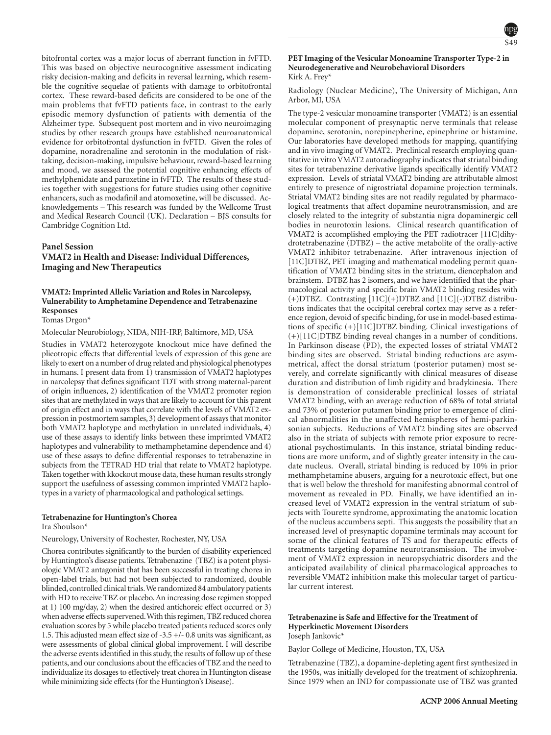bitofrontal cortex was a major locus of aberrant function in fvFTD. This was based on objective neurocognitive assessment indicating risky decision-making and deficits in reversal learning, which resemble the cognitive sequelae of patients with damage to orbitofrontal cortex. These reward-based deficits are considered to be one of the main problems that fvFTD patients face, in contrast to the early episodic memory dysfunction of patients with dementia of the Alzheimer type. Subsequent post mortem and in vivo neuroimaging studies by other research groups have established neuroanatomical evidence for orbitofrontal dysfunction in fvFTD. Given the roles of dopamine, noradrenaline and serotonin in the modulation of risk-taking, decision-making, impulsive behaviour, reward-based learning and mood, we assessed the potential cognitive enhancing effects of methylphenidate and paroxetine in fvFTD. The results of these studies together with suggestions for future studies using other cognitive enhancers, such as modafinil and atomoxetine, will be discussed. Acknowledgements – This research was funded by the Wellcome Trust and Medical Research Council (UK). Declaration – BJS consults for Cambridge Cognition Ltd.

## Panel Session

## VMAT2 in Health and Disease: Individual Differences, Imaging and New Therapeutics

### VMAT2: Imprinted Allelic Variation and Roles in Narcolepsy, Vulnerability to Amphetamine Dependence and Tetrabenazine Responses

Tomas Drgon*

Molecular Neurobiology, NIDA, NIH-IRP, Baltimore, MD, USA

Studies in VMAT2 heterozygote knockout mice have defined the plieotropic effects that differential levels of expression of this gene are likely to exert on a number of drug related and physiological phenotypes in humans. I present data from 1) transmission of VMAT2 haplotypes in narcolepsy that defines significant TDT with strong maternal-parent of origin influences, 2) identification of the VMAT2 promoter region sites that are methylated in ways that are likely to account for this parent of origin effect and in ways that correlate with the levels of VMAT2 expression in postmortem samples, 3) development of assays that monitor both VMAT2 haplotype and methylation in unrelated individuals, 4) use of these assays to identify links between these imprimted VMAT2 haplotypes and vulnerability to methamphetamine dependence and 4) use of these assays to define differential responses to tetrabenazine in subjects from the TETRAD HD trial that relate to VMAT2 haplotype. Taken together with kknockout mouse data, these human results strongly support the usefulness of assessing common imprinted VMAT2 haplotypes in a variety of pharmacological and pathological settings.

### Tetrabenazine for Huntington's Chorea

Ira Shoulson*

Neurology, University of Rochester, Rochester, NY, USA

Chorea contributes significantly to the burden of disability experienced by Huntington's disease patients. Tetrabenazine (TBZ) is a potent physiologic VMAT2 antagonist that has been successful in treating chorea in open-label trials, but had not been subjected to randomized, double blinded, controlled clinical trials. We randomized 84 ambulatory patients with HD to receive TBZ or placebo. An increasing dose regimen stopped at 1) 100 mg/day, 2) when the desired antichoreic effect occurred or 3) when adverse effects supervened. With this regimen, TBZ reduced chorea evaluation scores by 5 while placebo treated patients reduced scores only 1.5. This adjusted mean effect size of -3.5 +/- 0.8 units was significant, as were assessments of global clinical global improvement. I will describe the adverse events identified in this study, the results of follow up of these patients, and our conclusions about the efficacies of TBZ and the need to individualize its dosages to effectively treat chorea in Huntington disease while minimizing side effects (for the Huntington's Disease).

### PET Imaging of the Vesicular Monoamine Transporter Type-2 in Neurodegenerative and Neurobehavioral Disorders

Kirk A. Frey*

Radiology (Nuclear Medicine), The University of Michigan, Ann Arbor, MI, USA

The type-2 vesicular monoamine transporter (VMAT2) is an essential molecular component of presynaptic nerve terminals that release dopamine, serotonin, norepinepherine, epinephrine or histamine. Our laboratories have developed methods for mapping, quantifying and in vivo imaging of VMAT2. Preclinical research employing quantitative in vitro VMAT2 autoradiography indicates that striatal binding sites for tetrabenazine derivative ligands specifically identify VMAT2 expression. Levels of striatal VMAT2 binding are attributable almost entirely to presence of nigrostriatal dopamine projection terminals. Striatal VMAT2 binding sites are not readily regulated by pharmacological treatments that affect dopamine neurotransmission, and are closely related to the integrity of substantia nigra dopaminergic cell bodies in neurotoxin lesions. Clinical research quantification of VMAT2 is accomplished employing the PET radiotracer [11C]dihydrotetrabenazine (DTBZ) – the active metabolite of the orally-active VMAT2 inhibitor tetrabenazine. After intravenous injection of [11C]DTBZ, PET imaging and mathematical modeling permit quantification of VMAT2 binding sites in the striatum, diencephalon and brainstem. DTBZ has 2 isomers, and we have identified that the pharmacological activity and specific brain VMAT2 binding resides with (+)DTBZ. Contrasting [11C](+)DTBZ and [11C](-)DTBZ distributions indicates that the occipital cerebral cortex may serve as a reference region, devoid of specific binding, for use in model-based estimations of specific (+)[11C]DTBZ binding. Clinical investigations of (+)[11C]DTBZ binding reveal changes in a number of conditions. In Parkinson disease (PD), the expected losses of striatal VMAT2 binding sites are observed. Striatal binding reductions are asymmetrical, affect the dorsal striatum (posterior putamen) most severely, and correlate significantly with clinical measures of disease duration and distribution of limb rigidity and bradykinesia. There is demonstration of considerable preclinical losses of striatal VMAT2 binding, with an average reduction of 68% of total striatal and 73% of posterior putamen binding prior to emergence of clinical abnormalities in the unaffected hemispheres of hemi-parkinsonian subjects. Reductions of VMAT2 binding sites are observed also in the striata of subjects with remote prior exposure to recreational psychostimulants. In this instance, striatal binding reductions are more uniform, and of slightly greater intensity in the caudate nucleus. Overall, striatal binding is reduced by 10% in prior methamphetamine abusers, arguing for a neurotoxic effect, but one that is well below the threshold for manifesting abnormal control of movement as revealed in PD. Finally, we have identified an increased level of VMAT2 expression in the ventral striatum of subjects with Tourette syndrome, approximating the anatomic location of the nucleus accumbens septi. This suggests the possibility that an increased level of presynaptic dopamine terminals may account for some of the clinical features of TS and for therapeutic effects of treatments targeting dopamine neurotransmission. The involvement of VMAT2 expression in neuropsychiatric disorders and the anticipated availability of clinical pharmacological approaches to reversible VMAT2 inhibition make this molecular target of particular current interest.

### Tetrabenazine is Safe and Effective for the Treatment of Hyperkinetic Movement Disorders

Joseph Jankovic*

Baylor College of Medicine, Houston, TX, USA

Tetrabenazine (TBZ), a dopamine-depleting agent first synthesized in the 1950s, was initially developed for the treatment of schizophrenia. Since 1979 when an IND for compassionate use of TBZ was granted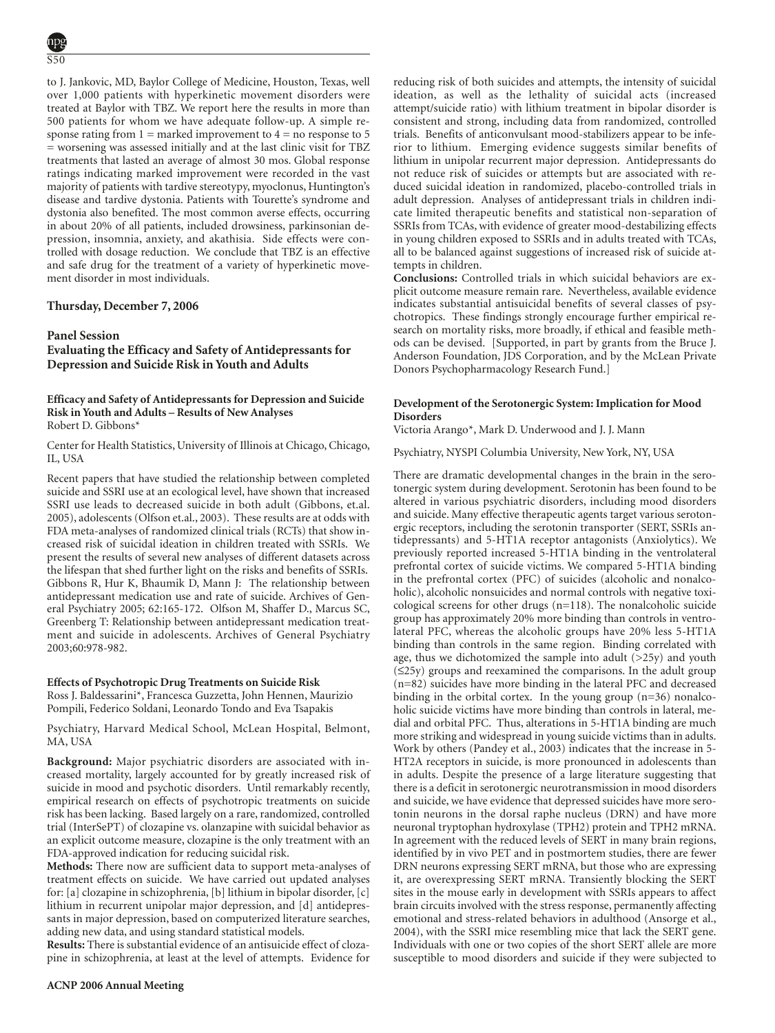to J. Jankovic, MD, Baylor College of Medicine, Houston, Texas, well over 1,000 patients with hyperkinetic movement disorders were treated at Baylor with TBZ. We report here the results in more than 500 patients for whom we have adequate follow-up. A simple response rating from 1 = marked improvement to 4 = no response to 5 = worsening was assessed initially and at the last clinic visit for TBZ treatments that lasted an average of almost 30 mos. Global response ratings indicating marked improvement were recorded in the vast majority of patients with tardive stereotypy, myoclonus, Huntington's disease and tardive dystonia. Patients with Tourette's syndrome and dystonia also benefited. The most common averse effects, occurring in about 20% of all patients, included drowsiness, parkinsonian depression, insomnia, anxiety, and akathisia. Side effects were controlled with dosage reduction. We conclude that TBZ is an effective and safe drug for the treatment of a variety of hyperkinetic movement disorder in most individuals.

## Thursday, December 7, 2006

## Panel Session
## Evaluating the Efficacy and Safety of Antidepressants for Depression and Suicide Risk in Youth and Adults

### Efficacy and Safety of Antidepressants for Depression and Suicide Risk in Youth and Adults – Results of New Analyses

Robert D. Gibbons*

Center for Health Statistics, University of Illinois at Chicago, Chicago, IL, USA

Recent papers that have studied the relationship between completed suicide and SSRI use at an ecological level, have shown that increased SSRI use leads to decreased suicide in both adult (Gibbons, et.al. 2005), adolescents (Olfson et.al., 2003). These results are at odds with FDA meta-analyses of randomized clinical trials (RCTs) that show increased risk of suicidal ideation in children treated with SSRIs. We present the results of several new analyses of different datasets across the lifespan that shed further light on the risks and benefits of SSRIs. Gibbons R, Hur K, Bhaumik D, Mann J: The relationship between antidepressant medication use and rate of suicide. Archives of General Psychiatry 2005; 62:165-172. Olfson M, Shaffer D., Marcus SC, Greenberg T: Relationship between antidepressant medication treatment and suicide in adolescents. Archives of General Psychiatry 2003;60:978-982.

### Effects of Psychotropic Drug Treatments on Suicide Risk

Ross J. Baldessarini*, Francesca Guzzetta, John Hennen, Maurizio Pompili, Leonardo Soldani, Leonardo Tondo and Eva Tsapakis

Psychiatry, Harvard Medical School, McLean Hospital, Belmont, MA, USA

**Background:** Major psychiatric disorders are associated with increased mortality, largely accounted for by greatly increased risk of suicide in mood and psychotic disorders. Until remarkably recently, empirical research on effects of psychotropic treatments on suicide risk has been lacking. Based largely on a rare, randomized, controlled trial (InterSePT) of clozapine vs. olanzapine with suicidal behavior as an explicit outcome measure, clozapine is the only treatment with an FDA-approved indication for reducing suicidal risk.

**Methods:** There now are sufficient data to support meta-analyses of treatment effects on suicide. We have carried out updated analyses for: [a] clozapine in schizophrenia, [b] lithium in bipolar disorder, [c] lithium in recurrent unipolar major depression, and [d] antidepressants in major depression, based on computerized literature searches, adding new data, and using standard statistical models.

**Results:** There is substantial evidence of an antisuicide effect of clozapine in schizophrenia, at least at the level of attempts. Evidence for reducing risk of both suicides and attempts, the intensity of suicidal ideation, as well as the lethality of suicidal acts (increased attempt/suicide ratio) with lithium treatment in bipolar disorder is consistent and strong, including data from randomized, controlled trials. Benefits of anticonvulsant mood-stabilizers appear to be inferior to lithium. Emerging evidence suggests similar benefits of lithium in unipolar recurrent major depression. Antidepressants do not reduce risk of suicides or attempts but are associated with reduced suicidal ideation in randomized, placebo-controlled trials in adult depression. Analyses of antidepressant trials in children indicate limited therapeutic benefits and statistical non-separation of SSRIs from TCAs, with evidence of greater mood-destabilizing effects in young children exposed to SSRIs and in adults treated with TCAs, all to be balanced against suggestions of increased risk of suicide attempts in children.

**Conclusions:** Controlled trials in which suicidal behaviors are explicit outcome measure remain rare. Nevertheless, available evidence indicates substantial antisuicidal benefits of several classes of psychotropics. These findings strongly encourage further empirical research on mortality risks, more broadly, if ethical and feasible methods can be devised. [Supported, in part by grants from the Bruce J. Anderson Foundation, JDS Corporation, and by the McLean Private Donors Psychopharmacology Research Fund.]

### Development of the Serotonergic System: Implication for Mood Disorders

Victoria Arango*, Mark D. Underwood and J. J. Mann

Psychiatry, NYSPI Columbia University, New York, NY, USA

There are dramatic developmental changes in the brain in the serotonergic system during development. Serotonin has been found to be altered in various psychiatric disorders, including mood disorders and suicide. Many effective therapeutic agents target various serotonergic receptors, including the serotonin transporter (SERT, SSRIs antidepressants) and 5-HT1A receptor antagonists (Anxiolytics). We previously reported increased 5-HT1A binding in the ventrolateral prefrontal cortex of suicide victims. We compared 5-HT1A binding in the prefrontal cortex (PFC) of suicides (alcoholic and nonalcoholic), alcoholic nonsuicides and normal controls with negative toxicological screens for other drugs (n=118). The nonalcoholic suicide group has approximately 20% more binding than controls in ventrolateral PFC, whereas the alcoholic groups have 20% less 5-HT1A binding than controls in the same region. Binding correlated with age, thus we dichotomized the sample into adult (>25y) and youth (≤25y) groups and reexamined the comparisons. In the adult group (n=82) suicides have more binding in the lateral PFC and decreased binding in the orbital cortex. In the young group (n=36) nonalcoholic suicide victims have more binding than controls in lateral, medial and orbital PFC. Thus, alterations in 5-HT1A binding are much more striking and widespread in young suicide victims than in adults. Work by others (Pandey et al., 2003) indicates that the increase in 5-HT2A receptors in suicide, is more pronounced in adolescents than in adults. Despite the presence of a large literature suggesting that there is a deficit in serotonergic neurotransmission in mood disorders and suicide, we have evidence that depressed suicides have more serotonin neurons in the dorsal raphe nucleus (DRN) and have more neuronal tryptophan hydroxylase (TPH2) protein and TPH2 mRNA. In agreement with the reduced levels of SERT in many brain regions, identified by in vivo PET and in postmortem studies, there are fewer DRN neurons expressing SERT mRNA, but those who are expressing it, are overexpressing SERT mRNA. Transiently blocking the SERT sites in the mouse early in development with SSRIs appears to affect brain circuits involved with the stress response, permanently affecting emotional and stress-related behaviors in adulthood (Ansorge et al., 2004), with the SSRI mice resembling mice that lack the SERT gene. Individuals with one or two copies of the short SERT allele are more susceptible to mood disorders and suicide if they were subjected to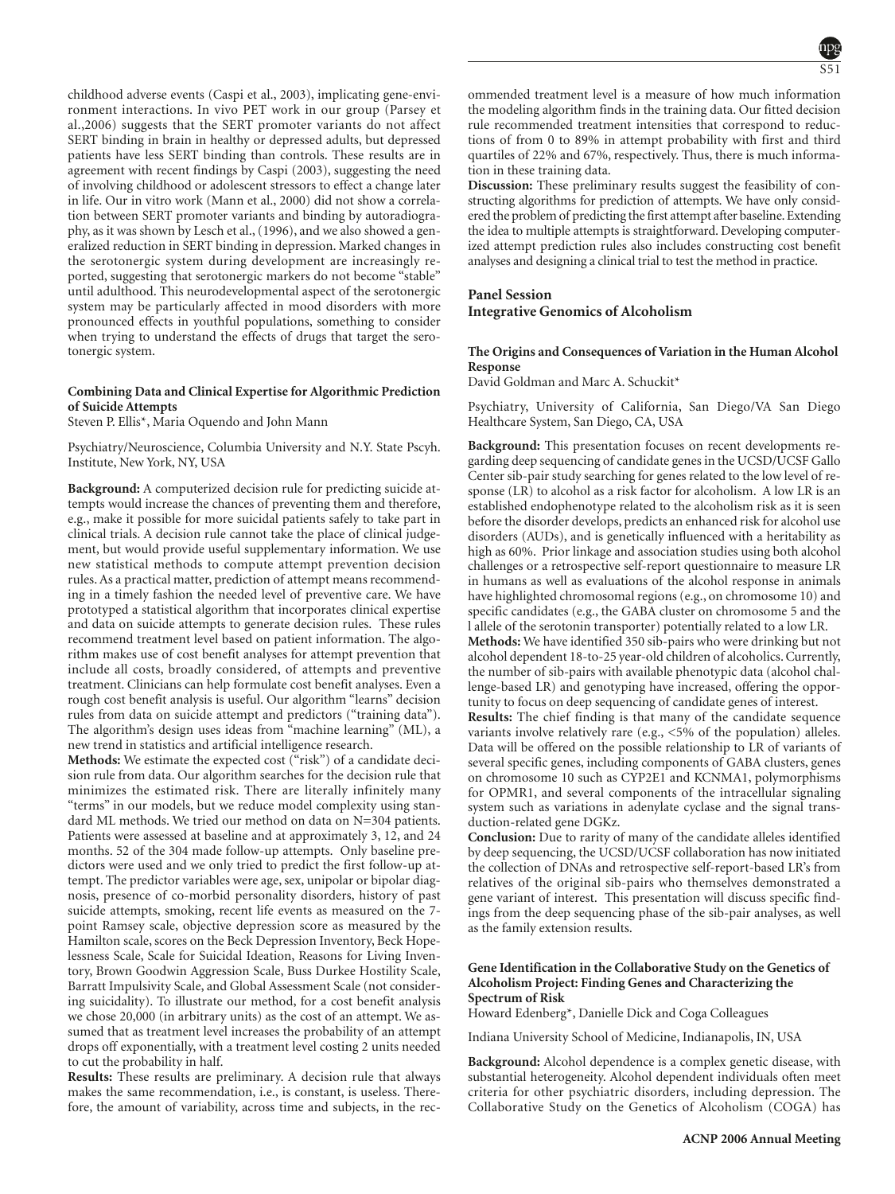childhood adverse events (Caspi et al., 2003), implicating gene-environment interactions. In vivo PET work in our group (Parsey et al.,2006) suggests that the SERT promoter variants do not affect SERT binding in brain in healthy or depressed adults, but depressed patients have less SERT binding than controls. These results are in agreement with recent findings by Caspi (2003), suggesting the need of involving childhood or adolescent stressors to effect a change later in life. Our in vitro work (Mann et al., 2000) did not show a correlation between SERT promoter variants and binding by autoradiography, as it was shown by Lesch et al., (1996), and we also showed a generalized reduction in SERT binding in depression. Marked changes in the serotonergic system during development are increasingly reported, suggesting that serotonergic markers do not become "stable" until adulthood. This neurodevelopmental aspect of the serotonergic system may be particularly affected in mood disorders with more pronounced effects in youthful populations, something to consider when trying to understand the effects of drugs that target the serotonergic system.

### Combining Data and Clinical Expertise for Algorithmic Prediction of Suicide Attempts

Steven P. Ellis*, Maria Oquendo and John Mann

Psychiatry/Neuroscience, Columbia University and N.Y. State Pscyh. Institute, New York, NY, USA

**Background:** A computerized decision rule for predicting suicide attempts would increase the chances of preventing them and therefore, e.g., make it possible for more suicidal patients safely to take part in clinical trials. A decision rule cannot take the place of clinical judgement, but would provide useful supplementary information. We use new statistical methods to compute attempt prevention decision rules. As a practical matter, prediction of attempt means recommending in a timely fashion the needed level of preventive care. We have prototyped a statistical algorithm that incorporates clinical expertise and data on suicide attempts to generate decision rules. These rules recommend treatment level based on patient information. The algorithm makes use of cost benefit analyses for attempt prevention that include all costs, broadly considered, of attempts and preventive treatment. Clinicians can help formulate cost benefit analyses. Even a rough cost benefit analysis is useful. Our algorithm "learns" decision rules from data on suicide attempt and predictors ("training data"). The algorithm's design uses ideas from "machine learning" (ML), a new trend in statistics and artificial intelligence research.
**Methods:** We estimate the expected cost ("risk") of a candidate decision rule from data. Our algorithm searches for the decision rule that minimizes the estimated risk. There are literally infinitely many "terms" in our models, but we reduce model complexity using standard ML methods. We tried our method on data on N=304 patients. Patients were assessed at baseline and at approximately 3, 12, and 24 months. 52 of the 304 made follow-up attempts. Only baseline predictors were used and we only tried to predict the first follow-up attempt. The predictor variables were age, sex, unipolar or bipolar diagnosis, presence of co-morbid personality disorders, history of past suicide attempts, smoking, recent life events as measured on the 7-point Ramsey scale, objective depression score as measured by the Hamilton scale, scores on the Beck Depression Inventory, Beck Hopelessness Scale, Scale for Suicidal Ideation, Reasons for Living Inventory, Brown Goodwin Aggression Scale, Buss Durkee Hostility Scale, Barratt Impulsivity Scale, and Global Assessment Scale (not considering suicidality). To illustrate our method, for a cost benefit analysis we chose 20,000 (in arbitrary units) as the cost of an attempt. We assumed that as treatment level increases the probability of an attempt drops off exponentially, with a treatment level costing 2 units needed to cut the probability in half.
**Results:** These results are preliminary. A decision rule that always makes the same recommendation, i.e., is constant, is useless. Therefore, the amount of variability, across time and subjects, in the recommended treatment level is a measure of how much information the modeling algorithm finds in the training data. Our fitted decision rule recommended treatment intensities that correspond to reductions of from 0 to 89% in attempt probability with first and third quartiles of 22% and 67%, respectively. Thus, there is much information in these training data.
**Discussion:** These preliminary results suggest the feasibility of constructing algorithms for prediction of attempts. We have only considered the problem of predicting the first attempt after baseline. Extending the idea to multiple attempts is straightforward. Developing computerized attempt prediction rules also includes constructing cost benefit analyses and designing a clinical trial to test the method in practice.

## Panel Session
## Integrative Genomics of Alcoholism

### The Origins and Consequences of Variation in the Human Alcohol Response

David Goldman and Marc A. Schuckit*

Psychiatry, University of California, San Diego/VA San Diego Healthcare System, San Diego, CA, USA

**Background:** This presentation focuses on recent developments regarding deep sequencing of candidate genes in the UCSD/UCSF Gallo Center sib-pair study searching for genes related to the low level of response (LR) to alcohol as a risk factor for alcoholism. A low LR is an established endophenotype related to the alcoholism risk as it is seen before the disorder develops, predicts an enhanced risk for alcohol use disorders (AUDs), and is genetically influenced with a heritability as high as 60%. Prior linkage and association studies using both alcohol challenges or a retrospective self-report questionnaire to measure LR in humans as well as evaluations of the alcohol response in animals have highlighted chromosomal regions (e.g., on chromosome 10) and specific candidates (e.g., the GABA cluster on chromosome 5 and the l allele of the serotonin transporter) potentially related to a low LR.
**Methods:** We have identified 350 sib-pairs who were drinking but not alcohol dependent 18-to-25 year-old children of alcoholics. Currently, the number of sib-pairs with available phenotypic data (alcohol challenge-based LR) and genotyping have increased, offering the opportunity to focus on deep sequencing of candidate genes of interest.
**Results:** The chief finding is that many of the candidate sequence variants involve relatively rare (e.g., <5% of the population) alleles. Data will be offered on the possible relationship to LR of variants of several specific genes, including components of GABA clusters, genes on chromosome 10 such as CYP2E1 and KCNMA1, polymorphisms for OPMR1, and several components of the intracellular signaling system such as variations in adenylate cyclase and the signal transduction-related gene DGKz.
**Conclusion:** Due to rarity of many of the candidate alleles identified by deep sequencing, the UCSD/UCSF collaboration has now initiated the collection of DNAs and retrospective self-report-based LR's from relatives of the original sib-pairs who themselves demonstrated a gene variant of interest. This presentation will discuss specific findings from the deep sequencing phase of the sib-pair analyses, as well as the family extension results.

### Gene Identification in the Collaborative Study on the Genetics of Alcoholism Project: Finding Genes and Characterizing the Spectrum of Risk

Howard Edenberg*, Danielle Dick and Coga Colleagues

Indiana University School of Medicine, Indianapolis, IN, USA

**Background:** Alcohol dependence is a complex genetic disease, with substantial heterogeneity. Alcohol dependent individuals often meet criteria for other psychiatric disorders, including depression. The Collaborative Study on the Genetics of Alcoholism (COGA) has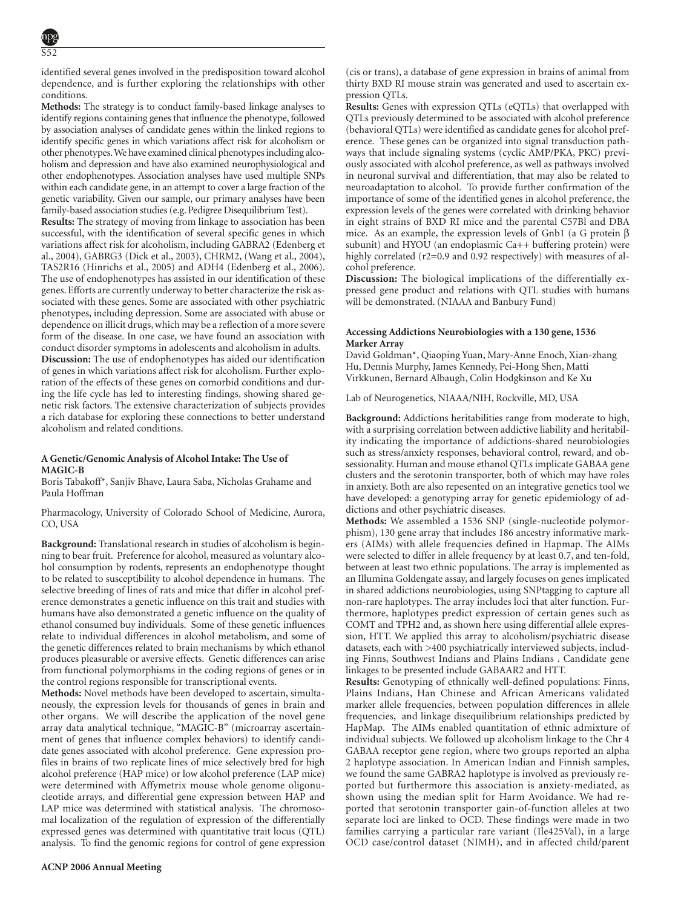identified several genes involved in the predisposition toward alcohol dependence, and is further exploring the relationships with other conditions.

**Methods:** The strategy is to conduct family-based linkage analyses to identify regions containing genes that influence the phenotype, followed by association analyses of candidate genes within the linked regions to identify specific genes in which variations affect risk for alcoholism or other phenotypes. We have examined clinical phenotypes including alcoholism and depression and have also examined neurophysiological and other endophenotypes. Association analyses have used multiple SNPs within each candidate gene, in an attempt to cover a large fraction of the genetic variability. Given our sample, our primary analyses have been family-based association studies (e.g. Pedigree Disequilibrium Test).

**Results:** The strategy of moving from linkage to association has been successful, with the identification of several specific genes in which variations affect risk for alcoholism, including GABRA2 (Edenberg et al., 2004), GABRG3 (Dick et al., 2003), CHRM2, (Wang et al., 2004), TAS2R16 (Hinrichs et al., 2005) and ADH4 (Edenberg et al., 2006). The use of endophenotypes has assisted in our identification of these genes. Efforts are currently underway to better characterize the risk associated with these genes. Some are associated with other psychiatric phenotypes, including depression. Some are associated with abuse or dependence on illicit drugs, which may be a reflection of a more severe form of the disease. In one case, we have found an association with conduct disorder symptoms in adolescents and alcoholism in adults.

**Discussion:** The use of endophenotypes has aided our identification of genes in which variations affect risk for alcoholism. Further exploration of the effects of these genes on comorbid conditions and during the life cycle has led to interesting findings, showing shared genetic risk factors. The extensive characterization of subjects provides a rich database for exploring these connections to better understand alcoholism and related conditions.

### A Genetic/Genomic Analysis of Alcohol Intake: The Use of MAGIC-B

Boris Tabakoff*, Sanjiv Bhave, Laura Saba, Nicholas Grahame and Paula Hoffman

Pharmacology, University of Colorado School of Medicine, Aurora, CO, USA

**Background:** Translational research in studies of alcoholism is beginning to bear fruit. Preference for alcohol, measured as voluntary alcohol consumption by rodents, represents an endophenotype thought to be related to susceptibility to alcohol dependence in humans. The selective breeding of lines of rats and mice that differ in alcohol preference demonstrates a genetic influence on this trait and studies with humans have also demonstrated a genetic influence on the quality of ethanol consumed buy individuals. Some of these genetic influences relate to individual differences in alcohol metabolism, and some of the genetic differences related to brain mechanisms by which ethanol produces pleasurable or aversive effects. Genetic differences can arise from functional polymorphisms in the coding regions of genes or in the control regions responsible for transcriptional events.

**Methods:** Novel methods have been developed to ascertain, simultaneously, the expression levels for thousands of genes in brain and other organs. We will describe the application of the novel gene array data analytical technique, "MAGIC-B" (microarray ascertainment of genes that influence complex behaviors) to identify candidate genes associated with alcohol preference. Gene expression profiles in brains of two replicate lines of mice selectively bred for high alcohol preference (HAP mice) or low alcohol preference (LAP mice) were determined with Affymetrix mouse whole genome oligonucleotide arrays, and differential gene expression between HAP and LAP mice was determined with statistical analysis. The chromosomal localization of the regulation of expression of the differentially expressed genes was determined with quantitative trait locus (QTL) analysis. To find the genomic regions for control of gene expression (cis or trans), a database of gene expression in brains of animal from thirty BXD RI mouse strain was generated and used to ascertain expression QTLs.

**Results:** Genes with expression QTLs (eQTLs) that overlapped with QTLs previously determined to be associated with alcohol preference (behavioral QTLs) were identified as candidate genes for alcohol preference. These genes can be organized into signal transduction pathways that include signaling systems (cyclic AMP/PKA, PKC) previously associated with alcohol preference, as well as pathways involved in neuronal survival and differentiation, that may also be related to neuroadaptation to alcohol. To provide further confirmation of the importance of some of the identified genes in alcohol preference, the expression levels of the genes were correlated with drinking behavior in eight strains of BXD RI mice and the parental C57Bl and DBA mice. As an example, the expression levels of Gnb1 (a G protein β subunit) and HYOU (an endoplasmic Ca++ buffering protein) were highly correlated ($r2$=0.9 and 0.92 respectively) with measures of alcohol preference.

**Discussion:** The biological implications of the differentially expressed gene product and relations with QTL studies with humans will be demonstrated. (NIAAA and Banbury Fund)

### Accessing Addictions Neurobiologies with a 130 gene, 1536 Marker Array

David Goldman*, Qiaoping Yuan, Mary-Anne Enoch, Xian-zhang Hu, Dennis Murphy, James Kennedy, Pei-Hong Shen, Matti Virkkunen, Bernard Albaugh, Colin Hodgkinson and Ke Xu

Lab of Neurogenetics, NIAAA/NIH, Rockville, MD, USA

**Background:** Addictions heritabilities range from moderate to high, with a surprising correlation between addictive liability and heritability indicating the importance of addictions-shared neurobiologies such as stress/anxiety responses, behavioral control, reward, and obsessionality. Human and mouse ethanol QTLs implicate GABAA gene clusters and the serotonin transporter, both of which may have roles in anxiety. Both are also repesented on an integrative genetics tool we have developed: a genotyping array for genetic epidemiology of addictions and other psychiatric diseases.

**Methods:** We assembled a 1536 SNP (single-nucleotide polymorphism), 130 gene array that includes 186 ancestry informative markers (AIMs) with allele frequencies defined in Hapmap. The AIMs were selected to differ in allele frequency by at least 0.7, and ten-fold, between at least two ethnic populations. The array is implemented as an Illumina Goldengate assay, and largely focuses on genes implicated in shared addictions neurobiologies, using SNPtagging to capture all non-rare haplotypes. The array includes loci that alter function. Furthermore, haplotypes predict expression of certain genes such as COMT and TPH2 and, as shown here using differential allele expression, HTT. We applied this array to alcoholism/psychiatric disease datasets, each with >400 psychiatrically interviewed subjects, including Finns, Southwest Indians and Plains Indians . Candidate gene linkages to be presented include GABAAR2 and HTT.

**Results:** Genotyping of ethnically well-defined populations: Finns, Plains Indians, Han Chinese and African Americans validated marker allele frequencies, between population differences in allele frequency, and linkage disequilibrium relationships predicted by HapMap. The AIMs enabled quantitation of ethnic admixture of individual subjects. We followed up alcoholism linkage to the Chr 4 GABAA receptor gene region, where two groups reported an alpha 2 haplotype association. In American Indian and Finnish samples, we found the same GABRA2 haplotype is involved as previously reported but furthermore this association is anxiety-mediated, as shown using the median split for Harm Avoidance. We had reported that serotonin transporter gain-of-function alleles at two separate loci are linked to OCD. These findings were made in two families carrying a particular rare variant (Ile425Val), in a large OCD case/control dataset (NIMH), and in affected child/parent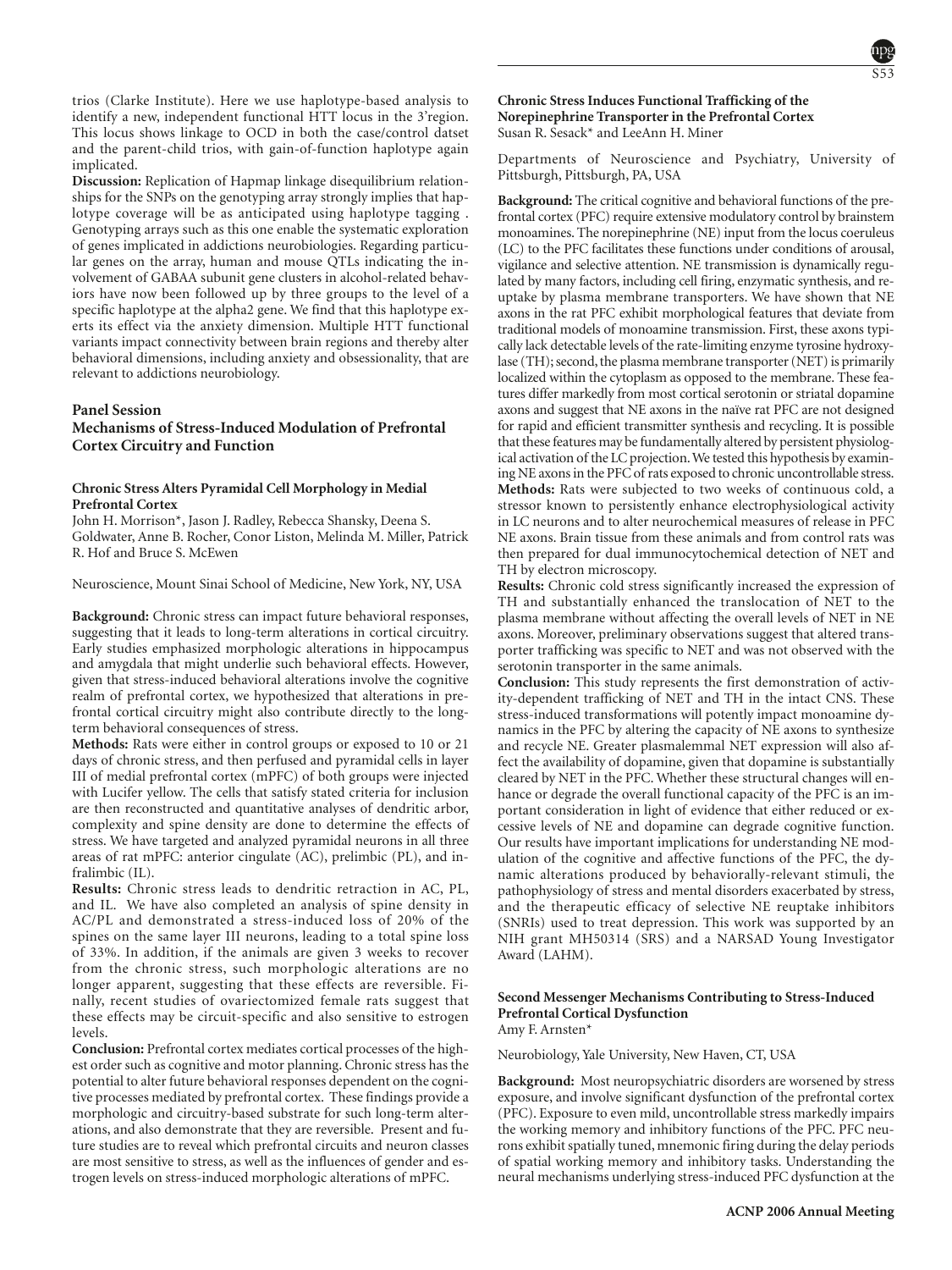trios (Clarke Institute). Here we use haplotype-based analysis to identify a new, independent functional HTT locus in the 3'region. This locus shows linkage to OCD in both the case/control datset and the parent-child trios, with gain-of-function haplotype again implicated.

**Discussion:** Replication of Hapmap linkage disequilibrium relationships for the SNPs on the genotyping array strongly implies that haplotype coverage will be as anticipated using haplotype tagging . Genotyping arrays such as this one enable the systematic exploration of genes implicated in addictions neurobiologies. Regarding particular genes on the array, human and mouse QTLs indicating the involvement of GABAA subunit gene clusters in alcohol-related behaviors have now been followed up by three groups to the level of a specific haplotype at the alpha2 gene. We find that this haplotype exerts its effect via the anxiety dimension. Multiple HTT functional variants impact connectivity between brain regions and thereby alter behavioral dimensions, including anxiety and obsessionality, that are relevant to addictions neurobiology.

## Panel Session

## Mechanisms of Stress-Induced Modulation of Prefrontal Cortex Circuitry and Function

### Chronic Stress Alters Pyramidal Cell Morphology in Medial Prefrontal Cortex

John H. Morrison*, Jason J. Radley, Rebecca Shansky, Deena S. Goldwater, Anne B. Rocher, Conor Liston, Melinda M. Miller, Patrick R. Hof and Bruce S. McEwen

Neuroscience, Mount Sinai School of Medicine, New York, NY, USA

**Background:** Chronic stress can impact future behavioral responses, suggesting that it leads to long-term alterations in cortical circuitry. Early studies emphasized morphologic alterations in hippocampus and amygdala that might underlie such behavioral effects. However, given that stress-induced behavioral alterations involve the cognitive realm of prefrontal cortex, we hypothesized that alterations in prefrontal cortical circuitry might also contribute directly to the long-term behavioral consequences of stress.

**Methods:** Rats were either in control groups or exposed to 10 or 21 days of chronic stress, and then perfused and pyramidal cells in layer III of medial prefrontal cortex (mPFC) of both groups were injected with Lucifer yellow. The cells that satisfy stated criteria for inclusion are then reconstructed and quantitative analyses of dendritic arbor, complexity and spine density are done to determine the effects of stress. We have targeted and analyzed pyramidal neurons in all three areas of rat mPFC: anterior cingulate (AC), prelimbic (PL), and infralimbic (IL).

**Results:** Chronic stress leads to dendritic retraction in AC, PL, and IL. We have also completed an analysis of spine density in AC/PL and demonstrated a stress-induced loss of 20% of the spines on the same layer III neurons, leading to a total spine loss of 33%. In addition, if the animals are given 3 weeks to recover from the chronic stress, such morphologic alterations are no longer apparent, suggesting that these effects are reversible. Finally, recent studies of ovariectomized female rats suggest that these effects may be circuit-specific and also sensitive to estrogen levels.

**Conclusion:** Prefrontal cortex mediates cortical processes of the highest order such as cognitive and motor planning. Chronic stress has the potential to alter future behavioral responses dependent on the cognitive processes mediated by prefrontal cortex. These findings provide a morphologic and circuitry-based substrate for such long-term alterations, and also demonstrate that they are reversible. Present and future studies are to reveal which prefrontal circuits and neuron classes are most sensitive to stress, as well as the influences of gender and estrogen levels on stress-induced morphologic alterations of mPFC.

### Chronic Stress Induces Functional Trafficking of the Norepinephrine Transporter in the Prefrontal Cortex

Susan R. Sesack* and LeeAnn H. Miner

Departments of Neuroscience and Psychiatry, University of Pittsburgh, Pittsburgh, PA, USA

**Background:** The critical cognitive and behavioral functions of the prefrontal cortex (PFC) require extensive modulatory control by brainstem monoamines. The norepinephrine (NE) input from the locus coeruleus (LC) to the PFC facilitates these functions under conditions of arousal, vigilance and selective attention. NE transmission is dynamically regulated by many factors, including cell firing, enzymatic synthesis, and reuptake by plasma membrane transporters. We have shown that NE axons in the rat PFC exhibit morphological features that deviate from traditional models of monoamine transmission. First, these axons typically lack detectable levels of the rate-limiting enzyme tyrosine hydroxylase (TH); second, the plasma membrane transporter (NET) is primarily localized within the cytoplasm as opposed to the membrane. These features differ markedly from most cortical serotonin or striatal dopamine axons and suggest that NE axons in the naïve rat PFC are not designed for rapid and efficient transmitter synthesis and recycling. It is possible that these features may be fundamentally altered by persistent physiological activation of the LC projection. We tested this hypothesis by examining NE axons in the PFC of rats exposed to chronic uncontrollable stress.

**Methods:** Rats were subjected to two weeks of continuous cold, a stressor known to persistently enhance electrophysiological activity in LC neurons and to alter neurochemical measures of release in PFC NE axons. Brain tissue from these animals and from control rats was then prepared for dual immunocytochemical detection of NET and TH by electron microscopy.

**Results:** Chronic cold stress significantly increased the expression of TH and substantially enhanced the translocation of NET to the plasma membrane without affecting the overall levels of NET in NE axons. Moreover, preliminary observations suggest that altered transporter trafficking was specific to NET and was not observed with the serotonin transporter in the same animals.

**Conclusion:** This study represents the first demonstration of activity-dependent trafficking of NET and TH in the intact CNS. These stress-induced transformations will potently impact monoamine dynamics in the PFC by altering the capacity of NE axons to synthesize and recycle NE. Greater plasmalemmal NET expression will also affect the availability of dopamine, given that dopamine is substantially cleared by NET in the PFC. Whether these structural changes will enhance or degrade the overall functional capacity of the PFC is an important consideration in light of evidence that either reduced or excessive levels of NE and dopamine can degrade cognitive function. Our results have important implications for understanding NE modulation of the cognitive and affective functions of the PFC, the dynamic alterations produced by behaviorally-relevant stimuli, the pathophysiology of stress and mental disorders exacerbated by stress, and the therapeutic efficacy of selective NE reuptake inhibitors (SNRIs) used to treat depression. This work was supported by an NIH grant MH50314 (SRS) and a NARSAD Young Investigator Award (LAHM).

### Second Messenger Mechanisms Contributing to Stress-Induced Prefrontal Cortical Dysfunction

Amy F. Arnsten*

Neurobiology, Yale University, New Haven, CT, USA

**Background:** Most neuropsychiatric disorders are worsened by stress exposure, and involve significant dysfunction of the prefrontal cortex (PFC). Exposure to even mild, uncontrollable stress markedly impairs the working memory and inhibitory functions of the PFC. PFC neurons exhibit spatially tuned, mnemonic firing during the delay periods of spatial working memory and inhibitory tasks. Understanding the neural mechanisms underlying stress-induced PFC dysfunction at the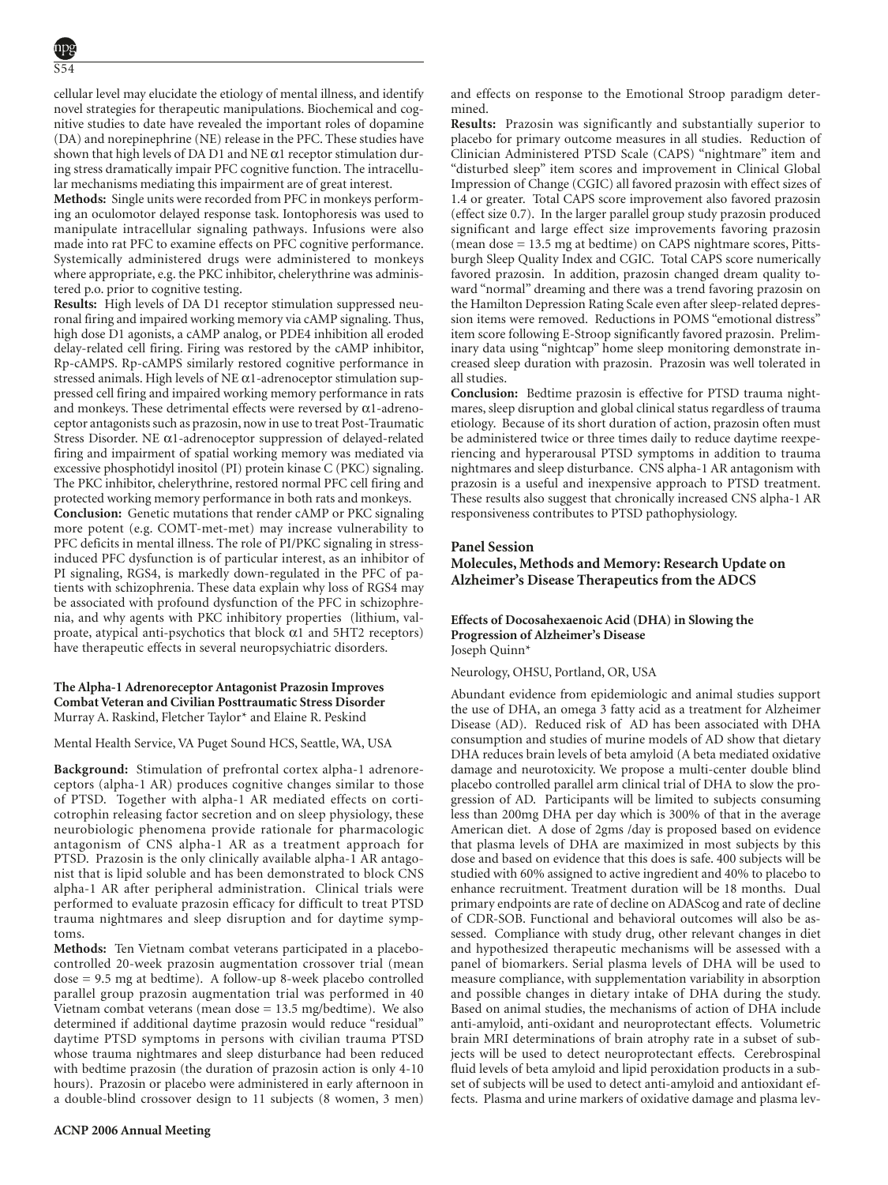cellular level may elucidate the etiology of mental illness, and identify novel strategies for therapeutic manipulations. Biochemical and cognitive studies to date have revealed the important roles of dopamine (DA) and norepinephrine (NE) release in the PFC. These studies have shown that high levels of DA D1 and NE α1 receptor stimulation during stress dramatically impair PFC cognitive function. The intracellular mechanisms mediating this impairment are of great interest.

**Methods:** Single units were recorded from PFC in monkeys performing an oculomotor delayed response task. Iontophoresis was used to manipulate intracellular signaling pathways. Infusions were also made into rat PFC to examine effects on PFC cognitive performance. Systemically administered drugs were administered to monkeys where appropriate, e.g. the PKC inhibitor, chelerythrine was administered p.o. prior to cognitive testing.

**Results:** High levels of DA D1 receptor stimulation suppressed neuronal firing and impaired working memory via cAMP signaling. Thus, high dose D1 agonists, a cAMP analog, or PDE4 inhibition all eroded delay-related cell firing. Firing was restored by the cAMP inhibitor, Rp-cAMPS. Rp-cAMPS similarly restored cognitive performance in stressed animals. High levels of NE α1-adrenoceptor stimulation suppressed cell firing and impaired working memory performance in rats and monkeys. These detrimental effects were reversed by α1-adrenoceptor antagonists such as prazosin, now in use to treat Post-Traumatic Stress Disorder. NE α1-adrenoceptor suppression of delayed-related firing and impairment of spatial working memory was mediated via excessive phosphotidyl inositol (PI) protein kinase C (PKC) signaling. The PKC inhibitor, chelerythrine, restored normal PFC cell firing and protected working memory performance in both rats and monkeys.

**Conclusion:** Genetic mutations that render cAMP or PKC signaling more potent (e.g. COMT-met-met) may increase vulnerability to PFC deficits in mental illness. The role of PI/PKC signaling in stress-induced PFC dysfunction is of particular interest, as an inhibitor of PI signaling, RGS4, is markedly down-regulated in the PFC of patients with schizophrenia. These data explain why loss of RGS4 may be associated with profound dysfunction of the PFC in schizophrenia, and why agents with PKC inhibitory properties (lithium, valproate, atypical anti-psychotics that block α1 and 5HT2 receptors) have therapeutic effects in several neuropsychiatric disorders.

### The Alpha-1 Adrenoreceptor Antagonist Prazosin Improves Combat Veteran and Civilian Posttraumatic Stress Disorder

Murray A. Raskind, Fletcher Taylor* and Elaine R. Peskind

Mental Health Service, VA Puget Sound HCS, Seattle, WA, USA

**Background:** Stimulation of prefrontal cortex alpha-1 adrenoreceptors (alpha-1 AR) produces cognitive changes similar to those of PTSD. Together with alpha-1 AR mediated effects on corticotrophin releasing factor secretion and on sleep physiology, these neurobiologic phenomena provide rationale for pharmacologic antagonism of CNS alpha-1 AR as a treatment approach for PTSD. Prazosin is the only clinically available alpha-1 AR antagonist that is lipid soluble and has been demonstrated to block CNS alpha-1 AR after peripheral administration. Clinical trials were performed to evaluate prazosin efficacy for difficult to treat PTSD trauma nightmares and sleep disruption and for daytime symptoms.

**Methods:** Ten Vietnam combat veterans participated in a placebo-controlled 20-week prazosin augmentation crossover trial (mean dose = 9.5 mg at bedtime). A follow-up 8-week placebo controlled parallel group prazosin augmentation trial was performed in 40 Vietnam combat veterans (mean dose = 13.5 mg/bedtime). We also determined if additional daytime prazosin would reduce "residual" daytime PTSD symptoms in persons with civilian trauma PTSD whose trauma nightmares and sleep disturbance had been reduced with bedtime prazosin (the duration of prazosin action is only 4-10 hours). Prazosin or placebo were administered in early afternoon in a double-blind crossover design to 11 subjects (8 women, 3 men) and effects on response to the Emotional Stroop paradigm determined.

**Results:** Prazosin was significantly and substantially superior to placebo for primary outcome measures in all studies. Reduction of Clinician Administered PTSD Scale (CAPS) "nightmare" item and "disturbed sleep" item scores and improvement in Clinical Global Impression of Change (CGIC) all favored prazosin with effect sizes of 1.4 or greater. Total CAPS score improvement also favored prazosin (effect size 0.7). In the larger parallel group study prazosin produced significant and large effect size improvements favoring prazosin (mean dose = 13.5 mg at bedtime) on CAPS nightmare scores, Pittsburgh Sleep Quality Index and CGIC. Total CAPS score numerically favored prazosin. In addition, prazosin changed dream quality toward "normal" dreaming and there was a trend favoring prazosin on the Hamilton Depression Rating Scale even after sleep-related depression items were removed. Reductions in POMS "emotional distress" item score following E-Stroop significantly favored prazosin. Preliminary data using "nightcap" home sleep monitoring demonstrate increased sleep duration with prazosin. Prazosin was well tolerated in all studies.

**Conclusion:** Bedtime prazosin is effective for PTSD trauma nightmares, sleep disruption and global clinical status regardless of trauma etiology. Because of its short duration of action, prazosin often must be administered twice or three times daily to reduce daytime reexperiencing and hyperarousal PTSD symptoms in addition to trauma nightmares and sleep disturbance. CNS alpha-1 AR antagonism with prazosin is a useful and inexpensive approach to PTSD treatment. These results also suggest that chronically increased CNS alpha-1 AR responsiveness contributes to PTSD pathophysiology.

## Panel Session
## Molecules, Methods and Memory: Research Update on Alzheimer's Disease Therapeutics from the ADCS

### Effects of Docosahexaenoic Acid (DHA) in Slowing the Progression of Alzheimer's Disease

Joseph Quinn*

Neurology, OHSU, Portland, OR, USA

Abundant evidence from epidemiologic and animal studies support the use of DHA, an omega 3 fatty acid as a treatment for Alzheimer Disease (AD). Reduced risk of AD has been associated with DHA consumption and studies of murine models of AD show that dietary DHA reduces brain levels of beta amyloid (A beta mediated oxidative damage and neurotoxicity. We propose a multi-center double blind placebo controlled parallel arm clinical trial of DHA to slow the progression of AD. Participants will be limited to subjects consuming less than 200mg DHA per day which is 300% of that in the average American diet. A dose of 2gms /day is proposed based on evidence that plasma levels of DHA are maximized in most subjects by this dose and based on evidence that this does is safe. 400 subjects will be studied with 60% assigned to active ingredient and 40% to placebo to enhance recruitment. Treatment duration will be 18 months. Dual primary endpoints are rate of decline on ADAScog and rate of decline of CDR-SOB. Functional and behavioral outcomes will also be assessed. Compliance with study drug, other relevant changes in diet and hypothesized therapeutic mechanisms will be assessed with a panel of biomarkers. Serial plasma levels of DHA will be used to measure compliance, with supplementation variability in absorption and possible changes in dietary intake of DHA during the study. Based on animal studies, the mechanisms of action of DHA include anti-amyloid, anti-oxidant and neuroprotectant effects. Volumetric brain MRI determinations of brain atrophy rate in a subset of subjects will be used to detect neuroprotectant effects. Cerebrospinal fluid levels of beta amyloid and lipid peroxidation products in a subset of subjects will be used to detect anti-amyloid and antioxidant effects. Plasma and urine markers of oxidative damage and plasma lev-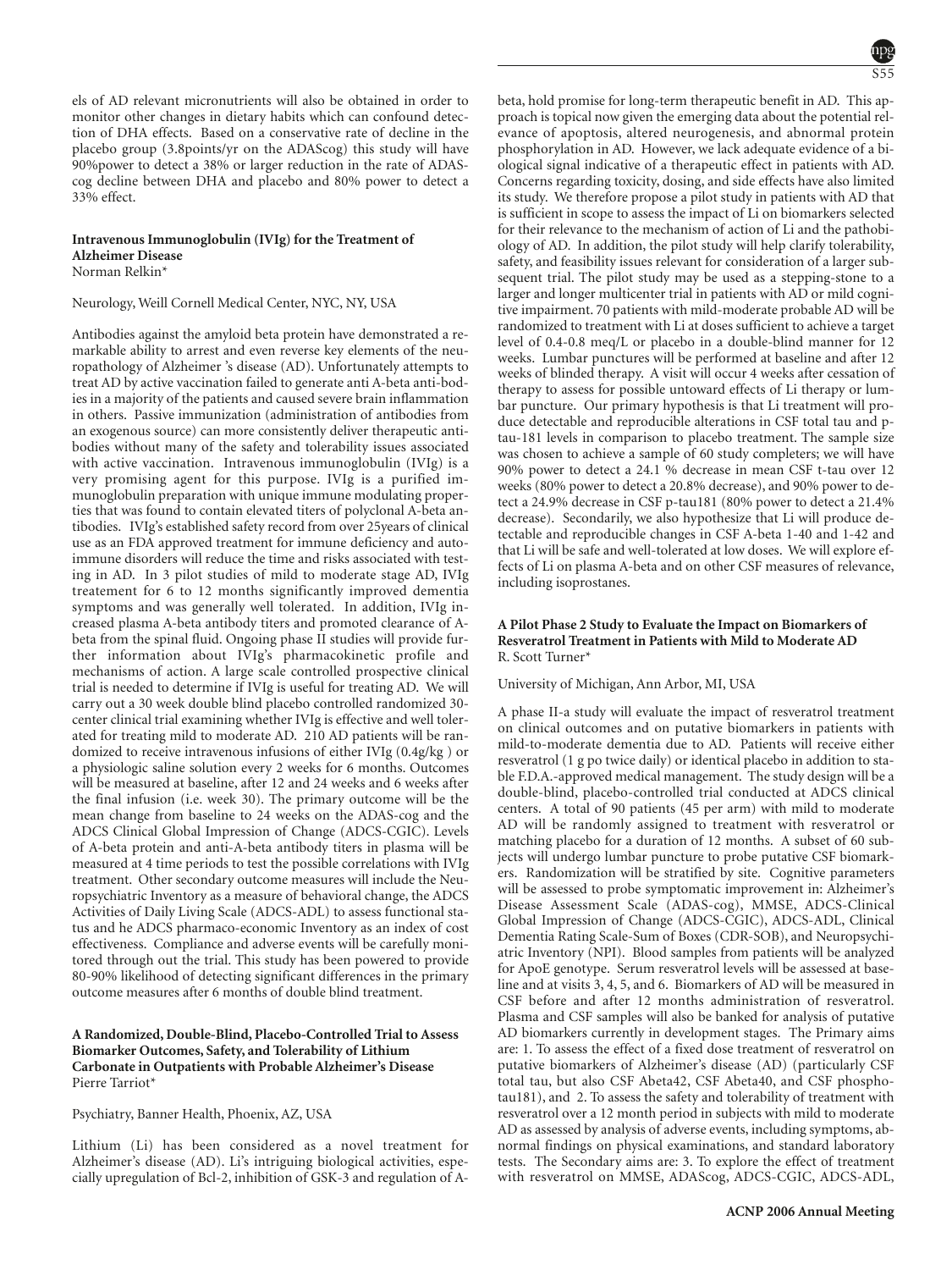els of AD relevant micronutrients will also be obtained in order to monitor other changes in dietary habits which can confound detection of DHA effects. Based on a conservative rate of decline in the placebo group (3.8points/yr on the ADAScog) this study will have 90%power to detect a 38% or larger reduction in the rate of ADAS-cog decline between DHA and placebo and 80% power to detect a 33% effect.

### Intravenous Immunoglobulin (IVIg) for the Treatment of Alzheimer Disease

Norman Relkin*

Neurology, Weill Cornell Medical Center, NYC, NY, USA

Antibodies against the amyloid beta protein have demonstrated a remarkable ability to arrest and even reverse key elements of the neuropathology of Alzheimer 's disease (AD). Unfortunately attempts to treat AD by active vaccination failed to generate anti A-beta antibodies in a majority of the patients and caused severe brain inflammation in others. Passive immunization (administration of antibodies from an exogenous source) can more consistently deliver therapeutic antibodies without many of the safety and tolerability issues associated with active vaccination. Intravenous immunoglobulin (IVIg) is a very promising agent for this purpose. IVIg is a purified immunoglobulin preparation with unique immune modulating properties that was found to contain elevated titers of polyclonal A-beta antibodies. IVIg's established safety record from over 25years of clinical use as an FDA approved treatment for immune deficiency and autoimmune disorders will reduce the time and risks associated with testing in AD. In 3 pilot studies of mild to moderate stage AD, IVIg treatement for 6 to 12 months significantly improved dementia symptoms and was generally well tolerated. In addition, IVIg increased plasma A-beta antibody titers and promoted clearance of A-beta from the spinal fluid. Ongoing phase II studies will provide further information about IVIg's pharmacokinetic profile and mechanisms of action. A large scale controlled prospective clinical trial is needed to determine if IVIg is useful for treating AD. We will carry out a 30 week double blind placebo controlled randomized 30-center clinical trial examining whether IVIg is effective and well tolerated for treating mild to moderate AD. 210 AD patients will be randomized to receive intravenous infusions of either IVIg (0.4g/kg ) or a physiologic saline solution every 2 weeks for 6 months. Outcomes will be measured at baseline, after 12 and 24 weeks and 6 weeks after the final infusion (i.e. week 30). The primary outcome will be the mean change from baseline to 24 weeks on the ADAS-cog and the ADCS Clinical Global Impression of Change (ADCS-CGIC). Levels of A-beta protein and anti-A-beta antibody titers in plasma will be measured at 4 time periods to test the possible correlations with IVIg treatment. Other secondary outcome measures will include the Neuropsychiatric Inventory as a measure of behavioral change, the ADCS Activities of Daily Living Scale (ADCS-ADL) to assess functional status and he ADCS pharmaco-economic Inventory as an index of cost effectiveness. Compliance and adverse events will be carefully monitored through out the trial. This study has been powered to provide 80-90% likelihood of detecting significant differences in the primary outcome measures after 6 months of double blind treatment.

### A Randomized, Double-Blind, Placebo-Controlled Trial to Assess Biomarker Outcomes, Safety, and Tolerability of Lithium Carbonate in Outpatients with Probable Alzheimer's Disease

Pierre Tarriot*

Psychiatry, Banner Health, Phoenix, AZ, USA

Lithium (Li) has been considered as a novel treatment for Alzheimer's disease (AD). Li's intriguing biological activities, especially upregulation of Bcl-2, inhibition of GSK-3 and regulation of A-beta, hold promise for long-term therapeutic benefit in AD. This approach is topical now given the emerging data about the potential relevance of apoptosis, altered neurogenesis, and abnormal protein phosphorylation in AD. However, we lack adequate evidence of a biological signal indicative of a therapeutic effect in patients with AD. Concerns regarding toxicity, dosing, and side effects have also limited its study. We therefore propose a pilot study in patients with AD that is sufficient in scope to assess the impact of Li on biomarkers selected for their relevance to the mechanism of action of Li and the pathobiology of AD. In addition, the pilot study will help clarify tolerability, safety, and feasibility issues relevant for consideration of a larger subsequent trial. The pilot study may be used as a stepping-stone to a larger and longer multicenter trial in patients with AD or mild cognitive impairment. 70 patients with mild-moderate probable AD will be randomized to treatment with Li at doses sufficient to achieve a target level of 0.4-0.8 meq/L or placebo in a double-blind manner for 12 weeks. Lumbar punctures will be performed at baseline and after 12 weeks of blinded therapy. A visit will occur 4 weeks after cessation of therapy to assess for possible untoward effects of Li therapy or lumbar puncture. Our primary hypothesis is that Li treatment will produce detectable and reproducible alterations in CSF total tau and p-tau-181 levels in comparison to placebo treatment. The sample size was chosen to achieve a sample of 60 study completers; we will have 90% power to detect a 24.1 % decrease in mean CSF t-tau over 12 weeks (80% power to detect a 20.8% decrease), and 90% power to detect a 24.9% decrease in CSF p-tau181 (80% power to detect a 21.4% decrease). Secondarily, we also hypothesize that Li will produce detectable and reproducible changes in CSF A-beta 1-40 and 1-42 and that Li will be safe and well-tolerated at low doses. We will explore effects of Li on plasma A-beta and on other CSF measures of relevance, including isoprostanes.

### A Pilot Phase 2 Study to Evaluate the Impact on Biomarkers of Resveratrol Treatment in Patients with Mild to Moderate AD

R. Scott Turner*

University of Michigan, Ann Arbor, MI, USA

A phase II-a study will evaluate the impact of resveratrol treatment on clinical outcomes and on putative biomarkers in patients with mild-to-moderate dementia due to AD. Patients will receive either resveratrol (1 g po twice daily) or identical placebo in addition to stable F.D.A.-approved medical management. The study design will be a double-blind, placebo-controlled trial conducted at ADCS clinical centers. A total of 90 patients (45 per arm) with mild to moderate AD will be randomly assigned to treatment with resveratrol or matching placebo for a duration of 12 months. A subset of 60 subjects will undergo lumbar puncture to probe putative CSF biomarkers. Randomization will be stratified by site. Cognitive parameters will be assessed to probe symptomatic improvement in: Alzheimer's Disease Assessment Scale (ADAS-cog), MMSE, ADCS-Clinical Global Impression of Change (ADCS-CGIC), ADCS-ADL, Clinical Dementia Rating Scale-Sum of Boxes (CDR-SOB), and Neuropsychiatric Inventory (NPI). Blood samples from patients will be analyzed for ApoE genotype. Serum resveratrol levels will be assessed at baseline and at visits 3, 4, 5, and 6. Biomarkers of AD will be measured in CSF before and after 12 months administration of resveratrol. Plasma and CSF samples will also be banked for analysis of putative AD biomarkers currently in development stages. The Primary aims are: 1. To assess the effect of a fixed dose treatment of resveratrol on putative biomarkers of Alzheimer's disease (AD) (particularly CSF total tau, but also CSF Abeta42, CSF Abeta40, and CSF phosphotau181), and 2. To assess the safety and tolerability of treatment with resveratrol over a 12 month period in subjects with mild to moderate AD as assessed by analysis of adverse events, including symptoms, abnormal findings on physical examinations, and standard laboratory tests. The Secondary aims are: 3. To explore the effect of treatment with resveratrol on MMSE, ADAScog, ADCS-CGIC, ADCS-ADL,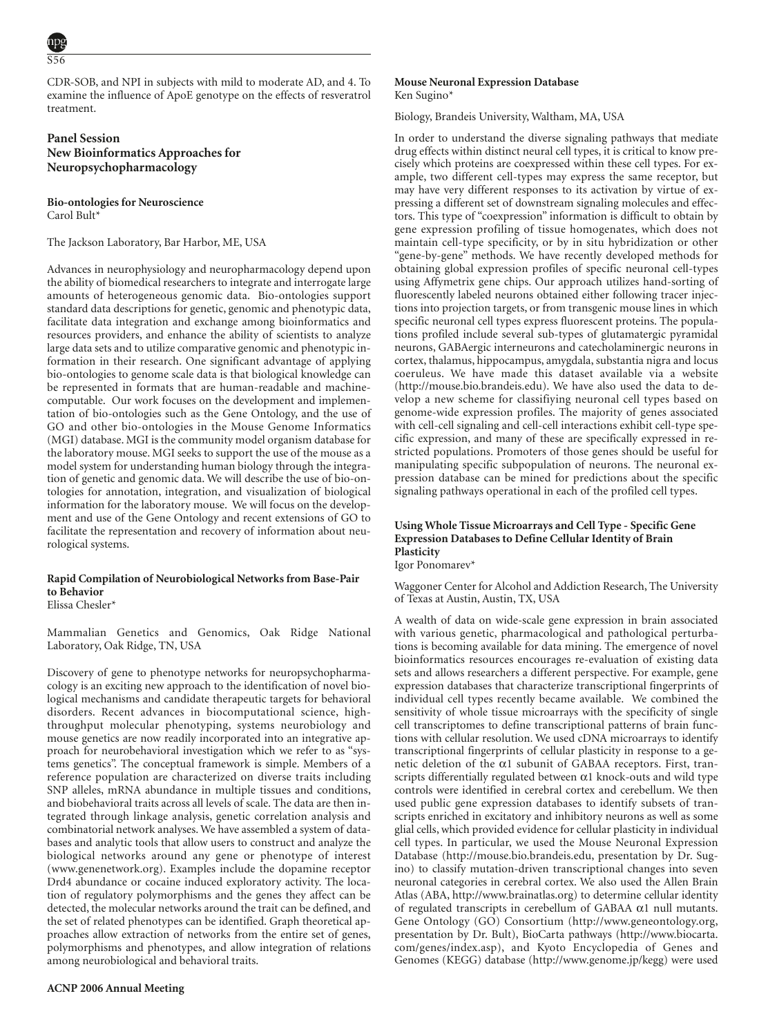CDR-SOB, and NPI in subjects with mild to moderate AD, and 4. To examine the influence of ApoE genotype on the effects of resveratrol treatment.

## Panel Session
## New Bioinformatics Approaches for Neuropsychopharmacology

### Bio-ontologies for Neuroscience
Carol Bult*

The Jackson Laboratory, Bar Harbor, ME, USA

Advances in neurophysiology and neuropharmacology depend upon the ability of biomedical researchers to integrate and interrogate large amounts of heterogeneous genomic data. Bio-ontologies support standard data descriptions for genetic, genomic and phenotypic data, facilitate data integration and exchange among bioinformatics and resources providers, and enhance the ability of scientists to analyze large data sets and to utilize comparative genomic and phenotypic information in their research. One significant advantage of applying bio-ontologies to genome scale data is that biological knowledge can be represented in formats that are human-readable and machine-computable. Our work focuses on the development and implementation of bio-ontologies such as the Gene Ontology, and the use of GO and other bio-ontologies in the Mouse Genome Informatics (MGI) database. MGI is the community model organism database for the laboratory mouse. MGI seeks to support the use of the mouse as a model system for understanding human biology through the integration of genetic and genomic data. We will describe the use of bio-ontologies for annotation, integration, and visualization of biological information for the laboratory mouse. We will focus on the development and use of the Gene Ontology and recent extensions of GO to facilitate the representation and recovery of information about neurological systems.

### Rapid Compilation of Neurobiological Networks from Base-Pair to Behavior
Elissa Chesler*

Mammalian Genetics and Genomics, Oak Ridge National Laboratory, Oak Ridge, TN, USA

Discovery of gene to phenotype networks for neuropsychopharmacology is an exciting new approach to the identification of novel biological mechanisms and candidate therapeutic targets for behavioral disorders. Recent advances in biocomputational science, high-throughput molecular phenotyping, systems neurobiology and mouse genetics are now readily incorporated into an integrative approach for neurobehavioral investigation which we refer to as "systems genetics". The conceptual framework is simple. Members of a reference population are characterized on diverse traits including SNP alleles, mRNA abundance in multiple tissues and conditions, and biobehavioral traits across all levels of scale. The data are then integrated through linkage analysis, genetic correlation analysis and combinatorial network analyses. We have assembled a system of databases and analytic tools that allow users to construct and analyze the biological networks around any gene or phenotype of interest (www.genenetwork.org). Examples include the dopamine receptor Drd4 abundance or cocaine induced exploratory activity. The location of regulatory polymorphisms and the genes they affect can be detected, the molecular networks around the trait can be defined, and the set of related phenotypes can be identified. Graph theoretical approaches allow extraction of networks from the entire set of genes, polymorphisms and phenotypes, and allow integration of relations among neurobiological and behavioral traits.

### Mouse Neuronal Expression Database
Ken Sugino*

Biology, Brandeis University, Waltham, MA, USA

In order to understand the diverse signaling pathways that mediate drug effects within distinct neural cell types, it is critical to know precisely which proteins are coexpressed within these cell types. For example, two different cell-types may express the same receptor, but may have very different responses to its activation by virtue of expressing a different set of downstream signaling molecules and effectors. This type of "coexpression" information is difficult to obtain by gene expression profiling of tissue homogenates, which does not maintain cell-type specificity, or by in situ hybridization or other "gene-by-gene" methods. We have recently developed methods for obtaining global expression profiles of specific neuronal cell-types using Affymetrix gene chips. Our approach utilizes hand-sorting of fluorescently labeled neurons obtained either following tracer injections into projection targets, or from transgenic mouse lines in which specific neuronal cell types express fluorescent proteins. The populations profiled include several sub-types of glutamatergic pyramidal neurons, GABAergic interneurons and catecholaminergic neurons in cortex, thalamus, hippocampus, amygdala, substantia nigra and locus coeruleus. We have made this dataset available via a website (http://mouse.bio.brandeis.edu). We have also used the data to develop a new scheme for classifiying neuronal cell types based on genome-wide expression profiles. The majority of genes associated with cell-cell signaling and cell-cell interactions exhibit cell-type specific expression, and many of these are specifically expressed in restricted populations. Promoters of those genes should be useful for manipulating specific subpopulation of neurons. The neuronal expression database can be mined for predictions about the specific signaling pathways operational in each of the profiled cell types.

### Using Whole Tissue Microarrays and Cell Type - Specific Gene Expression Databases to Define Cellular Identity of Brain Plasticity
Igor Ponomarev*

Waggoner Center for Alcohol and Addiction Research, The University of Texas at Austin, Austin, TX, USA

A wealth of data on wide-scale gene expression in brain associated with various genetic, pharmacological and pathological perturbations is becoming available for data mining. The emergence of novel bioinformatics resources encourages re-evaluation of existing data sets and allows researchers a different perspective. For example, gene expression databases that characterize transcriptional fingerprints of individual cell types recently became available. We combined the sensitivity of whole tissue microarrays with the specificity of single cell transcriptomes to define transcriptional patterns of brain functions with cellular resolution. We used cDNA microarrays to identify transcriptional fingerprints of cellular plasticity in response to a genetic deletion of the $\alpha 1$ subunit of GABAA receptors. First, transcripts differentially regulated between $\alpha 1$ knock-outs and wild type controls were identified in cerebral cortex and cerebellum. We then used public gene expression databases to identify subsets of transcripts enriched in excitatory and inhibitory neurons as well as some glial cells, which provided evidence for cellular plasticity in individual cell types. In particular, we used the Mouse Neuronal Expression Database (http://mouse.bio.brandeis.edu, presentation by Dr. Sugino) to classify mutation-driven transcriptional changes into seven neuronal categories in cerebral cortex. We also used the Allen Brain Atlas (ABA, http://www.brainatlas.org) to determine cellular identity of regulated transcripts in cerebellum of GABAA $\alpha 1$ null mutants. Gene Ontology (GO) Consortium (http://www.geneontology.org, presentation by Dr. Bult), BioCarta pathways (http://www.biocarta.com/genes/index.asp), and Kyoto Encyclopedia of Genes and Genomes (KEGG) database (http://www.genome.jp/kegg) were used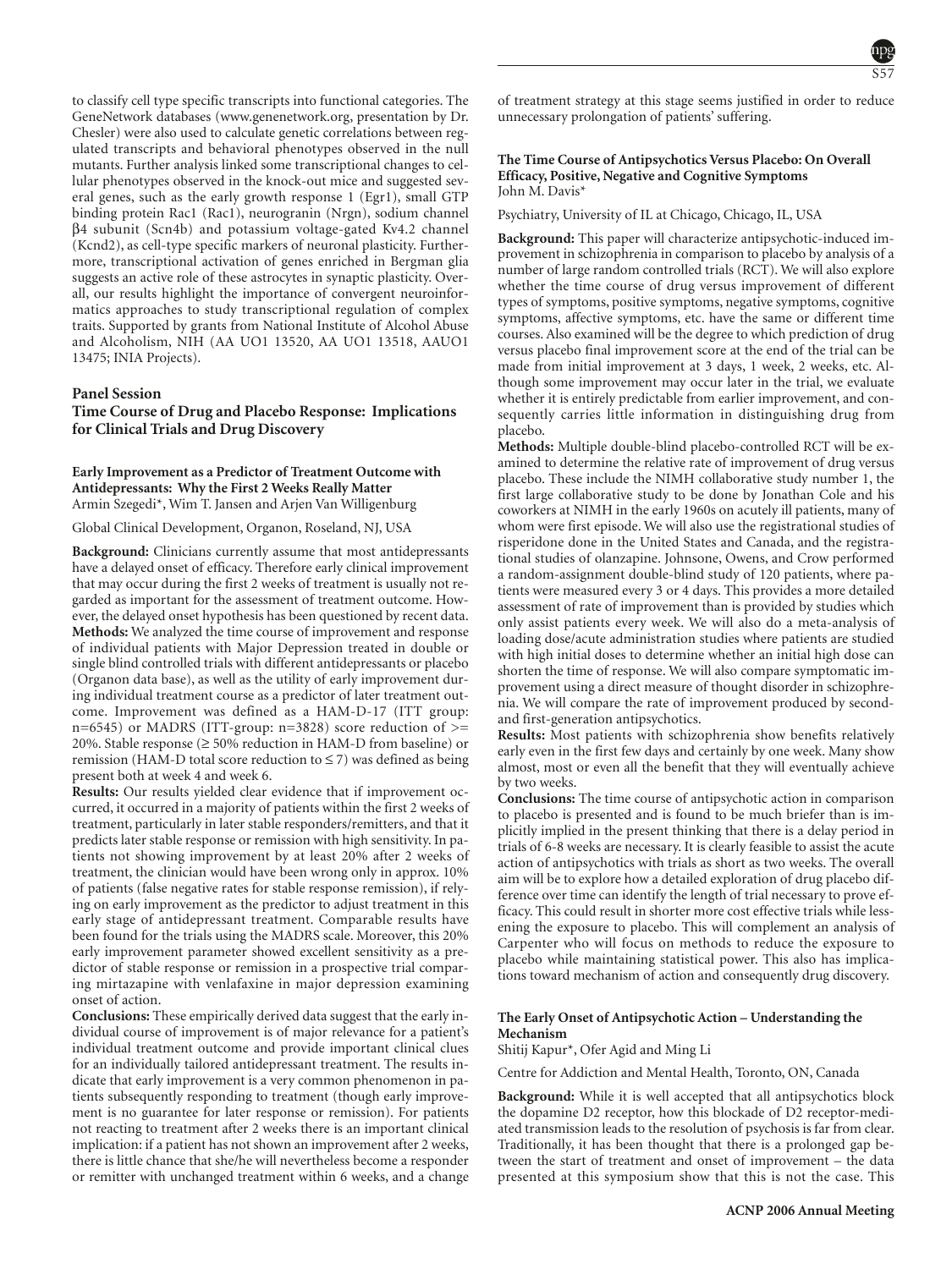to classify cell type specific transcripts into functional categories. The GeneNetwork databases (www.genenetwork.org, presentation by Dr. Chesler) were also used to calculate genetic correlations between regulated transcripts and behavioral phenotypes observed in the null mutants. Further analysis linked some transcriptional changes to cellular phenotypes observed in the knock-out mice and suggested several genes, such as the early growth response 1 (Egr1), small GTP binding protein Rac1 (Rac1), neurogranin (Nrgn), sodium channel β4 subunit (Scn4b) and potassium voltage-gated Kv4.2 channel (Kcnd2), as cell-type specific markers of neuronal plasticity. Furthermore, transcriptional activation of genes enriched in Bergman glia suggests an active role of these astrocytes in synaptic plasticity. Overall, our results highlight the importance of convergent neuroinformatics approaches to study transcriptional regulation of complex traits. Supported by grants from National Institute of Alcohol Abuse and Alcoholism, NIH (AA UO1 13520, AA UO1 13518, AAUO1 13475; INIA Projects).

## Panel Session
## Time Course of Drug and Placebo Response: Implications for Clinical Trials and Drug Discovery

### Early Improvement as a Predictor of Treatment Outcome with Antidepressants: Why the First 2 Weeks Really Matter

Armin Szegedi*, Wim T. Jansen and Arjen Van Willigenburg

Global Clinical Development, Organon, Roseland, NJ, USA

**Background:** Clinicians currently assume that most antidepressants have a delayed onset of efficacy. Therefore early clinical improvement that may occur during the first 2 weeks of treatment is usually not regarded as important for the assessment of treatment outcome. However, the delayed onset hypothesis has been questioned by recent data.

**Methods:** We analyzed the time course of improvement and response of individual patients with Major Depression treated in double or single blind controlled trials with different antidepressants or placebo (Organon data base), as well as the utility of early improvement during individual treatment course as a predictor of later treatment outcome. Improvement was defined as a HAM-D-17 (ITT group: n=6545) or MADRS (ITT-group: n=3828) score reduction of >= 20%. Stable response (≥ 50% reduction in HAM-D from baseline) or remission (HAM-D total score reduction to ≤ 7) was defined as being present both at week 4 and week 6.

**Results:** Our results yielded clear evidence that if improvement occurred, it occurred in a majority of patients within the first 2 weeks of treatment, particularly in later stable responders/remitters, and that it predicts later stable response or remission with high sensitivity. In patients not showing improvement by at least 20% after 2 weeks of treatment, the clinician would have been wrong only in approx. 10% of patients (false negative rates for stable response remission), if relying on early improvement as the predictor to adjust treatment in this early stage of antidepressant treatment. Comparable results have been found for the trials using the MADRS scale. Moreover, this 20% early improvement parameter showed excellent sensitivity as a predictor of stable response or remission in a prospective trial comparing mirtazapine with venlafaxine in major depression examining onset of action.

**Conclusions:** These empirically derived data suggest that the early individual course of improvement is of major relevance for a patient's individual treatment outcome and provide important clinical clues for an individually tailored antidepressant treatment. The results indicate that early improvement is a very common phenomenon in patients subsequently responding to treatment (though early improvement is no guarantee for later response or remission). For patients not reacting to treatment after 2 weeks there is an important clinical implication: if a patient has not shown an improvement after 2 weeks, there is little chance that she/he will nevertheless become a responder or remitter with unchanged treatment within 6 weeks, and a change of treatment strategy at this stage seems justified in order to reduce unnecessary prolongation of patients' suffering.

### The Time Course of Antipsychotics Versus Placebo: On Overall Efficacy, Positive, Negative and Cognitive Symptoms

John M. Davis*

Psychiatry, University of IL at Chicago, Chicago, IL, USA

**Background:** This paper will characterize antipsychotic-induced improvement in schizophrenia in comparison to placebo by analysis of a number of large random controlled trials (RCT). We will also explore whether the time course of drug versus improvement of different types of symptoms, positive symptoms, negative symptoms, cognitive symptoms, affective symptoms, etc. have the same or different time courses. Also examined will be the degree to which prediction of drug versus placebo final improvement score at the end of the trial can be made from initial improvement at 3 days, 1 week, 2 weeks, etc. Although some improvement may occur later in the trial, we evaluate whether it is entirely predictable from earlier improvement, and consequently carries little information in distinguishing drug from placebo.

**Methods:** Multiple double-blind placebo-controlled RCT will be examined to determine the relative rate of improvement of drug versus placebo. These include the NIMH collaborative study number 1, the first large collaborative study to be done by Jonathan Cole and his coworkers at NIMH in the early 1960s on acutely ill patients, many of whom were first episode. We will also use the registrational studies of risperidone done in the United States and Canada, and the registrational studies of olanzapine. Johnsone, Owens, and Crow performed a random-assignment double-blind study of 120 patients, where patients were measured every 3 or 4 days. This provides a more detailed assessment of rate of improvement than is provided by studies which only assist patients every week. We will also do a meta-analysis of loading dose/acute administration studies where patients are studied with high initial doses to determine whether an initial high dose can shorten the time of response. We will also compare symptomatic improvement using a direct measure of thought disorder in schizophrenia. We will compare the rate of improvement produced by second- and first-generation antipsychotics.

**Results:** Most patients with schizophrenia show benefits relatively early even in the first few days and certainly by one week. Many show almost, most or even all the benefit that they will eventually achieve by two weeks.

**Conclusions:** The time course of antipsychotic action in comparison to placebo is presented and is found to be much briefer than is implicitly implied in the present thinking that there is a delay period in trials of 6-8 weeks are necessary. It is clearly feasible to assist the acute action of antipsychotics with trials as short as two weeks. The overall aim will be to explore how a detailed exploration of drug placebo difference over time can identify the length of trial necessary to prove efficacy. This could result in shorter more cost effective trials while lessening the exposure to placebo. This will complement an analysis of Carpenter who will focus on methods to reduce the exposure to placebo while maintaining statistical power. This also has implications toward mechanism of action and consequently drug discovery.

### The Early Onset of Antipsychotic Action – Understanding the Mechanism

Shitij Kapur*, Ofer Agid and Ming Li

Centre for Addiction and Mental Health, Toronto, ON, Canada

**Background:** While it is well accepted that all antipsychotics block the dopamine D2 receptor, how this blockade of D2 receptor-mediated transmission leads to the resolution of psychosis is far from clear. Traditionally, it has been thought that there is a prolonged gap between the start of treatment and onset of improvement – the data presented at this symposium show that this is not the case. This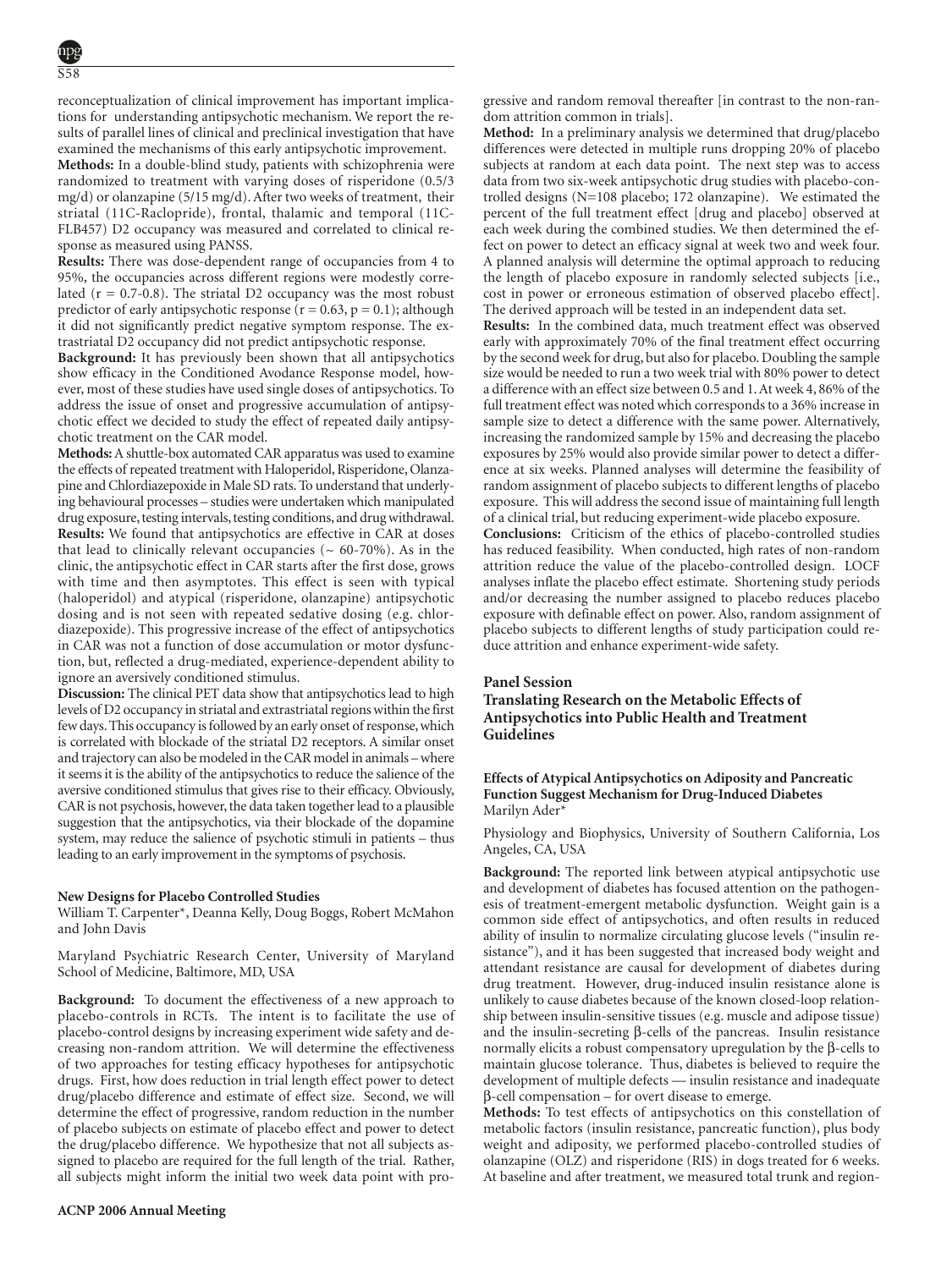reconceptualization of clinical improvement has important implications for understanding antipsychotic mechanism. We report the results of parallel lines of clinical and preclinical investigation that have examined the mechanisms of this early antipsychotic improvement.

**Methods:** In a double-blind study, patients with schizophrenia were randomized to treatment with varying doses of risperidone (0.5/3 mg/d) or olanzapine (5/15 mg/d). After two weeks of treatment, their striatal (11C-Raclopride), frontal, thalamic and temporal (11C-FLB457) D2 occupancy was measured and correlated to clinical response as measured using PANSS.

**Results:** There was dose-dependent range of occupancies from 4 to 95%, the occupancies across different regions were modestly correlated ($r = 0.7$-$0.8$). The striatal D2 occupancy was the most robust predictor of early antipsychotic response ($r = 0.63$, $p = 0.1$); although it did not significantly predict negative symptom response. The extrastriatal D2 occupancy did not predict antipsychotic response.

**Background:** It has previously been shown that all antipsychotics show efficacy in the Conditioned Avodance Response model, however, most of these studies have used single doses of antipsychotics. To address the issue of onset and progressive accumulation of antipsychotic effect we decided to study the effect of repeated daily antipsychotic treatment on the CAR model.

**Methods:** A shuttle-box automated CAR apparatus was used to examine the effects of repeated treatment with Haloperidol, Risperidone, Olanzapine and Chlordiazepoxide in Male SD rats. To understand that underlying behavioural processes – studies were undertaken which manipulated drug exposure, testing intervals, testing conditions, and drug withdrawal.

**Results:** We found that antipsychotics are effective in CAR at doses that lead to clinically relevant occupancies (~ 60-70%). As in the clinic, the antipsychotic effect in CAR starts after the first dose, grows with time and then asymptotes. This effect is seen with typical (haloperidol) and atypical (risperidone, olanzapine) antipsychotic dosing and is not seen with repeated sedative dosing (e.g. chlordiazepoxide). This progressive increase of the effect of antipsychotics in CAR was not a function of dose accumulation or motor dysfunction, but, reflected a drug-mediated, experience-dependent ability to ignore an aversively conditioned stimulus.

**Discussion:** The clinical PET data show that antipsychotics lead to high levels of D2 occupancy in striatal and extrastriatal regions within the first few days. This occupancy is followed by an early onset of response, which is correlated with blockade of the striatal D2 receptors. A similar onset and trajectory can also be modeled in the CAR model in animals – where it seems it is the ability of the antipsychotics to reduce the salience of the aversive conditioned stimulus that gives rise to their efficacy. Obviously, CAR is not psychosis, however, the data taken together lead to a plausible suggestion that the antipsychotics, via their blockade of the dopamine system, may reduce the salience of psychotic stimuli in patients – thus leading to an early improvement in the symptoms of psychosis.

**New Designs for Placebo Controlled Studies**

William T. Carpenter*, Deanna Kelly, Doug Boggs, Robert McMahon and John Davis

Maryland Psychiatric Research Center, University of Maryland School of Medicine, Baltimore, MD, USA

**Background:** To document the effectiveness of a new approach to placebo-controls in RCTs. The intent is to facilitate the use of placebo-control designs by increasing experiment wide safety and decreasing non-random attrition. We will determine the effectiveness of two approaches for testing efficacy hypotheses for antipsychotic drugs. First, how does reduction in trial length effect power to detect drug/placebo difference and estimate of effect size. Second, we will determine the effect of progressive, random reduction in the number of placebo subjects on estimate of placebo effect and power to detect the drug/placebo difference. We hypothesize that not all subjects assigned to placebo are required for the full length of the trial. Rather, all subjects might inform the initial two week data point with progressive and random removal thereafter [in contrast to the non-random attrition common in trials].

**Method:** In a preliminary analysis we determined that drug/placebo differences were detected in multiple runs dropping 20% of placebo subjects at random at each data point. The next step was to access data from two six-week antipsychotic drug studies with placebo-controlled designs (N=108 placebo; 172 olanzapine). We estimated the percent of the full treatment effect [drug and placebo] observed at each week during the combined studies. We then determined the effect on power to detect an efficacy signal at week two and week four. A planned analysis will determine the optimal approach to reducing the length of placebo exposure in randomly selected subjects [i.e., cost in power or erroneous estimation of observed placebo effect]. The derived approach will be tested in an independent data set.

**Results:** In the combined data, much treatment effect was observed early with approximately 70% of the final treatment effect occurring by the second week for drug, but also for placebo. Doubling the sample size would be needed to run a two week trial with 80% power to detect a difference with an effect size between 0.5 and 1. At week 4, 86% of the full treatment effect was noted which corresponds to a 36% increase in sample size to detect a difference with the same power. Alternatively, increasing the randomized sample by 15% and decreasing the placebo exposures by 25% would also provide similar power to detect a difference at six weeks. Planned analyses will determine the feasibility of random assignment of placebo subjects to different lengths of placebo exposure. This will address the second issue of maintaining full length of a clinical trial, but reducing experiment-wide placebo exposure.

**Conclusions:** Criticism of the ethics of placebo-controlled studies has reduced feasibility. When conducted, high rates of non-random attrition reduce the value of the placebo-controlled design. LOCF analyses inflate the placebo effect estimate. Shortening study periods and/or decreasing the number assigned to placebo reduces placebo exposure with definable effect on power. Also, random assignment of placebo subjects to different lengths of study participation could reduce attrition and enhance experiment-wide safety.

## Panel Session

## Translating Research on the Metabolic Effects of Antipsychotics into Public Health and Treatment Guidelines

**Effects of Atypical Antipsychotics on Adiposity and Pancreatic Function Suggest Mechanism for Drug-Induced Diabetes**

Marilyn Ader*

Physiology and Biophysics, University of Southern California, Los Angeles, CA, USA

**Background:** The reported link between atypical antipsychotic use and development of diabetes has focused attention on the pathogenesis of treatment-emergent metabolic dysfunction. Weight gain is a common side effect of antipsychotics, and often results in reduced ability of insulin to normalize circulating glucose levels ("insulin resistance"), and it has been suggested that increased body weight and attendant resistance are causal for development of diabetes during drug treatment. However, drug-induced insulin resistance alone is unlikely to cause diabetes because of the known closed-loop relationship between insulin-sensitive tissues (e.g. muscle and adipose tissue) and the insulin-secreting β-cells of the pancreas. Insulin resistance normally elicits a robust compensatory upregulation by the β-cells to maintain glucose tolerance. Thus, diabetes is believed to require the development of multiple defects — insulin resistance and inadequate β-cell compensation – for overt disease to emerge.

**Methods:** To test effects of antipsychotics on this constellation of metabolic factors (insulin resistance, pancreatic function), plus body weight and adiposity, we performed placebo-controlled studies of olanzapine (OLZ) and risperidone (RIS) in dogs treated for 6 weeks. At baseline and after treatment, we measured total trunk and region-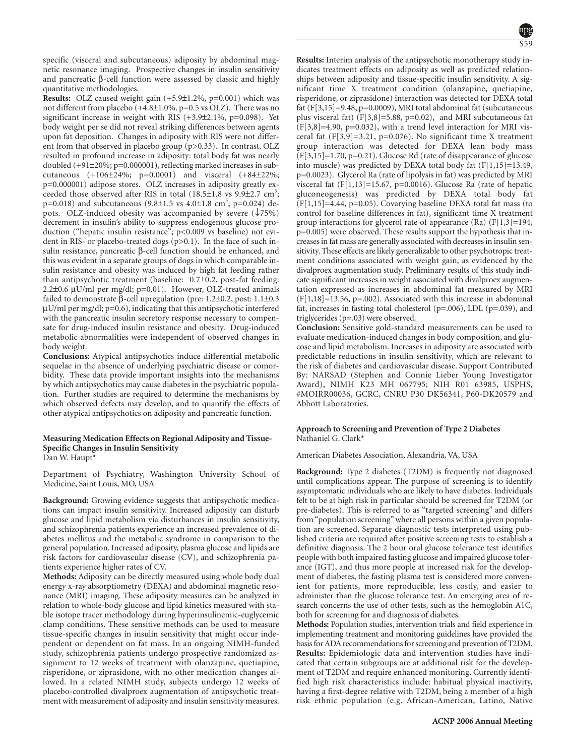specific (visceral and subcutaneous) adiposity by abdominal magnetic resonance imaging. Prospective changes in insulin sensitivity and pancreatic β-cell function were assessed by classic and highly quantitative methodologies.

**Results:** OLZ caused weight gain (+5.9±1.2%, p=0.001) which was not different from placebo (+4.8±1.0%. p=0.5 vs OLZ). There was no significant increase in weight with RIS (+3.9±2.1%, p=0.098). Yet body weight per se did not reveal striking differences between agents upon fat deposition. Changes in adiposity with RIS were not different from that observed in placebo group (p>0.33). In contrast, OLZ resulted in profound increase in adiposity: total body fat was nearly doubled (+91±20%; p=0.000001), reflecting marked increases in subcutaneous (+106±24%; p=0.0001) and visceral (+84±22%; p=0.000001) adipose stores. OLZ increases in adiposity greatly exceeded those observed after RIS in total (18.5±1.8 vs 9.9±2.7 $cm^3$; p=0.018) and subcutaneous (9.8±1.5 vs 4.0±1.8 $cm^3$; p=0.024) depots. OLZ-induced obesity was accompanied by severe (↓75%) decrement in insulin's ability to suppress endogenous glucose production ("hepatic insulin resistance"; p<0.009 vs baseline) not evident in RIS- or placebo-treated dogs (p>0.1). In the face of such insulin resistance, pancreatic β-cell function should be enhanced, and this was evident in a separate groups of dogs in which comparable insulin resistance and obesity was induced by high fat feeding rather than antipsychotic treatment (baseline: 0.7±0.2, post-fat feeding: 2.2±0.6 μU/ml per mg/dl; p=0.01). However, OLZ-treated animals failed to demonstrate β-cell upregulation (pre: 1.2±0.2, post: 1.1±0.3 μU/ml per mg/dl; p=0.6), indicating that this antipsychotic interfered with the pancreatic insulin secretory response necessary to compensate for drug-induced insulin resistance and obesity. Drug-induced metabolic abnormalities were independent of observed changes in body weight.

**Conclusions:** Atypical antipsychotics induce differential metabolic sequelae in the absence of underlying psychiatric disease or comorbidity. These data provide important insights into the mechanisms by which antipsychotics may cause diabetes in the psychiatric population. Further studies are required to determine the mechanisms by which observed defects may develop, and to quantify the effects of other atypical antipsychotics on adiposity and pancreatic function.

### Measuring Medication Effects on Regional Adiposity and Tissue-Specific Changes in Insulin Sensitivity

Dan W. Haupt*

Department of Psychiatry, Washington University School of Medicine, Saint Louis, MO, USA

**Background:** Growing evidence suggests that antipsychotic medications can impact insulin sensitivity. Increased adiposity can disturb glucose and lipid metabolism via disturbances in insulin sensitivity, and schizophrenia patients experience an increased prevalence of diabetes mellitus and the metabolic syndrome in comparison to the general population. Increased adiposity, plasma glucose and lipids are risk factors for cardiovascular disease (CV), and schizophrenia patients experience higher rates of CV.

**Methods:** Adiposity can be directly measured using whole body dual energy x-ray absorptiometry (DEXA) and abdominal magnetic resonance (MRI) imaging. These adiposity measures can be analyzed in relation to whole-body glucose and lipid kinetics measured with stable isotope tracer methodology during hyperinsulinemic-euglycemic clamp conditions. These sensitive methods can be used to measure tissue-specific changes in insulin sensitivity that might occur independent or dependent on fat mass. In an ongoing NIMH-funded study, schizophrenia patients undergo prospective randomized assignment to 12 weeks of treatment with olanzapine, quetiapine, risperidone, or ziprasidone, with no other medication changes allowed. In a related NIMH study, subjects undergo 12 weeks of placebo-controlled divalproex augmentation of antipsychotic treatment with measurement of adiposity and insulin sensitivity measures.

**Results:** Interim analysis of the antipsychotic monotherapy study indicates treatment effects on adiposity as well as predicted relationships between adiposity and tissue-specific insulin sensitivity. A significant time X treatment condition (olanzapine, quetiapine, risperidone, or ziprasidone) interaction was detected for DEXA total fat ($F[3,15]=9.48$, p=0.0009), MRI total abdominal fat (subcutaneous plus visceral fat) ($F[3,8]=5.88$, p=0.02), and MRI subcutaneous fat ($F[3,8]=4.90$, p=0.032), with a trend level interaction for MRI visceral fat ($F[3,9]=3.21$, p=0.076). No significant time X treatment group interaction was detected for DEXA lean body mass ($F[3,15]=1.70$, p=0.21). Glucose Rd (rate of disappearance of glucose into muscle) was predicted by DEXA total body fat ($F[1,15]=13.49$, p=0.0023). Glycerol Ra (rate of lipolysis in fat) was predicted by MRI visceral fat ($F[1,13]=15.67$, p=0.0016). Glucose Ra (rate of hepatic gluconeogenesis) was predicted by DEXA total body fat ($F[1,15]=4.44$, p=0.05). Covarying baseline DEXA total fat mass (to control for baseline differences in fat), significant time X treatment group interactions for glycerol rate of appearance (Ra) ($F[1,3]=194$, p=0.005) were observed. These results support the hypothesis that increases in fat mass are generally associated with decreases in insulin sensitivity. These effects are likely generalizable to other psychotropic treatment conditions associated with weight gain, as evidenced by the divalproex augmentation study. Preliminary results of this study indicate significant increases in weight associated with divalproex augmentation expressed as increases in abdominal fat measured by MRI ($F[1,18]=13.56$, p=.002). Associated with this increase in abdominal fat, increases in fasting total cholesterol (p=.006), LDL (p=.039), and triglycerides (p=.03) were observed.

**Conclusion:** Sensitive gold-standard measurements can be used to evaluate medication-induced changes in body composition, and glucose and lipid metabolism. Increases in adiposity are associated with predictable reductions in insulin sensitivity, which are relevant to the risk of diabetes and cardiovascular disease. Support Contributed By: NARSAD (Stephen and Connie Lieber Young Investigator Award), NIMH K23 MH 067795; NIH R01 63985, USPHS, #MOIRR00036, GCRC, CNRU P30 DK56341, P60-DK20579 and Abbott Laboratories.

### Approach to Screening and Prevention of Type 2 Diabetes

Nathaniel G. Clark*

American Diabetes Association, Alexandria, VA, USA

**Background:** Type 2 diabetes (T2DM) is frequently not diagnosed until complications appear. The purpose of screening is to identify asymptomatic individuals who are likely to have diabetes. Individuals felt to be at high risk in particular should be screened for T2DM (or pre-diabetes). This is referred to as "targeted screening" and differs from "population screening" where all persons within a given population are screened. Separate diagnostic tests interpreted using published criteria are required after positive screening tests to establish a definitive diagnosis. The 2 hour oral glucose tolerance test identifies people with both impaired fasting glucose and impaired glucose tolerance (IGT), and thus more people at increased risk for the development of diabetes, the fasting plasma test is considered more convenient for patients, more reproducible, less costly, and easier to administer than the glucose tolerance test. An emerging area of research concerns the use of other tests, such as the hemoglobin A1C, both for screening for and diagnosis of diabetes.

**Methods:** Population studies, intervention trials and field experience in implementing treatment and monitoring guidelines have provided the basis for ADA recommendations for screening and prevention of T2DM.

**Results:** Epidemiologic data and intervention studies have indicated that certain subgroups are at additional risk for the development of T2DM and require enhanced monitoring. Currently identified high risk characteristics include: habitual physical inactivity, having a first-degree relative with T2DM, being a member of a high risk ethnic population (e.g. African-American, Latino, Native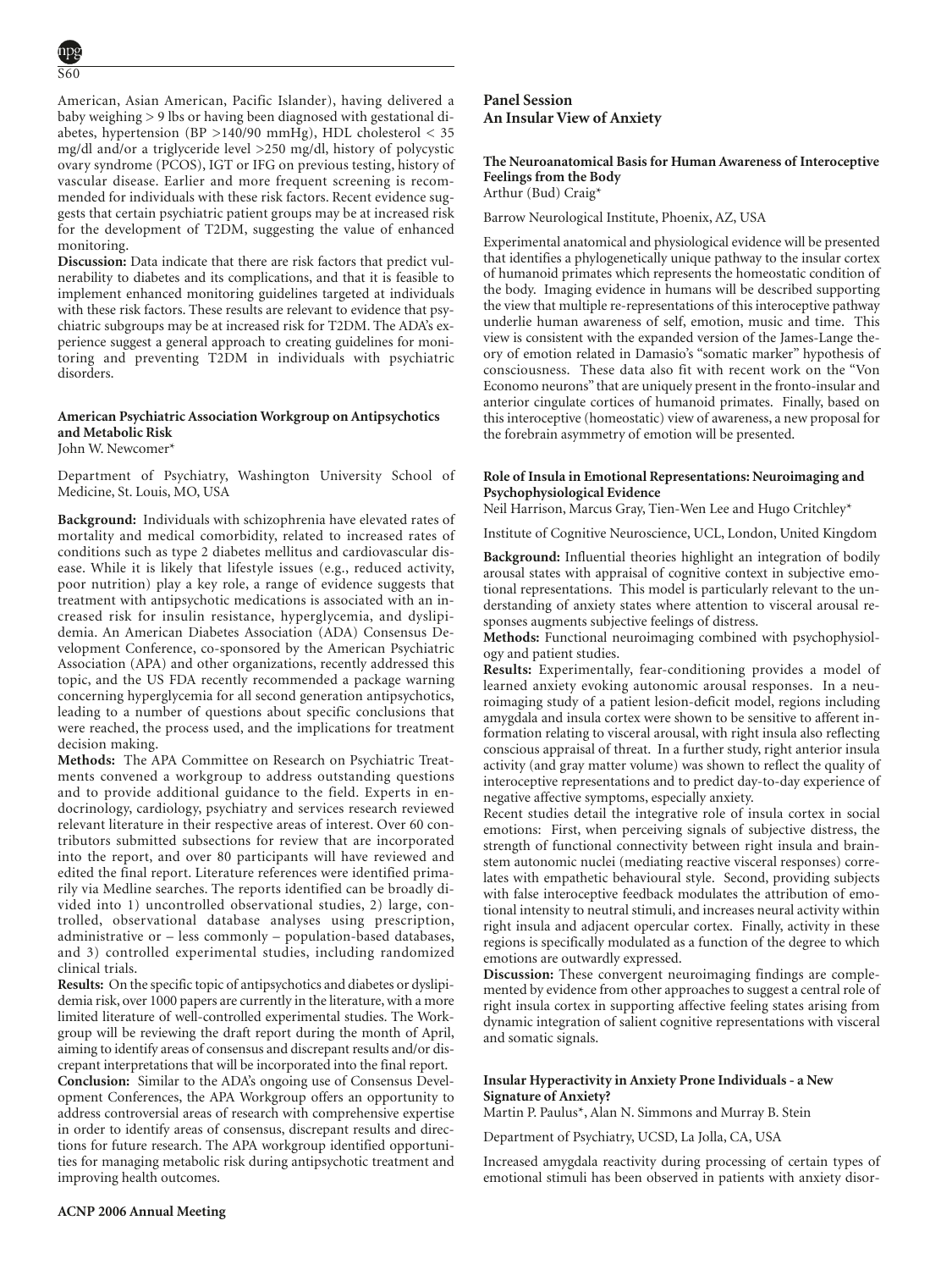American, Asian American, Pacific Islander), having delivered a baby weighing > 9 lbs or having been diagnosed with gestational diabetes, hypertension (BP >140/90 mmHg), HDL cholesterol < 35 mg/dl and/or a triglyceride level >250 mg/dl, history of polycystic ovary syndrome (PCOS), IGT or IFG on previous testing, history of vascular disease. Earlier and more frequent screening is recommended for individuals with these risk factors. Recent evidence suggests that certain psychiatric patient groups may be at increased risk for the development of T2DM, suggesting the value of enhanced monitoring.

**Discussion:** Data indicate that there are risk factors that predict vulnerability to diabetes and its complications, and that it is feasible to implement enhanced monitoring guidelines targeted at individuals with these risk factors. These results are relevant to evidence that psychiatric subgroups may be at increased risk for T2DM. The ADA's experience suggest a general approach to creating guidelines for monitoring and preventing T2DM in individuals with psychiatric disorders.

#### American Psychiatric Association Workgroup on Antipsychotics and Metabolic Risk

John W. Newcomer*

Department of Psychiatry, Washington University School of Medicine, St. Louis, MO, USA

**Background:** Individuals with schizophrenia have elevated rates of mortality and medical comorbidity, related to increased rates of conditions such as type 2 diabetes mellitus and cardiovascular disease. While it is likely that lifestyle issues (e.g., reduced activity, poor nutrition) play a key role, a range of evidence suggests that treatment with antipsychotic medications is associated with an increased risk for insulin resistance, hyperglycemia, and dyslipidemia. An American Diabetes Association (ADA) Consensus Development Conference, co-sponsored by the American Psychiatric Association (APA) and other organizations, recently addressed this topic, and the US FDA recently recommended a package warning concerning hyperglycemia for all second generation antipsychotics, leading to a number of questions about specific conclusions that were reached, the process used, and the implications for treatment decision making.

**Methods:** The APA Committee on Research on Psychiatric Treatments convened a workgroup to address outstanding questions and to provide additional guidance to the field. Experts in endocrinology, cardiology, psychiatry and services research reviewed relevant literature in their respective areas of interest. Over 60 contributors submitted subsections for review that are incorporated into the report, and over 80 participants will have reviewed and edited the final report. Literature references were identified primarily via Medline searches. The reports identified can be broadly divided into 1) uncontrolled observational studies, 2) large, controlled, observational database analyses using prescription, administrative or – less commonly – population-based databases, and 3) controlled experimental studies, including randomized clinical trials.

**Results:** On the specific topic of antipsychotics and diabetes or dyslipidemia risk, over 1000 papers are currently in the literature, with a more limited literature of well-controlled experimental studies. The Workgroup will be reviewing the draft report during the month of April, aiming to identify areas of consensus and discrepant results and/or discrepant interpretations that will be incorporated into the final report.

**Conclusion:** Similar to the ADA's ongoing use of Consensus Development Conferences, the APA Workgroup offers an opportunity to address controversial areas of research with comprehensive expertise in order to identify areas of consensus, discrepant results and directions for future research. The APA workgroup identified opportunities for managing metabolic risk during antipsychotic treatment and improving health outcomes.

### Panel Session
### An Insular View of Anxiety

#### The Neuroanatomical Basis for Human Awareness of Interoceptive Feelings from the Body

Arthur (Bud) Craig*

Barrow Neurological Institute, Phoenix, AZ, USA

Experimental anatomical and physiological evidence will be presented that identifies a phylogenetically unique pathway to the insular cortex of humanoid primates which represents the homeostatic condition of the body. Imaging evidence in humans will be described supporting the view that multiple re-representations of this interoceptive pathway underlie human awareness of self, emotion, music and time. This view is consistent with the expanded version of the James-Lange theory of emotion related in Damasio's "somatic marker" hypothesis of consciousness. These data also fit with recent work on the "Von Economo neurons" that are uniquely present in the fronto-insular and anterior cingulate cortices of humanoid primates. Finally, based on this interoceptive (homeostatic) view of awareness, a new proposal for the forebrain asymmetry of emotion will be presented.

#### Role of Insula in Emotional Representations: Neuroimaging and Psychophysiological Evidence

Neil Harrison, Marcus Gray, Tien-Wen Lee and Hugo Critchley*

Institute of Cognitive Neuroscience, UCL, London, United Kingdom

**Background:** Influential theories highlight an integration of bodily arousal states with appraisal of cognitive context in subjective emotional representations. This model is particularly relevant to the understanding of anxiety states where attention to visceral arousal responses augments subjective feelings of distress.

**Methods:** Functional neuroimaging combined with psychophysiology and patient studies.

**Results:** Experimentally, fear-conditioning provides a model of learned anxiety evoking autonomic arousal responses. In a neuroimaging study of a patient lesion-deficit model, regions including amygdala and insula cortex were shown to be sensitive to afferent information relating to visceral arousal, with right insula also reflecting conscious appraisal of threat. In a further study, right anterior insula activity (and gray matter volume) was shown to reflect the quality of interoceptive representations and to predict day-to-day experience of negative affective symptoms, especially anxiety.

Recent studies detail the integrative role of insula cortex in social emotions: First, when perceiving signals of subjective distress, the strength of functional connectivity between right insula and brainstem autonomic nuclei (mediating reactive visceral responses) correlates with empathetic behavioural style. Second, providing subjects with false interoceptive feedback modulates the attribution of emotional intensity to neutral stimuli, and increases neural activity within right insula and adjacent opercular cortex. Finally, activity in these regions is specifically modulated as a function of the degree to which emotions are outwardly expressed.

**Discussion:** These convergent neuroimaging findings are complemented by evidence from other approaches to suggest a central role of right insula cortex in supporting affective feeling states arising from dynamic integration of salient cognitive representations with visceral and somatic signals.

#### Insular Hyperactivity in Anxiety Prone Individuals - a New Signature of Anxiety?

Martin P. Paulus*, Alan N. Simmons and Murray B. Stein

Department of Psychiatry, UCSD, La Jolla, CA, USA

Increased amygdala reactivity during processing of certain types of emotional stimuli has been observed in patients with anxiety disor-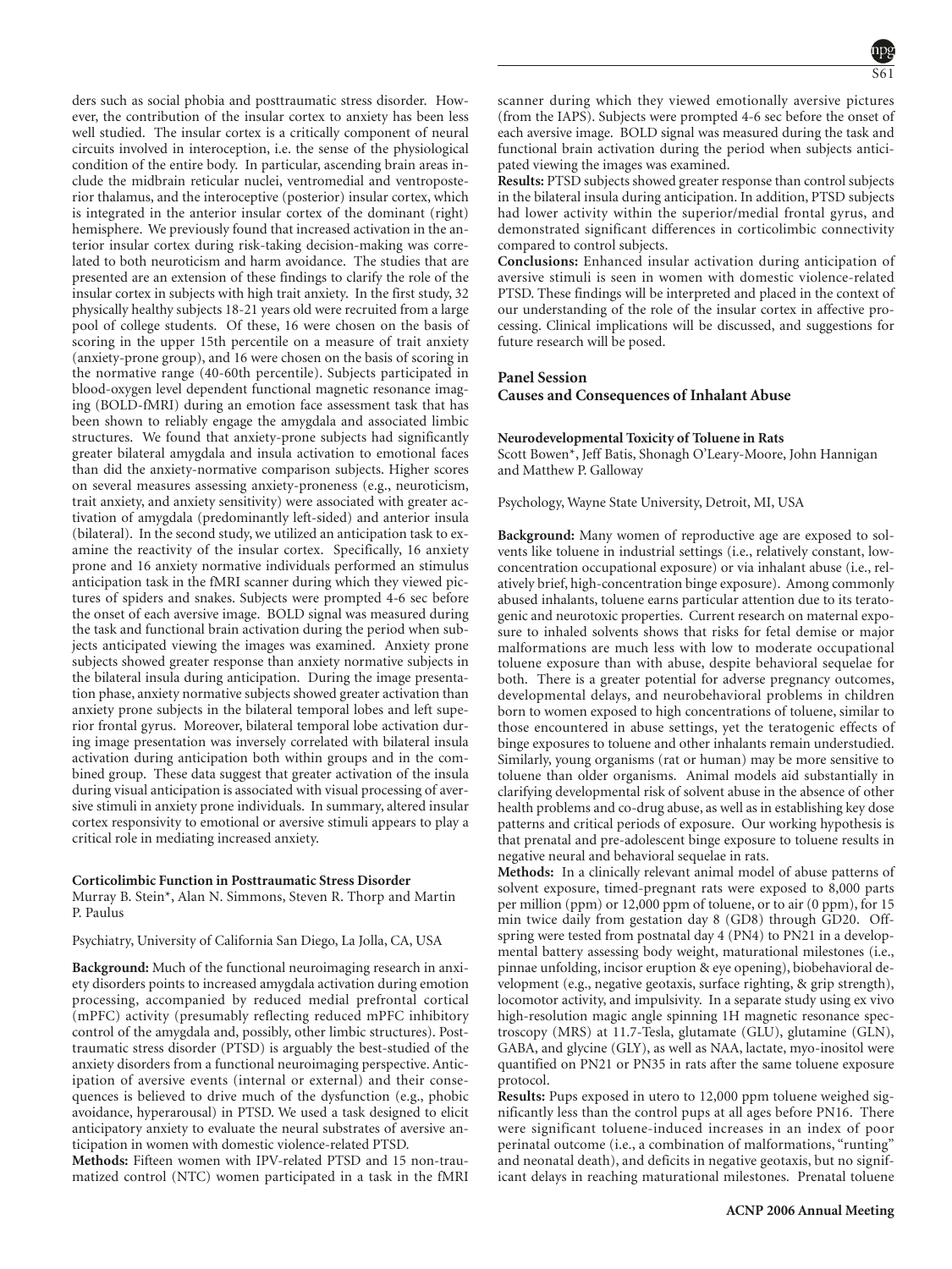ders such as social phobia and posttraumatic stress disorder. However, the contribution of the insular cortex to anxiety has been less well studied. The insular cortex is a critically component of neural circuits involved in interoception, i.e. the sense of the physiological condition of the entire body. In particular, ascending brain areas include the midbrain reticular nuclei, ventromedial and ventroposterior thalamus, and the interoceptive (posterior) insular cortex, which is integrated in the anterior insular cortex of the dominant (right) hemisphere. We previously found that increased activation in the anterior insular cortex during risk-taking decision-making was correlated to both neuroticism and harm avoidance. The studies that are presented are an extension of these findings to clarify the role of the insular cortex in subjects with high trait anxiety. In the first study, 32 physically healthy subjects 18-21 years old were recruited from a large pool of college students. Of these, 16 were chosen on the basis of scoring in the upper 15th percentile on a measure of trait anxiety (anxiety-prone group), and 16 were chosen on the basis of scoring in the normative range (40-60th percentile). Subjects participated in blood-oxygen level dependent functional magnetic resonance imaging (BOLD-fMRI) during an emotion face assessment task that has been shown to reliably engage the amygdala and associated limbic structures. We found that anxiety-prone subjects had significantly greater bilateral amygdala and insula activation to emotional faces than did the anxiety-normative comparison subjects. Higher scores on several measures assessing anxiety-proneness (e.g., neuroticism, trait anxiety, and anxiety sensitivity) were associated with greater activation of amygdala (predominantly left-sided) and anterior insula (bilateral). In the second study, we utilized an anticipation task to examine the reactivity of the insular cortex. Specifically, 16 anxiety prone and 16 anxiety normative individuals performed an stimulus anticipation task in the fMRI scanner during which they viewed pictures of spiders and snakes. Subjects were prompted 4-6 sec before the onset of each aversive image. BOLD signal was measured during the task and functional brain activation during the period when subjects anticipated viewing the images was examined. Anxiety prone subjects showed greater response than anxiety normative subjects in the bilateral insula during anticipation. During the image presentation phase, anxiety normative subjects showed greater activation than anxiety prone subjects in the bilateral temporal lobes and left superior frontal gyrus. Moreover, bilateral temporal lobe activation during image presentation was inversely correlated with bilateral insula activation during anticipation both within groups and in the combined group. These data suggest that greater activation of the insula during visual anticipation is associated with visual processing of aversive stimuli in anxiety prone individuals. In summary, altered insular cortex responsivity to emotional or aversive stimuli appears to play a critical role in mediating increased anxiety.

### Corticolimbic Function in Posttraumatic Stress Disorder

Murray B. Stein*, Alan N. Simmons, Steven R. Thorp and Martin P. Paulus

Psychiatry, University of California San Diego, La Jolla, CA, USA

**Background:** Much of the functional neuroimaging research in anxiety disorders points to increased amygdala activation during emotion processing, accompanied by reduced medial prefrontal cortical (mPFC) activity (presumably reflecting reduced mPFC inhibitory control of the amygdala and, possibly, other limbic structures). Posttraumatic stress disorder (PTSD) is arguably the best-studied of the anxiety disorders from a functional neuroimaging perspective. Anticipation of aversive events (internal or external) and their consequences is believed to drive much of the dysfunction (e.g., phobic avoidance, hyperarousal) in PTSD. We used a task designed to elicit anticipatory anxiety to evaluate the neural substrates of aversive anticipation in women with domestic violence-related PTSD.

**Methods:** Fifteen women with IPV-related PTSD and 15 non-traumatized control (NTC) women participated in a task in the fMRI scanner during which they viewed emotionally aversive pictures (from the IAPS). Subjects were prompted 4-6 sec before the onset of each aversive image. BOLD signal was measured during the task and functional brain activation during the period when subjects anticipated viewing the images was examined.

**Results:** PTSD subjects showed greater response than control subjects in the bilateral insula during anticipation. In addition, PTSD subjects had lower activity within the superior/medial frontal gyrus, and demonstrated significant differences in corticolimbic connectivity compared to control subjects.

**Conclusions:** Enhanced insular activation during anticipation of aversive stimuli is seen in women with domestic violence-related PTSD. These findings will be interpreted and placed in the context of our understanding of the role of the insular cortex in affective processing. Clinical implications will be discussed, and suggestions for future research will be posed.

## Panel Session
## Causes and Consequences of Inhalant Abuse

### Neurodevelopmental Toxicity of Toluene in Rats

Scott Bowen*, Jeff Batis, Shonagh O'Leary-Moore, John Hannigan and Matthew P. Galloway

Psychology, Wayne State University, Detroit, MI, USA

**Background:** Many women of reproductive age are exposed to solvents like toluene in industrial settings (i.e., relatively constant, low-concentration occupational exposure) or via inhalant abuse (i.e., relatively brief, high-concentration binge exposure). Among commonly abused inhalants, toluene earns particular attention due to its teratogenic and neurotoxic properties. Current research on maternal exposure to inhaled solvents shows that risks for fetal demise or major malformations are much less with low to moderate occupational toluene exposure than with abuse, despite behavioral sequelae for both. There is a greater potential for adverse pregnancy outcomes, developmental delays, and neurobehavioral problems in children born to women exposed to high concentrations of toluene, similar to those encountered in abuse settings, yet the teratogenic effects of binge exposures to toluene and other inhalants remain understudied. Similarly, young organisms (rat or human) may be more sensitive to toluene than older organisms. Animal models aid substantially in clarifying developmental risk of solvent abuse in the absence of other health problems and co-drug abuse, as well as in establishing key dose patterns and critical periods of exposure. Our working hypothesis is that prenatal and pre-adolescent binge exposure to toluene results in negative neural and behavioral sequelae in rats.

**Methods:** In a clinically relevant animal model of abuse patterns of solvent exposure, timed-pregnant rats were exposed to 8,000 parts per million (ppm) or 12,000 ppm of toluene, or to air (0 ppm), for 15 min twice daily from gestation day 8 (GD8) through GD20. Offspring were tested from postnatal day 4 (PN4) to PN21 in a developmental battery assessing body weight, maturational milestones (i.e., pinnae unfolding, incisor eruption & eye opening), biobehavioral development (e.g., negative geotaxis, surface righting, & grip strength), locomotor activity, and impulsivity. In a separate study using ex vivo high-resolution magic angle spinning 1H magnetic resonance spectroscopy (MRS) at 11.7-Tesla, glutamate (GLU), glutamine (GLN), GABA, and glycine (GLY), as well as NAA, lactate, myo-inositol were quantified on PN21 or PN35 in rats after the same toluene exposure protocol.

**Results:** Pups exposed in utero to 12,000 ppm toluene weighed significantly less than the control pups at all ages before PN16. There were significant toluene-induced increases in an index of poor perinatal outcome (i.e., a combination of malformations, "runting" and neonatal death), and deficits in negative geotaxis, but no significant delays in reaching maturational milestones. Prenatal toluene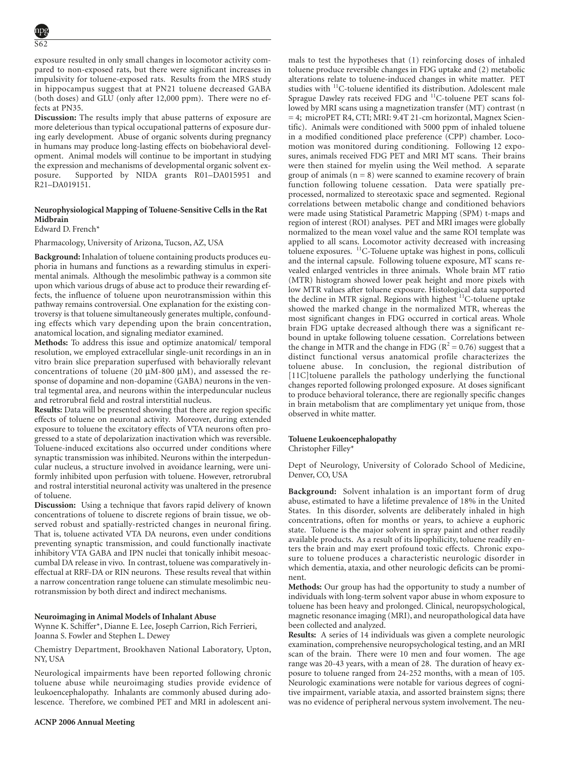exposure resulted in only small changes in locomotor activity compared to non-exposed rats, but there were significant increases in impulsivity for toluene-exposed rats. Results from the MRS study in hippocampus suggest that at PN21 toluene decreased GABA (both doses) and GLU (only after 12,000 ppm). There were no effects at PN35.

**Discussion:** The results imply that abuse patterns of exposure are more deleterious than typical occupational patterns of exposure during early development. Abuse of organic solvents during pregnancy in humans may produce long-lasting effects on biobehavioral development. Animal models will continue to be important in studying the expression and mechanisms of developmental organic solvent exposure. Supported by NIDA grants R01–DA015951 and R21–DA019151.

### Neurophysiological Mapping of Toluene-Sensitive Cells in the Rat Midbrain

Edward D. French*

Pharmacology, University of Arizona, Tucson, AZ, USA

**Background:** Inhalation of toluene containing products produces euphoria in humans and functions as a rewarding stimulus in experimental animals. Although the mesolimbic pathway is a common site upon which various drugs of abuse act to produce their rewarding effects, the influence of toluene upon neurotransmission within this pathway remains controversial. One explanation for the existing controversy is that toluene simultaneously generates multiple, confounding effects which vary depending upon the brain concentration, anatomical location, and signaling mediator examined.

**Methods:** To address this issue and optimize anatomical/ temporal resolution, we employed extracellular single-unit recordings in an in vitro brain slice preparation superfused with behaviorally relevant concentrations of toluene (20 μM-800 μM), and assessed the response of dopamine and non-dopamine (GABA) neurons in the ventral tegmental area, and neurons within the interpeduncular nucleus and retrorubral field and rostral interstitial nucleus.

**Results:** Data will be presented showing that there are region specific effects of toluene on neuronal activity. Moreover, during extended exposure to toluene the excitatory effects of VTA neurons often progressed to a state of depolarization inactivation which was reversible. Toluene-induced excitations also occurred under conditions where synaptic transmission was inhibited. Neurons within the interpeduncular nucleus, a structure involved in avoidance learning, were uniformly inhibited upon perfusion with toluene. However, retrorubral and rostral interstitial neuronal activity was unaltered in the presence of toluene.

**Discussion:** Using a technique that favors rapid delivery of known concentrations of toluene to discrete regions of brain tissue, we observed robust and spatially-restricted changes in neuronal firing. That is, toluene activated VTA DA neurons, even under conditions preventing synaptic transmission, and could functionally inactivate inhibitory VTA GABA and IPN nuclei that tonically inhibit mesoaccumbal DA release in vivo. In contrast, toluene was comparatively ineffectual at RRF-DA or RIN neurons. These results reveal that within a narrow concentration range toluene can stimulate mesolimbic neurotransmission by both direct and indirect mechanisms.

### Neuroimaging in Animal Models of Inhalant Abuse

Wynne K. Schiffer*, Dianne E. Lee, Joseph Carrion, Rich Ferrieri, Joanna S. Fowler and Stephen L. Dewey

Chemistry Department, Brookhaven National Laboratory, Upton, NY, USA

Neurological impairments have been reported following chronic toluene abuse while neuroimaging studies provide evidence of leukoencephalopathy. Inhalants are commonly abused during adolescence. Therefore, we combined PET and MRI in adolescent animals to test the hypotheses that (1) reinforcing doses of inhaled toluene produce reversible changes in FDG uptake and (2) metabolic alterations relate to toluene-induced changes in white matter. PET studies with $^{11}$C-toluene identified its distribution. Adolescent male Sprague Dawley rats received FDG and $^{11}$C-toluene PET scans followed by MRI scans using a magnetization transfer (MT) contrast (n = 4; microPET R4, CTI; MRI: 9.4T 21-cm horizontal, Magnex Scientific). Animals were conditioned with 5000 ppm of inhaled toluene in a modified conditioned place preference (CPP) chamber. Locomotion was monitored during conditioning. Following 12 exposures, animals received FDG PET and MRI MT scans. Their brains were then stained for myelin using the Weil method. A separate group of animals (n = 8) were scanned to examine recovery of brain function following toluene cessation. Data were spatially preprocessed, normalized to stereotaxic space and segmented. Regional correlations between metabolic change and conditioned behaviors were made using Statistical Parametric Mapping (SPM) t-maps and region of interest (ROI) analyses. PET and MRI images were globally normalized to the mean voxel value and the same ROI template was applied to all scans. Locomotor activity decreased with increasing toluene exposures. $^{11}$C-Toluene uptake was highest in pons, colliculi and the internal capsule. Following toluene exposure, MT scans revealed enlarged ventricles in three animals. Whole brain MT ratio (MTR) histogram showed lower peak height and more pixels with low MTR values after toluene exposure. Histological data supported the decline in MTR signal. Regions with highest $^{11}$C-toluene uptake showed the marked change in the normalized MTR, whereas the most significant changes in FDG occurred in cortical areas. Whole brain FDG uptake decreased although there was a significant rebound in uptake following toluene cessation. Correlations between the change in MTR and the change in FDG ($R^2 = 0.76$) suggest that a distinct functional versus anatomical profile characterizes the toluene abuse. In conclusion, the regional distribution of [11C]toluene parallels the pathology underlying the functional changes reported following prolonged exposure. At doses significant to produce behavioral tolerance, there are regionally specific changes in brain metabolism that are complimentary yet unique from, those observed in white matter.

### Toluene Leukoencephalopathy

Christopher Filley*

Dept of Neurology, University of Colorado School of Medicine, Denver, CO, USA

**Background:** Solvent inhalation is an important form of drug abuse, estimated to have a lifetime prevalence of 18% in the United States. In this disorder, solvents are deliberately inhaled in high concentrations, often for months or years, to achieve a euphoric state. Toluene is the major solvent in spray paint and other readily available products. As a result of its lipophilicity, toluene readily enters the brain and may exert profound toxic effects. Chronic exposure to toluene produces a characteristic neurologic disorder in which dementia, ataxia, and other neurologic deficits can be prominent.

**Methods:** Our group has had the opportunity to study a number of individuals with long-term solvent vapor abuse in whom exposure to toluene has been heavy and prolonged. Clinical, neuropsychological, magnetic resonance imaging (MRI), and neuropathological data have been collected and analyzed.

**Results:** A series of 14 individuals was given a complete neurologic examination, comprehensive neuropsychological testing, and an MRI scan of the brain. There were 10 men and four women. The age range was 20-43 years, with a mean of 28. The duration of heavy exposure to toluene ranged from 24-252 months, with a mean of 105. Neurologic examinations were notable for various degrees of cognitive impairment, variable ataxia, and assorted brainstem signs; there was no evidence of peripheral nervous system involvement. The neu-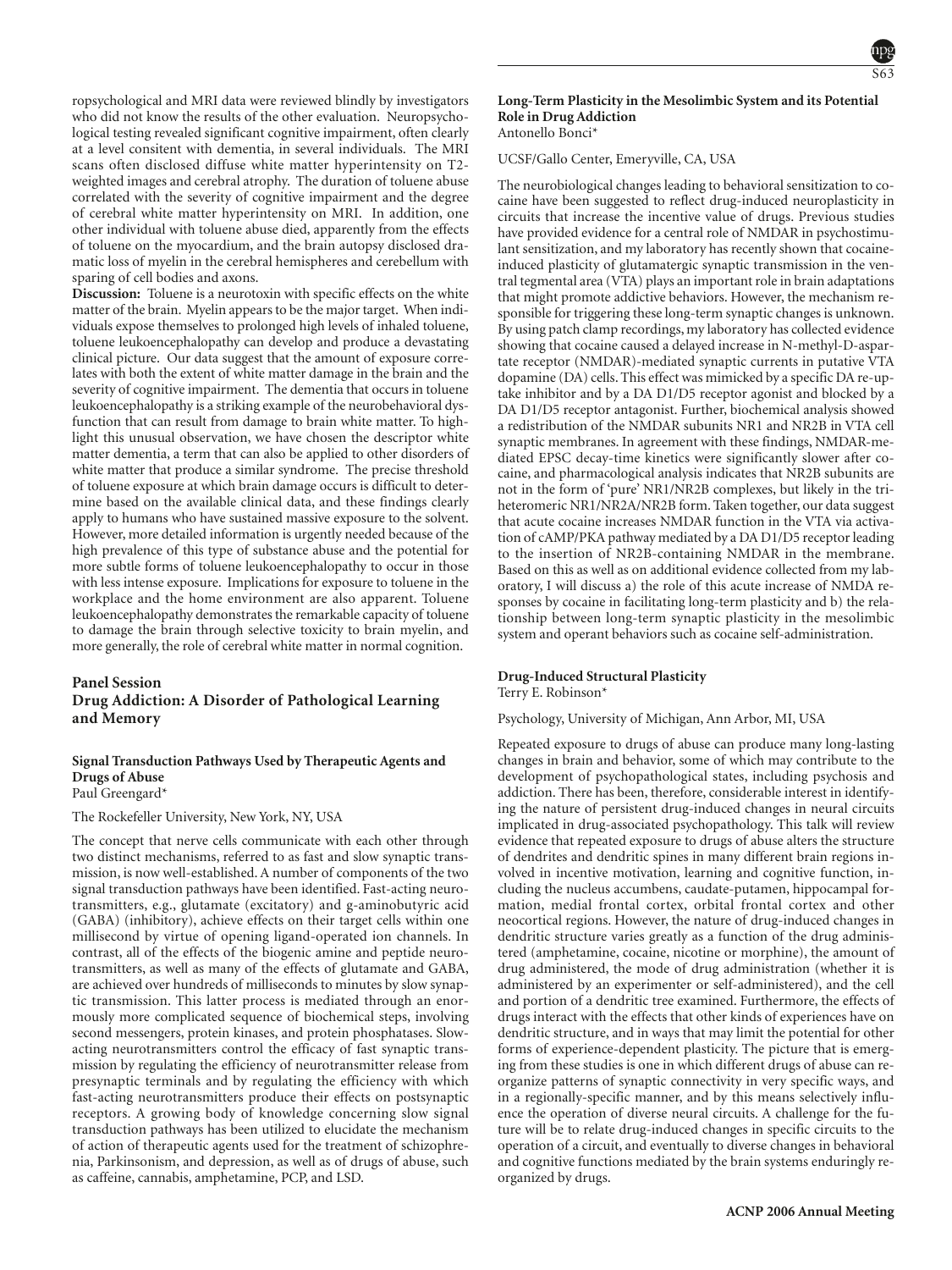ropsychological and MRI data were reviewed blindly by investigators who did not know the results of the other evaluation. Neuropsychological testing revealed significant cognitive impairment, often clearly at a level consitent with dementia, in several individuals. The MRI scans often disclosed diffuse white matter hyperintensity on T2-weighted images and cerebral atrophy. The duration of toluene abuse correlated with the severity of cognitive impairment and the degree of cerebral white matter hyperintensity on MRI. In addition, one other individual with toluene abuse died, apparently from the effects of toluene on the myocardium, and the brain autopsy disclosed dramatic loss of myelin in the cerebral hemispheres and cerebellum with sparing of cell bodies and axons.

**Discussion:** Toluene is a neurotoxin with specific effects on the white matter of the brain. Myelin appears to be the major target. When individuals expose themselves to prolonged high levels of inhaled toluene, toluene leukoencephalopathy can develop and produce a devastating clinical picture. Our data suggest that the amount of exposure correlates with both the extent of white matter damage in the brain and the severity of cognitive impairment. The dementia that occurs in toluene leukoencephalopathy is a striking example of the neurobehavioral dysfunction that can result from damage to brain white matter. To highlight this unusual observation, we have chosen the descriptor white matter dementia, a term that can also be applied to other disorders of white matter that produce a similar syndrome. The precise threshold of toluene exposure at which brain damage occurs is difficult to determine based on the available clinical data, and these findings clearly apply to humans who have sustained massive exposure to the solvent. However, more detailed information is urgently needed because of the high prevalence of this type of substance abuse and the potential for more subtle forms of toluene leukoencephalopathy to occur in those with less intense exposure. Implications for exposure to toluene in the workplace and the home environment are also apparent. Toluene leukoencephalopathy demonstrates the remarkable capacity of toluene to damage the brain through selective toxicity to brain myelin, and more generally, the role of cerebral white matter in normal cognition.

## Panel Session
## Drug Addiction: A Disorder of Pathological Learning and Memory

### Signal Transduction Pathways Used by Therapeutic Agents and Drugs of Abuse

Paul Greengard*

The Rockefeller University, New York, NY, USA

The concept that nerve cells communicate with each other through two distinct mechanisms, referred to as fast and slow synaptic transmission, is now well-established. A number of components of the two signal transduction pathways have been identified. Fast-acting neurotransmitters, e.g., glutamate (excitatory) and g-aminobutyric acid (GABA) (inhibitory), achieve effects on their target cells within one millisecond by virtue of opening ligand-operated ion channels. In contrast, all of the effects of the biogenic amine and peptide neurotransmitters, as well as many of the effects of glutamate and GABA, are achieved over hundreds of milliseconds to minutes by slow synaptic transmission. This latter process is mediated through an enormously more complicated sequence of biochemical steps, involving second messengers, protein kinases, and protein phosphatases. Slow-acting neurotransmitters control the efficacy of fast synaptic transmission by regulating the efficiency of neurotransmitter release from presynaptic terminals and by regulating the efficiency with which fast-acting neurotransmitters produce their effects on postsynaptic receptors. A growing body of knowledge concerning slow signal transduction pathways has been utilized to elucidate the mechanism of action of therapeutic agents used for the treatment of schizophrenia, Parkinsonism, and depression, as well as of drugs of abuse, such as caffeine, cannabis, amphetamine, PCP, and LSD.

### Long-Term Plasticity in the Mesolimbic System and its Potential Role in Drug Addiction

Antonello Bonci*

UCSF/Gallo Center, Emeryville, CA, USA

The neurobiological changes leading to behavioral sensitization to cocaine have been suggested to reflect drug-induced neuroplasticity in circuits that increase the incentive value of drugs. Previous studies have provided evidence for a central role of NMDAR in psychostimulant sensitization, and my laboratory has recently shown that cocaine-induced plasticity of glutamatergic synaptic transmission in the ventral tegmental area (VTA) plays an important role in brain adaptations that might promote addictive behaviors. However, the mechanism responsible for triggering these long-term synaptic changes is unknown. By using patch clamp recordings, my laboratory has collected evidence showing that cocaine caused a delayed increase in N-methyl-D-aspartate receptor (NMDAR)-mediated synaptic currents in putative VTA dopamine (DA) cells. This effect was mimicked by a specific DA re-uptake inhibitor and by a DA D1/D5 receptor agonist and blocked by a DA D1/D5 receptor antagonist. Further, biochemical analysis showed a redistribution of the NMDAR subunits NR1 and NR2B in VTA cell synaptic membranes. In agreement with these findings, NMDAR-mediated EPSC decay-time kinetics were significantly slower after cocaine, and pharmacological analysis indicates that NR2B subunits are not in the form of 'pure' NR1/NR2B complexes, but likely in the triheteromeric NR1/NR2A/NR2B form. Taken together, our data suggest that acute cocaine increases NMDAR function in the VTA via activation of cAMP/PKA pathway mediated by a DA D1/D5 receptor leading to the insertion of NR2B-containing NMDAR in the membrane. Based on this as well as on additional evidence collected from my laboratory, I will discuss a) the role of this acute increase of NMDA responses by cocaine in facilitating long-term plasticity and b) the relationship between long-term synaptic plasticity in the mesolimbic system and operant behaviors such as cocaine self-administration.

### Drug-Induced Structural Plasticity

Terry E. Robinson*

Psychology, University of Michigan, Ann Arbor, MI, USA

Repeated exposure to drugs of abuse can produce many long-lasting changes in brain and behavior, some of which may contribute to the development of psychopathological states, including psychosis and addiction. There has been, therefore, considerable interest in identifying the nature of persistent drug-induced changes in neural circuits implicated in drug-associated psychopathology. This talk will review evidence that repeated exposure to drugs of abuse alters the structure of dendrites and dendritic spines in many different brain regions involved in incentive motivation, learning and cognitive function, including the nucleus accumbens, caudate-putamen, hippocampal formation, medial frontal cortex, orbital frontal cortex and other neocortical regions. However, the nature of drug-induced changes in dendritic structure varies greatly as a function of the drug administered (amphetamine, cocaine, nicotine or morphine), the amount of drug administered, the mode of drug administration (whether it is administered by an experimenter or self-administered), and the cell and portion of a dendritic tree examined. Furthermore, the effects of drugs interact with the effects that other kinds of experiences have on dendritic structure, and in ways that may limit the potential for other forms of experience-dependent plasticity. The picture that is emerging from these studies is one in which different drugs of abuse can reorganize patterns of synaptic connectivity in very specific ways, and in a regionally-specific manner, and by this means selectively influence the operation of diverse neural circuits. A challenge for the future will be to relate drug-induced changes in specific circuits to the operation of a circuit, and eventually to diverse changes in behavioral and cognitive functions mediated by the brain systems enduringly reorganized by drugs.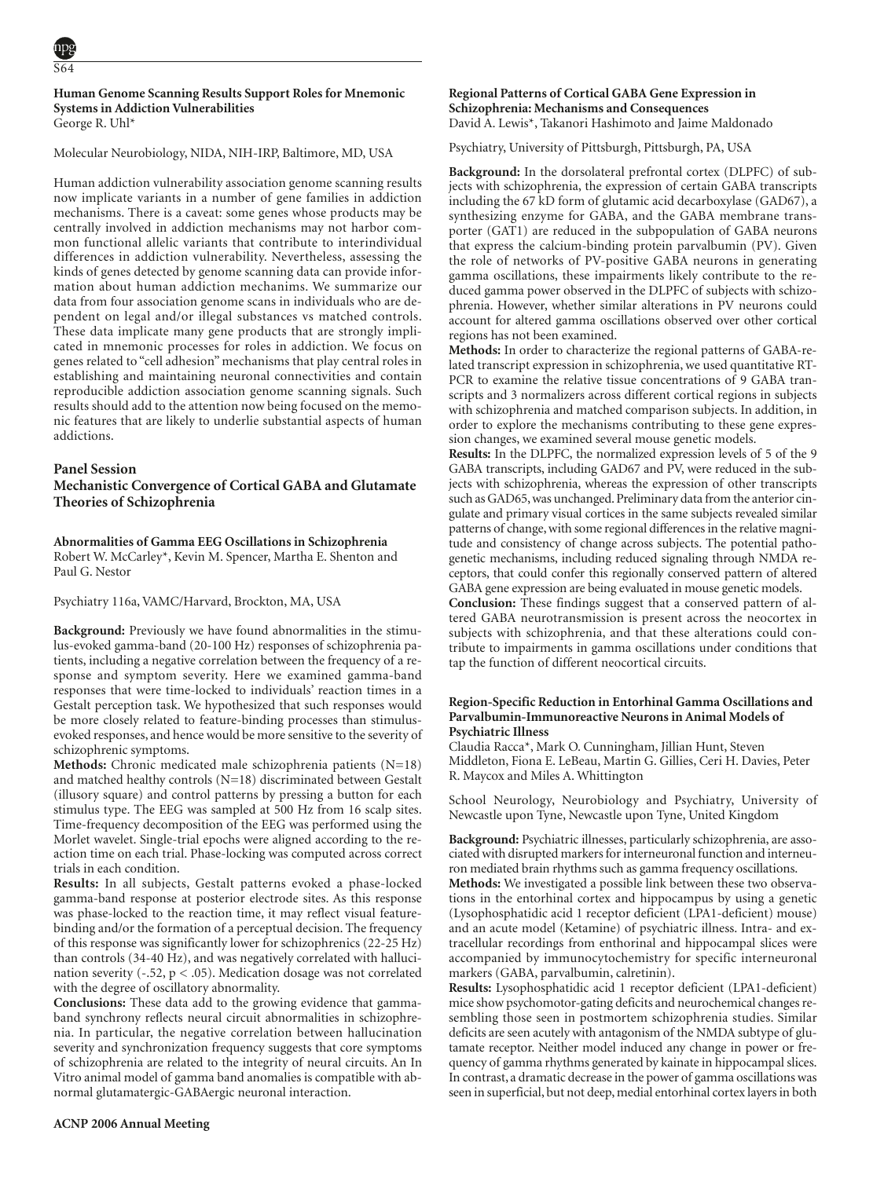**Human Genome Scanning Results Support Roles for Mnemonic Systems in Addiction Vulnerabilities**
George R. Uhl*

Molecular Neurobiology, NIDA, NIH-IRP, Baltimore, MD, USA

Human addiction vulnerability association genome scanning results now implicate variants in a number of gene families in addiction mechanisms. There is a caveat: some genes whose products may be centrally involved in addiction mechanisms may not harbor common functional allelic variants that contribute to interindividual differences in addiction vulnerability. Nevertheless, assessing the kinds of genes detected by genome scanning data can provide information about human addiction mechanims. We summarize our data from four association genome scans in individuals who are dependent on legal and/or illegal substances vs matched controls. These data implicate many gene products that are strongly implicated in mnemonic processes for roles in addiction. We focus on genes related to "cell adhesion" mechanisms that play central roles in establishing and maintaining neuronal connectivities and contain reproducible addiction association genome scanning signals. Such results should add to the attention now being focused on the memonic features that are likely to underlie substantial aspects of human addictions.

## Panel Session
## Mechanistic Convergence of Cortical GABA and Glutamate Theories of Schizophrenia

**Abnormalities of Gamma EEG Oscillations in Schizophrenia**
Robert W. McCarley*, Kevin M. Spencer, Martha E. Shenton and Paul G. Nestor

Psychiatry 116a, VAMC/Harvard, Brockton, MA, USA

**Background:** Previously we have found abnormalities in the stimulus-evoked gamma-band (20-100 Hz) responses of schizophrenia patients, including a negative correlation between the frequency of a response and symptom severity. Here we examined gamma-band responses that were time-locked to individuals' reaction times in a Gestalt perception task. We hypothesized that such responses would be more closely related to feature-binding processes than stimulus-evoked responses, and hence would be more sensitive to the severity of schizophrenic symptoms.
**Methods:** Chronic medicated male schizophrenia patients (N=18) and matched healthy controls (N=18) discriminated between Gestalt (illusory square) and control patterns by pressing a button for each stimulus type. The EEG was sampled at 500 Hz from 16 scalp sites. Time-frequency decomposition of the EEG was performed using the Morlet wavelet. Single-trial epochs were aligned according to the reaction time on each trial. Phase-locking was computed across correct trials in each condition.
**Results:** In all subjects, Gestalt patterns evoked a phase-locked gamma-band response at posterior electrode sites. As this response was phase-locked to the reaction time, it may reflect visual feature-binding and/or the formation of a perceptual decision. The frequency of this response was significantly lower for schizophrenics (22-25 Hz) than controls (34-40 Hz), and was negatively correlated with hallucination severity (-.52, $p < .05$). Medication dosage was not correlated with the degree of oscillatory abnormality.
**Conclusions:** These data add to the growing evidence that gamma-band synchrony reflects neural circuit abnormalities in schizophrenia. In particular, the negative correlation between hallucination severity and synchronization frequency suggests that core symptoms of schizophrenia are related to the integrity of neural circuits. An In Vitro animal model of gamma band anomalies is compatible with abnormal glutamatergic-GABAergic neuronal interaction.

**Regional Patterns of Cortical GABA Gene Expression in Schizophrenia: Mechanisms and Consequences**
David A. Lewis*, Takanori Hashimoto and Jaime Maldonado

Psychiatry, University of Pittsburgh, Pittsburgh, PA, USA

**Background:** In the dorsolateral prefrontal cortex (DLPFC) of subjects with schizophrenia, the expression of certain GABA transcripts including the 67 kD form of glutamic acid decarboxylase (GAD67), a synthesizing enzyme for GABA, and the GABA membrane transporter (GAT1) are reduced in the subpopulation of GABA neurons that express the calcium-binding protein parvalbumin (PV). Given the role of networks of PV-positive GABA neurons in generating gamma oscillations, these impairments likely contribute to the reduced gamma power observed in the DLPFC of subjects with schizophrenia. However, whether similar alterations in PV neurons could account for altered gamma oscillations observed over other cortical regions has not been examined.
**Methods:** In order to characterize the regional patterns of GABA-related transcript expression in schizophrenia, we used quantitative RT-PCR to examine the relative tissue concentrations of 9 GABA transcripts and 3 normalizers across different cortical regions in subjects with schizophrenia and matched comparison subjects. In addition, in order to explore the mechanisms contributing to these gene expression changes, we examined several mouse genetic models.
**Results:** In the DLPFC, the normalized expression levels of 5 of the 9 GABA transcripts, including GAD67 and PV, were reduced in the subjects with schizophrenia, whereas the expression of other transcripts such as GAD65, was unchanged. Preliminary data from the anterior cingulate and primary visual cortices in the same subjects revealed similar patterns of change, with some regional differences in the relative magnitude and consistency of change across subjects. The potential pathogenetic mechanisms, including reduced signaling through NMDA receptors, that could confer this regionally conserved pattern of altered GABA gene expression are being evaluated in mouse genetic models.
**Conclusion:** These findings suggest that a conserved pattern of altered GABA neurotransmission is present across the neocortex in subjects with schizophrenia, and that these alterations could contribute to impairments in gamma oscillations under conditions that tap the function of different neocortical circuits.

**Region-Specific Reduction in Entorhinal Gamma Oscillations and Parvalbumin-Immunoreactive Neurons in Animal Models of Psychiatric Illness**
Claudia Racca*, Mark O. Cunningham, Jillian Hunt, Steven Middleton, Fiona E. LeBeau, Martin G. Gillies, Ceri H. Davies, Peter R. Maycox and Miles A. Whittington

School Neurology, Neurobiology and Psychiatry, University of Newcastle upon Tyne, Newcastle upon Tyne, United Kingdom

**Background:** Psychiatric illnesses, particularly schizophrenia, are associated with disrupted markers for interneuronal function and interneuron mediated brain rhythms such as gamma frequency oscillations.
**Methods:** We investigated a possible link between these two observations in the entorhinal cortex and hippocampus by using a genetic (Lysophosphatidic acid 1 receptor deficient (LPA1-deficient) mouse) and an acute model (Ketamine) of psychiatric illness. Intra- and extracellular recordings from enthorinal and hippocampal slices were accompanied by immunocytochemistry for specific interneuronal markers (GABA, parvalbumin, calretinin).
**Results:** Lysophosphatidic acid 1 receptor deficient (LPA1-deficient) mice show psychomotor-gating deficits and neurochemical changes resembling those seen in postmortem schizophrenia studies. Similar deficits are seen acutely with antagonism of the NMDA subtype of glutamate receptor. Neither model induced any change in power or frequency of gamma rhythms generated by kainate in hippocampal slices. In contrast, a dramatic decrease in the power of gamma oscillations was seen in superficial, but not deep, medial entorhinal cortex layers in both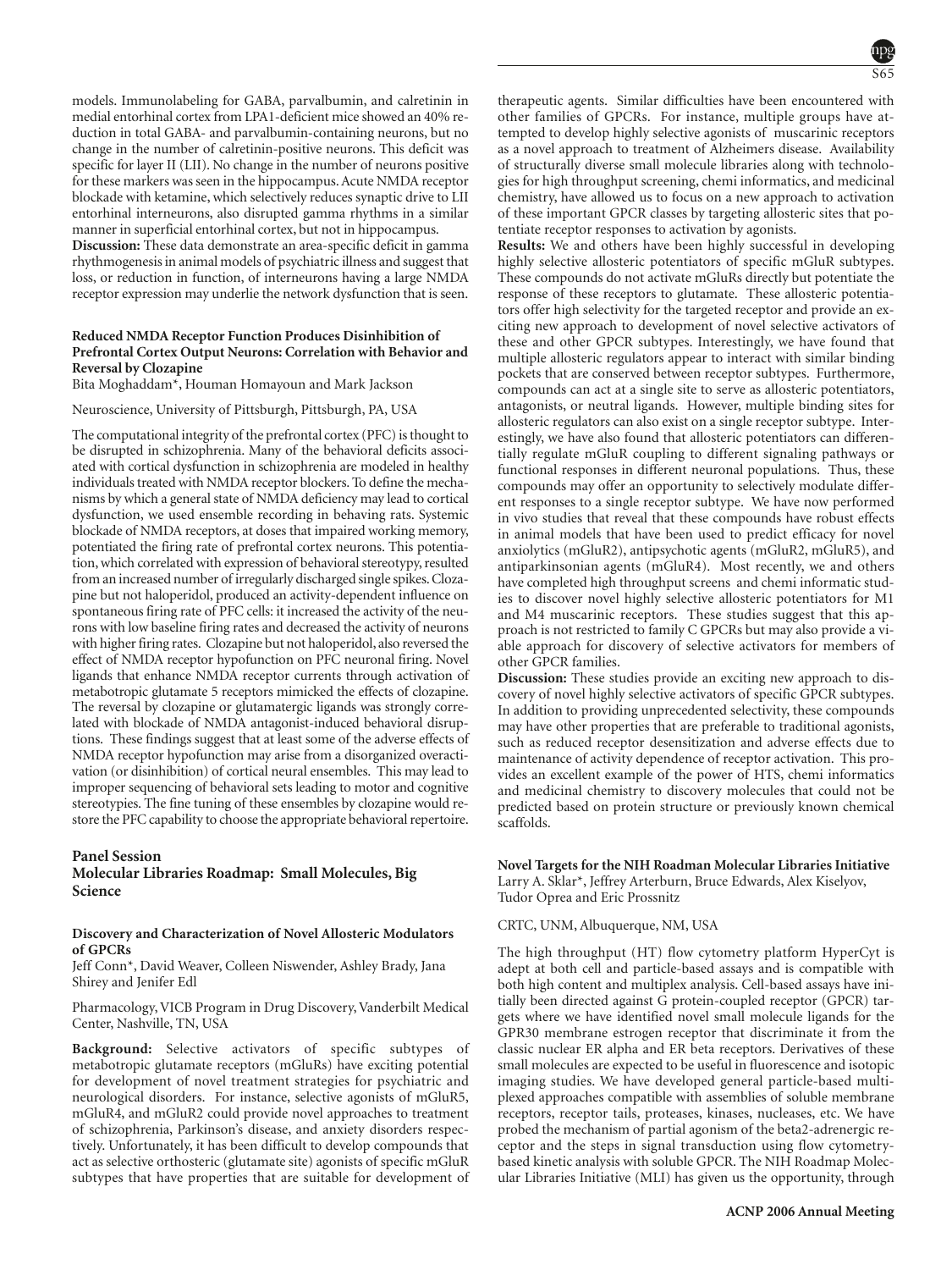models. Immunolabeling for GABA, parvalbumin, and calretinin in medial entorhinal cortex from LPA1-deficient mice showed an 40% reduction in total GABA- and parvalbumin-containing neurons, but no change in the number of calretinin-positive neurons. This deficit was specific for layer II (LII). No change in the number of neurons positive for these markers was seen in the hippocampus. Acute NMDA receptor blockade with ketamine, which selectively reduces synaptic drive to LII entorhinal interneurons, also disrupted gamma rhythms in a similar manner in superficial entorhinal cortex, but not in hippocampus.

**Discussion:** These data demonstrate an area-specific deficit in gamma rhythmogenesis in animal models of psychiatric illness and suggest that loss, or reduction in function, of interneurons having a large NMDA receptor expression may underlie the network dysfunction that is seen.

#### Reduced NMDA Receptor Function Produces Disinhibition of Prefrontal Cortex Output Neurons: Correlation with Behavior and Reversal by Clozapine

Bita Moghaddam*, Houman Homayoun and Mark Jackson

Neuroscience, University of Pittsburgh, Pittsburgh, PA, USA

The computational integrity of the prefrontal cortex (PFC) is thought to be disrupted in schizophrenia. Many of the behavioral deficits associated with cortical dysfunction in schizophrenia are modeled in healthy individuals treated with NMDA receptor blockers. To define the mechanisms by which a general state of NMDA deficiency may lead to cortical dysfunction, we used ensemble recording in behaving rats. Systemic blockade of NMDA receptors, at doses that impaired working memory, potentiated the firing rate of prefrontal cortex neurons. This potentiation, which correlated with expression of behavioral stereotypy, resulted from an increased number of irregularly discharged single spikes. Clozapine but not haloperidol, produced an activity-dependent influence on spontaneous firing rate of PFC cells: it increased the activity of the neurons with low baseline firing rates and decreased the activity of neurons with higher firing rates. Clozapine but not haloperidol, also reversed the effect of NMDA receptor hypofunction on PFC neuronal firing. Novel ligands that enhance NMDA receptor currents through activation of metabotropic glutamate 5 receptors mimicked the effects of clozapine. The reversal by clozapine or glutamatergic ligands was strongly correlated with blockade of NMDA antagonist-induced behavioral disruptions. These findings suggest that at least some of the adverse effects of NMDA receptor hypofunction may arise from a disorganized overactivation (or disinhibition) of cortical neural ensembles. This may lead to improper sequencing of behavioral sets leading to motor and cognitive stereotypies. The fine tuning of these ensembles by clozapine would restore the PFC capability to choose the appropriate behavioral repertoire.

## Panel Session
## Molecular Libraries Roadmap: Small Molecules, Big Science

#### Discovery and Characterization of Novel Allosteric Modulators of GPCRs

Jeff Conn*, David Weaver, Colleen Niswender, Ashley Brady, Jana Shirey and Jenifer Edl

Pharmacology, VICB Program in Drug Discovery, Vanderbilt Medical Center, Nashville, TN, USA

**Background:** Selective activators of specific subtypes of metabotropic glutamate receptors (mGluRs) have exciting potential for development of novel treatment strategies for psychiatric and neurological disorders. For instance, selective agonists of mGluR5, mGluR4, and mGluR2 could provide novel approaches to treatment of schizophrenia, Parkinson's disease, and anxiety disorders respectively. Unfortunately, it has been difficult to develop compounds that act as selective orthosteric (glutamate site) agonists of specific mGluR subtypes that have properties that are suitable for development of therapeutic agents. Similar difficulties have been encountered with other families of GPCRs. For instance, multiple groups have attempted to develop highly selective agonists of muscarinic receptors as a novel approach to treatment of Alzheimers disease. Availability of structurally diverse small molecule libraries along with technologies for high throughput screening, chemi informatics, and medicinal chemistry, have allowed us to focus on a new approach to activation of these important GPCR classes by targeting allosteric sites that potentiate receptor responses to activation by agonists.

**Results:** We and others have been highly successful in developing highly selective allosteric potentiators of specific mGluR subtypes. These compounds do not activate mGluRs directly but potentiate the response of these receptors to glutamate. These allosteric potentiators offer high selectivity for the targeted receptor and provide an exciting new approach to development of novel selective activators of these and other GPCR subtypes. Interestingly, we have found that multiple allosteric regulators appear to interact with similar binding pockets that are conserved between receptor subtypes. Furthermore, compounds can act at a single site to serve as allosteric potentiators, antagonists, or neutral ligands. However, multiple binding sites for allosteric regulators can also exist on a single receptor subtype. Interestingly, we have also found that allosteric potentiators can differentially regulate mGluR coupling to different signaling pathways or functional responses in different neuronal populations. Thus, these compounds may offer an opportunity to selectively modulate different responses to a single receptor subtype. We have now performed in vivo studies that reveal that these compounds have robust effects in animal models that have been used to predict efficacy for novel anxiolytics (mGluR2), antipsychotic agents (mGluR2, mGluR5), and antiparkinsonian agents (mGluR4). Most recently, we and others have completed high throughput screens and chemi informatic studies to discover novel highly selective allosteric potentiators for M1 and M4 muscarinic receptors. These studies suggest that this approach is not restricted to family C GPCRs but may also provide a viable approach for discovery of selective activators for members of other GPCR families.

**Discussion:** These studies provide an exciting new approach to discovery of novel highly selective activators of specific GPCR subtypes. In addition to providing unprecedented selectivity, these compounds may have other properties that are preferable to traditional agonists, such as reduced receptor desensitization and adverse effects due to maintenance of activity dependence of receptor activation. This provides an excellent example of the power of HTS, chemi informatics and medicinal chemistry to discovery molecules that could not be predicted based on protein structure or previously known chemical scaffolds.

#### Novel Targets for the NIH Roadman Molecular Libraries Initiative

Larry A. Sklar*, Jeffrey Arterburn, Bruce Edwards, Alex Kiselyov, Tudor Oprea and Eric Prossnitz

CRTC, UNM, Albuquerque, NM, USA

The high throughput (HT) flow cytometry platform HyperCyt is adept at both cell and particle-based assays and is compatible with both high content and multiplex analysis. Cell-based assays have initially been directed against G protein-coupled receptor (GPCR) targets where we have identified novel small molecule ligands for the GPR30 membrane estrogen receptor that discriminate it from the classic nuclear ER alpha and ER beta receptors. Derivatives of these small molecules are expected to be useful in fluorescence and isotopic imaging studies. We have developed general particle-based multiplexed approaches compatible with assemblies of soluble membrane receptors, receptor tails, proteases, kinases, nucleases, etc. We have probed the mechanism of partial agonism of the beta2-adrenergic receptor and the steps in signal transduction using flow cytometry-based kinetic analysis with soluble GPCR. The NIH Roadmap Molecular Libraries Initiative (MLI) has given us the opportunity, through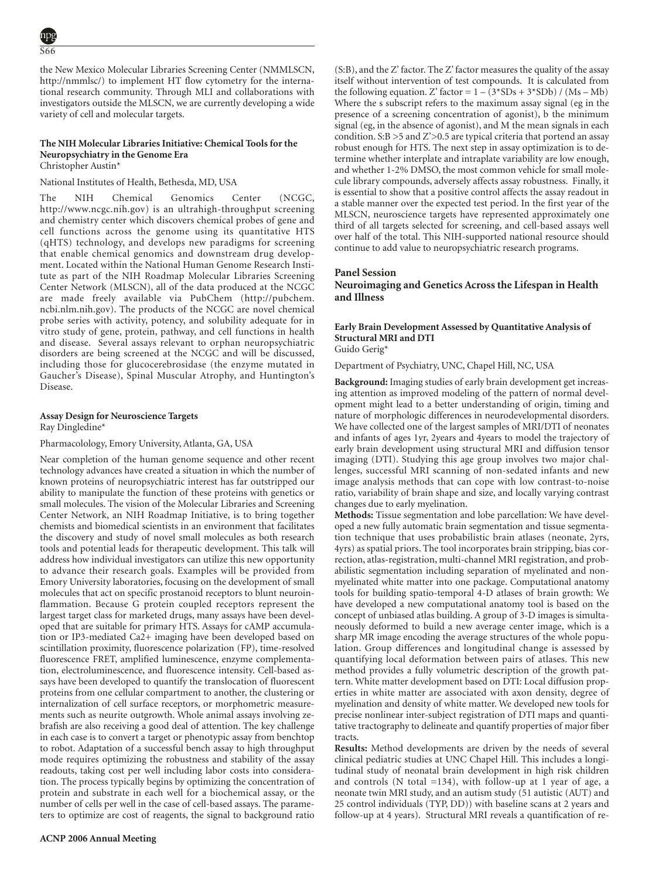the New Mexico Molecular Libraries Screening Center (NMMLSCN, http://nmmlsc/) to implement HT flow cytometry for the international research community. Through MLI and collaborations with investigators outside the MLSCN, we are currently developing a wide variety of cell and molecular targets.

**The NIH Molecular Libraries Initiative: Chemical Tools for the Neuropsychiatry in the Genome Era**
Christopher Austin*

National Institutes of Health, Bethesda, MD, USA

The NIH Chemical Genomics Center (NCGC, http://www.ncgc.nih.gov) is an ultrahigh-throughput screening and chemistry center which discovers chemical probes of gene and cell functions across the genome using its quantitative HTS (qHTS) technology, and develops new paradigms for screening that enable chemical genomics and downstream drug development. Located within the National Human Genome Research Institute as part of the NIH Roadmap Molecular Libraries Screening Center Network (MLSCN), all of the data produced at the NCGC are made freely available via PubChem (http://pubchem.ncbi.nlm.nih.gov). The products of the NCGC are novel chemical probe series with activity, potency, and solubility adequate for in vitro study of gene, protein, pathway, and cell functions in health and disease. Several assays relevant to orphan neuropsychiatric disorders are being screened at the NCGC and will be discussed, including those for glucocerebrosidase (the enzyme mutated in Gaucher's Disease), Spinal Muscular Atrophy, and Huntington's Disease.

**Assay Design for Neuroscience Targets**
Ray Dingledine*

Pharmacolology, Emory University, Atlanta, GA, USA

Near completion of the human genome sequence and other recent technology advances have created a situation in which the number of known proteins of neuropsychiatric interest has far outstripped our ability to manipulate the function of these proteins with genetics or small molecules. The vision of the Molecular Libraries and Screening Center Network, an NIH Roadmap Initiative, is to bring together chemists and biomedical scientists in an environment that facilitates the discovery and study of novel small molecules as both research tools and potential leads for therapeutic development. This talk will address how individual investigators can utilize this new opportunity to advance their research goals. Examples will be provided from Emory University laboratories, focusing on the development of small molecules that act on specific prostanoid receptors to blunt neuroinflammation. Because G protein coupled receptors represent the largest target class for marketed drugs, many assays have been developed that are suitable for primary HTS. Assays for cAMP accumulation or IP3-mediated Ca2+ imaging have been developed based on scintillation proximity, fluorescence polarization (FP), time-resolved fluorescence FRET, amplified luminescence, enzyme complementation, electroluminescence, and fluorescence intensity. Cell-based assays have been developed to quantify the translocation of fluorescent proteins from one cellular compartment to another, the clustering or internalization of cell surface receptors, or morphometric measurements such as neurite outgrowth. Whole animal assays involving zebrafish are also receiving a good deal of attention. The key challenge in each case is to convert a target or phenotypic assay from benchtop to robot. Adaptation of a successful bench assay to high throughput mode requires optimizing the robustness and stability of the assay readouts, taking cost per well including labor costs into consideration. The process typically begins by optimizing the concentration of protein and substrate in each well for a biochemical assay, or the number of cells per well in the case of cell-based assays. The parameters to optimize are cost of reagents, the signal to background ratio (S:B), and the Z' factor. The Z' factor measures the quality of the assay itself without intervention of test compounds. It is calculated from the following equation. Z' factor = $1 - (3*SDs + 3*SDb) / (Ms - Mb)$ Where the s subscript refers to the maximum assay signal (eg in the presence of a screening concentration of agonist), b the minimum signal (eg, in the absence of agonist), and M the mean signals in each condition. S:B >5 and Z'>0.5 are typical criteria that portend an assay robust enough for HTS. The next step in assay optimization is to determine whether interplate and intraplate variability are low enough, and whether 1-2% DMSO, the most common vehicle for small molecule library compounds, adversely affects assay robustness. Finally, it is essential to show that a positive control affects the assay readout in a stable manner over the expected test period. In the first year of the MLSCN, neuroscience targets have represented approximately one third of all targets selected for screening, and cell-based assays well over half of the total. This NIH-supported national resource should continue to add value to neuropsychiatric research programs.

## Panel Session
## Neuroimaging and Genetics Across the Lifespan in Health and Illness

**Early Brain Development Assessed by Quantitative Analysis of Structural MRI and DTI**
Guido Gerig*

Department of Psychiatry, UNC, Chapel Hill, NC, USA

**Background:** Imaging studies of early brain development get increasing attention as improved modeling of the pattern of normal development might lead to a better understanding of origin, timing and nature of morphologic differences in neurodevelopmental disorders. We have collected one of the largest samples of MRI/DTI of neonates and infants of ages 1yr, 2years and 4years to model the trajectory of early brain development using structural MRI and diffusion tensor imaging (DTI). Studying this age group involves two major challenges, successful MRI scanning of non-sedated infants and new image analysis methods that can cope with low contrast-to-noise ratio, variability of brain shape and size, and locally varying contrast changes due to early myelination.

**Methods:** Tissue segmentation and lobe parcellation: We have developed a new fully automatic brain segmentation and tissue segmentation technique that uses probabilistic brain atlases (neonate, 2yrs, 4yrs) as spatial priors. The tool incorporates brain stripping, bias correction, atlas-registration, multi-channel MRI registration, and probabilistic segmentation including separation of myelinated and non-myelinated white matter into one package. Computational anatomy tools for building spatio-temporal 4-D atlases of brain growth: We have developed a new computational anatomy tool is based on the concept of unbiased atlas building. A group of 3-D images is simultaneously deformed to build a new average center image, which is a sharp MR image encoding the average structures of the whole population. Group differences and longitudinal change is assessed by quantifying local deformation between pairs of atlases. This new method provides a fully volumetric description of the growth pattern. White matter development based on DTI: Local diffusion properties in white matter are associated with axon density, degree of myelination and density of white matter. We developed new tools for precise nonlinear inter-subject registration of DTI maps and quantitative tractography to delineate and quantify properties of major fiber tracts.

**Results:** Method developments are driven by the needs of several clinical pediatric studies at UNC Chapel Hill. This includes a longitudinal study of neonatal brain development in high risk children and controls (N total =134), with follow-up at 1 year of age, a neonate twin MRI study, and an autism study (51 autistic (AUT) and 25 control individuals (TYP, DD)) with baseline scans at 2 years and follow-up at 4 years). Structural MRI reveals a quantification of re-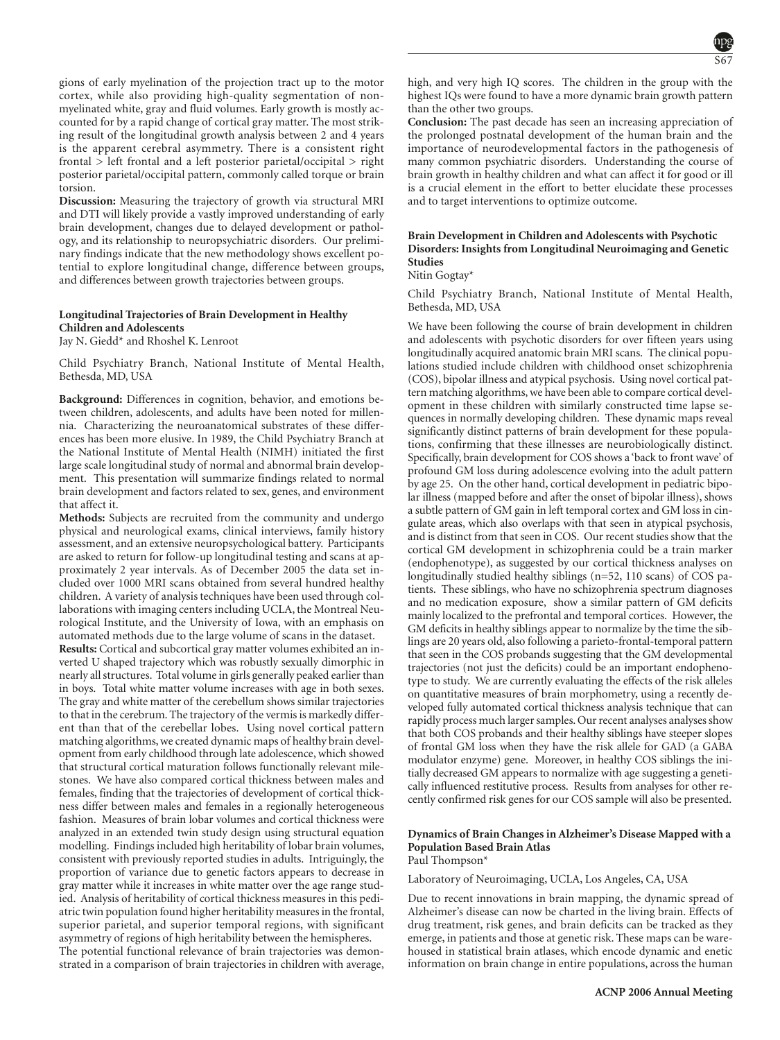gions of early myelination of the projection tract up to the motor cortex, while also providing high-quality segmentation of non-myelinated white, gray and fluid volumes. Early growth is mostly accounted for by a rapid change of cortical gray matter. The most striking result of the longitudinal growth analysis between 2 and 4 years is the apparent cerebral asymmetry. There is a consistent right frontal > left frontal and a left posterior parietal/occipital > right posterior parietal/occipital pattern, commonly called torque or brain torsion.

**Discussion:** Measuring the trajectory of growth via structural MRI and DTI will likely provide a vastly improved understanding of early brain development, changes due to delayed development or pathology, and its relationship to neuropsychiatric disorders. Our preliminary findings indicate that the new methodology shows excellent potential to explore longitudinal change, difference between groups, and differences between growth trajectories between groups.

### Longitudinal Trajectories of Brain Development in Healthy Children and Adolescents

Jay N. Giedd* and Rhoshel K. Lenroot

Child Psychiatry Branch, National Institute of Mental Health, Bethesda, MD, USA

**Background:** Differences in cognition, behavior, and emotions between children, adolescents, and adults have been noted for millennia. Characterizing the neuroanatomical substrates of these differences has been more elusive. In 1989, the Child Psychiatry Branch at the National Institute of Mental Health (NIMH) initiated the first large scale longitudinal study of normal and abnormal brain development. This presentation will summarize findings related to normal brain development and factors related to sex, genes, and environment that affect it.

**Methods:** Subjects are recruited from the community and undergo physical and neurological exams, clinical interviews, family history assessment, and an extensive neuropsychological battery. Participants are asked to return for follow-up longitudinal testing and scans at approximately 2 year intervals. As of December 2005 the data set included over 1000 MRI scans obtained from several hundred healthy children. A variety of analysis techniques have been used through collaborations with imaging centers including UCLA, the Montreal Neurological Institute, and the University of Iowa, with an emphasis on automated methods due to the large volume of scans in the dataset.

**Results:** Cortical and subcortical gray matter volumes exhibited an inverted U shaped trajectory which was robustly sexually dimorphic in nearly all structures. Total volume in girls generally peaked earlier than in boys. Total white matter volume increases with age in both sexes. The gray and white matter of the cerebellum shows similar trajectories to that in the cerebrum. The trajectory of the vermis is markedly different than that of the cerebellar lobes. Using novel cortical pattern matching algorithms, we created dynamic maps of healthy brain development from early childhood through late adolescence, which showed that structural cortical maturation follows functionally relevant milestones. We have also compared cortical thickness between males and females, finding that the trajectories of development of cortical thickness differ between males and females in a regionally heterogeneous fashion. Measures of brain lobar volumes and cortical thickness were analyzed in an extended twin study design using structural equation modelling. Findings included high heritability of lobar brain volumes, consistent with previously reported studies in adults. Intriguingly, the proportion of variance due to genetic factors appears to decrease in gray matter while it increases in white matter over the age range studied. Analysis of heritability of cortical thickness measures in this pediatric twin population found higher heritability measures in the frontal, superior parietal, and superior temporal regions, with significant asymmetry of regions of high heritability between the hemispheres.

The potential functional relevance of brain trajectories was demonstrated in a comparison of brain trajectories in children with average, high, and very high IQ scores. The children in the group with the highest IQs were found to have a more dynamic brain growth pattern than the other two groups.

**Conclusion:** The past decade has seen an increasing appreciation of the prolonged postnatal development of the human brain and the importance of neurodevelopmental factors in the pathogenesis of many common psychiatric disorders. Understanding the course of brain growth in healthy children and what can affect it for good or ill is a crucial element in the effort to better elucidate these processes and to target interventions to optimize outcome.

### Brain Development in Children and Adolescents with Psychotic Disorders: Insights from Longitudinal Neuroimaging and Genetic Studies

Nitin Gogtay*

Child Psychiatry Branch, National Institute of Mental Health, Bethesda, MD, USA

We have been following the course of brain development in children and adolescents with psychotic disorders for over fifteen years using longitudinally acquired anatomic brain MRI scans. The clinical populations studied include children with childhood onset schizophrenia (COS), bipolar illness and atypical psychosis. Using novel cortical pattern matching algorithms, we have been able to compare cortical development in these children with similarly constructed time lapse sequences in normally developing children. These dynamic maps reveal significantly distinct patterns of brain development for these populations, confirming that these illnesses are neurobiologically distinct. Specifically, brain development for COS shows a 'back to front wave' of profound GM loss during adolescence evolving into the adult pattern by age 25. On the other hand, cortical development in pediatric bipolar illness (mapped before and after the onset of bipolar illness), shows a subtle pattern of GM gain in left temporal cortex and GM loss in cingulate areas, which also overlaps with that seen in atypical psychosis, and is distinct from that seen in COS. Our recent studies show that the cortical GM development in schizophrenia could be a train marker (endophenotype), as suggested by our cortical thickness analyses on longitudinally studied healthy siblings (n=52, 110 scans) of COS patients. These siblings, who have no schizophrenia spectrum diagnoses and no medication exposure, show a similar pattern of GM deficits mainly localized to the prefrontal and temporal cortices. However, the GM deficits in healthy siblings appear to normalize by the time the siblings are 20 years old, also following a parieto-frontal-temporal pattern that seen in the COS probands suggesting that the GM developmental trajectories (not just the deficits) could be an important endophenotype to study. We are currently evaluating the effects of the risk alleles on quantitative measures of brain morphometry, using a recently developed fully automated cortical thickness analysis technique that can rapidly process much larger samples. Our recent analyses analyses show that both COS probands and their healthy siblings have steeper slopes of frontal GM loss when they have the risk allele for GAD (a GABA modulator enzyme) gene. Moreover, in healthy COS siblings the initially decreased GM appears to normalize with age suggesting a genetically influenced restitutive process. Results from analyses for other recently confirmed risk genes for our COS sample will also be presented.

### Dynamics of Brain Changes in Alzheimer's Disease Mapped with a Population Based Brain Atlas

Paul Thompson*

Laboratory of Neuroimaging, UCLA, Los Angeles, CA, USA

Due to recent innovations in brain mapping, the dynamic spread of Alzheimer's disease can now be charted in the living brain. Effects of drug treatment, risk genes, and brain deficits can be tracked as they emerge, in patients and those at genetic risk. These maps can be warehoused in statistical brain atlases, which encode dynamic and enetic information on brain change in entire populations, across the human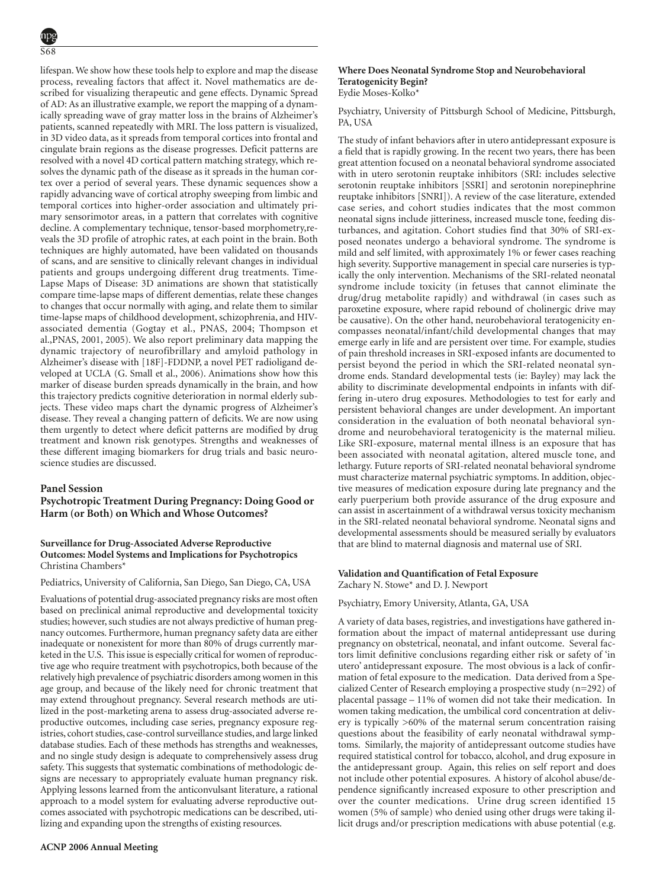lifespan. We show how these tools help to explore and map the disease process, revealing factors that affect it. Novel mathematics are described for visualizing therapeutic and gene effects. Dynamic Spread of AD: As an illustrative example, we report the mapping of a dynamically spreading wave of gray matter loss in the brains of Alzheimer's patients, scanned repeatedly with MRI. The loss pattern is visualized, in 3D video data, as it spreads from temporal cortices into frontal and cingulate brain regions as the disease progresses. Deficit patterns are resolved with a novel 4D cortical pattern matching strategy, which resolves the dynamic path of the disease as it spreads in the human cortex over a period of several years. These dynamic sequences show a rapidly advancing wave of cortical atrophy sweeping from limbic and temporal cortices into higher-order association and ultimately primary sensorimotor areas, in a pattern that correlates with cognitive decline. A complementary technique, tensor-based morphometry,reveals the 3D profile of atrophic rates, at each point in the brain. Both techniques are highly automated, have been validated on thousands of scans, and are sensitive to clinically relevant changes in individual patients and groups undergoing different drug treatments. Time-Lapse Maps of Disease: 3D animations are shown that statistically compare time-lapse maps of different dementias, relate these changes to changes that occur normally with aging, and relate them to similar time-lapse maps of childhood development, schizophrenia, and HIV-associated dementia (Gogtay et al., PNAS, 2004; Thompson et al.,PNAS, 2001, 2005). We also report preliminary data mapping the dynamic trajectory of neurofibrillary and amyloid pathology in Alzheimer's disease with [18F]-FDDNP, a novel PET radioligand developed at UCLA (G. Small et al., 2006). Animations show how this marker of disease burden spreads dynamically in the brain, and how this trajectory predicts cognitive deterioration in normal elderly subjects. These video maps chart the dynamic progress of Alzheimer's disease. They reveal a changing pattern of deficits. We are now using them urgently to detect where deficit patterns are modified by drug treatment and known risk genotypes. Strengths and weaknesses of these different imaging biomarkers for drug trials and basic neuroscience studies are discussed.

## Panel Session
## Psychotropic Treatment During Pregnancy: Doing Good or Harm (or Both) on Which and Whose Outcomes?

### Surveillance for Drug-Associated Adverse Reproductive Outcomes: Model Systems and Implications for Psychotropics
Christina Chambers*

Pediatrics, University of California, San Diego, San Diego, CA, USA

Evaluations of potential drug-associated pregnancy risks are most often based on preclinical animal reproductive and developmental toxicity studies; however, such studies are not always predictive of human pregnancy outcomes. Furthermore, human pregnancy safety data are either inadequate or nonexistent for more than 80% of drugs currently marketed in the U.S. This issue is especially critical for women of reproductive age who require treatment with psychotropics, both because of the relatively high prevalence of psychiatric disorders among women in this age group, and because of the likely need for chronic treatment that may extend throughout pregnancy. Several research methods are utilized in the post-marketing arena to assess drug-associated adverse reproductive outcomes, including case series, pregnancy exposure registries, cohort studies, case-control surveillance studies, and large linked database studies. Each of these methods has strengths and weaknesses, and no single study design is adequate to comprehensively assess drug safety. This suggests that systematic combinations of methodologic designs are necessary to appropriately evaluate human pregnancy risk. Applying lessons learned from the anticonvulsant literature, a rational approach to a model system for evaluating adverse reproductive outcomes associated with psychotropic medications can be described, utilizing and expanding upon the strengths of existing resources.

### Where Does Neonatal Syndrome Stop and Neurobehavioral Teratogenicity Begin?
Eydie Moses-Kolko*

Psychiatry, University of Pittsburgh School of Medicine, Pittsburgh, PA, USA

The study of infant behaviors after in utero antidepressant exposure is a field that is rapidly growing. In the recent two years, there has been great attention focused on a neonatal behavioral syndrome associated with in utero serotonin reuptake inhibitors (SRI: includes selective serotonin reuptake inhibitors [SSRI] and serotonin norepinephrine reuptake inhibitors [SNRI]). A review of the case literature, extended case series, and cohort studies indicates that the most common neonatal signs include jitteriness, increased muscle tone, feeding disturbances, and agitation. Cohort studies find that 30% of SRI-exposed neonates undergo a behavioral syndrome. The syndrome is mild and self limited, with approximately 1% or fewer cases reaching high severity. Supportive management in special care nurseries is typically the only intervention. Mechanisms of the SRI-related neonatal syndrome include toxicity (in fetuses that cannot eliminate the drug/drug metabolite rapidly) and withdrawal (in cases such as paroxetine exposure, where rapid rebound of cholinergic drive may be causative). On the other hand, neurobehavioral teratogenicity encompasses neonatal/infant/child developmental changes that may emerge early in life and are persistent over time. For example, studies of pain threshold increases in SRI-exposed infants are documented to persist beyond the period in which the SRI-related neonatal syndrome ends. Standard developmental tests (ie: Bayley) may lack the ability to discriminate developmental endpoints in infants with differing in-utero drug exposures. Methodologies to test for early and persistent behavioral changes are under development. An important consideration in the evaluation of both neonatal behavioral syndrome and neurobehavioral teratogenicity is the maternal milieu. Like SRI-exposure, maternal mental illness is an exposure that has been associated with neonatal agitation, altered muscle tone, and lethargy. Future reports of SRI-related neonatal behavioral syndrome must characterize maternal psychiatric symptoms. In addition, objective measures of medication exposure during late pregnancy and the early puerperium both provide assurance of the drug exposure and can assist in ascertainment of a withdrawal versus toxicity mechanism in the SRI-related neonatal behavioral syndrome. Neonatal signs and developmental assessments should be measured serially by evaluators that are blind to maternal diagnosis and maternal use of SRI.

### Validation and Quantification of Fetal Exposure
Zachary N. Stowe* and D. J. Newport

Psychiatry, Emory University, Atlanta, GA, USA

A variety of data bases, registries, and investigations have gathered information about the impact of maternal antidepressant use during pregnancy on obstetrical, neonatal, and infant outcome. Several factors limit definitive conclusions regarding either risk or safety of 'in utero' antidepressant exposure. The most obvious is a lack of confirmation of fetal exposure to the medication. Data derived from a Specialized Center of Research employing a prospective study (n=292) of placental passage – 11% of women did not take their medication. In women taking medication, the umbilical cord concentration at delivery is typically >60% of the maternal serum concentration raising questions about the feasibility of early neonatal withdrawal symptoms. Similarly, the majority of antidepressant outcome studies have required statistical control for tobacco, alcohol, and drug exposure in the antidepressant group. Again, this relies on self report and does not include other potential exposures. A history of alcohol abuse/dependence significantly increased exposure to other prescription and over the counter medications. Urine drug screen identified 15 women (5% of sample) who denied using other drugs were taking illicit drugs and/or prescription medications with abuse potential (e.g.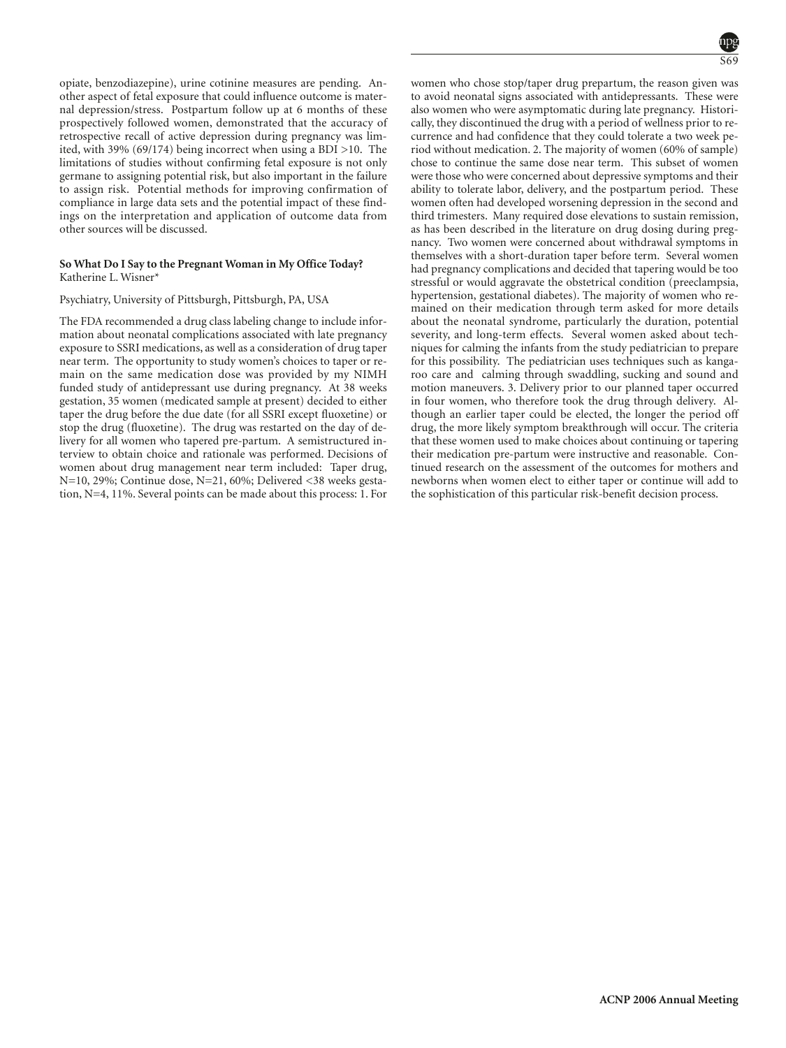opiate, benzodiazepine), urine cotinine measures are pending. Another aspect of fetal exposure that could influence outcome is maternal depression/stress. Postpartum follow up at 6 months of these prospectively followed women, demonstrated that the accuracy of retrospective recall of active depression during pregnancy was limited, with 39% (69/174) being incorrect when using a BDI >10. The limitations of studies without confirming fetal exposure is not only germane to assigning potential risk, but also important in the failure to assign risk. Potential methods for improving confirmation of compliance in large data sets and the potential impact of these findings on the interpretation and application of outcome data from other sources will be discussed.

**So What Do I Say to the Pregnant Woman in My Office Today?**
Katherine L. Wisner*

Psychiatry, University of Pittsburgh, Pittsburgh, PA, USA

The FDA recommended a drug class labeling change to include information about neonatal complications associated with late pregnancy exposure to SSRI medications, as well as a consideration of drug taper near term. The opportunity to study women's choices to taper or remain on the same medication dose was provided by my NIMH funded study of antidepressant use during pregnancy. At 38 weeks gestation, 35 women (medicated sample at present) decided to either taper the drug before the due date (for all SSRI except fluoxetine) or stop the drug (fluoxetine). The drug was restarted on the day of delivery for all women who tapered pre-partum. A semistructured interview to obtain choice and rationale was performed. Decisions of women about drug management near term included: Taper drug, N=10, 29%; Continue dose, N=21, 60%; Delivered <38 weeks gestation, N=4, 11%. Several points can be made about this process: 1. For women who chose stop/taper drug prepartum, the reason given was to avoid neonatal signs associated with antidepressants. These were also women who were asymptomatic during late pregnancy. Historically, they discontinued the drug with a period of wellness prior to recurrence and had confidence that they could tolerate a two week period without medication. 2. The majority of women (60% of sample) chose to continue the same dose near term. This subset of women were those who were concerned about depressive symptoms and their ability to tolerate labor, delivery, and the postpartum period. These women often had developed worsening depression in the second and third trimesters. Many required dose elevations to sustain remission, as has been described in the literature on drug dosing during pregnancy. Two women were concerned about withdrawal symptoms in themselves with a short-duration taper before term. Several women had pregnancy complications and decided that tapering would be too stressful or would aggravate the obstetrical condition (preeclampsia, hypertension, gestational diabetes). The majority of women who remained on their medication through term asked for more details about the neonatal syndrome, particularly the duration, potential severity, and long-term effects. Several women asked about techniques for calming the infants from the study pediatrician to prepare for this possibility. The pediatrician uses techniques such as kangaroo care and calming through swaddling, sucking and sound and motion maneuvers. 3. Delivery prior to our planned taper occurred in four women, who therefore took the drug through delivery. Although an earlier taper could be elected, the longer the period off drug, the more likely symptom breakthrough will occur. The criteria that these women used to make choices about continuing or tapering their medication pre-partum were instructive and reasonable. Continued research on the assessment of the outcomes for mothers and newborns when women elect to either taper or continue will add to the sophistication of this particular risk-benefit decision process.